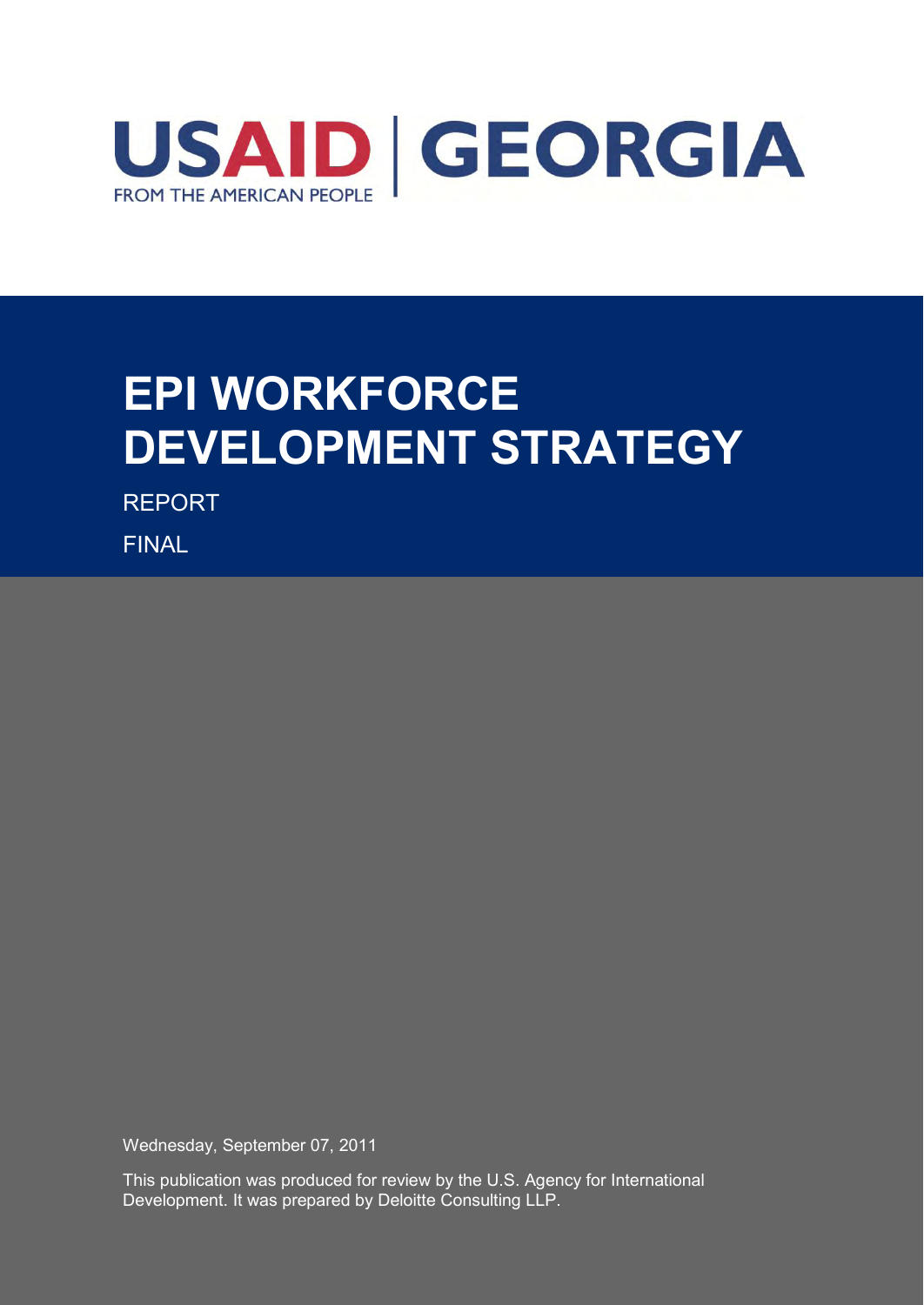USAID | GEORGIA

FROM THE AMERICAN PEOPLE

# EPI WORKFORCE DEVELOPMENT STRATEGY

REPORT

FINAL

Wednesday, September 07, 2011

This publication was produced for review by the U.S. Agency for International Development. It was prepared by Deloitte Consulting LLP.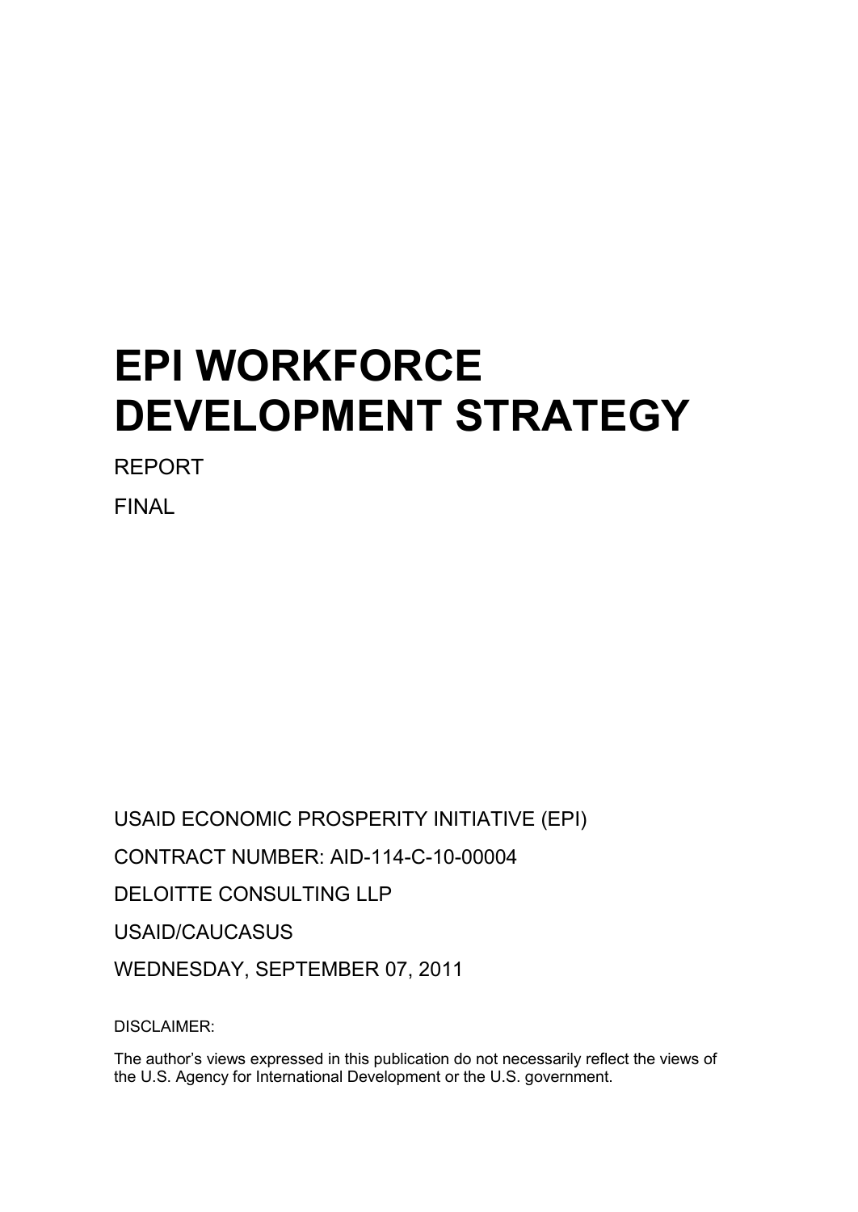# EPI WORKFORCE DEVELOPMENT STRATEGY

REPORT

FINAL

USAID ECONOMIC PROSPERITY INITIATIVE (EPI)

CONTRACT NUMBER: AID-114-C-10-00004

DELOITTE CONSULTING LLP

USAID/CAUCASUS

WEDNESDAY, SEPTEMBER 07, 2011

DISCLAIMER:

The author's views expressed in this publication do not necessarily reflect the views of the U.S. Agency for International Development or the U.S. government.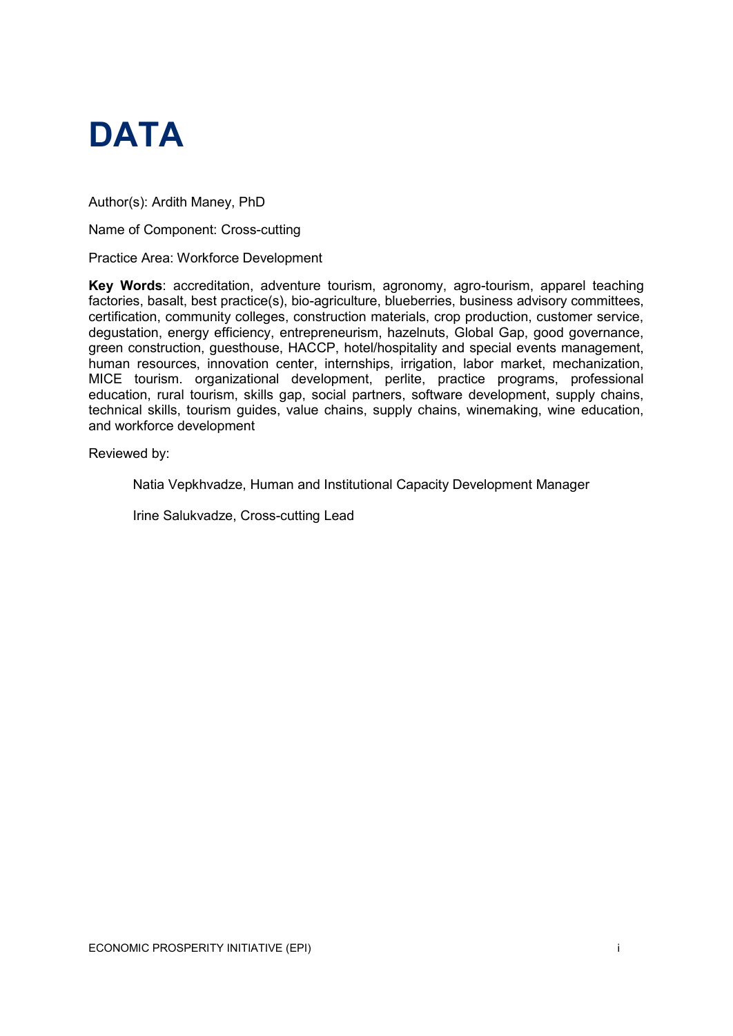# DATA

Author(s): Ardith Maney, PhD

Name of Component: Cross-cutting

Practice Area: Workforce Development

**Key Words**: accreditation, adventure tourism, agronomy, agro-tourism, apparel teaching factories, basalt, best practice(s), bio-agriculture, blueberries, business advisory committees, certification, community colleges, construction materials, crop production, customer service, degustation, energy efficiency, entrepreneurism, hazelnuts, Global Gap, good governance, green construction, guesthouse, HACCP, hotel/hospitality and special events management, human resources, innovation center, internships, irrigation, labor market, mechanization, MICE tourism. organizational development, perlite, practice programs, professional education, rural tourism, skills gap, social partners, software development, supply chains, technical skills, tourism guides, value chains, supply chains, winemaking, wine education, and workforce development

Reviewed by:

Natia Vepkhvadze, Human and Institutional Capacity Development Manager

Irine Salukvadze, Cross-cutting Lead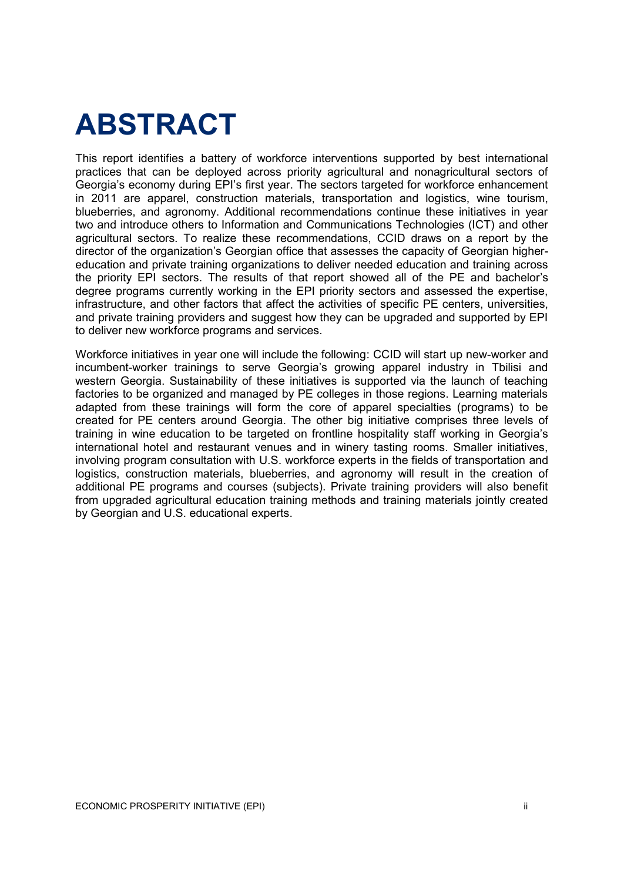# ABSTRACT

This report identifies a battery of workforce interventions supported by best international practices that can be deployed across priority agricultural and nonagricultural sectors of Georgia's economy during EPI's first year. The sectors targeted for workforce enhancement in 2011 are apparel, construction materials, transportation and logistics, wine tourism, blueberries, and agronomy. Additional recommendations continue these initiatives in year two and introduce others to Information and Communications Technologies (ICT) and other agricultural sectors. To realize these recommendations, CCID draws on a report by the director of the organization's Georgian office that assesses the capacity of Georgian higher-education and private training organizations to deliver needed education and training across the priority EPI sectors. The results of that report showed all of the PE and bachelor's degree programs currently working in the EPI priority sectors and assessed the expertise, infrastructure, and other factors that affect the activities of specific PE centers, universities, and private training providers and suggest how they can be upgraded and supported by EPI to deliver new workforce programs and services.

Workforce initiatives in year one will include the following: CCID will start up new-worker and incumbent-worker trainings to serve Georgia's growing apparel industry in Tbilisi and western Georgia. Sustainability of these initiatives is supported via the launch of teaching factories to be organized and managed by PE colleges in those regions. Learning materials adapted from these trainings will form the core of apparel specialties (programs) to be created for PE centers around Georgia. The other big initiative comprises three levels of training in wine education to be targeted on frontline hospitality staff working in Georgia's international hotel and restaurant venues and in winery tasting rooms. Smaller initiatives, involving program consultation with U.S. workforce experts in the fields of transportation and logistics, construction materials, blueberries, and agronomy will result in the creation of additional PE programs and courses (subjects). Private training providers will also benefit from upgraded agricultural education training methods and training materials jointly created by Georgian and U.S. educational experts.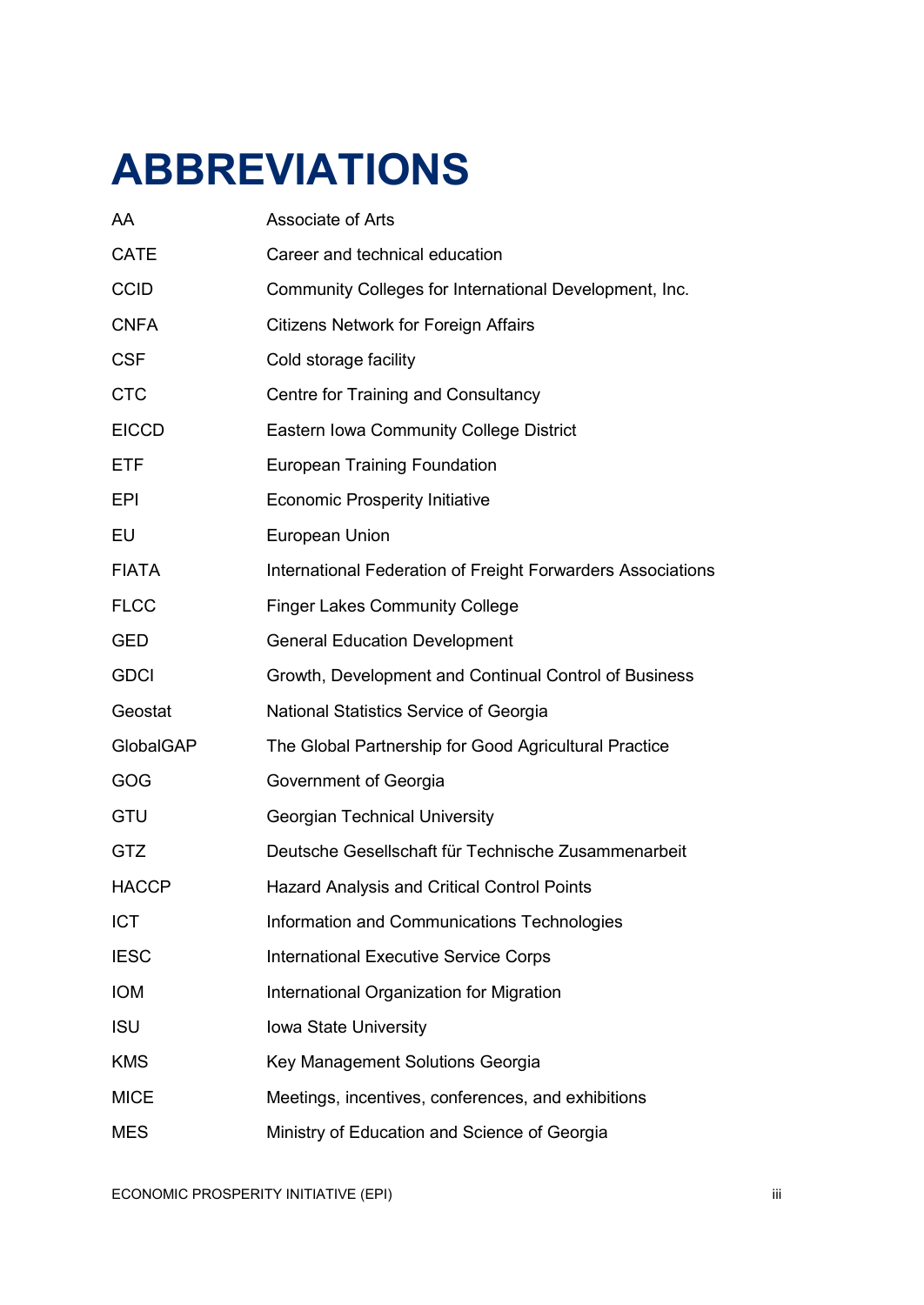# ABBREVIATIONS

| | |
|---|---|
| AA | Associate of Arts |
| CATE | Career and technical education |
| CCID | Community Colleges for International Development, Inc. |
| CNFA | Citizens Network for Foreign Affairs |
| CSF | Cold storage facility |
| CTC | Centre for Training and Consultancy |
| EICCD | Eastern Iowa Community College District |
| ETF | European Training Foundation |
| EPI | Economic Prosperity Initiative |
| EU | European Union |
| FIATA | International Federation of Freight Forwarders Associations |
| FLCC | Finger Lakes Community College |
| GED | General Education Development |
| GDCI | Growth, Development and Continual Control of Business |
| Geostat | National Statistics Service of Georgia |
| GlobalGAP | The Global Partnership for Good Agricultural Practice |
| GOG | Government of Georgia |
| GTU | Georgian Technical University |
| GTZ | Deutsche Gesellschaft für Technische Zusammenarbeit |
| HACCP | Hazard Analysis and Critical Control Points |
| ICT | Information and Communications Technologies |
| IESC | International Executive Service Corps |
| IOM | International Organization for Migration |
| ISU | Iowa State University |
| KMS | Key Management Solutions Georgia |
| MICE | Meetings, incentives, conferences, and exhibitions |
| MES | Ministry of Education and Science of Georgia |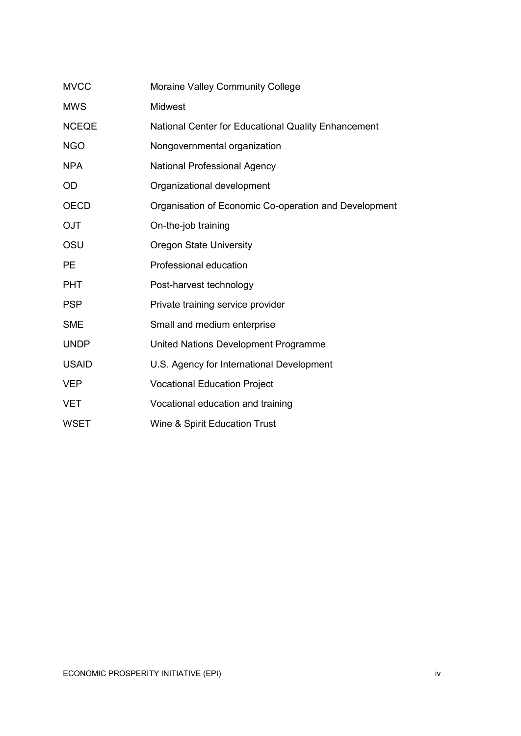| | |
|---|---|
| MVCC | Moraine Valley Community College |
| MWS | Midwest |
| NCEQE | National Center for Educational Quality Enhancement |
| NGO | Nongovernmental organization |
| NPA | National Professional Agency |
| OD | Organizational development |
| OECD | Organisation of Economic Co-operation and Development |
| OJT | On-the-job training |
| OSU | Oregon State University |
| PE | Professional education |
| PHT | Post-harvest technology |
| PSP | Private training service provider |
| SME | Small and medium enterprise |
| UNDP | United Nations Development Programme |
| USAID | U.S. Agency for International Development |
| VEP | Vocational Education Project |
| VET | Vocational education and training |
| WSET | Wine & Spirit Education Trust |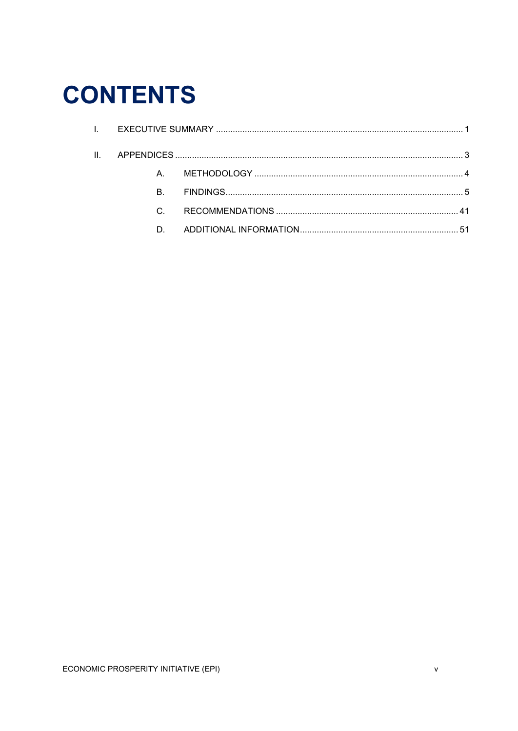# CONTENTS

I. EXECUTIVE SUMMARY ..... 1

II. APPENDICES ..... 3

- A. METHODOLOGY ..... 4
- B. FINDINGS ..... 5
- C. RECOMMENDATIONS ..... 41
- D. ADDITIONAL INFORMATION ..... 51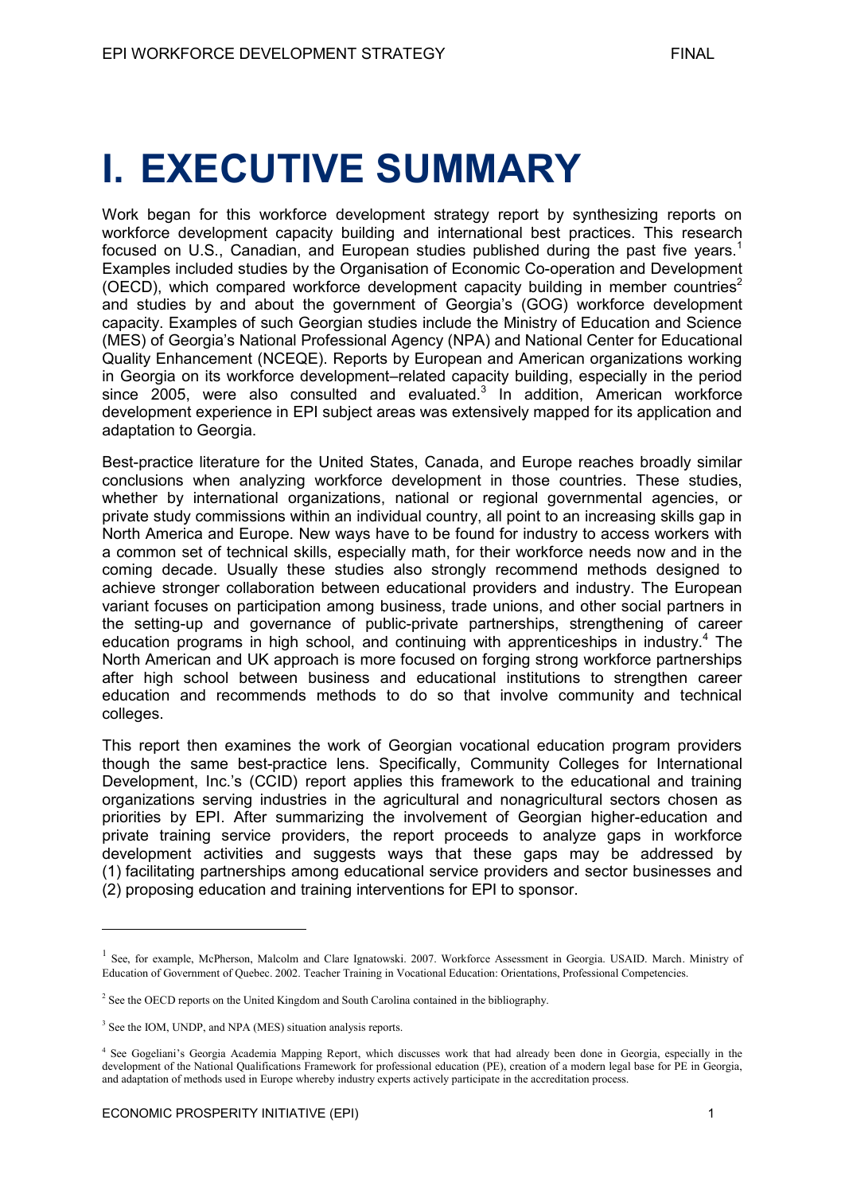# I. EXECUTIVE SUMMARY

Work began for this workforce development strategy report by synthesizing reports on workforce development capacity building and international best practices. This research focused on U.S., Canadian, and European studies published during the past five years.[1] Examples included studies by the Organisation of Economic Co-operation and Development (OECD), which compared workforce development capacity building in member countries[2] and studies by and about the government of Georgia's (GOG) workforce development capacity. Examples of such Georgian studies include the Ministry of Education and Science (MES) of Georgia's National Professional Agency (NPA) and National Center for Educational Quality Enhancement (NCEQE). Reports by European and American organizations working in Georgia on its workforce development–related capacity building, especially in the period since 2005, were also consulted and evaluated.[3] In addition, American workforce development experience in EPI subject areas was extensively mapped for its application and adaptation to Georgia.

Best-practice literature for the United States, Canada, and Europe reaches broadly similar conclusions when analyzing workforce development in those countries. These studies, whether by international organizations, national or regional governmental agencies, or private study commissions within an individual country, all point to an increasing skills gap in North America and Europe. New ways have to be found for industry to access workers with a common set of technical skills, especially math, for their workforce needs now and in the coming decade. Usually these studies also strongly recommend methods designed to achieve stronger collaboration between educational providers and industry. The European variant focuses on participation among business, trade unions, and other social partners in the setting-up and governance of public-private partnerships, strengthening of career education programs in high school, and continuing with apprenticeships in industry.[4] The North American and UK approach is more focused on forging strong workforce partnerships after high school between business and educational institutions to strengthen career education and recommends methods to do so that involve community and technical colleges.

This report then examines the work of Georgian vocational education program providers though the same best-practice lens. Specifically, Community Colleges for International Development, Inc.'s (CCID) report applies this framework to the educational and training organizations serving industries in the agricultural and nonagricultural sectors chosen as priorities by EPI. After summarizing the involvement of Georgian higher-education and private training service providers, the report proceeds to analyze gaps in workforce development activities and suggests ways that these gaps may be addressed by (1) facilitating partnerships among educational service providers and sector businesses and (2) proposing education and training interventions for EPI to sponsor.

---

[1] See, for example, McPherson, Malcolm and Clare Ignatowski. 2007. Workforce Assessment in Georgia. USAID. March. Ministry of Education of Government of Quebec. 2002. Teacher Training in Vocational Education: Orientations, Professional Competencies.

[2] See the OECD reports on the United Kingdom and South Carolina contained in the bibliography.

[3] See the IOM, UNDP, and NPA (MES) situation analysis reports.

[4] See Gogeliani's Georgia Academia Mapping Report, which discusses work that had already been done in Georgia, especially in the development of the National Qualifications Framework for professional education (PE), creation of a modern legal base for PE in Georgia, and adaptation of methods used in Europe whereby industry experts actively participate in the accreditation process.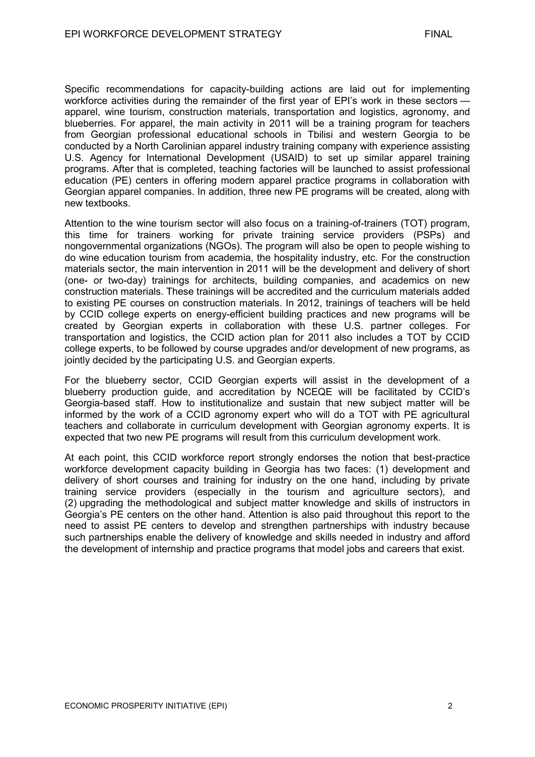Specific recommendations for capacity-building actions are laid out for implementing workforce activities during the remainder of the first year of EPI's work in these sectors — apparel, wine tourism, construction materials, transportation and logistics, agronomy, and blueberries. For apparel, the main activity in 2011 will be a training program for teachers from Georgian professional educational schools in Tbilisi and western Georgia to be conducted by a North Carolinian apparel industry training company with experience assisting U.S. Agency for International Development (USAID) to set up similar apparel training programs. After that is completed, teaching factories will be launched to assist professional education (PE) centers in offering modern apparel practice programs in collaboration with Georgian apparel companies. In addition, three new PE programs will be created, along with new textbooks.

Attention to the wine tourism sector will also focus on a training-of-trainers (TOT) program, this time for trainers working for private training service providers (PSPs) and nongovernmental organizations (NGOs). The program will also be open to people wishing to do wine education tourism from academia, the hospitality industry, etc. For the construction materials sector, the main intervention in 2011 will be the development and delivery of short (one- or two-day) trainings for architects, building companies, and academics on new construction materials. These trainings will be accredited and the curriculum materials added to existing PE courses on construction materials. In 2012, trainings of teachers will be held by CCID college experts on energy-efficient building practices and new programs will be created by Georgian experts in collaboration with these U.S. partner colleges. For transportation and logistics, the CCID action plan for 2011 also includes a TOT by CCID college experts, to be followed by course upgrades and/or development of new programs, as jointly decided by the participating U.S. and Georgian experts.

For the blueberry sector, CCID Georgian experts will assist in the development of a blueberry production guide, and accreditation by NCEQE will be facilitated by CCID's Georgia-based staff. How to institutionalize and sustain that new subject matter will be informed by the work of a CCID agronomy expert who will do a TOT with PE agricultural teachers and collaborate in curriculum development with Georgian agronomy experts. It is expected that two new PE programs will result from this curriculum development work.

At each point, this CCID workforce report strongly endorses the notion that best-practice workforce development capacity building in Georgia has two faces: (1) development and delivery of short courses and training for industry on the one hand, including by private training service providers (especially in the tourism and agriculture sectors), and (2) upgrading the methodological and subject matter knowledge and skills of instructors in Georgia's PE centers on the other hand. Attention is also paid throughout this report to the need to assist PE centers to develop and strengthen partnerships with industry because such partnerships enable the delivery of knowledge and skills needed in industry and afford the development of internship and practice programs that model jobs and careers that exist.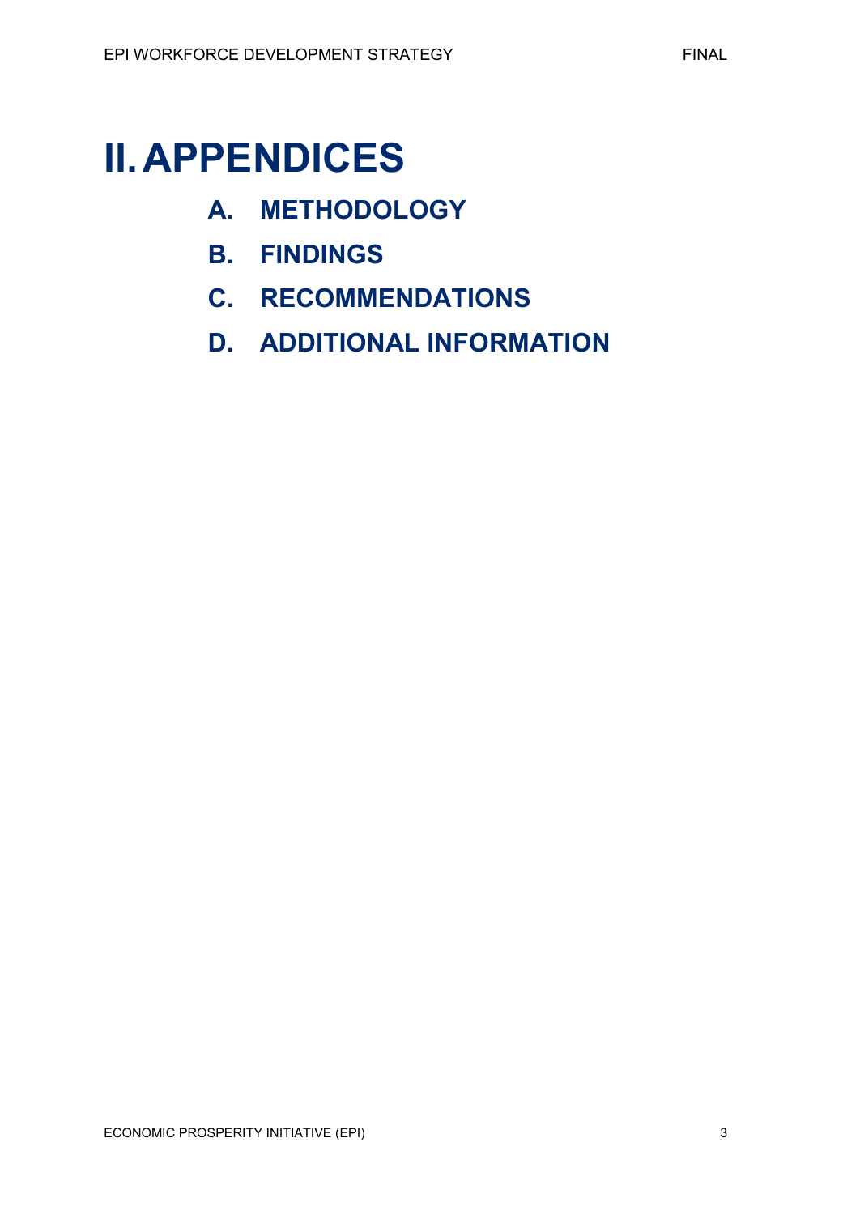# II. APPENDICES

## A. METHODOLOGY

## B. FINDINGS

## C. RECOMMENDATIONS

## D. ADDITIONAL INFORMATION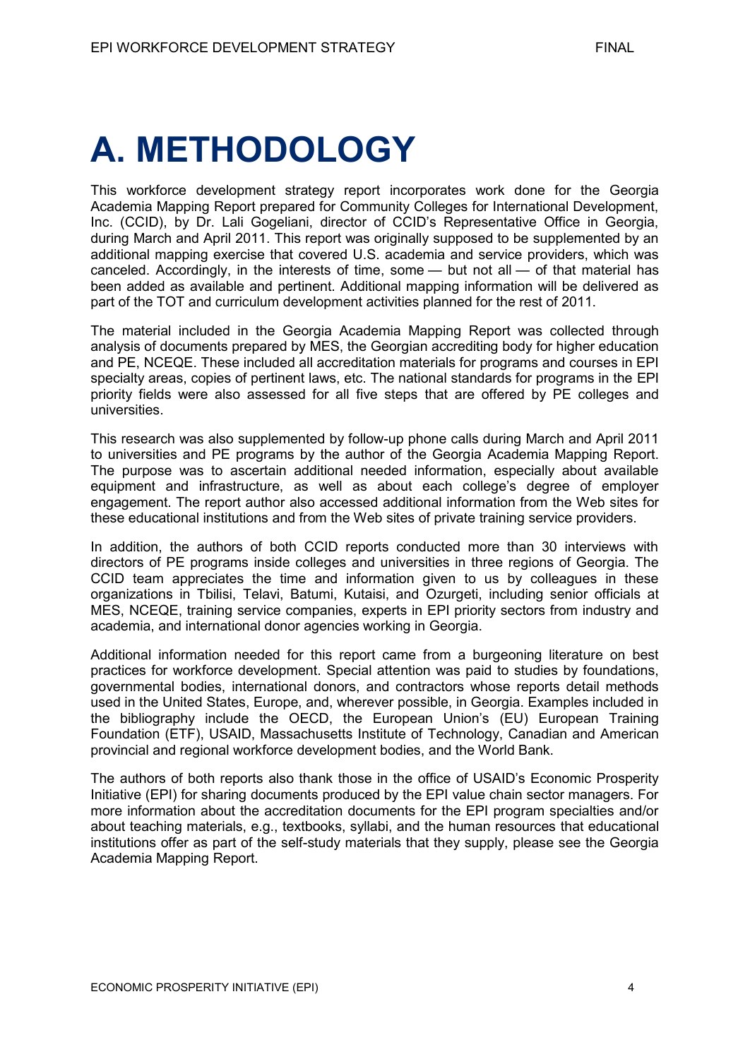# A. METHODOLOGY

This workforce development strategy report incorporates work done for the Georgia Academia Mapping Report prepared for Community Colleges for International Development, Inc. (CCID), by Dr. Lali Gogeliani, director of CCID's Representative Office in Georgia, during March and April 2011. This report was originally supposed to be supplemented by an additional mapping exercise that covered U.S. academia and service providers, which was canceled. Accordingly, in the interests of time, some — but not all — of that material has been added as available and pertinent. Additional mapping information will be delivered as part of the TOT and curriculum development activities planned for the rest of 2011.

The material included in the Georgia Academia Mapping Report was collected through analysis of documents prepared by MES, the Georgian accrediting body for higher education and PE, NCEQE. These included all accreditation materials for programs and courses in EPI specialty areas, copies of pertinent laws, etc. The national standards for programs in the EPI priority fields were also assessed for all five steps that are offered by PE colleges and universities.

This research was also supplemented by follow-up phone calls during March and April 2011 to universities and PE programs by the author of the Georgia Academia Mapping Report. The purpose was to ascertain additional needed information, especially about available equipment and infrastructure, as well as about each college's degree of employer engagement. The report author also accessed additional information from the Web sites for these educational institutions and from the Web sites of private training service providers.

In addition, the authors of both CCID reports conducted more than 30 interviews with directors of PE programs inside colleges and universities in three regions of Georgia. The CCID team appreciates the time and information given to us by colleagues in these organizations in Tbilisi, Telavi, Batumi, Kutaisi, and Ozurgeti, including senior officials at MES, NCEQE, training service companies, experts in EPI priority sectors from industry and academia, and international donor agencies working in Georgia.

Additional information needed for this report came from a burgeoning literature on best practices for workforce development. Special attention was paid to studies by foundations, governmental bodies, international donors, and contractors whose reports detail methods used in the United States, Europe, and, wherever possible, in Georgia. Examples included in the bibliography include the OECD, the European Union's (EU) European Training Foundation (ETF), USAID, Massachusetts Institute of Technology, Canadian and American provincial and regional workforce development bodies, and the World Bank.

The authors of both reports also thank those in the office of USAID's Economic Prosperity Initiative (EPI) for sharing documents produced by the EPI value chain sector managers. For more information about the accreditation documents for the EPI program specialties and/or about teaching materials, e.g., textbooks, syllabi, and the human resources that educational institutions offer as part of the self-study materials that they supply, please see the Georgia Academia Mapping Report.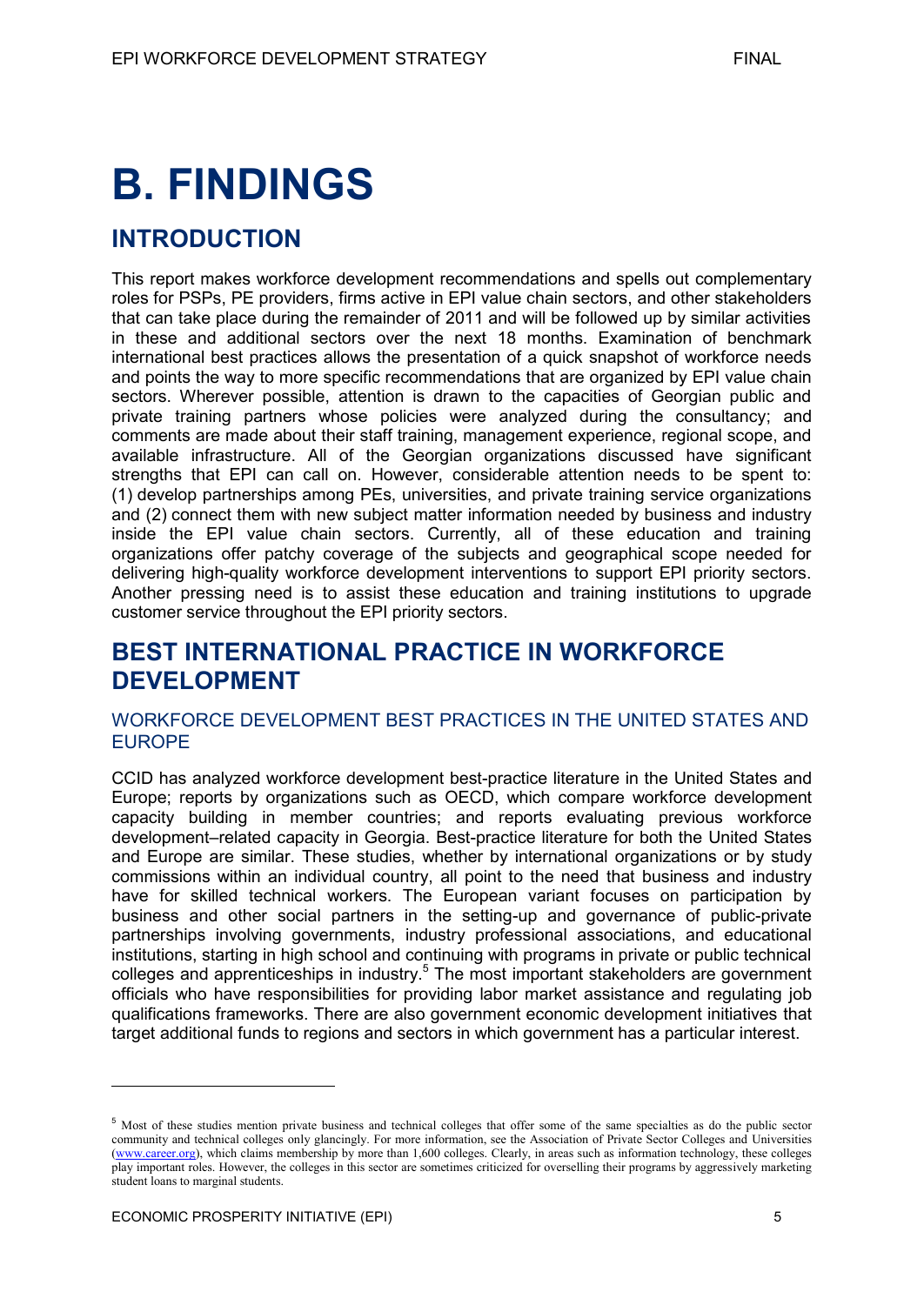// B. FINDINGS

## INTRODUCTION

This report makes workforce development recommendations and spells out complementary roles for PSPs, PE providers, firms active in EPI value chain sectors, and other stakeholders that can take place during the remainder of 2011 and will be followed up by similar activities in these and additional sectors over the next 18 months. Examination of benchmark international best practices allows the presentation of a quick snapshot of workforce needs and points the way to more specific recommendations that are organized by EPI value chain sectors. Wherever possible, attention is drawn to the capacities of Georgian public and private training partners whose policies were analyzed during the consultancy; and comments are made about their staff training, management experience, regional scope, and available infrastructure. All of the Georgian organizations discussed have significant strengths that EPI can call on. However, considerable attention needs to be spent to: (1) develop partnerships among PEs, universities, and private training service organizations and (2) connect them with new subject matter information needed by business and industry inside the EPI value chain sectors. Currently, all of these education and training organizations offer patchy coverage of the subjects and geographical scope needed for delivering high-quality workforce development interventions to support EPI priority sectors. Another pressing need is to assist these education and training institutions to upgrade customer service throughout the EPI priority sectors.

## BEST INTERNATIONAL PRACTICE IN WORKFORCE DEVELOPMENT

### WORKFORCE DEVELOPMENT BEST PRACTICES IN THE UNITED STATES AND EUROPE

CCID has analyzed workforce development best-practice literature in the United States and Europe; reports by organizations such as OECD, which compare workforce development capacity building in member countries; and reports evaluating previous workforce development–related capacity in Georgia. Best-practice literature for both the United States and Europe are similar. These studies, whether by international organizations or by study commissions within an individual country, all point to the need that business and industry have for skilled technical workers. The European variant focuses on participation by business and other social partners in the setting-up and governance of public-private partnerships involving governments, industry professional associations, and educational institutions, starting in high school and continuing with programs in private or public technical colleges and apprenticeships in industry.[5] The most important stakeholders are government officials who have responsibilities for providing labor market assistance and regulating job qualifications frameworks. There are also government economic development initiatives that target additional funds to regions and sectors in which government has a particular interest.

---

[5] Most of these studies mention private business and technical colleges that offer some of the same specialties as do the public sector community and technical colleges only glancingly. For more information, see the Association of Private Sector Colleges and Universities (www.career.org), which claims membership by more than 1,600 colleges. Clearly, in areas such as information technology, these colleges play important roles. However, the colleges in this sector are sometimes criticized for overselling their programs by aggressively marketing student loans to marginal students.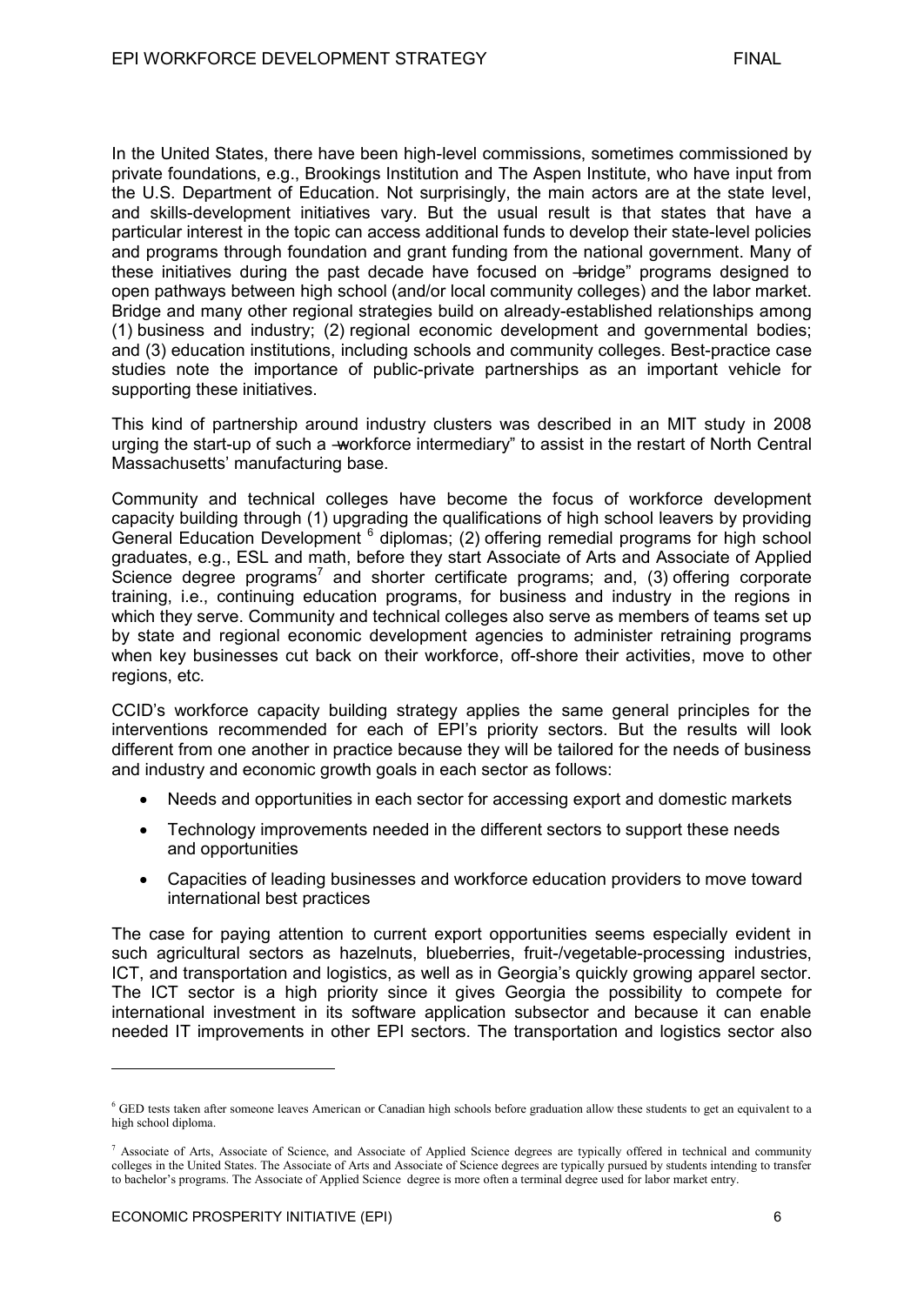In the United States, there have been high-level commissions, sometimes commissioned by private foundations, e.g., Brookings Institution and The Aspen Institute, who have input from the U.S. Department of Education. Not surprisingly, the main actors are at the state level, and skills-development initiatives vary. But the usual result is that states that have a particular interest in the topic can access additional funds to develop their state-level policies and programs through foundation and grant funding from the national government. Many of these initiatives during the past decade have focused on "bridge" programs designed to open pathways between high school (and/or local community colleges) and the labor market. Bridge and many other regional strategies build on already-established relationships among (1) business and industry; (2) regional economic development and governmental bodies; and (3) education institutions, including schools and community colleges. Best-practice case studies note the importance of public-private partnerships as an important vehicle for supporting these initiatives.

This kind of partnership around industry clusters was described in an MIT study in 2008 urging the start-up of such a "workforce intermediary" to assist in the restart of North Central Massachusetts' manufacturing base.

Community and technical colleges have become the focus of workforce development capacity building through (1) upgrading the qualifications of high school leavers by providing General Education Development [6] diplomas; (2) offering remedial programs for high school graduates, e.g., ESL and math, before they start Associate of Arts and Associate of Applied Science degree programs[7] and shorter certificate programs; and, (3) offering corporate training, i.e., continuing education programs, for business and industry in the regions in which they serve. Community and technical colleges also serve as members of teams set up by state and regional economic development agencies to administer retraining programs when key businesses cut back on their workforce, off-shore their activities, move to other regions, etc.

CCID's workforce capacity building strategy applies the same general principles for the interventions recommended for each of EPI's priority sectors. But the results will look different from one another in practice because they will be tailored for the needs of business and industry and economic growth goals in each sector as follows:

- Needs and opportunities in each sector for accessing export and domestic markets
- Technology improvements needed in the different sectors to support these needs and opportunities
- Capacities of leading businesses and workforce education providers to move toward international best practices

The case for paying attention to current export opportunities seems especially evident in such agricultural sectors as hazelnuts, blueberries, fruit-/vegetable-processing industries, ICT, and transportation and logistics, as well as in Georgia's quickly growing apparel sector. The ICT sector is a high priority since it gives Georgia the possibility to compete for international investment in its software application subsector and because it can enable needed IT improvements in other EPI sectors. The transportation and logistics sector also

---

[6] GED tests taken after someone leaves American or Canadian high schools before graduation allow these students to get an equivalent to a high school diploma.

[7] Associate of Arts, Associate of Science, and Associate of Applied Science degrees are typically offered in technical and community colleges in the United States. The Associate of Arts and Associate of Science degrees are typically pursued by students intending to transfer to bachelor's programs. The Associate of Applied Science degree is more often a terminal degree used for labor market entry.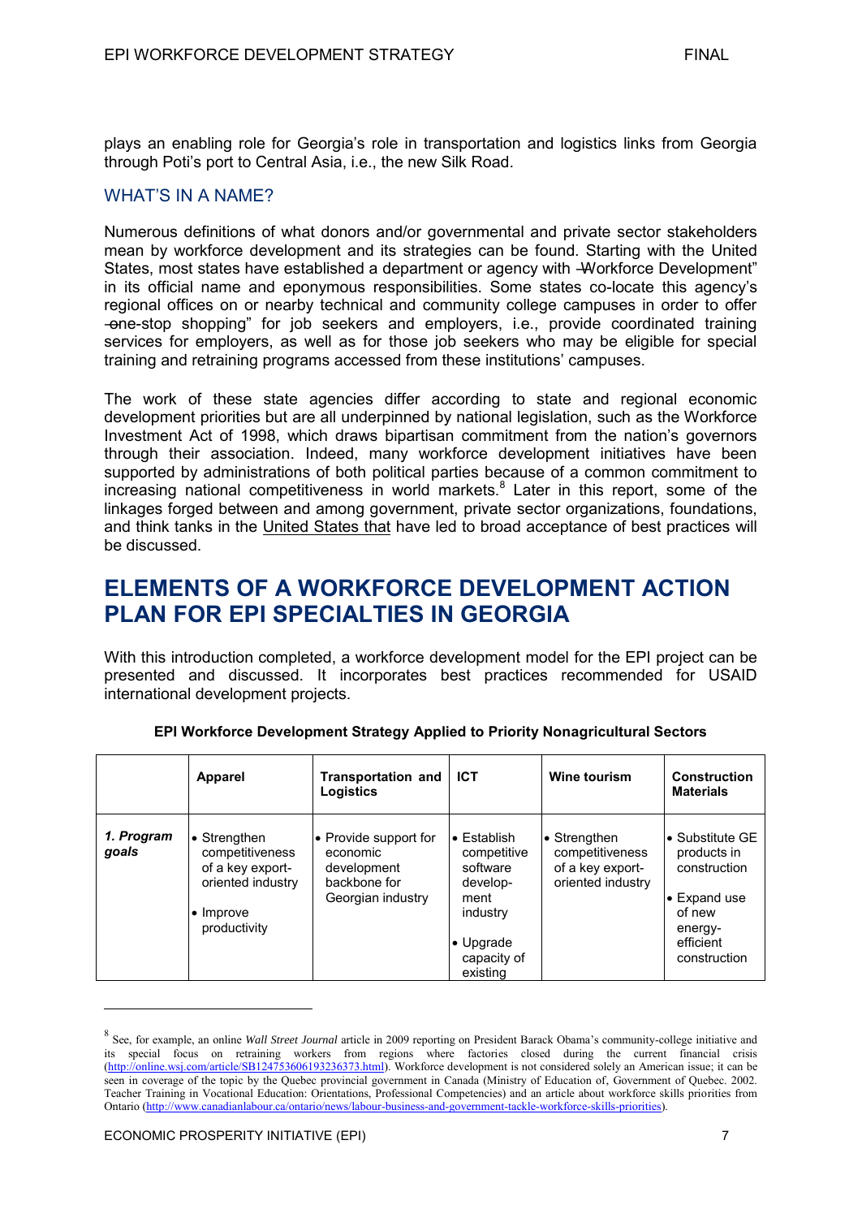plays an enabling role for Georgia's role in transportation and logistics links from Georgia through Poti's port to Central Asia, i.e., the new Silk Road.

## WHAT'S IN A NAME?

Numerous definitions of what donors and/or governmental and private sector stakeholders mean by workforce development and its strategies can be found. Starting with the United States, most states have established a department or agency with "Workforce Development" in its official name and eponymous responsibilities. Some states co-locate this agency's regional offices on or nearby technical and community college campuses in order to offer "one-stop shopping" for job seekers and employers, i.e., provide coordinated training services for employers, as well as for those job seekers who may be eligible for special training and retraining programs accessed from these institutions' campuses.

The work of these state agencies differ according to state and regional economic development priorities but are all underpinned by national legislation, such as the Workforce Investment Act of 1998, which draws bipartisan commitment from the nation's governors through their association. Indeed, many workforce development initiatives have been supported by administrations of both political parties because of a common commitment to increasing national competitiveness in world markets.[8] Later in this report, some of the linkages forged between and among government, private sector organizations, foundations, and think tanks in the United States that have led to broad acceptance of best practices will be discussed.

# ELEMENTS OF A WORKFORCE DEVELOPMENT ACTION PLAN FOR EPI SPECIALTIES IN GEORGIA

With this introduction completed, a workforce development model for the EPI project can be presented and discussed. It incorporates best practices recommended for USAID international development projects.

**EPI Workforce Development Strategy Applied to Priority Nonagricultural Sectors**

| | Apparel | Transportation and Logistics | ICT | Wine tourism | Construction Materials |
|---|---|---|---|---|---|
| ***1. Program goals*** | • Strengthen competitiveness of a key export-oriented industry<br>• Improve productivity | • Provide support for economic development backbone for Georgian industry | • Establish competitive software develop-ment industry<br>• Upgrade capacity of existing | • Strengthen competitiveness of a key export-oriented industry | • Substitute GE products in construction<br>• Expand use of new energy-efficient construction |

[8] See, for example, an online *Wall Street Journal* article in 2009 reporting on President Barack Obama's community-college initiative and its special focus on retraining workers from regions where factories closed during the current financial crisis (http://online.wsj.com/article/SB124753606193236373.html). Workforce development is not considered solely an American issue; it can be seen in coverage of the topic by the Quebec provincial government in Canada (Ministry of Education of, Government of Quebec. 2002. Teacher Training in Vocational Education: Orientations, Professional Competencies) and an article about workforce skills priorities from Ontario (http://www.canadianlabour.ca/ontario/news/labour-business-and-government-tackle-workforce-skills-priorities).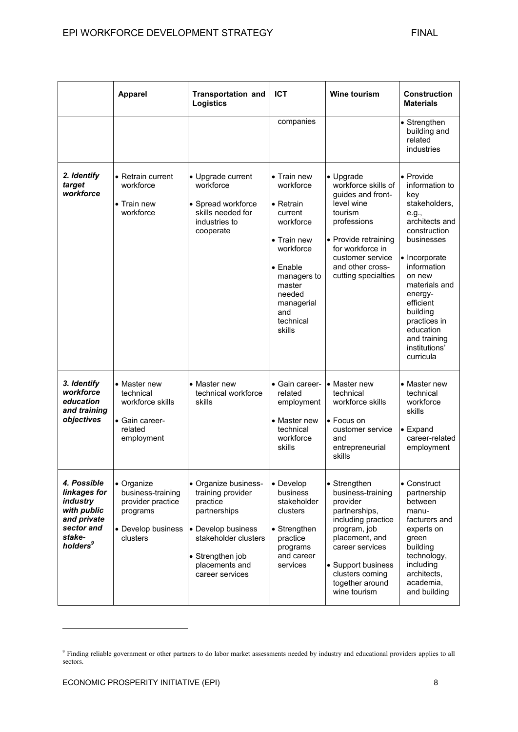| | **Apparel** | **Transportation and Logistics** | **ICT** | **Wine tourism** | **Construction Materials** |
|---|---|---|---|---|---|
| | | | companies | | • Strengthen building and related industries |
| ***2. Identify target workforce*** | • Retrain current workforce<br>• Train new workforce | • Upgrade current workforce<br>• Spread workforce skills needed for industries to cooperate | • Train new workforce<br>• Retrain current workforce<br>• Train new workforce<br>• Enable managers to master needed managerial and technical skills | • Upgrade workforce skills of guides and front-level wine tourism professions<br>• Provide retraining for workforce in customer service and other cross-cutting specialties | • Provide information to key stakeholders, e.g., architects and construction businesses<br>• Incorporate information on new materials and energy-efficient building practices in education and training institutions' curricula |
| ***3. Identify workforce education and training objectives*** | • Master new technical workforce skills<br>• Gain career-related employment | • Master new technical workforce skills | • Gain career-related employment<br>• Master new technical workforce skills | • Master new technical workforce skills<br>• Focus on customer service and entrepreneurial skills | • Master new technical workforce skills<br>• Expand career-related employment |
| ***4. Possible linkages for industry with public and private sector and stake-holders***[9] | • Organize business-training provider practice programs<br>• Develop business clusters | • Organize business-training provider practice partnerships<br>• Develop business stakeholder clusters<br>• Strengthen job placements and career services | • Develop business stakeholder clusters<br>• Strengthen practice programs and career services | • Strengthen business-training provider partnerships, including practice program, job placement, and career services<br>• Support business clusters coming together around wine tourism | • Construct partnership between manu-facturers and experts on green building technology, including architects, academia, and building |

[9] Finding reliable government or other partners to do labor market assessments needed by industry and educational providers applies to all sectors.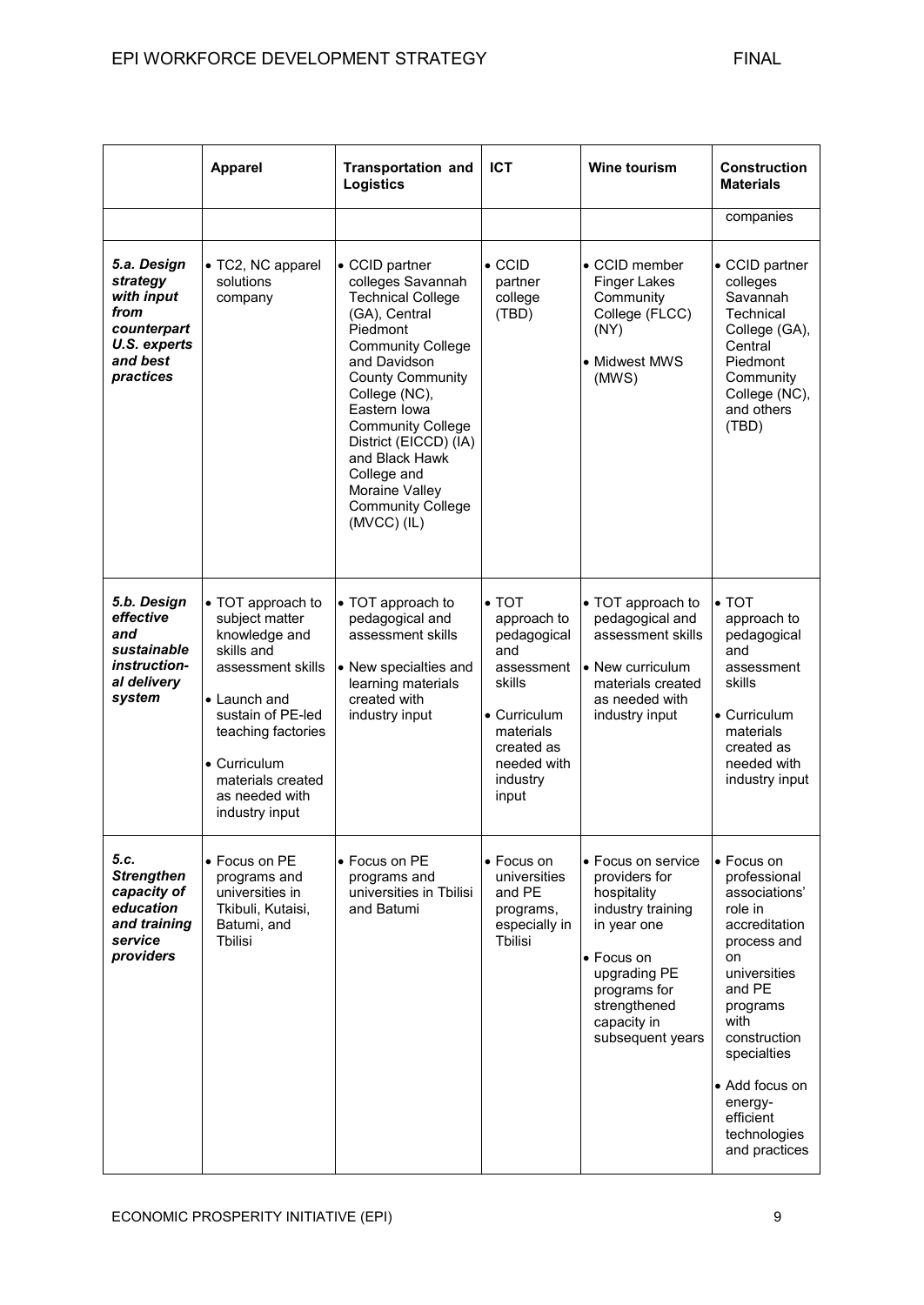| | Apparel | Transportation and Logistics | ICT | Wine tourism | Construction Materials |
|---|---|---|---|---|---|
| | | | | | companies |
| ***5.a. Design strategy with input from counterpart U.S. experts and best practices*** | • TC2, NC apparel solutions company | • CCID partner colleges Savannah Technical College (GA), Central Piedmont Community College and Davidson County Community College (NC), Eastern Iowa Community College District (EICCD) (IA) and Black Hawk College and Moraine Valley Community College (MVCC) (IL) | • CCID partner college (TBD) | • CCID member Finger Lakes Community College (FLCC) (NY)<br>• Midwest MWS (MWS) | • CCID partner colleges Savannah Technical College (GA), Central Piedmont Community College (NC), and others (TBD) |
| ***5.b. Design effective and sustainable instructional delivery system*** | • TOT approach to subject matter knowledge and skills and assessment skills<br>• Launch and sustain of PE-led teaching factories<br>• Curriculum materials created as needed with industry input | • TOT approach to pedagogical and assessment skills<br>• New specialties and learning materials created with industry input | • TOT approach to pedagogical and assessment skills<br>• Curriculum materials created as needed with industry input | • TOT approach to pedagogical and assessment skills<br>• New curriculum materials created as needed with industry input | • TOT approach to pedagogical and assessment skills<br>• Curriculum materials created as needed with industry input |
| ***5.c. Strengthen capacity of education and training service providers*** | • Focus on PE programs and universities in Tkibuli, Kutaisi, Batumi, and Tbilisi | • Focus on PE programs and universities in Tbilisi and Batumi | • Focus on universities and PE programs, especially in Tbilisi | • Focus on service providers for hospitality industry training in year one<br>• Focus on upgrading PE programs for strengthened capacity in subsequent years | • Focus on professional associations' role in accreditation process and on universities and PE programs with construction specialties<br>• Add focus on energy-efficient technologies and practices |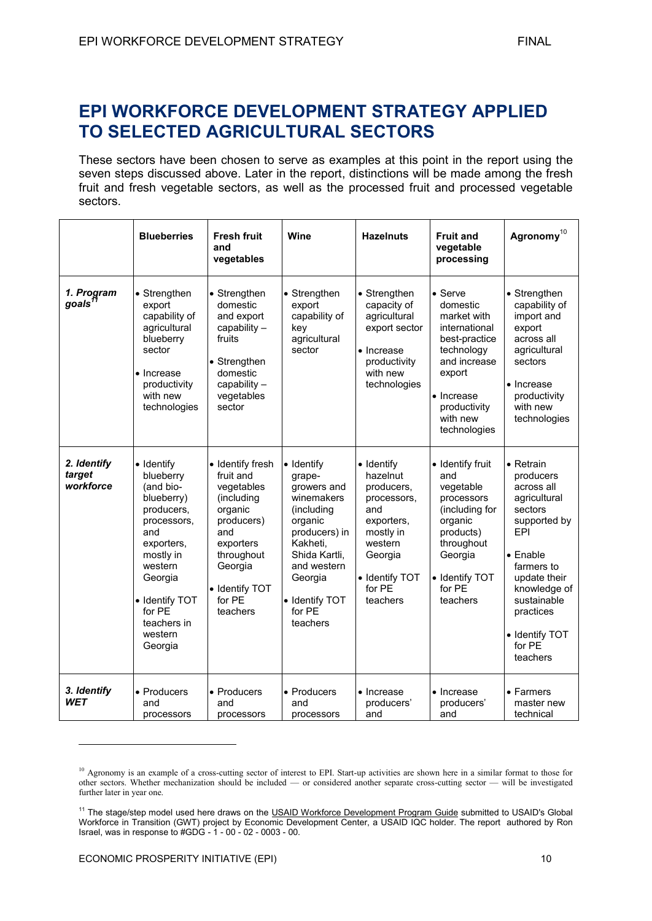# EPI WORKFORCE DEVELOPMENT STRATEGY APPLIED TO SELECTED AGRICULTURAL SECTORS

These sectors have been chosen to serve as examples at this point in the report using the seven steps discussed above. Later in the report, distinctions will be made among the fresh fruit and fresh vegetable sectors, as well as the processed fruit and processed vegetable sectors.

| | Blueberries | Fresh fruit and vegetables | Wine | Hazelnuts | Fruit and vegetable processing | Agronomy[10] |
|---|---|---|---|---|---|---|
| ***1. Program goals***[11] | • Strengthen export capability of agricultural blueberry sector<br>• Increase productivity with new technologies | • Strengthen domestic and export capability – fruits<br>• Strengthen domestic capability – vegetables sector | • Strengthen export capability of key agricultural sector | • Strengthen capacity of agricultural export sector<br>• Increase productivity with new technologies | • Serve domestic market with international best-practice technology and increase export<br>• Increase productivity with new technologies | • Strengthen capability of import and export across all agricultural sectors<br>• Increase productivity with new technologies |
| ***2. Identify target workforce*** | • Identify blueberry (and bio-blueberry) producers, processors, and exporters, mostly in western Georgia<br>• Identify TOT for PE teachers in western Georgia | • Identify fresh fruit and vegetables (including organic producers) and exporters throughout Georgia<br>• Identify TOT for PE teachers | • Identify grape-growers and winemakers (including organic producers) in Kakheti, Shida Kartli, and western Georgia<br>• Identify TOT for PE teachers | • Identify hazelnut producers, processors, and exporters, mostly in western Georgia<br>• Identify TOT for PE teachers | • Identify fruit and vegetable processors (including for organic products) throughout Georgia<br>• Identify TOT for PE teachers | • Retrain producers across all agricultural sectors supported by EPI<br>• Enable farmers to update their knowledge of sustainable practices<br>• Identify TOT for PE teachers |
| ***3. Identify WET*** | • Producers and processors | • Producers and processors | • Producers and processors | • Increase producers' and | • Increase producers' and | • Farmers master new technical |

[10] Agronomy is an example of a cross-cutting sector of interest to EPI. Start-up activities are shown here in a similar format to those for other sectors. Whether mechanization should be included — or considered another separate cross-cutting sector — will be investigated further later in year one.

[11] The stage/step model used here draws on the USAID Workforce Development Program Guide submitted to USAID's Global Workforce in Transition (GWT) project by Economic Development Center, a USAID IQC holder. The report authored by Ron Israel, was in response to #GDG - 1 - 00 - 02 - 0003 - 00.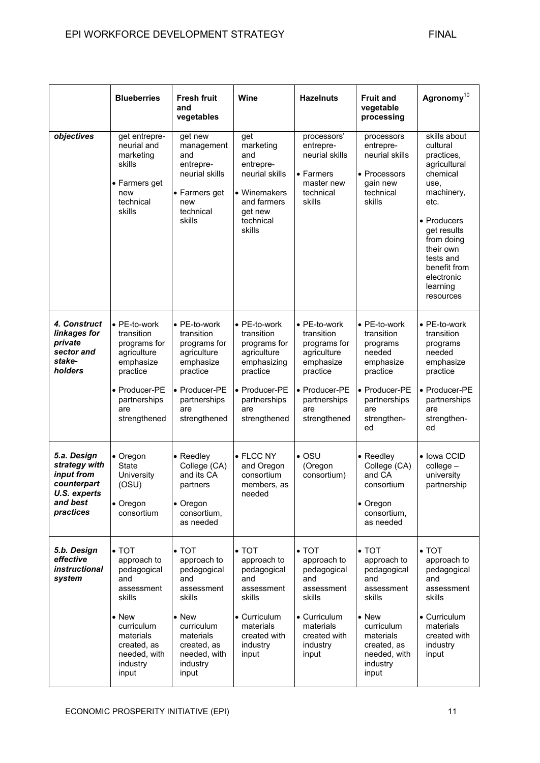| | Blueberries | Fresh fruit and vegetables | Wine | Hazelnuts | Fruit and vegetable processing | Agronomy[10] |
|---|---|---|---|---|---|---|
| *objectives* | get entrepreneurial and marketing skills<br>• Farmers get new technical skills | get new management and entrepreneurial skills<br>• Farmers get new technical skills | get marketing and entrepreneurial skills<br>• Winemakers and farmers get new technical skills | processors' entrepreneurial skills<br>• Farmers master new technical skills | processors entrepreneurial skills<br>• Processors gain new technical skills | skills about cultural practices, agricultural chemical use, machinery, etc.<br>• Producers get results from doing their own tests and benefit from electronic learning resources |
| ***4. Construct linkages for private sector and stakeholders*** | • PE-to-work transition programs for agriculture emphasize practice<br>• Producer-PE partnerships are strengthened | • PE-to-work transition programs for agriculture emphasize practice<br>• Producer-PE partnerships are strengthened | • PE-to-work transition programs for agriculture emphasizing practice<br>• Producer-PE partnerships are strengthened | • PE-to-work transition programs for agriculture emphasize practice<br>• Producer-PE partnerships are strengthened | • PE-to-work transition programs needed emphasize practice<br>• Producer-PE partnerships are strengthened | • PE-to-work transition programs needed emphasize practice<br>• Producer-PE partnerships are strengthened |
| ***5.a. Design strategy with input from counterpart U.S. experts and best practices*** | • Oregon State University (OSU)<br>• Oregon consortium | • Reedley College (CA) and its CA partners<br>• Oregon consortium, as needed | • FLCC NY and Oregon consortium members, as needed | • OSU (Oregon consortium) | • Reedley College (CA) and CA consortium<br>• Oregon consortium, as needed | • Iowa CCID college – university partnership |
| ***5.b. Design effective instructional system*** | • TOT approach to pedagogical and assessment skills<br>• New curriculum materials created, as needed, with industry input | • TOT approach to pedagogical and assessment skills<br>• New curriculum materials created, as needed, with industry input | • TOT approach to pedagogical and assessment skills<br>• Curriculum materials created with industry input | • TOT approach to pedagogical and assessment skills<br>• Curriculum materials created with industry input | • TOT approach to pedagogical and assessment skills<br>• New curriculum materials created, as needed, with industry input | • TOT approach to pedagogical and assessment skills<br>• Curriculum materials created with industry input |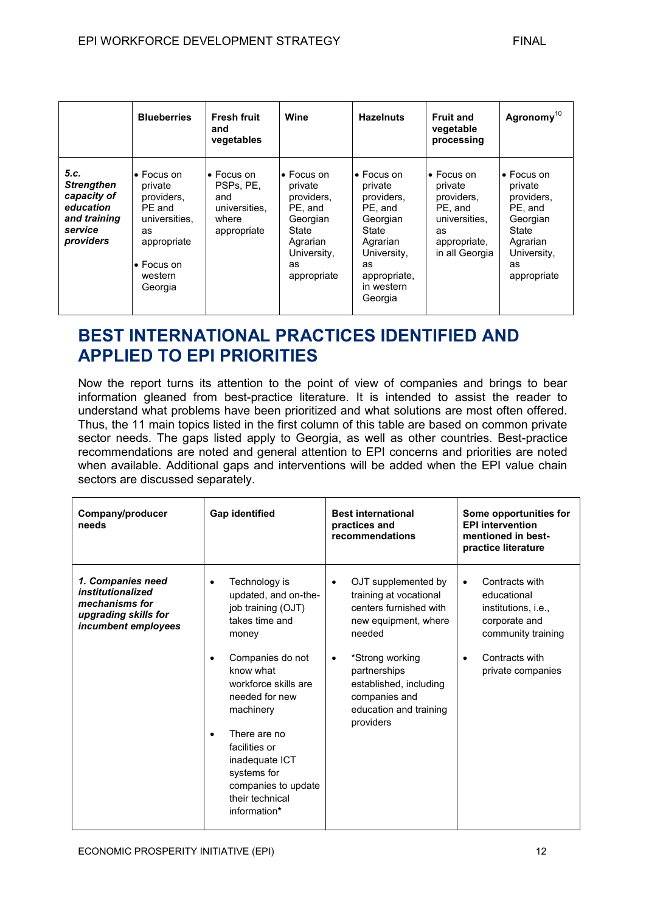| | Blueberries | Fresh fruit and vegetables | Wine | Hazelnuts | Fruit and vegetable processing | Agronomy[10] |
|---|---|---|---|---|---|---|
| ***5.c. Strengthen capacity of education and training service providers*** | • Focus on private providers, PE and universities, as appropriate<br>• Focus on western Georgia | • Focus on PSPs, PE, and universities, where appropriate | • Focus on private providers, PE, and Georgian State Agrarian University, as appropriate | • Focus on private providers, PE, and Georgian State Agrarian University, as appropriate, in western Georgia | • Focus on private providers, PE, and universities, as appropriate, in all Georgia | • Focus on private providers, PE, and Georgian State Agrarian University, as appropriate |

# BEST INTERNATIONAL PRACTICES IDENTIFIED AND APPLIED TO EPI PRIORITIES

Now the report turns its attention to the point of view of companies and brings to bear information gleaned from best-practice literature. It is intended to assist the reader to understand what problems have been prioritized and what solutions are most often offered. Thus, the 11 main topics listed in the first column of this table are based on common private sector needs. The gaps listed apply to Georgia, as well as other countries. Best-practice recommendations are noted and general attention to EPI concerns and priorities are noted when available. Additional gaps and interventions will be added when the EPI value chain sectors are discussed separately.

| Company/producer needs | Gap identified | Best international practices and recommendations | Some opportunities for EPI intervention mentioned in best-practice literature |
|---|---|---|---|
| ***1. Companies need institutionalized mechanisms for upgrading skills for incumbent employees*** | • Technology is updated, and on-the-job training (OJT) takes time and money<br>• Companies do not know what workforce skills are needed for new machinery<br>• There are no facilities or inadequate ICT systems for companies to update their technical information* | • OJT supplemented by training at vocational centers furnished with new equipment, where needed<br>• *Strong working partnerships established, including companies and education and training providers | • Contracts with educational institutions, i.e., corporate and community training<br>• Contracts with private companies |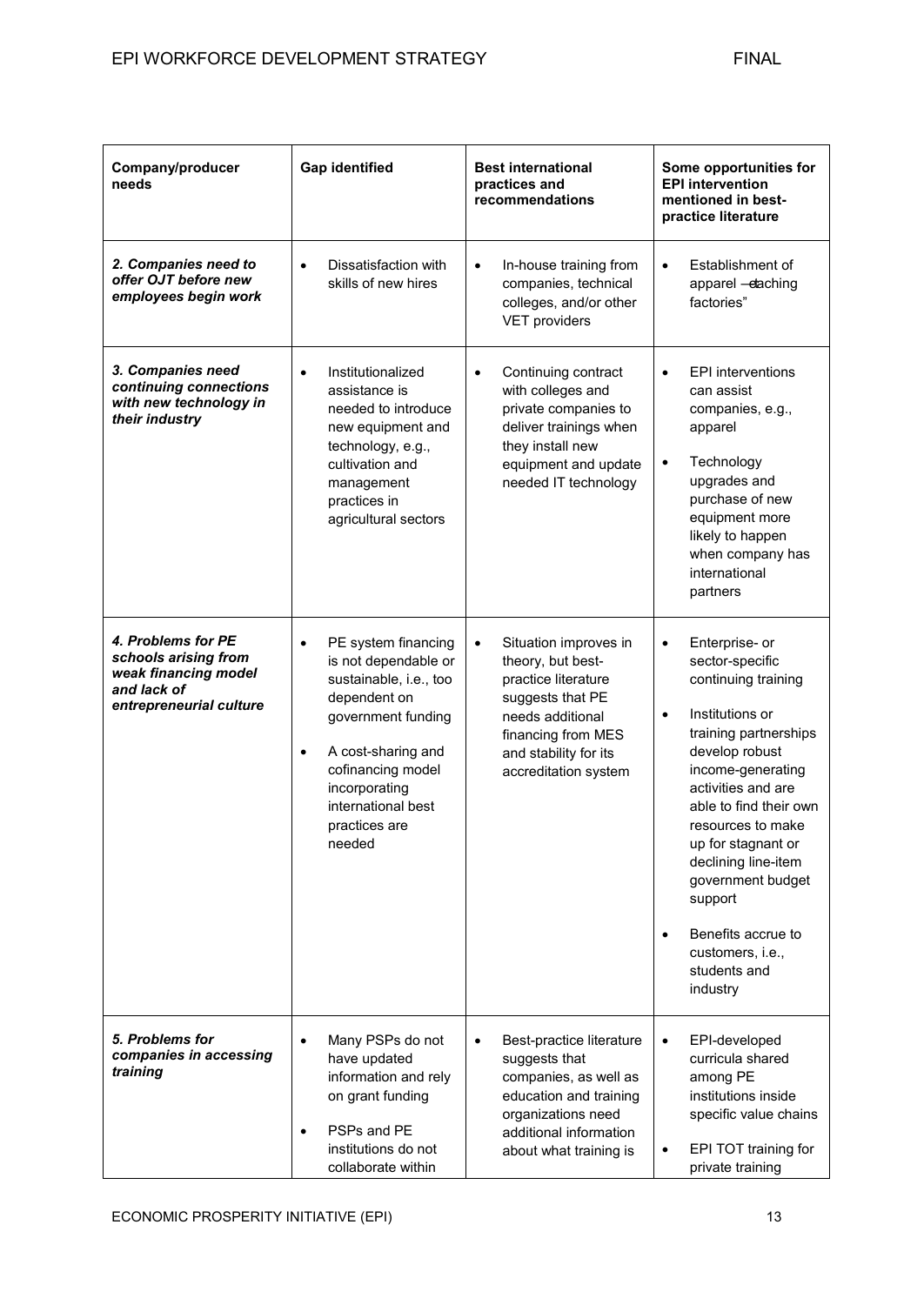| Company/producer needs | Gap identified | Best international practices and recommendations | Some opportunities for EPI intervention mentioned in best-practice literature |
|---|---|---|---|
| ***2. Companies need to offer OJT before new employees begin work*** | • Dissatisfaction with skills of new hires | • In-house training from companies, technical colleges, and/or other VET providers | • Establishment of apparel —teaching factories" |
| ***3. Companies need continuing connections with new technology in their industry*** | • Institutionalized assistance is needed to introduce new equipment and technology, e.g., cultivation and management practices in agricultural sectors | • Continuing contract with colleges and private companies to deliver trainings when they install new equipment and update needed IT technology | • EPI interventions can assist companies, e.g., apparel<br>• Technology upgrades and purchase of new equipment more likely to happen when company has international partners |
| ***4. Problems for PE schools arising from weak financing model and lack of entrepreneurial culture*** | • PE system financing is not dependable or sustainable, i.e., too dependent on government funding<br>• A cost-sharing and cofinancing model incorporating international best practices are needed | • Situation improves in theory, but best-practice literature suggests that PE needs additional financing from MES and stability for its accreditation system | • Enterprise- or sector-specific continuing training<br>• Institutions or training partnerships develop robust income-generating activities and are able to find their own resources to make up for stagnant or declining line-item government budget support<br>• Benefits accrue to customers, i.e., students and industry |
| ***5. Problems for companies in accessing training*** | • Many PSPs do not have updated information and rely on grant funding<br>• PSPs and PE institutions do not collaborate within | • Best-practice literature suggests that companies, as well as education and training organizations need additional information about what training is | • EPI-developed curricula shared among PE institutions inside specific value chains<br>• EPI TOT training for private training |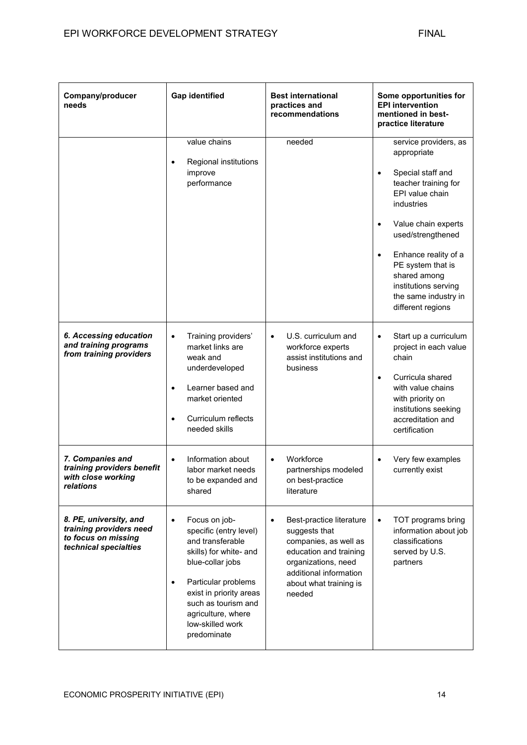| Company/producer needs | Gap identified | Best international practices and recommendations | Some opportunities for EPI intervention mentioned in best-practice literature |
| --- | --- | --- | --- |
| | value chains<br>• Regional institutions improve performance | needed | service providers, as appropriate<br>• Special staff and teacher training for EPI value chain industries<br>• Value chain experts used/strengthened<br>• Enhance reality of a PE system that is shared among institutions serving the same industry in different regions |
| ***6. Accessing education and training programs from training providers*** | • Training providers' market links are weak and underdeveloped<br>• Learner based and market oriented<br>• Curriculum reflects needed skills | • U.S. curriculum and workforce experts assist institutions and business | • Start up a curriculum project in each value chain<br>• Curricula shared with value chains with priority on institutions seeking accreditation and certification |
| ***7. Companies and training providers benefit with close working relations*** | • Information about labor market needs to be expanded and shared | • Workforce partnerships modeled on best-practice literature | • Very few examples currently exist |
| ***8. PE, university, and training providers need to focus on missing technical specialties*** | • Focus on job-specific (entry level) and transferable skills) for white- and blue-collar jobs<br>• Particular problems exist in priority areas such as tourism and agriculture, where low-skilled work predominate | • Best-practice literature suggests that companies, as well as education and training organizations, need additional information about what training is needed | • TOT programs bring information about job classifications served by U.S. partners |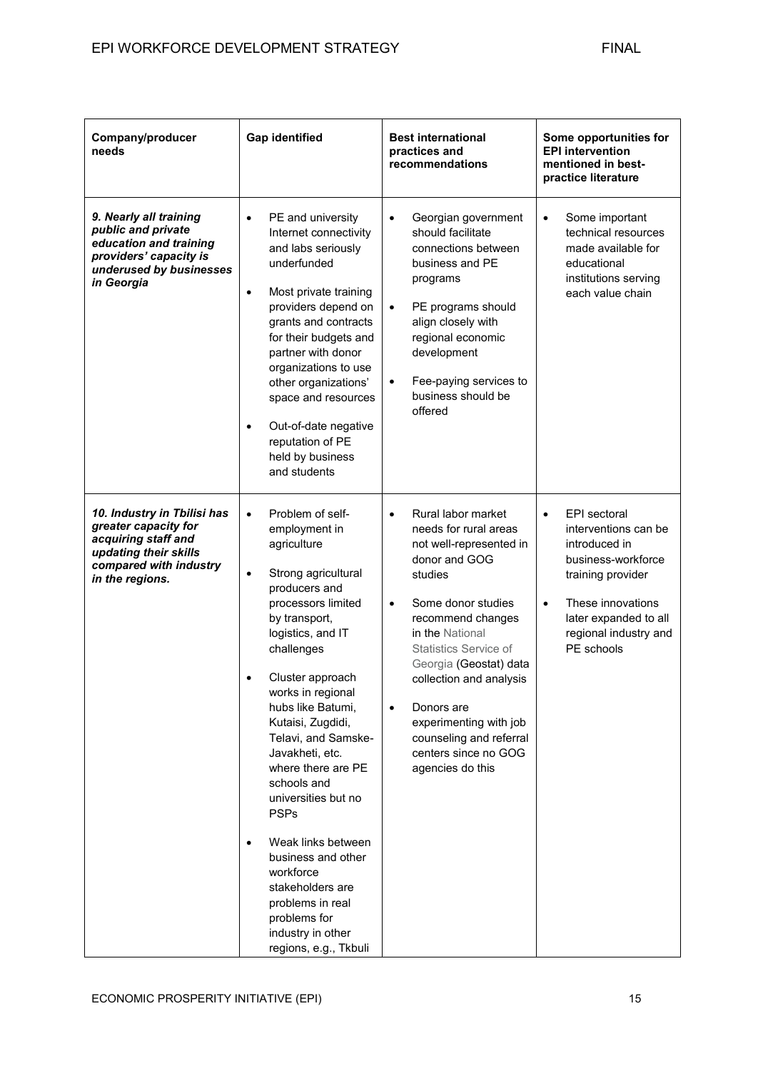| Company/producer needs | Gap identified | Best international practices and recommendations | Some opportunities for EPI intervention mentioned in best-practice literature |
|---|---|---|---|
| ***9. Nearly all training public and private education and training providers' capacity is underused by businesses in Georgia*** | • PE and university Internet connectivity and labs seriously underfunded<br>• Most private training providers depend on grants and contracts for their budgets and partner with donor organizations to use other organizations' space and resources<br>• Out-of-date negative reputation of PE held by business and students | • Georgian government should facilitate connections between business and PE programs<br>• PE programs should align closely with regional economic development<br>• Fee-paying services to business should be offered | • Some important technical resources made available for educational institutions serving each value chain |
| ***10. Industry in Tbilisi has greater capacity for acquiring staff and updating their skills compared with industry in the regions.*** | • Problem of self-employment in agriculture<br>• Strong agricultural producers and processors limited by transport, logistics, and IT challenges<br>• Cluster approach works in regional hubs like Batumi, Kutaisi, Zugdidi, Telavi, and Samske-Javakheti, etc. where there are PE schools and universities but no PSPs<br>• Weak links between business and other workforce stakeholders are problems in real problems for industry in other regions, e.g., Tkbuli | • Rural labor market needs for rural areas not well-represented in donor and GOG studies<br>• Some donor studies recommend changes in the National Statistics Service of Georgia (Geostat) data collection and analysis<br>• Donors are experimenting with job counseling and referral centers since no GOG agencies do this | • EPI sectoral interventions can be introduced in business-workforce training provider<br>• These innovations later expanded to all regional industry and PE schools |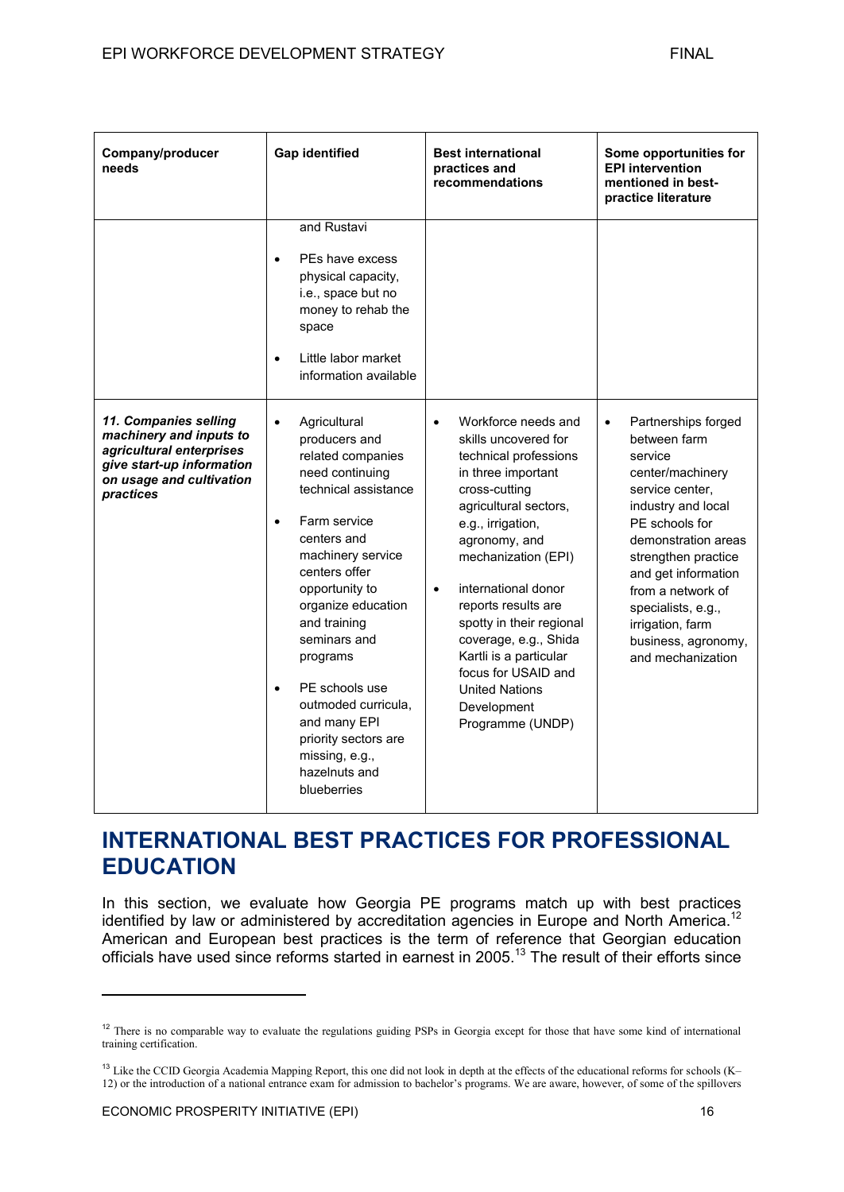| Company/producer needs | Gap identified | Best international practices and recommendations | Some opportunities for EPI intervention mentioned in best-practice literature |
|---|---|---|---|
| | and Rustavi<br><br>• PEs have excess physical capacity, i.e., space but no money to rehab the space<br><br>• Little labor market information available | | |
| ***11. Companies selling machinery and inputs to agricultural enterprises give start-up information on usage and cultivation practices*** | • Agricultural producers and related companies need continuing technical assistance<br><br>• Farm service centers and machinery service centers offer opportunity to organize education and training seminars and programs<br><br>• PE schools use outmoded curricula, and many EPI priority sectors are missing, e.g., hazelnuts and blueberries | • Workforce needs and skills uncovered for technical professions in three important cross-cutting agricultural sectors, e.g., irrigation, agronomy, and mechanization (EPI)<br><br>• international donor reports results are spotty in their regional coverage, e.g., Shida Kartli is a particular focus for USAID and United Nations Development Programme (UNDP) | • Partnerships forged between farm service center/machinery service center, industry and local PE schools for demonstration areas strengthen practice and get information from a network of specialists, e.g., irrigation, farm business, agronomy, and mechanization |

# INTERNATIONAL BEST PRACTICES FOR PROFESSIONAL EDUCATION

In this section, we evaluate how Georgia PE programs match up with best practices identified by law or administered by accreditation agencies in Europe and North America.[12] American and European best practices is the term of reference that Georgian education officials have used since reforms started in earnest in 2005.[13] The result of their efforts since

[12] There is no comparable way to evaluate the regulations guiding PSPs in Georgia except for those that have some kind of international training certification.

[13] Like the CCID Georgia Academia Mapping Report, this one did not look in depth at the effects of the educational reforms for schools (K–12) or the introduction of a national entrance exam for admission to bachelor's programs. We are aware, however, of some of the spillovers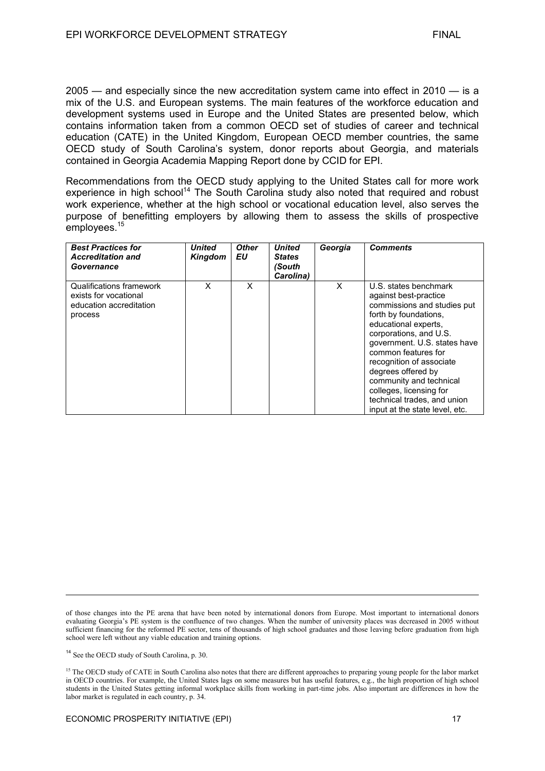2005 — and especially since the new accreditation system came into effect in 2010 — is a mix of the U.S. and European systems. The main features of the workforce education and development systems used in Europe and the United States are presented below, which contains information taken from a common OECD set of studies of career and technical education (CATE) in the United Kingdom, European OECD member countries, the same OECD study of South Carolina's system, donor reports about Georgia, and materials contained in Georgia Academia Mapping Report done by CCID for EPI.

Recommendations from the OECD study applying to the United States call for more work experience in high school[14] The South Carolina study also noted that required and robust work experience, whether at the high school or vocational education level, also serves the purpose of benefitting employers by allowing them to assess the skills of prospective employees.[15]

| ***Best Practices for Accreditation and Governance*** | ***United Kingdom*** | ***Other EU*** | ***United States (South Carolina)*** | ***Georgia*** | ***Comments*** |
|---|---|---|---|---|---|
| Qualifications framework exists for vocational education accreditation process | X | X | | X | U.S. states benchmark against best-practice commissions and studies put forth by foundations, educational experts, corporations, and U.S. government. U.S. states have common features for recognition of associate degrees offered by community and technical colleges, licensing for technical trades, and union input at the state level, etc. |

---

of those changes into the PE arena that have been noted by international donors from Europe. Most important to international donors evaluating Georgia's PE system is the confluence of two changes. When the number of university places was decreased in 2005 without sufficient financing for the reformed PE sector, tens of thousands of high school graduates and those leaving before graduation from high school were left without any viable education and training options.

[14] See the OECD study of South Carolina, p. 30.

[15] The OECD study of CATE in South Carolina also notes that there are different approaches to preparing young people for the labor market in OECD countries. For example, the United States lags on some measures but has useful features, e.g., the high proportion of high school students in the United States getting informal workplace skills from working in part-time jobs. Also important are differences in how the labor market is regulated in each country, p. 34.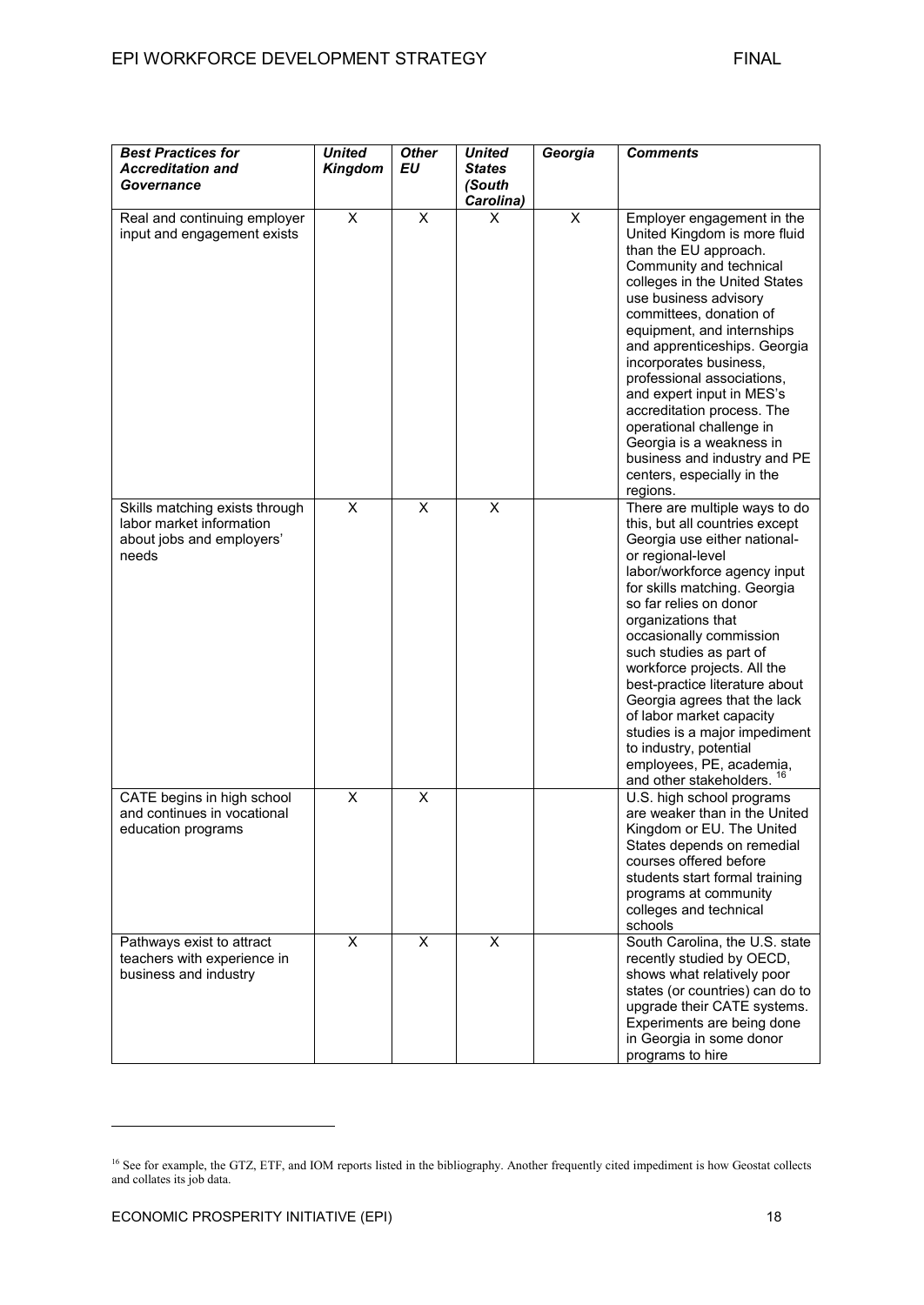| *Best Practices for Accreditation and Governance* | *United Kingdom* | *Other EU* | *United States (South Carolina)* | *Georgia* | *Comments* |
|---|---|---|---|---|---|
| Real and continuing employer input and engagement exists | X | X | X | X | Employer engagement in the United Kingdom is more fluid than the EU approach. Community and technical colleges in the United States use business advisory committees, donation of equipment, and internships and apprenticeships. Georgia incorporates business, professional associations, and expert input in MES's accreditation process. The operational challenge in Georgia is a weakness in business and industry and PE centers, especially in the regions. |
| Skills matching exists through labor market information about jobs and employers' needs | X | X | X | | There are multiple ways to do this, but all countries except Georgia use either national- or regional-level labor/workforce agency input for skills matching. Georgia so far relies on donor organizations that occasionally commission such studies as part of workforce projects. All the best-practice literature about Georgia agrees that the lack of labor market capacity studies is a major impediment to industry, potential employees, PE, academia, and other stakeholders. [16] |
| CATE begins in high school and continues in vocational education programs | X | X | | | U.S. high school programs are weaker than in the United Kingdom or EU. The United States depends on remedial courses offered before students start formal training programs at community colleges and technical schools |
| Pathways exist to attract teachers with experience in business and industry | X | X | X | | South Carolina, the U.S. state recently studied by OECD, shows what relatively poor states (or countries) can do to upgrade their CATE systems. Experiments are being done in Georgia in some donor programs to hire |

[16] See for example, the GTZ, ETF, and IOM reports listed in the bibliography. Another frequently cited impediment is how Geostat collects and collates its job data.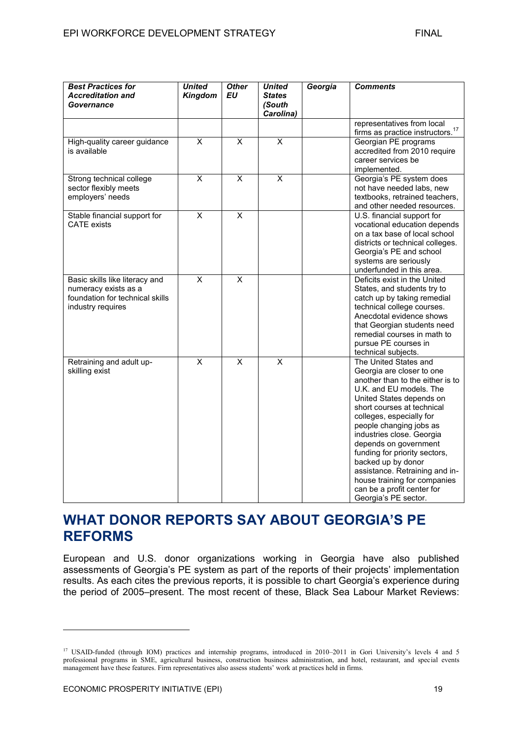| ***Best Practices for Accreditation and Governance*** | ***United Kingdom*** | ***Other EU*** | ***United States (South Carolina)*** | ***Georgia*** | ***Comments*** |
|---|---|---|---|---|---|
| | | | | | representatives from local firms as practice instructors.[17] |
| High-quality career guidance is available | X | X | X | | Georgian PE programs accredited from 2010 require career services be implemented. |
| Strong technical college sector flexibly meets employers' needs | X | X | X | | Georgia's PE system does not have needed labs, new textbooks, retrained teachers, and other needed resources. |
| Stable financial support for CATE exists | X | X | | | U.S. financial support for vocational education depends on a tax base of local school districts or technical colleges. Georgia's PE and school systems are seriously underfunded in this area. |
| Basic skills like literacy and numeracy exists as a foundation for technical skills industry requires | X | X | | | Deficits exist in the United States, and students try to catch up by taking remedial technical college courses. Anecdotal evidence shows that Georgian students need remedial courses in math to pursue PE courses in technical subjects. |
| Retraining and adult up-skilling exist | X | X | X | | The United States and Georgia are closer to one another than to the either is to U.K. and EU models. The United States depends on short courses at technical colleges, especially for people changing jobs as industries close. Georgia depends on government funding for priority sectors, backed up by donor assistance. Retraining and in-house training for companies can be a profit center for Georgia's PE sector. |

## WHAT DONOR REPORTS SAY ABOUT GEORGIA'S PE REFORMS

European and U.S. donor organizations working in Georgia have also published assessments of Georgia's PE system as part of the reports of their projects' implementation results. As each cites the previous reports, it is possible to chart Georgia's experience during the period of 2005–present. The most recent of these, Black Sea Labour Market Reviews:

---

[17] USAID-funded (through IOM) practices and internship programs, introduced in 2010–2011 in Gori University's levels 4 and 5 professional programs in SME, agricultural business, construction business administration, and hotel, restaurant, and special events management have these features. Firm representatives also assess students' work at practices held in firms.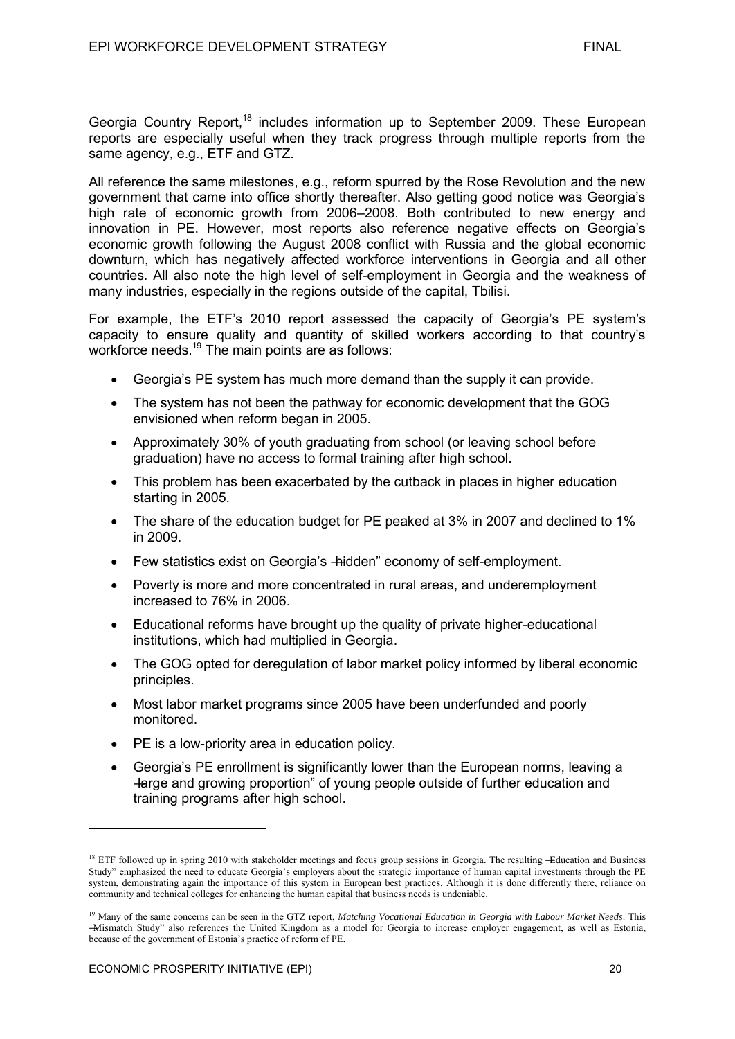Georgia Country Report,[18] includes information up to September 2009. These European reports are especially useful when they track progress through multiple reports from the same agency, e.g., ETF and GTZ.

All reference the same milestones, e.g., reform spurred by the Rose Revolution and the new government that came into office shortly thereafter. Also getting good notice was Georgia's high rate of economic growth from 2006–2008. Both contributed to new energy and innovation in PE. However, most reports also reference negative effects on Georgia's economic growth following the August 2008 conflict with Russia and the global economic downturn, which has negatively affected workforce interventions in Georgia and all other countries. All also note the high level of self-employment in Georgia and the weakness of many industries, especially in the regions outside of the capital, Tbilisi.

For example, the ETF's 2010 report assessed the capacity of Georgia's PE system's capacity to ensure quality and quantity of skilled workers according to that country's workforce needs.[19] The main points are as follows:

- Georgia's PE system has much more demand than the supply it can provide.
- The system has not been the pathway for economic development that the GOG envisioned when reform began in 2005.
- Approximately 30% of youth graduating from school (or leaving school before graduation) have no access to formal training after high school.
- This problem has been exacerbated by the cutback in places in higher education starting in 2005.
- The share of the education budget for PE peaked at 3% in 2007 and declined to 1% in 2009.
- Few statistics exist on Georgia's "hidden" economy of self-employment.
- Poverty is more and more concentrated in rural areas, and underemployment increased to 76% in 2006.
- Educational reforms have brought up the quality of private higher-educational institutions, which had multiplied in Georgia.
- The GOG opted for deregulation of labor market policy informed by liberal economic principles.
- Most labor market programs since 2005 have been underfunded and poorly monitored.
- PE is a low-priority area in education policy.
- Georgia's PE enrollment is significantly lower than the European norms, leaving a "large and growing proportion" of young people outside of further education and training programs after high school.

---

[18] ETF followed up in spring 2010 with stakeholder meetings and focus group sessions in Georgia. The resulting "Education and Business Study" emphasized the need to educate Georgia's employers about the strategic importance of human capital investments through the PE system, demonstrating again the importance of this system in European best practices. Although it is done differently there, reliance on community and technical colleges for enhancing the human capital that business needs is undeniable.

[19] Many of the same concerns can be seen in the GTZ report, *Matching Vocational Education in Georgia with Labour Market Needs*. This "Mismatch Study" also references the United Kingdom as a model for Georgia to increase employer engagement, as well as Estonia, because of the government of Estonia's practice of reform of PE.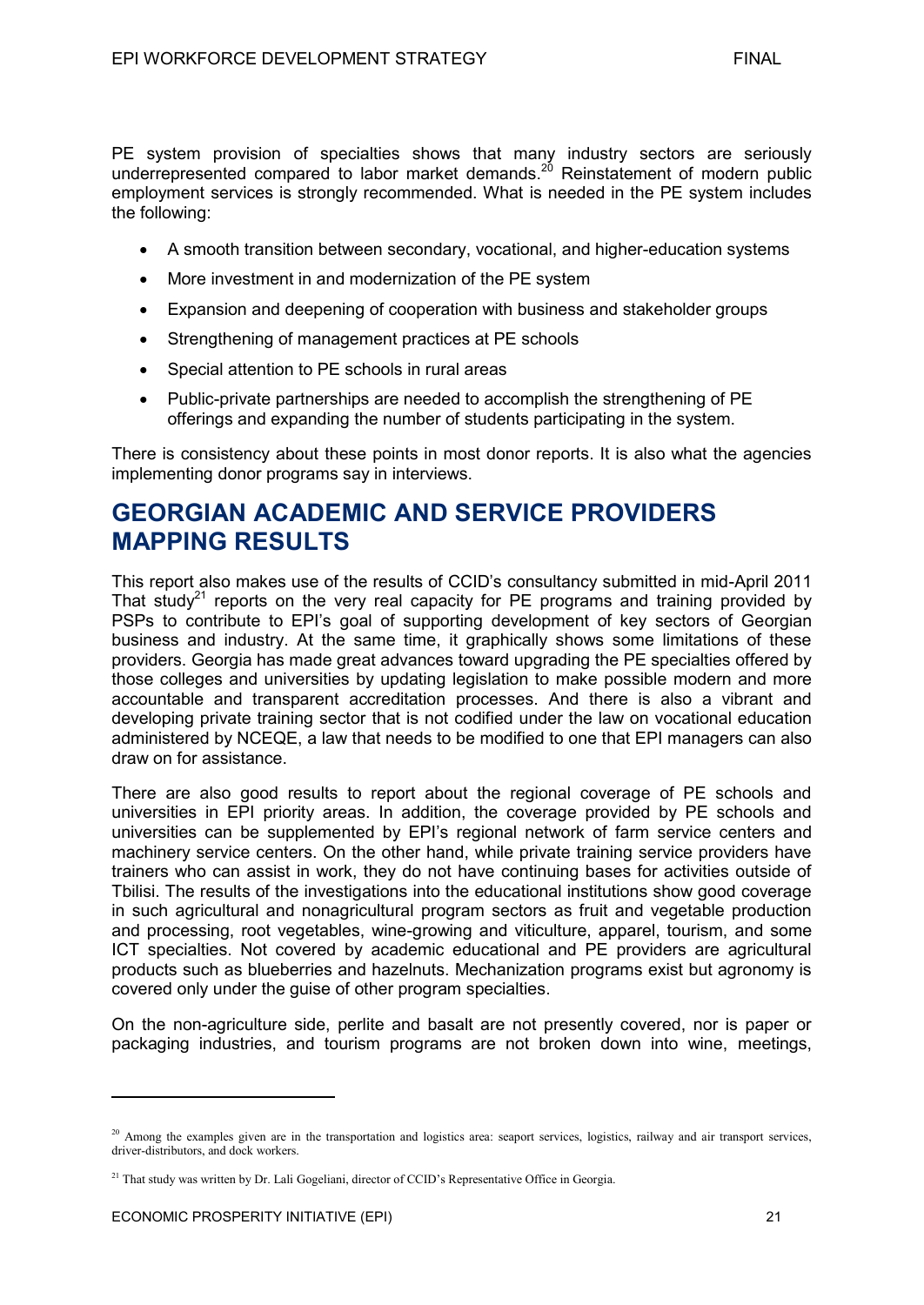PE system provision of specialties shows that many industry sectors are seriously underrepresented compared to labor market demands.[20] Reinstatement of modern public employment services is strongly recommended. What is needed in the PE system includes the following:

- A smooth transition between secondary, vocational, and higher-education systems
- More investment in and modernization of the PE system
- Expansion and deepening of cooperation with business and stakeholder groups
- Strengthening of management practices at PE schools
- Special attention to PE schools in rural areas
- Public-private partnerships are needed to accomplish the strengthening of PE offerings and expanding the number of students participating in the system.

There is consistency about these points in most donor reports. It is also what the agencies implementing donor programs say in interviews.

# GEORGIAN ACADEMIC AND SERVICE PROVIDERS MAPPING RESULTS

This report also makes use of the results of CCID's consultancy submitted in mid-April 2011 That study[21] reports on the very real capacity for PE programs and training provided by PSPs to contribute to EPI's goal of supporting development of key sectors of Georgian business and industry. At the same time, it graphically shows some limitations of these providers. Georgia has made great advances toward upgrading the PE specialties offered by those colleges and universities by updating legislation to make possible modern and more accountable and transparent accreditation processes. And there is also a vibrant and developing private training sector that is not codified under the law on vocational education administered by NCEQE, a law that needs to be modified to one that EPI managers can also draw on for assistance.

There are also good results to report about the regional coverage of PE schools and universities in EPI priority areas. In addition, the coverage provided by PE schools and universities can be supplemented by EPI's regional network of farm service centers and machinery service centers. On the other hand, while private training service providers have trainers who can assist in work, they do not have continuing bases for activities outside of Tbilisi. The results of the investigations into the educational institutions show good coverage in such agricultural and nonagricultural program sectors as fruit and vegetable production and processing, root vegetables, wine-growing and viticulture, apparel, tourism, and some ICT specialties. Not covered by academic educational and PE providers are agricultural products such as blueberries and hazelnuts. Mechanization programs exist but agronomy is covered only under the guise of other program specialties.

On the non-agriculture side, perlite and basalt are not presently covered, nor is paper or packaging industries, and tourism programs are not broken down into wine, meetings,

---

[20] Among the examples given are in the transportation and logistics area: seaport services, logistics, railway and air transport services, driver-distributors, and dock workers.

[21] That study was written by Dr. Lali Gogeliani, director of CCID's Representative Office in Georgia.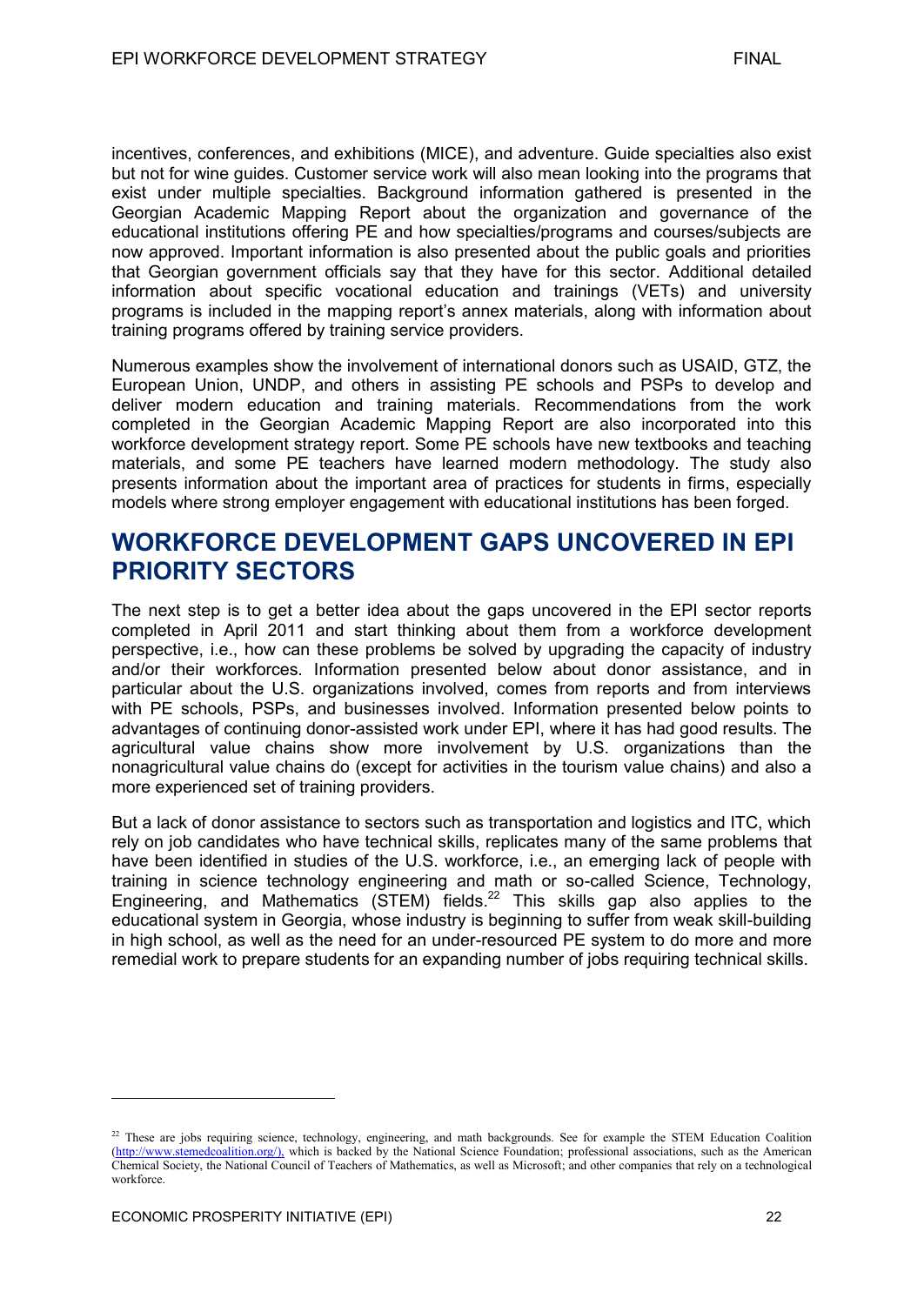incentives, conferences, and exhibitions (MICE), and adventure. Guide specialties also exist but not for wine guides. Customer service work will also mean looking into the programs that exist under multiple specialties. Background information gathered is presented in the Georgian Academic Mapping Report about the organization and governance of the educational institutions offering PE and how specialties/programs and courses/subjects are now approved. Important information is also presented about the public goals and priorities that Georgian government officials say that they have for this sector. Additional detailed information about specific vocational education and trainings (VETs) and university programs is included in the mapping report's annex materials, along with information about training programs offered by training service providers.

Numerous examples show the involvement of international donors such as USAID, GTZ, the European Union, UNDP, and others in assisting PE schools and PSPs to develop and deliver modern education and training materials. Recommendations from the work completed in the Georgian Academic Mapping Report are also incorporated into this workforce development strategy report. Some PE schools have new textbooks and teaching materials, and some PE teachers have learned modern methodology. The study also presents information about the important area of practices for students in firms, especially models where strong employer engagement with educational institutions has been forged.

## WORKFORCE DEVELOPMENT GAPS UNCOVERED IN EPI PRIORITY SECTORS

The next step is to get a better idea about the gaps uncovered in the EPI sector reports completed in April 2011 and start thinking about them from a workforce development perspective, i.e., how can these problems be solved by upgrading the capacity of industry and/or their workforces. Information presented below about donor assistance, and in particular about the U.S. organizations involved, comes from reports and from interviews with PE schools, PSPs, and businesses involved. Information presented below points to advantages of continuing donor-assisted work under EPI, where it has had good results. The agricultural value chains show more involvement by U.S. organizations than the nonagricultural value chains do (except for activities in the tourism value chains) and also a more experienced set of training providers.

But a lack of donor assistance to sectors such as transportation and logistics and ITC, which rely on job candidates who have technical skills, replicates many of the same problems that have been identified in studies of the U.S. workforce, i.e., an emerging lack of people with training in science technology engineering and math or so-called Science, Technology, Engineering, and Mathematics (STEM) fields.[22] This skills gap also applies to the educational system in Georgia, whose industry is beginning to suffer from weak skill-building in high school, as well as the need for an under-resourced PE system to do more and more remedial work to prepare students for an expanding number of jobs requiring technical skills.

---

[22] These are jobs requiring science, technology, engineering, and math backgrounds. See for example the STEM Education Coalition (http://www.stemedcoalition.org/), which is backed by the National Science Foundation; professional associations, such as the American Chemical Society, the National Council of Teachers of Mathematics, as well as Microsoft; and other companies that rely on a technological workforce.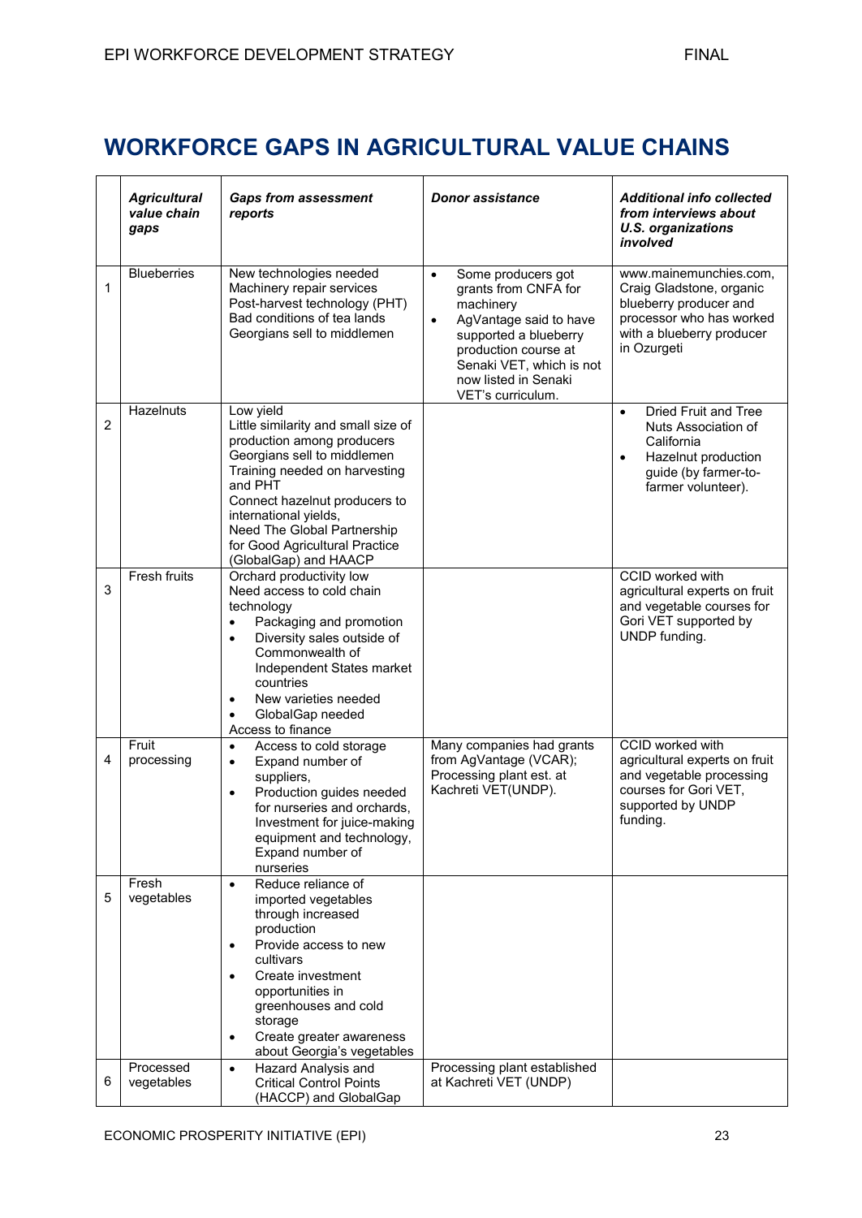# WORKFORCE GAPS IN AGRICULTURAL VALUE CHAINS

| | *Agricultural value chain gaps* | *Gaps from assessment reports* | *Donor assistance* | *Additional info collected from interviews about U.S. organizations involved* |
|---|---|---|---|---|
| 1 | Blueberries | New technologies needed<br>Machinery repair services<br>Post-harvest technology (PHT)<br>Bad conditions of tea lands<br>Georgians sell to middlemen | • Some producers got grants from CNFA for machinery<br>• AgVantage said to have supported a blueberry production course at Senaki VET, which is not now listed in Senaki VET's curriculum. | www.mainemunchies.com, Craig Gladstone, organic blueberry producer and processor who has worked with a blueberry producer in Ozurgeti |
| 2 | Hazelnuts | Low yield<br>Little similarity and small size of production among producers<br>Georgians sell to middlemen<br>Training needed on harvesting and PHT<br>Connect hazelnut producers to international yields,<br>Need The Global Partnership for Good Agricultural Practice (GlobalGap) and HAACP | | • Dried Fruit and Tree Nuts Association of California<br>• Hazelnut production guide (by farmer-to-farmer volunteer). |
| 3 | Fresh fruits | Orchard productivity low<br>Need access to cold chain technology<br>• Packaging and promotion<br>• Diversity sales outside of Commonwealth of Independent States market countries<br>• New varieties needed<br>• GlobalGap needed<br>Access to finance | | CCID worked with agricultural experts on fruit and vegetable courses for Gori VET supported by UNDP funding. |
| 4 | Fruit processing | • Access to cold storage<br>• Expand number of suppliers,<br>• Production guides needed for nurseries and orchards, Investment for juice-making equipment and technology, Expand number of nurseries | Many companies had grants from AgVantage (VCAR); Processing plant est. at Kachreti VET(UNDP). | CCID worked with agricultural experts on fruit and vegetable processing courses for Gori VET, supported by UNDP funding. |
| 5 | Fresh vegetables | • Reduce reliance of imported vegetables through increased production<br>• Provide access to new cultivars<br>• Create investment opportunities in greenhouses and cold storage<br>• Create greater awareness about Georgia's vegetables | | |
| 6 | Processed vegetables | • Hazard Analysis and Critical Control Points (HACCP) and GlobalGap | Processing plant established at Kachreti VET (UNDP) | |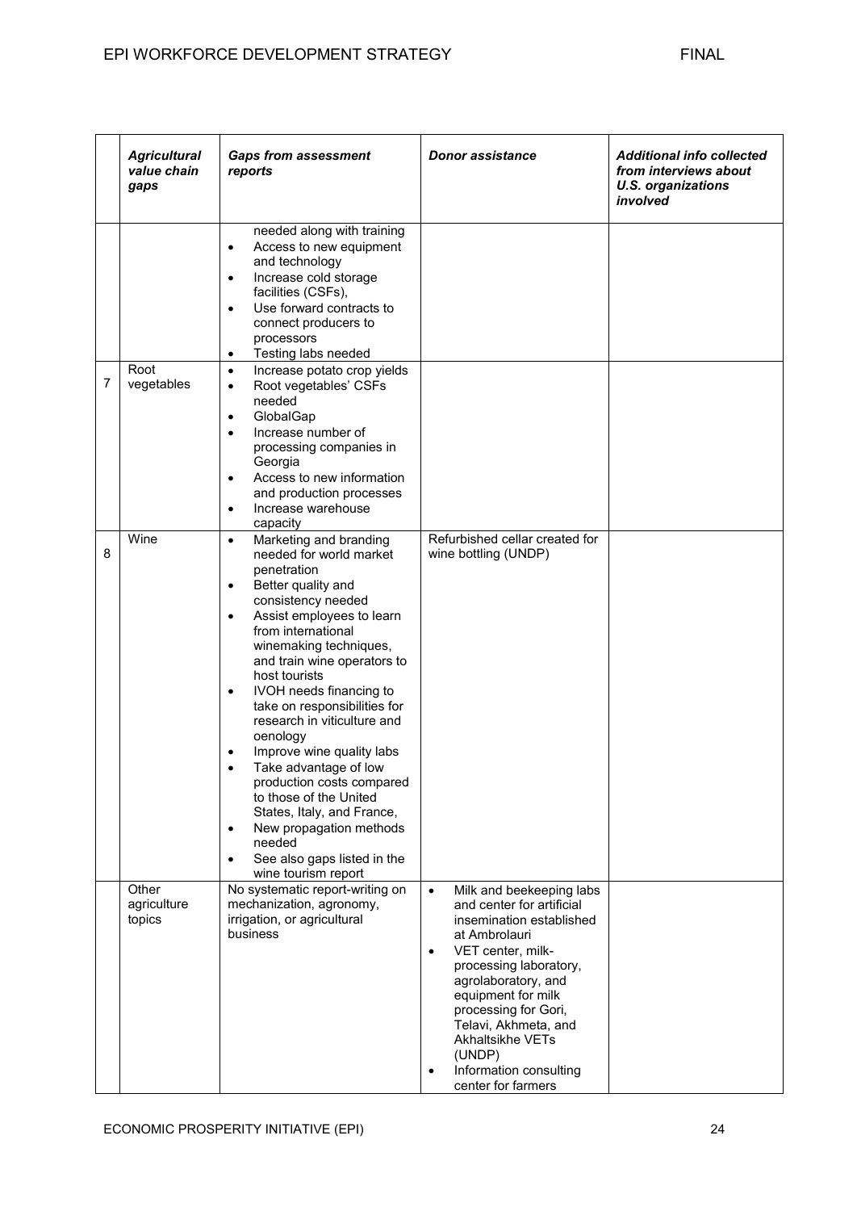|  | *Agricultural value chain gaps* | *Gaps from assessment reports* | *Donor assistance* | *Additional info collected from interviews about U.S. organizations involved* |
|---|---|---|---|---|
|  |  | needed along with training<br>• Access to new equipment and technology<br>• Increase cold storage facilities (CSFs),<br>• Use forward contracts to connect producers to processors<br>• Testing labs needed |  |  |
| 7 | Root vegetables | • Increase potato crop yields<br>• Root vegetables' CSFs needed<br>• GlobalGap<br>• Increase number of processing companies in Georgia<br>• Access to new information and production processes<br>• Increase warehouse capacity |  |  |
| 8 | Wine | • Marketing and branding needed for world market penetration<br>• Better quality and consistency needed<br>• Assist employees to learn from international winemaking techniques, and train wine operators to host tourists<br>• IVOH needs financing to take on responsibilities for research in viticulture and oenology<br>• Improve wine quality labs<br>• Take advantage of low production costs compared to those of the United States, Italy, and France,<br>• New propagation methods needed<br>• See also gaps listed in the wine tourism report | Refurbished cellar created for wine bottling (UNDP) |  |
|  | Other agriculture topics | No systematic report-writing on mechanization, agronomy, irrigation, or agricultural business | • Milk and beekeeping labs and center for artificial insemination established at Ambrolauri<br>• VET center, milk-processing laboratory, agrolaboratory, and equipment for milk processing for Gori, Telavi, Akhmeta, and Akhaltsikhe VETs (UNDP)<br>• Information consulting center for farmers |  |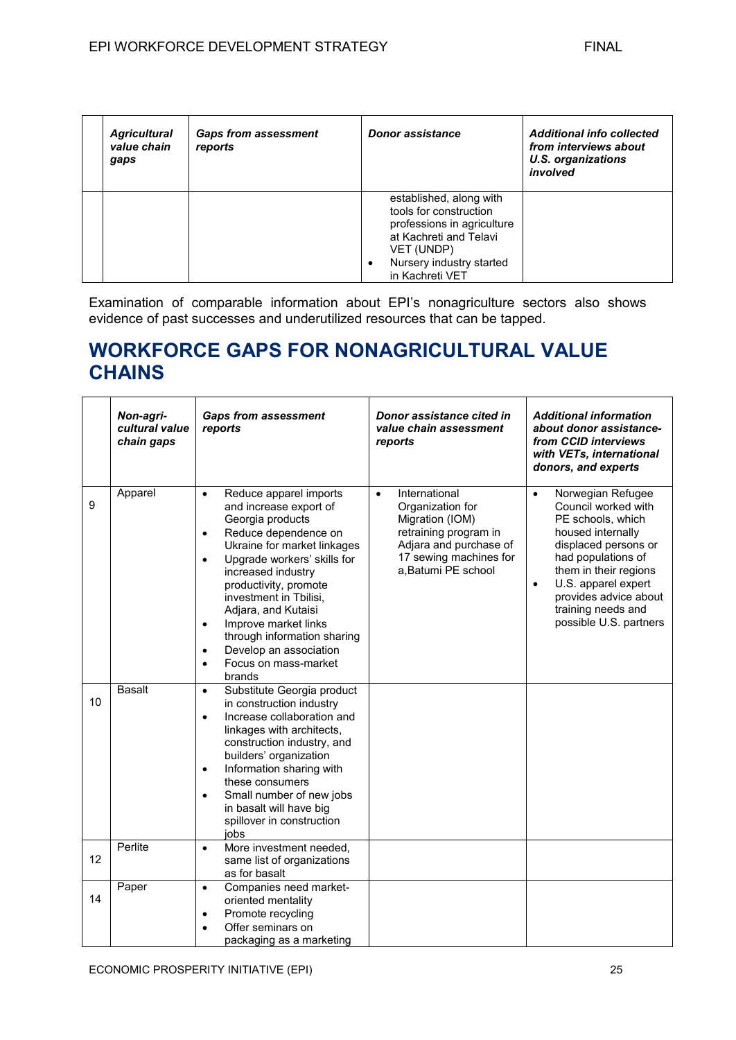| | Agricultural value chain gaps | Gaps from assessment reports | Donor assistance | Additional info collected from interviews about U.S. organizations involved |
|---|---|---|---|---|
| | | | established, along with tools for construction professions in agriculture at Kachreti and Telavi VET (UNDP)<br>• Nursery industry started in Kachreti VET | |

Examination of comparable information about EPI's nonagriculture sectors also shows evidence of past successes and underutilized resources that can be tapped.

## WORKFORCE GAPS FOR NONAGRICULTURAL VALUE CHAINS

| | Non-agri-cultural value chain gaps | Gaps from assessment reports | Donor assistance cited in value chain assessment reports | Additional information about donor assistance-from CCID interviews with VETs, international donors, and experts |
|---|---|---|---|---|
| 9 | Apparel | • Reduce apparel imports and increase export of Georgia products<br>• Reduce dependence on Ukraine for market linkages<br>• Upgrade workers' skills for increased industry productivity, promote investment in Tbilisi, Adjara, and Kutaisi<br>• Improve market links through information sharing<br>• Develop an association<br>• Focus on mass-market brands | • International Organization for Migration (IOM) retraining program in Adjara and purchase of 17 sewing machines for a,Batumi PE school | • Norwegian Refugee Council worked with PE schools, which housed internally displaced persons or had populations of them in their regions<br>• U.S. apparel expert provides advice about training needs and possible U.S. partners |
| 10 | Basalt | • Substitute Georgia product in construction industry<br>• Increase collaboration and linkages with architects, construction industry, and builders' organization<br>• Information sharing with these consumers<br>• Small number of new jobs in basalt will have big spillover in construction jobs | | |
| 12 | Perlite | • More investment needed, same list of organizations as for basalt | | |
| 14 | Paper | • Companies need market-oriented mentality<br>• Promote recycling<br>• Offer seminars on packaging as a marketing | | |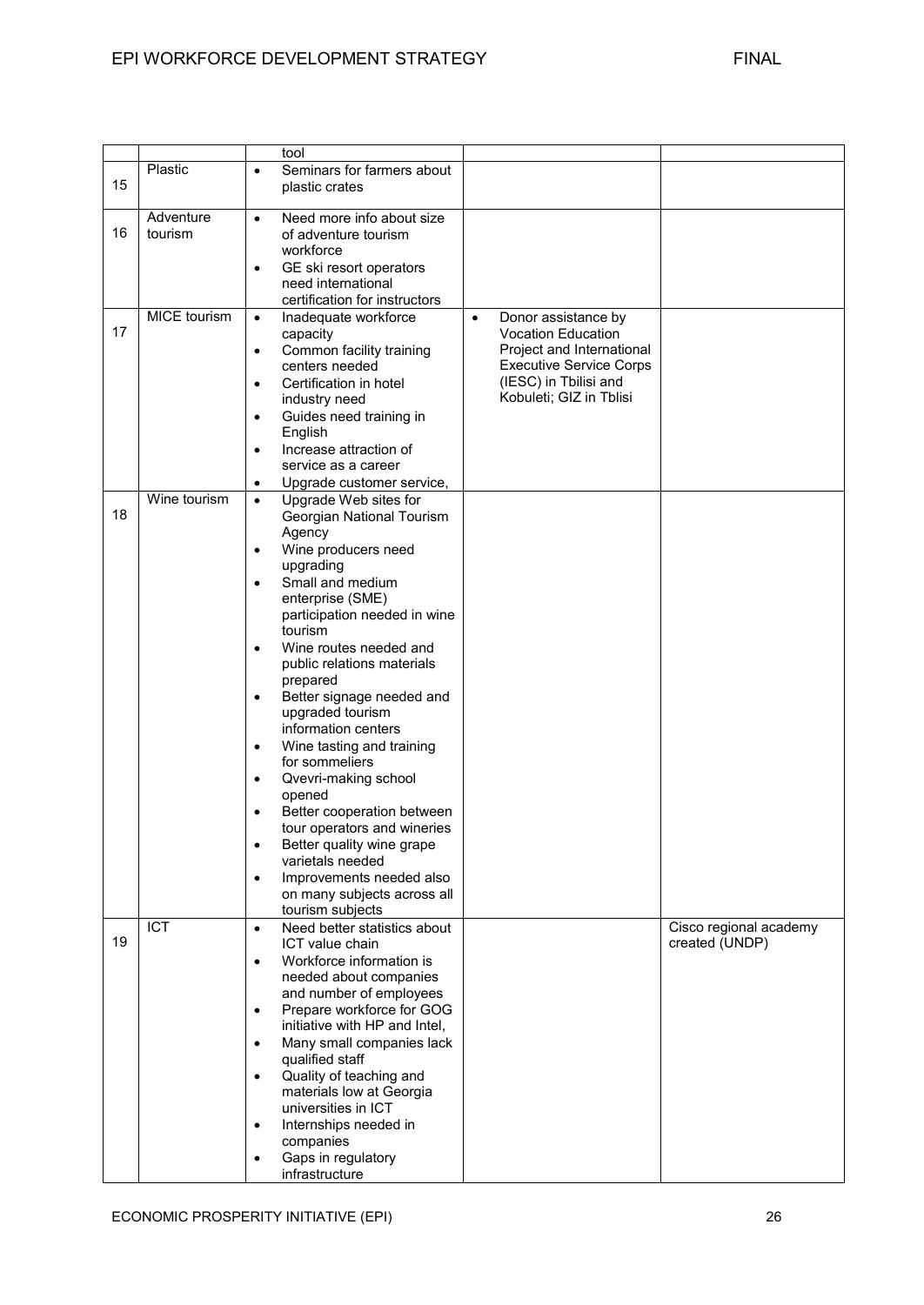| | | | | |
|---|---|---|---|---|
| | | tool | | |
| 15 | Plastic | • Seminars for farmers about plastic crates | | |
| 16 | Adventure tourism | • Need more info about size of adventure tourism workforce<br>• GE ski resort operators need international certification for instructors | | |
| 17 | MICE tourism | • Inadequate workforce capacity<br>• Common facility training centers needed<br>• Certification in hotel industry need<br>• Guides need training in English<br>• Increase attraction of service as a career<br>• Upgrade customer service, | • Donor assistance by Vocation Education Project and International Executive Service Corps (IESC) in Tbilisi and Kobuleti; GIZ in Tblisi | |
| 18 | Wine tourism | • Upgrade Web sites for Georgian National Tourism Agency<br>• Wine producers need upgrading<br>• Small and medium enterprise (SME) participation needed in wine tourism<br>• Wine routes needed and public relations materials prepared<br>• Better signage needed and upgraded tourism information centers<br>• Wine tasting and training for sommeliers<br>• Qvevri-making school opened<br>• Better cooperation between tour operators and wineries<br>• Better quality wine grape varietals needed<br>• Improvements needed also on many subjects across all tourism subjects | | |
| 19 | ICT | • Need better statistics about ICT value chain<br>• Workforce information is needed about companies and number of employees<br>• Prepare workforce for GOG initiative with HP and Intel,<br>• Many small companies lack qualified staff<br>• Quality of teaching and materials low at Georgia universities in ICT<br>• Internships needed in companies<br>• Gaps in regulatory infrastructure | | Cisco regional academy created (UNDP) |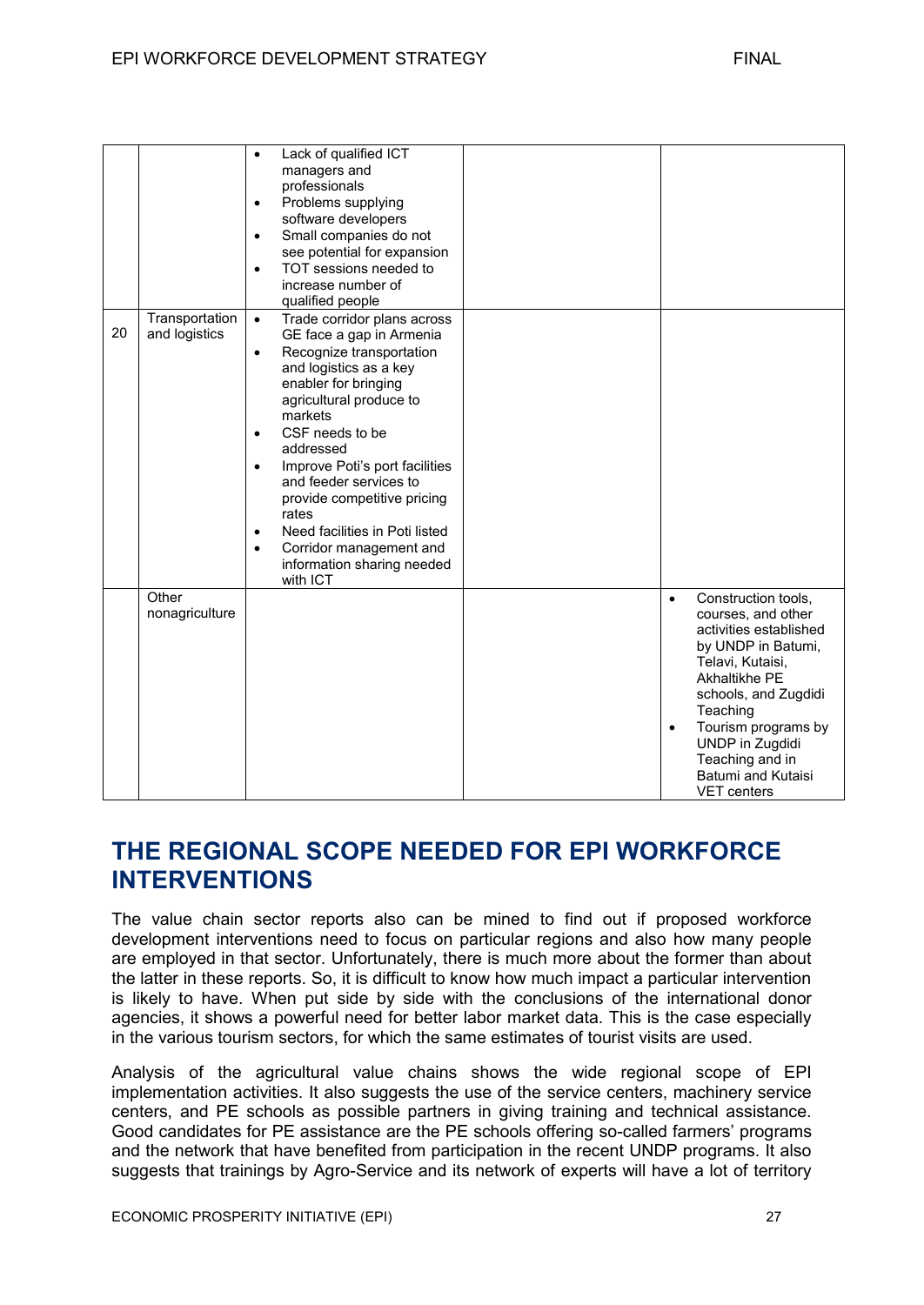| | | | | |
|---|---|---|---|---|
| | | • Lack of qualified ICT managers and professionals<br>• Problems supplying software developers<br>• Small companies do not see potential for expansion<br>• TOT sessions needed to increase number of qualified people | | |
| 20 | Transportation and logistics | • Trade corridor plans across GE face a gap in Armenia<br>• Recognize transportation and logistics as a key enabler for bringing agricultural produce to markets<br>• CSF needs to be addressed<br>• Improve Poti's port facilities and feeder services to provide competitive pricing rates<br>• Need facilities in Poti listed<br>• Corridor management and information sharing needed with ICT | | |
| | Other nonagriculture | | | • Construction tools, courses, and other activities established by UNDP in Batumi, Telavi, Kutaisi, Akhaltikhe PE schools, and Zugdidi Teaching<br>• Tourism programs by UNDP in Zugdidi Teaching and in Batumi and Kutaisi VET centers |

## THE REGIONAL SCOPE NEEDED FOR EPI WORKFORCE INTERVENTIONS

The value chain sector reports also can be mined to find out if proposed workforce development interventions need to focus on particular regions and also how many people are employed in that sector. Unfortunately, there is much more about the former than about the latter in these reports. So, it is difficult to know how much impact a particular intervention is likely to have. When put side by side with the conclusions of the international donor agencies, it shows a powerful need for better labor market data. This is the case especially in the various tourism sectors, for which the same estimates of tourist visits are used.

Analysis of the agricultural value chains shows the wide regional scope of EPI implementation activities. It also suggests the use of the service centers, machinery service centers, and PE schools as possible partners in giving training and technical assistance. Good candidates for PE assistance are the PE schools offering so-called farmers' programs and the network that have benefited from participation in the recent UNDP programs. It also suggests that trainings by Agro-Service and its network of experts will have a lot of territory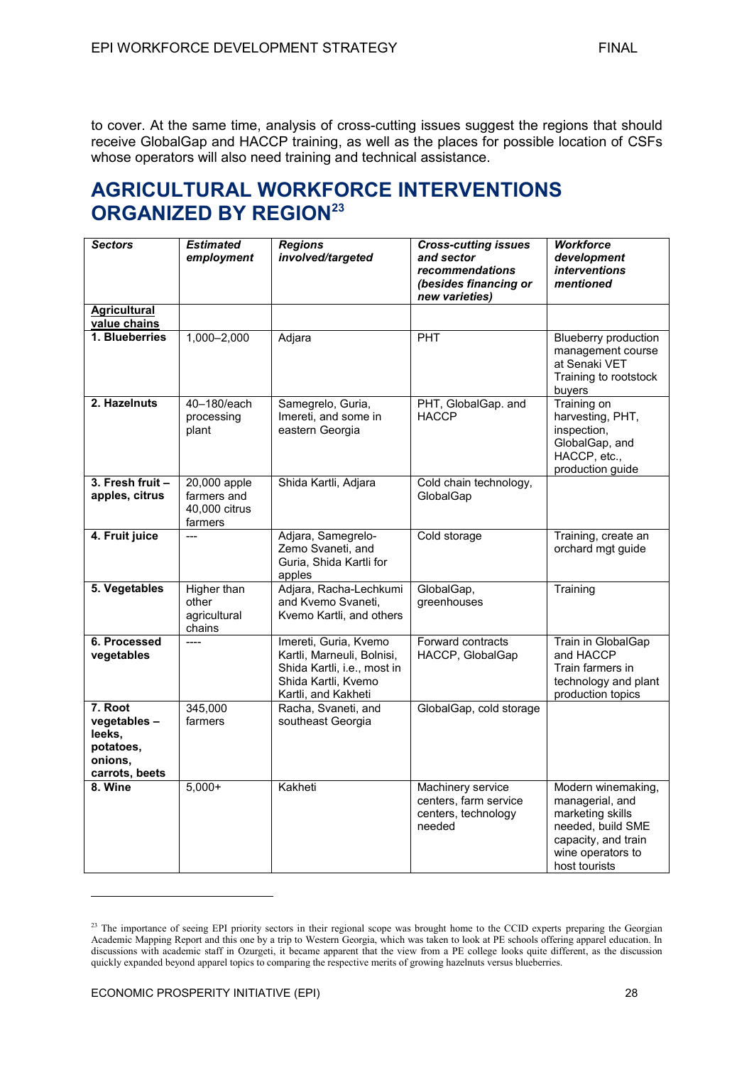to cover. At the same time, analysis of cross-cutting issues suggest the regions that should receive GlobalGap and HACCP training, as well as the places for possible location of CSFs whose operators will also need training and technical assistance.

## AGRICULTURAL WORKFORCE INTERVENTIONS ORGANIZED BY REGION[23]

| ***Sectors*** | ***Estimated employment*** | ***Regions involved/targeted*** | ***Cross-cutting issues and sector recommendations (besides financing or new varieties)*** | ***Workforce development interventions mentioned*** |
|---|---|---|---|---|
| **Agricultural value chains** | | | | |
| **1. Blueberries** | 1,000–2,000 | Adjara | PHT | Blueberry production management course at Senaki VET<br>Training to rootstock buyers |
| **2. Hazelnuts** | 40–180/each processing plant | Samegrelo, Guria, Imereti, and some in eastern Georgia | PHT, GlobalGap. and HACCP | Training on harvesting, PHT, inspection, GlobalGap, and HACCP, etc., production guide |
| **3. Fresh fruit – apples, citrus** | 20,000 apple farmers and 40,000 citrus farmers | Shida Kartli, Adjara | Cold chain technology, GlobalGap | |
| **4. Fruit juice** | --- | Adjara, Samegrelo-Zemo Svaneti, and Guria, Shida Kartli for apples | Cold storage | Training, create an orchard mgt guide |
| **5. Vegetables** | Higher than other agricultural chains | Adjara, Racha-Lechkumi and Kvemo Svaneti, Kvemo Kartli, and others | GlobalGap, greenhouses | Training |
| **6. Processed vegetables** | ---- | Imereti, Guria, Kvemo Kartli, Marneuli, Bolnisi, Shida Kartli, i.e., most in Shida Kartli, Kvemo Kartli, and Kakheti | Forward contracts HACCP, GlobalGap | Train in GlobalGap and HACCP<br>Train farmers in technology and plant production topics |
| **7. Root vegetables – leeks, potatoes, onions, carrots, beets** | 345,000 farmers | Racha, Svaneti, and southeast Georgia | GlobalGap, cold storage | |
| **8. Wine** | 5,000+ | Kakheti | Machinery service centers, farm service centers, technology needed | Modern winemaking, managerial, and marketing skills needed, build SME capacity, and train wine operators to host tourists |

[23] The importance of seeing EPI priority sectors in their regional scope was brought home to the CCID experts preparing the Georgian Academic Mapping Report and this one by a trip to Western Georgia, which was taken to look at PE schools offering apparel education. In discussions with academic staff in Ozurgeti, it became apparent that the view from a PE college looks quite different, as the discussion quickly expanded beyond apparel topics to comparing the respective merits of growing hazelnuts versus blueberries.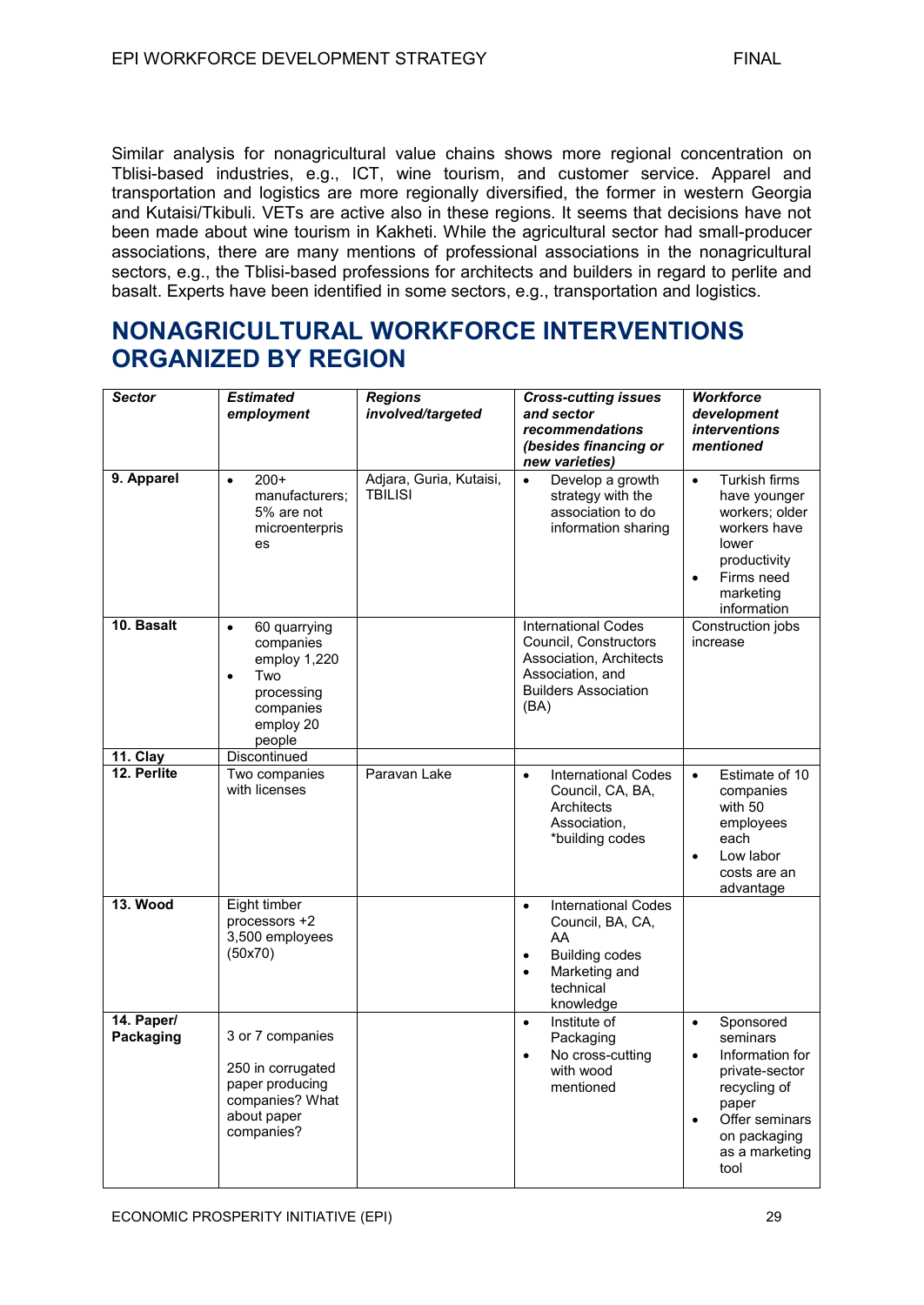Similar analysis for nonagricultural value chains shows more regional concentration on Tblisi-based industries, e.g., ICT, wine tourism, and customer service. Apparel and transportation and logistics are more regionally diversified, the former in western Georgia and Kutaisi/Tkibuli. VETs are active also in these regions. It seems that decisions have not been made about wine tourism in Kakheti. While the agricultural sector had small-producer associations, there are many mentions of professional associations in the nonagricultural sectors, e.g., the Tblisi-based professions for architects and builders in regard to perlite and basalt. Experts have been identified in some sectors, e.g., transportation and logistics.

## NONAGRICULTURAL WORKFORCE INTERVENTIONS ORGANIZED BY REGION

| ***Sector*** | ***Estimated employment*** | ***Regions involved/targeted*** | ***Cross-cutting issues and sector recommendations (besides financing or new varieties)*** | ***Workforce development interventions mentioned*** |
|---|---|---|---|---|
| **9. Apparel** | • 200+ manufacturers; 5% are not microenterprises | Adjara, Guria, Kutaisi, TBILISI | • Develop a growth strategy with the association to do information sharing | • Turkish firms have younger workers; older workers have lower productivity<br>• Firms need marketing information |
| **10. Basalt** | • 60 quarrying companies employ 1,220<br>• Two processing companies employ 20 people | | International Codes Council, Constructors Association, Architects Association, and Builders Association (BA) | Construction jobs increase |
| **11. Clay** | Discontinued | | | |
| **12. Perlite** | Two companies with licenses | Paravan Lake | • International Codes Council, CA, BA, Architects Association, *building codes | • Estimate of 10 companies with 50 employees each<br>• Low labor costs are an advantage |
| **13. Wood** | Eight timber processors +2 3,500 employees (50x70) | | • International Codes Council, BA, CA, AA<br>• Building codes<br>• Marketing and technical knowledge | |
| **14. Paper/ Packaging** | 3 or 7 companies<br><br>250 in corrugated paper producing companies? What about paper companies? | | • Institute of Packaging<br>• No cross-cutting with wood mentioned | • Sponsored seminars<br>• Information for private-sector recycling of paper<br>• Offer seminars on packaging as a marketing tool |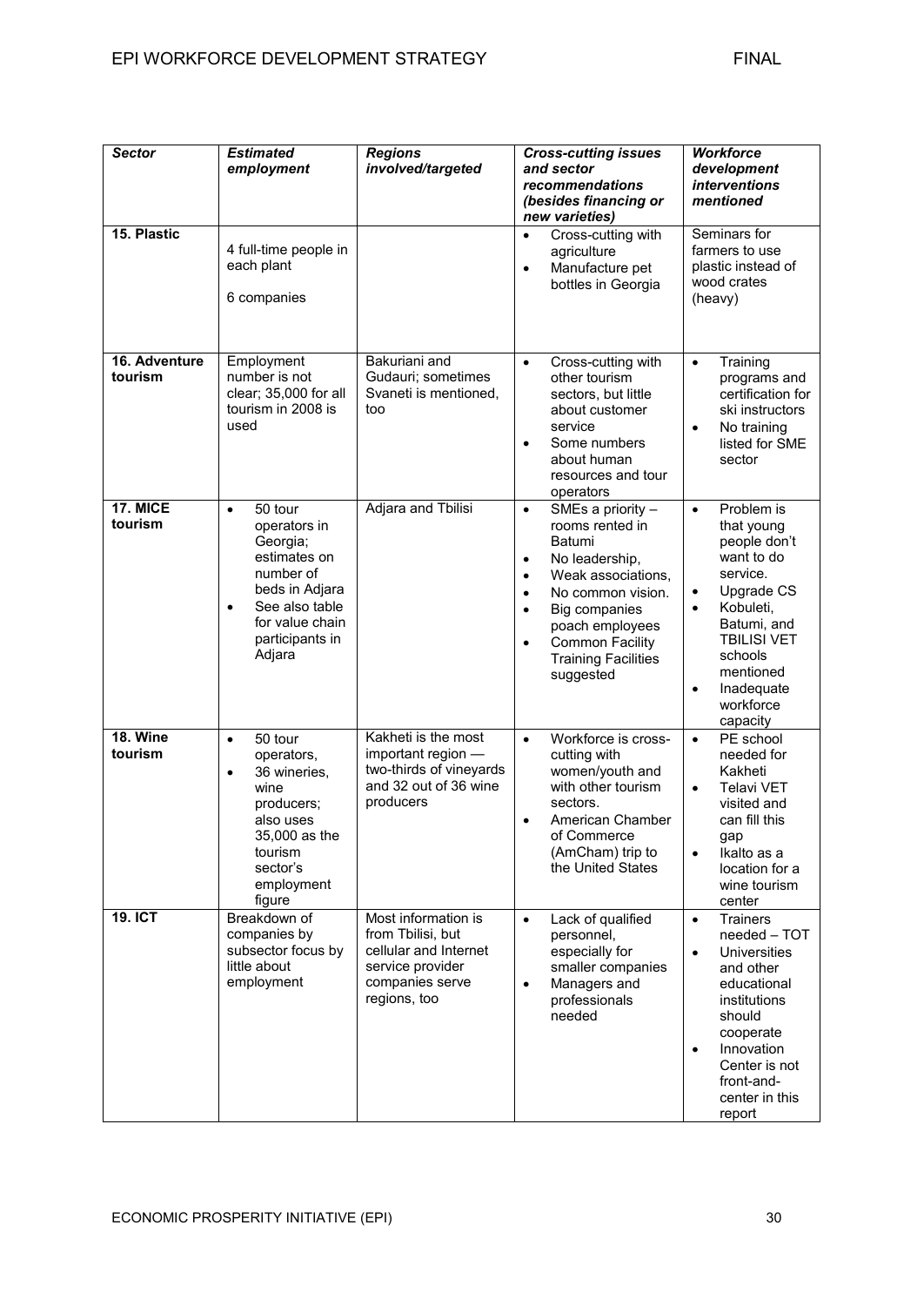| *Sector* | *Estimated employment* | *Regions involved/targeted* | *Cross-cutting issues and sector recommendations (besides financing or new varieties)* | *Workforce development interventions mentioned* |
|---|---|---|---|---|
| **15. Plastic** | 4 full-time people in each plant<br><br>6 companies | | • Cross-cutting with agriculture<br>• Manufacture pet bottles in Georgia | Seminars for farmers to use plastic instead of wood crates (heavy) |
| **16. Adventure tourism** | Employment number is not clear; 35,000 for all tourism in 2008 is used | Bakuriani and Gudauri; sometimes Svaneti is mentioned, too | • Cross-cutting with other tourism sectors, but little about customer service<br>• Some numbers about human resources and tour operators | • Training programs and certification for ski instructors<br>• No training listed for SME sector |
| **17. MICE tourism** | • 50 tour operators in Georgia; estimates on number of beds in Adjara<br>• See also table for value chain participants in Adjara | Adjara and Tbilisi | • SMEs a priority – rooms rented in Batumi<br>• No leadership,<br>• Weak associations,<br>• No common vision.<br>• Big companies poach employees<br>• Common Facility Training Facilities suggested | • Problem is that young people don't want to do service.<br>• Upgrade CS<br>• Kobuleti, Batumi, and TBILISI VET schools mentioned<br>• Inadequate workforce capacity |
| **18. Wine tourism** | • 50 tour operators,<br>• 36 wineries, wine producers; also uses 35,000 as the tourism sector's employment figure | Kakheti is the most important region — two-thirds of vineyards and 32 out of 36 wine producers | • Workforce is cross-cutting with women/youth and with other tourism sectors.<br>• American Chamber of Commerce (AmCham) trip to the United States | • PE school needed for Kakheti<br>• Telavi VET visited and can fill this gap<br>• Ikalto as a location for a wine tourism center |
| **19. ICT** | Breakdown of companies by subsector focus by little about employment | Most information is from Tbilisi, but cellular and Internet service provider companies serve regions, too | • Lack of qualified personnel, especially for smaller companies<br>• Managers and professionals needed | • Trainers needed – TOT<br>• Universities and other educational institutions should cooperate<br>• Innovation Center is not front-and-center in this report |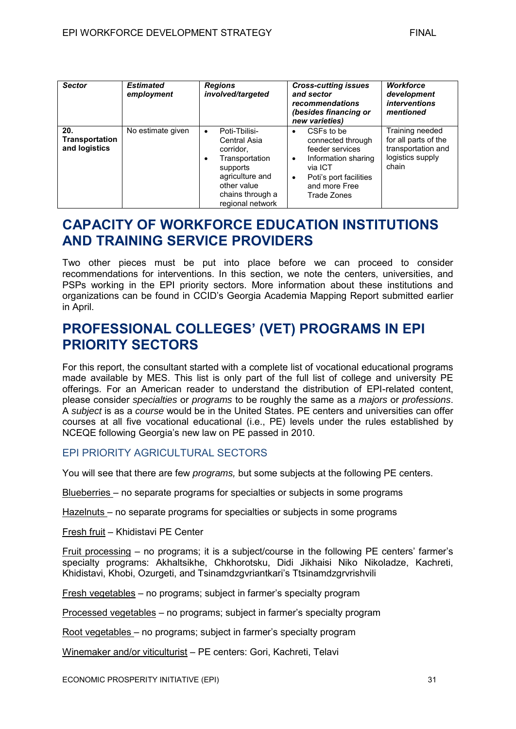| *Sector* | *Estimated employment* | *Regions involved/targeted* | *Cross-cutting issues and sector recommendations (besides financing or new varieties)* | *Workforce development interventions mentioned* |
|---|---|---|---|---|
| **20. Transportation and logistics** | No estimate given | • Poti-Tbilisi-Central Asia corridor, <br>• Transportation supports agriculture and other value chains through a regional network | • CSFs to be connected through feeder services <br>• Information sharing via ICT <br>• Poti's port facilities and more Free Trade Zones | Training needed for all parts of the transportation and logistics supply chain |

# CAPACITY OF WORKFORCE EDUCATION INSTITUTIONS AND TRAINING SERVICE PROVIDERS

Two other pieces must be put into place before we can proceed to consider recommendations for interventions. In this section, we note the centers, universities, and PSPs working in the EPI priority sectors. More information about these institutions and organizations can be found in CCID's Georgia Academia Mapping Report submitted earlier in April.

# PROFESSIONAL COLLEGES' (VET) PROGRAMS IN EPI PRIORITY SECTORS

For this report, the consultant started with a complete list of vocational educational programs made available by MES. This list is only part of the full list of college and university PE offerings. For an American reader to understand the distribution of EPI-related content, please consider *specialties* or *programs* to be roughly the same as a *majors* or *professions*. A *subject* is as a *course* would be in the United States. PE centers and universities can offer courses at all five vocational educational (i.e., PE) levels under the rules established by NCEQE following Georgia's new law on PE passed in 2010.

## EPI PRIORITY AGRICULTURAL SECTORS

You will see that there are few *programs,* but some subjects at the following PE centers.

<u>Blueberries</u> – no separate programs for specialties or subjects in some programs

<u>Hazelnuts</u> – no separate programs for specialties or subjects in some programs

<u>Fresh fruit</u> – Khidistavi PE Center

<u>Fruit processing</u> – no programs; it is a subject/course in the following PE centers' farmer's specialty programs: Akhaltsikhe, Chkhorotsku, Didi Jikhaisi Niko Nikoladze, Kachreti, Khidistavi, Khobi, Ozurgeti, and Tsinamdzgvriantkari's Ttsinamdzgrvrishvili

<u>Fresh vegetables</u> – no programs; subject in farmer's specialty program

<u>Processed vegetables</u> – no programs; subject in farmer's specialty program

<u>Root vegetables</u> – no programs; subject in farmer's specialty program

<u>Winemaker and/or viticulturist</u> – PE centers: Gori, Kachreti, Telavi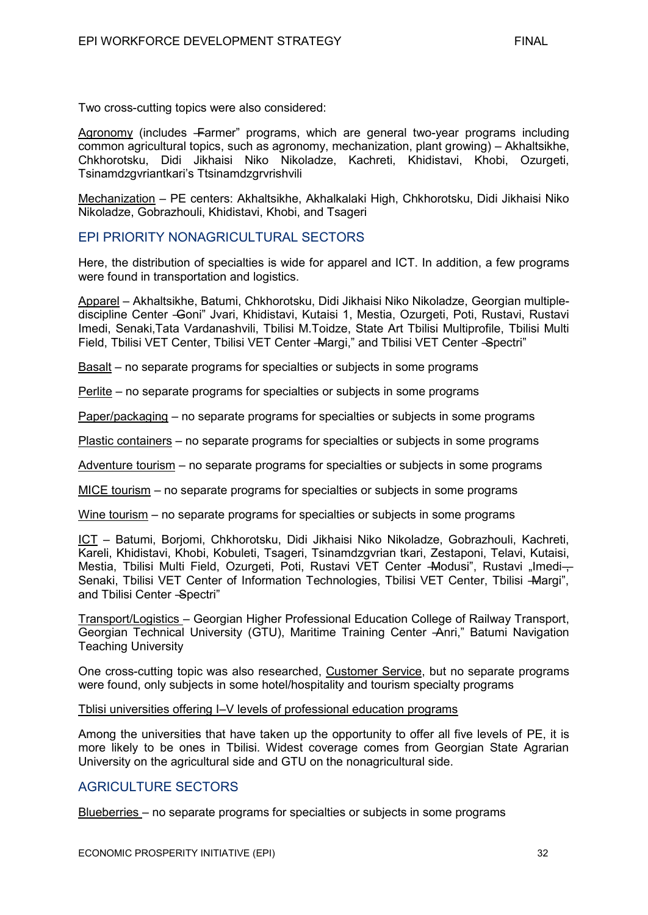Two cross-cutting topics were also considered:

Agronomy (includes ―Farmer" programs, which are general two-year programs including common agricultural topics, such as agronomy, mechanization, plant growing) – Akhaltsikhe, Chkhorotsku, Didi Jikhaisi Niko Nikoladze, Kachreti, Khidistavi, Khobi, Ozurgeti, Tsinamdzgvriantkari's Ttsinamdzgrvrishvili

Mechanization – PE centers: Akhaltsikhe, Akhalkalaki High, Chkhorotsku, Didi Jikhaisi Niko Nikoladze, Gobrazhouli, Khidistavi, Khobi, and Tsageri

## EPI PRIORITY NONAGRICULTURAL SECTORS

Here, the distribution of specialties is wide for apparel and ICT. In addition, a few programs were found in transportation and logistics.

Apparel – Akhaltsikhe, Batumi, Chkhorotsku, Didi Jikhaisi Niko Nikoladze, Georgian multiple-discipline Center ―Goni" Jvari, Khidistavi, Kutaisi 1, Mestia, Ozurgeti, Poti, Rustavi, Rustavi Imedi, Senaki,Tata Vardanashvili, Tbilisi M.Toidze, State Art Tbilisi Multiprofile, Tbilisi Multi Field, Tbilisi VET Center, Tbilisi VET Center ―Margi," and Tbilisi VET Center ―Spectri"

Basalt – no separate programs for specialties or subjects in some programs

Perlite – no separate programs for specialties or subjects in some programs

Paper/packaging – no separate programs for specialties or subjects in some programs

Plastic containers – no separate programs for specialties or subjects in some programs

Adventure tourism – no separate programs for specialties or subjects in some programs

MICE tourism – no separate programs for specialties or subjects in some programs

Wine tourism – no separate programs for specialties or subjects in some programs

ICT – Batumi, Borjomi, Chkhorotsku, Didi Jikhaisi Niko Nikoladze, Gobrazhouli, Kachreti, Kareli, Khidistavi, Khobi, Kobuleti, Tsageri, Tsinamdzgvrian tkari, Zestaponi, Telavi, Kutaisi, Mestia, Tbilisi Multi Field, Ozurgeti, Poti, Rustavi VET Center ―Modusi", Rustavi „Imedi―, Senaki, Tbilisi VET Center of Information Technologies, Tbilisi VET Center, Tbilisi ―Margi", and Tbilisi Center ―Spectri"

Transport/Logistics – Georgian Higher Professional Education College of Railway Transport, Georgian Technical University (GTU), Maritime Training Center ―Anri," Batumi Navigation Teaching University

One cross-cutting topic was also researched, Customer Service, but no separate programs were found, only subjects in some hotel/hospitality and tourism specialty programs

Tblisi universities offering I–V levels of professional education programs

Among the universities that have taken up the opportunity to offer all five levels of PE, it is more likely to be ones in Tbilisi. Widest coverage comes from Georgian State Agrarian University on the agricultural side and GTU on the nonagricultural side.

## AGRICULTURE SECTORS

Blueberries – no separate programs for specialties or subjects in some programs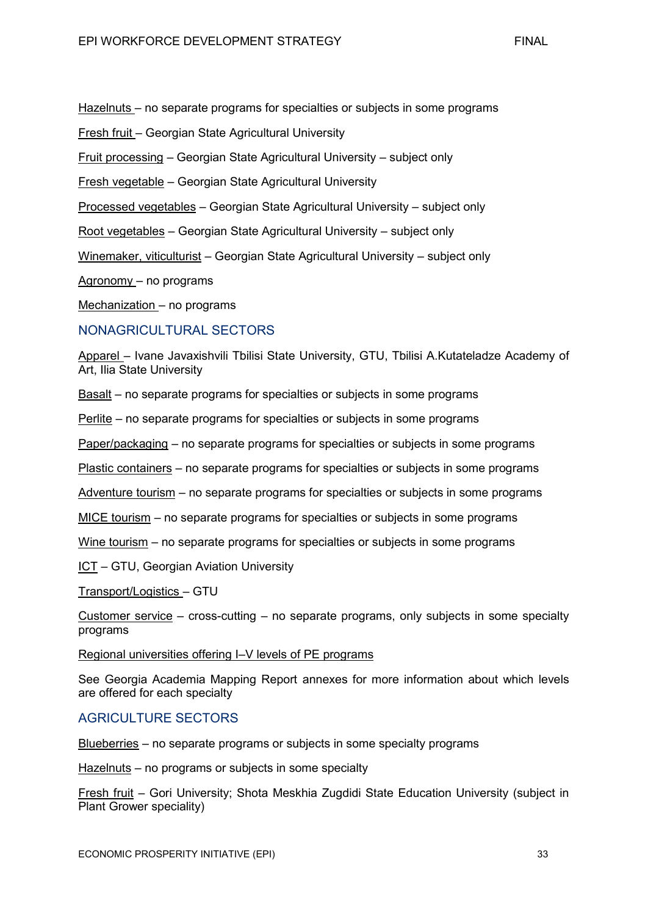Hazelnuts – no separate programs for specialties or subjects in some programs

Fresh fruit – Georgian State Agricultural University

Fruit processing – Georgian State Agricultural University – subject only

Fresh vegetable – Georgian State Agricultural University

Processed vegetables – Georgian State Agricultural University – subject only

Root vegetables – Georgian State Agricultural University – subject only

Winemaker, viticulturist – Georgian State Agricultural University – subject only

Agronomy – no programs

Mechanization – no programs

### NONAGRICULTURAL SECTORS

Apparel – Ivane Javaxishvili Tbilisi State University, GTU, Tbilisi A.Kutateladze Academy of Art, Ilia State University

Basalt – no separate programs for specialties or subjects in some programs

Perlite – no separate programs for specialties or subjects in some programs

Paper/packaging – no separate programs for specialties or subjects in some programs

Plastic containers – no separate programs for specialties or subjects in some programs

Adventure tourism – no separate programs for specialties or subjects in some programs

MICE tourism – no separate programs for specialties or subjects in some programs

Wine tourism – no separate programs for specialties or subjects in some programs

ICT – GTU, Georgian Aviation University

Transport/Logistics – GTU

Customer service – cross-cutting – no separate programs, only subjects in some specialty programs

Regional universities offering I–V levels of PE programs

See Georgia Academia Mapping Report annexes for more information about which levels are offered for each specialty

### AGRICULTURE SECTORS

Blueberries – no separate programs or subjects in some specialty programs

Hazelnuts – no programs or subjects in some specialty

Fresh fruit – Gori University; Shota Meskhia Zugdidi State Education University (subject in Plant Grower speciality)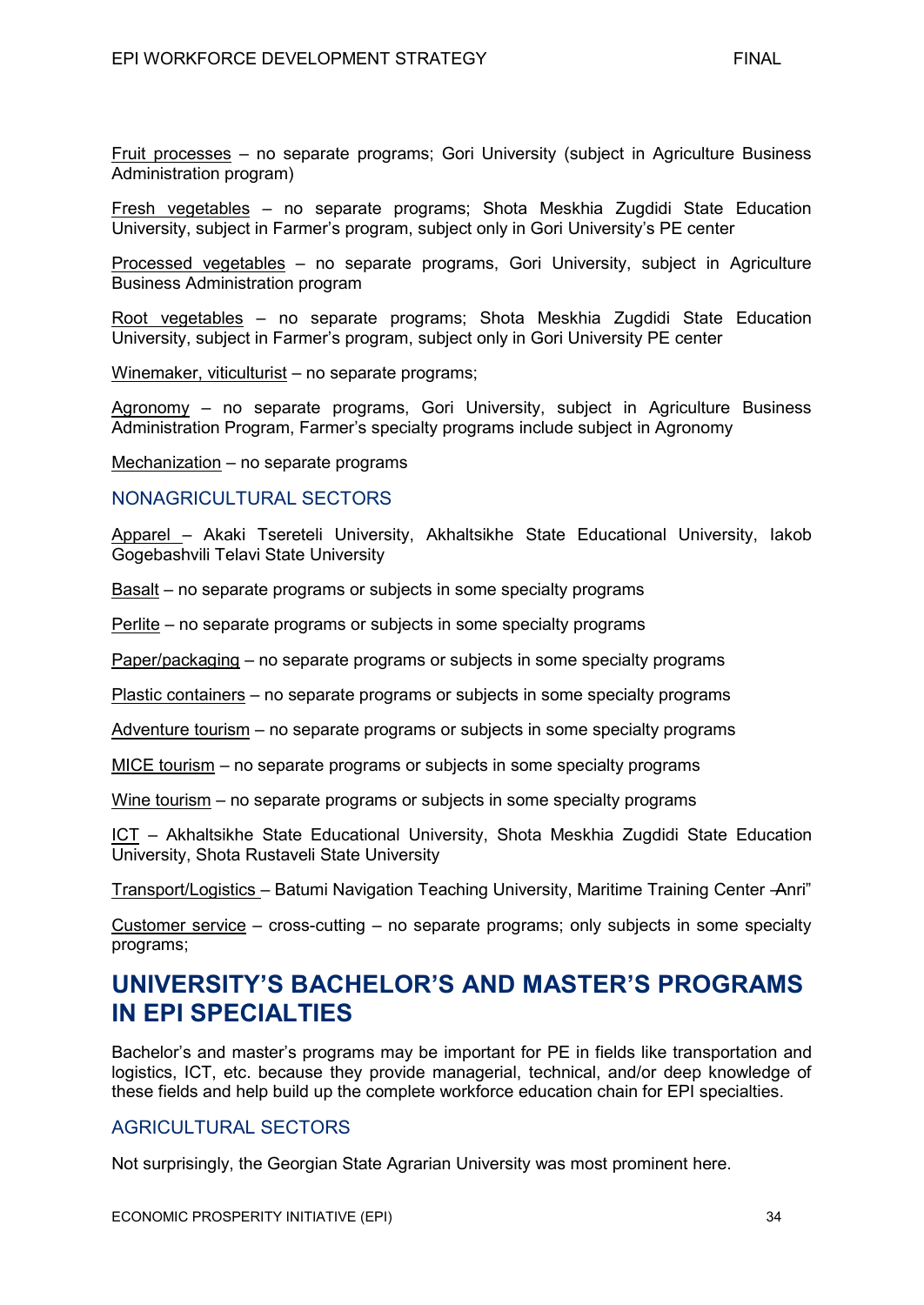Fruit processes – no separate programs; Gori University (subject in Agriculture Business Administration program)

Fresh vegetables – no separate programs; Shota Meskhia Zugdidi State Education University, subject in Farmer's program, subject only in Gori University's PE center

Processed vegetables – no separate programs, Gori University, subject in Agriculture Business Administration program

Root vegetables – no separate programs; Shota Meskhia Zugdidi State Education University, subject in Farmer's program, subject only in Gori University PE center

Winemaker, viticulturist – no separate programs;

Agronomy – no separate programs, Gori University, subject in Agriculture Business Administration Program, Farmer's specialty programs include subject in Agronomy

Mechanization – no separate programs

### NONAGRICULTURAL SECTORS

Apparel – Akaki Tsereteli University, Akhaltsikhe State Educational University, Iakob Gogebashvili Telavi State University

Basalt – no separate programs or subjects in some specialty programs

Perlite – no separate programs or subjects in some specialty programs

Paper/packaging – no separate programs or subjects in some specialty programs

Plastic containers – no separate programs or subjects in some specialty programs

Adventure tourism – no separate programs or subjects in some specialty programs

MICE tourism – no separate programs or subjects in some specialty programs

Wine tourism – no separate programs or subjects in some specialty programs

ICT – Akhaltsikhe State Educational University, Shota Meskhia Zugdidi State Education University, Shota Rustaveli State University

Transport/Logistics – Batumi Navigation Teaching University, Maritime Training Center –Anri"

Customer service – cross-cutting – no separate programs; only subjects in some specialty programs;

## UNIVERSITY'S BACHELOR'S AND MASTER'S PROGRAMS IN EPI SPECIALTIES

Bachelor's and master's programs may be important for PE in fields like transportation and logistics, ICT, etc. because they provide managerial, technical, and/or deep knowledge of these fields and help build up the complete workforce education chain for EPI specialties.

### AGRICULTURAL SECTORS

Not surprisingly, the Georgian State Agrarian University was most prominent here.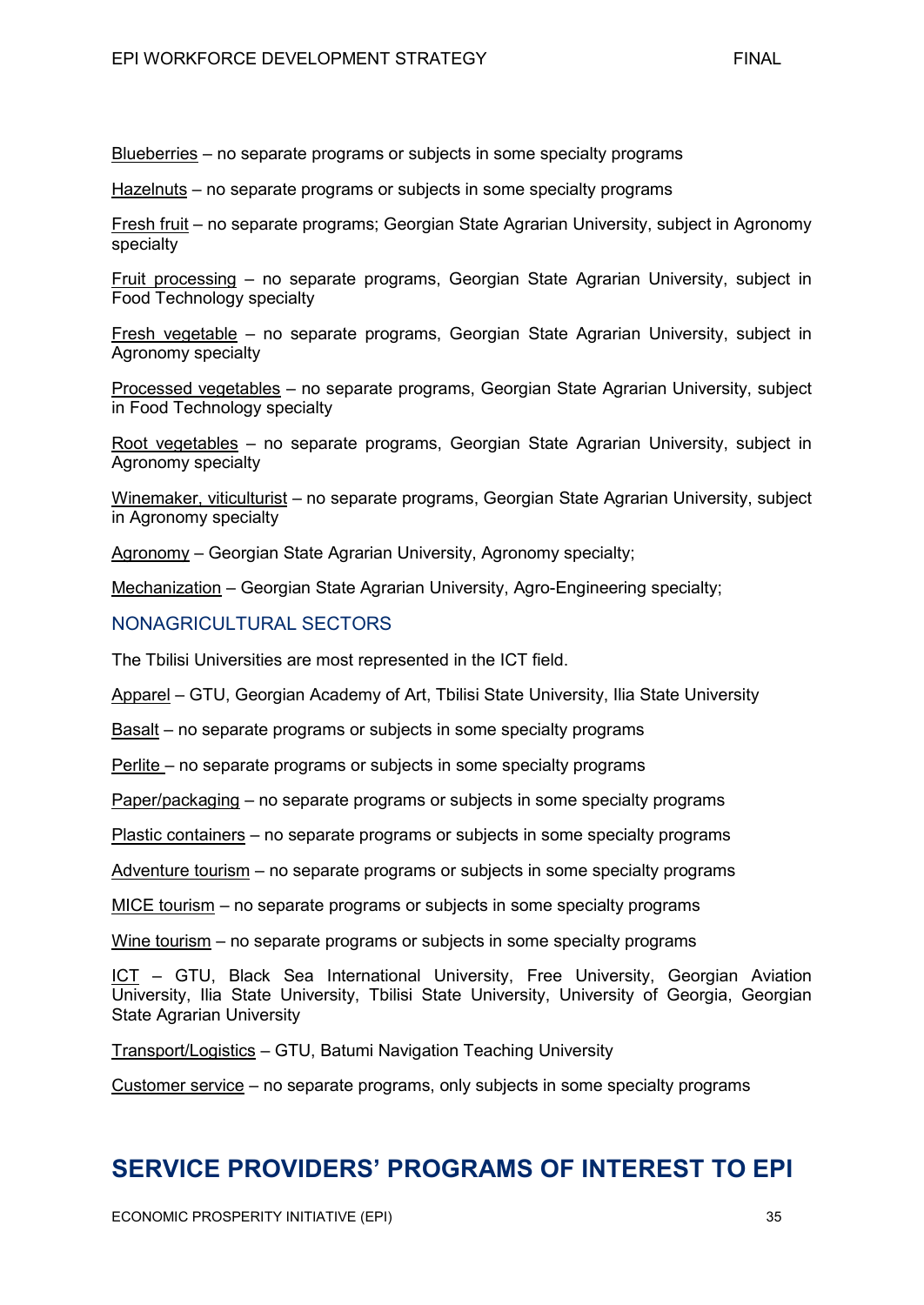Blueberries – no separate programs or subjects in some specialty programs

Hazelnuts – no separate programs or subjects in some specialty programs

Fresh fruit – no separate programs; Georgian State Agrarian University, subject in Agronomy specialty

Fruit processing – no separate programs, Georgian State Agrarian University, subject in Food Technology specialty

Fresh vegetable – no separate programs, Georgian State Agrarian University, subject in Agronomy specialty

Processed vegetables – no separate programs, Georgian State Agrarian University, subject in Food Technology specialty

Root vegetables – no separate programs, Georgian State Agrarian University, subject in Agronomy specialty

Winemaker, viticulturist – no separate programs, Georgian State Agrarian University, subject in Agronomy specialty

Agronomy – Georgian State Agrarian University, Agronomy specialty;

Mechanization – Georgian State Agrarian University, Agro-Engineering specialty;

### NONAGRICULTURAL SECTORS

The Tbilisi Universities are most represented in the ICT field.

Apparel – GTU, Georgian Academy of Art, Tbilisi State University, Ilia State University

Basalt – no separate programs or subjects in some specialty programs

Perlite – no separate programs or subjects in some specialty programs

Paper/packaging – no separate programs or subjects in some specialty programs

Plastic containers – no separate programs or subjects in some specialty programs

Adventure tourism – no separate programs or subjects in some specialty programs

MICE tourism – no separate programs or subjects in some specialty programs

Wine tourism – no separate programs or subjects in some specialty programs

ICT – GTU, Black Sea International University, Free University, Georgian Aviation University, Ilia State University, Tbilisi State University, University of Georgia, Georgian State Agrarian University

Transport/Logistics – GTU, Batumi Navigation Teaching University

Customer service – no separate programs, only subjects in some specialty programs

## SERVICE PROVIDERS' PROGRAMS OF INTEREST TO EPI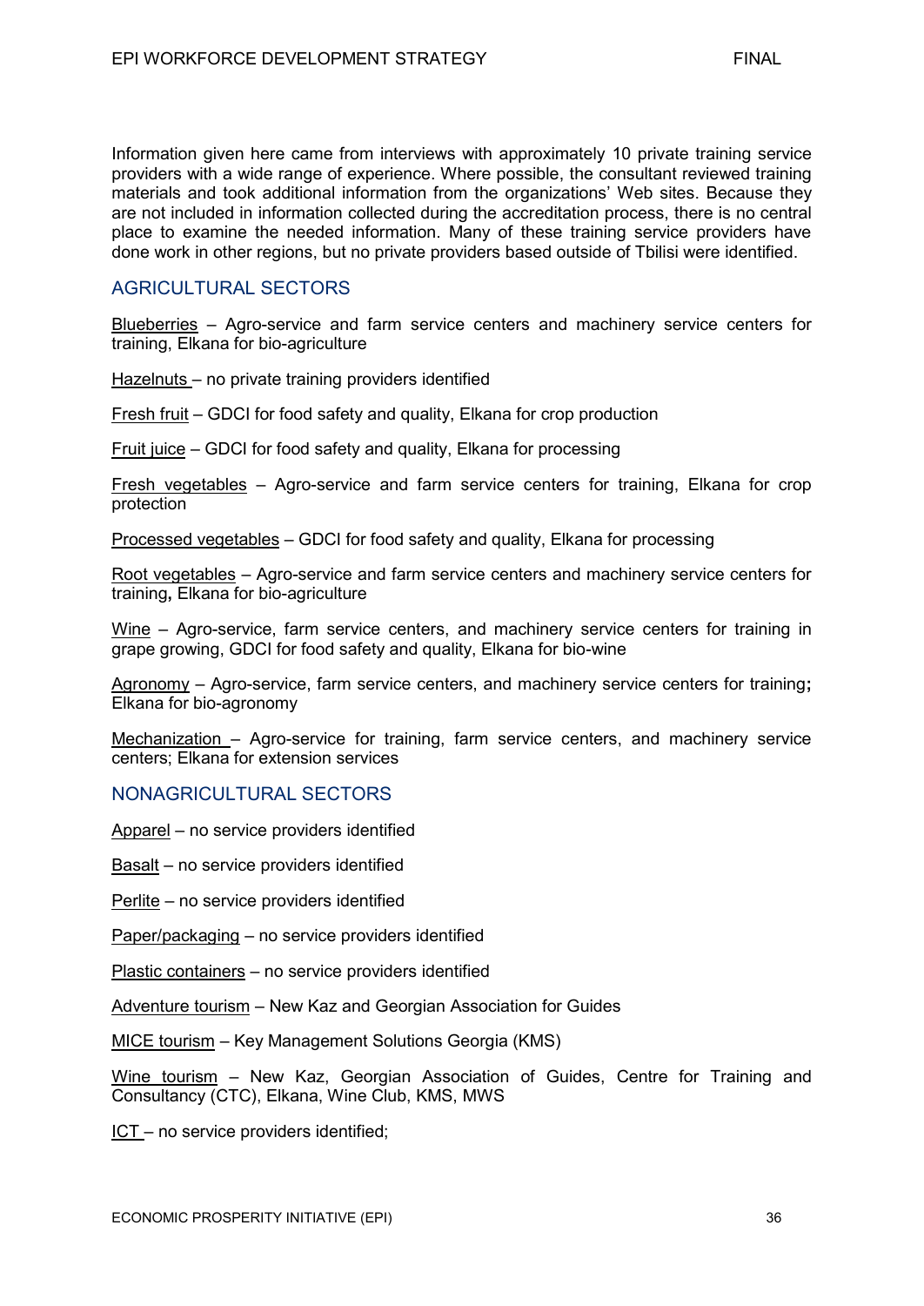Information given here came from interviews with approximately 10 private training service providers with a wide range of experience. Where possible, the consultant reviewed training materials and took additional information from the organizations' Web sites. Because they are not included in information collected during the accreditation process, there is no central place to examine the needed information. Many of these training service providers have done work in other regions, but no private providers based outside of Tbilisi were identified.

## AGRICULTURAL SECTORS

Blueberries – Agro-service and farm service centers and machinery service centers for training, Elkana for bio-agriculture

Hazelnuts – no private training providers identified

Fresh fruit – GDCI for food safety and quality, Elkana for crop production

Fruit juice – GDCI for food safety and quality, Elkana for processing

Fresh vegetables – Agro-service and farm service centers for training, Elkana for crop protection

Processed vegetables – GDCI for food safety and quality, Elkana for processing

Root vegetables – Agro-service and farm service centers and machinery service centers for training**,** Elkana for bio-agriculture

Wine – Agro-service, farm service centers, and machinery service centers for training in grape growing, GDCI for food safety and quality, Elkana for bio-wine

Agronomy – Agro-service, farm service centers, and machinery service centers for training**;** Elkana for bio-agronomy

Mechanization – Agro-service for training, farm service centers, and machinery service centers; Elkana for extension services

## NONAGRICULTURAL SECTORS

Apparel – no service providers identified

Basalt – no service providers identified

Perlite – no service providers identified

Paper/packaging – no service providers identified

Plastic containers – no service providers identified

Adventure tourism – New Kaz and Georgian Association for Guides

MICE tourism – Key Management Solutions Georgia (KMS)

Wine tourism – New Kaz, Georgian Association of Guides, Centre for Training and Consultancy (CTC), Elkana, Wine Club, KMS, MWS

ICT – no service providers identified;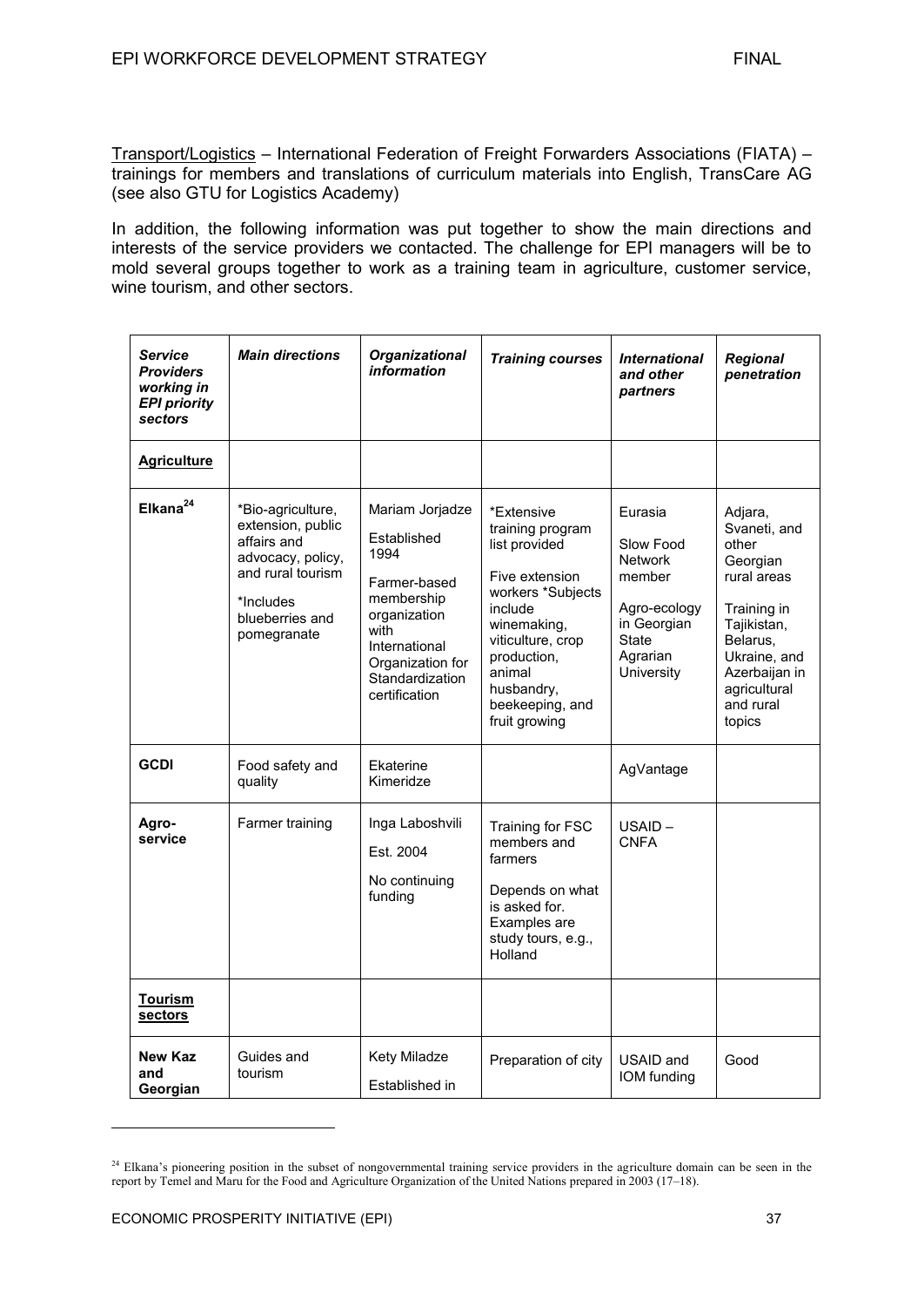Transport/Logistics – International Federation of Freight Forwarders Associations (FIATA) – trainings for members and translations of curriculum materials into English, TransCare AG (see also GTU for Logistics Academy)

In addition, the following information was put together to show the main directions and interests of the service providers we contacted. The challenge for EPI managers will be to mold several groups together to work as a training team in agriculture, customer service, wine tourism, and other sectors.

| *Service Providers working in EPI priority sectors* | *Main directions* | *Organizational information* | *Training courses* | *International and other partners* | *Regional penetration* |
|---|---|---|---|---|---|
| **Agriculture** | | | | | |
| **Elkana**[24] | *Bio-agriculture, extension, public affairs and advocacy, policy, and rural tourism *Includes blueberries and pomegranate | Mariam Jorjadze Established 1994 Farmer-based membership organization with International Organization for Standardization certification | *Extensive training program list provided Five extension workers *Subjects include winemaking, viticulture, crop production, animal husbandry, beekeeping, and fruit growing | Eurasia Slow Food Network member Agro-ecology in Georgian State Agrarian University | Adjara, Svaneti, and other Georgian rural areas Training in Tajikistan, Belarus, Ukraine, and Azerbaijan in agricultural and rural topics |
| **GCDI** | Food safety and quality | Ekaterine Kimeridze | | AgVantage | |
| **Agro-service** | Farmer training | Inga Laboshvili Est. 2004 No continuing funding | Training for FSC members and farmers Depends on what is asked for. Examples are study tours, e.g., Holland | USAID – CNFA | |
| **Tourism sectors** | | | | | |
| **New Kaz and Georgian** | Guides and tourism | Kety Miladze Established in | Preparation of city | USAID and IOM funding | Good |

[24] Elkana's pioneering position in the subset of nongovernmental training service providers in the agriculture domain can be seen in the report by Temel and Maru for the Food and Agriculture Organization of the United Nations prepared in 2003 (17–18).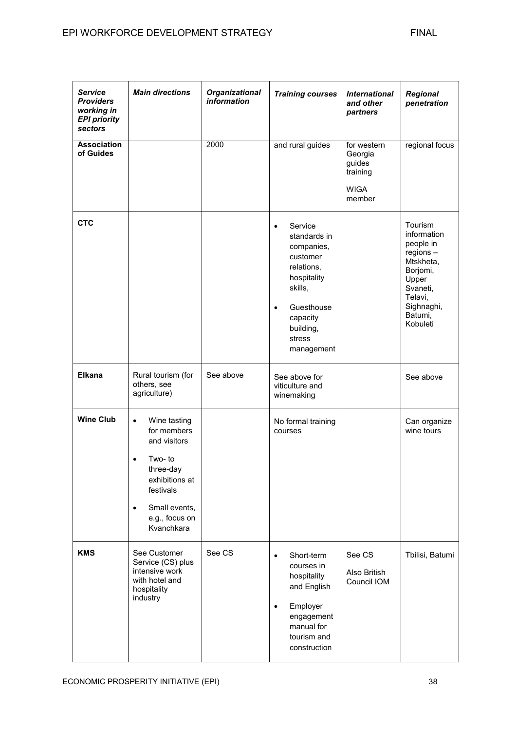| *Service Providers working in EPI priority sectors* | *Main directions* | *Organizational information* | *Training courses* | *International and other partners* | *Regional penetration* |
|---|---|---|---|---|---|
| **Association of Guides** | | 2000 | and rural guides | for western Georgia guides training<br><br>WIGA member | regional focus |
| **CTC** | | | • Service standards in companies, customer relations, hospitality skills,<br>• Guesthouse capacity building, stress management | | Tourism information people in regions – Mtskheta, Borjomi, Upper Svaneti, Telavi, Sighnaghi, Batumi, Kobuleti |
| **Elkana** | Rural tourism (for others, see agriculture) | See above | See above for viticulture and winemaking | | See above |
| **Wine Club** | • Wine tasting for members and visitors<br>• Two- to three-day exhibitions at festivals<br>• Small events, e.g., focus on Kvanchkara | | No formal training courses | | Can organize wine tours |
| **KMS** | See Customer Service (CS) plus intensive work with hotel and hospitality industry | See CS | • Short-term courses in hospitality and English<br>• Employer engagement manual for tourism and construction | See CS<br><br>Also British Council IOM | Tbilisi, Batumi |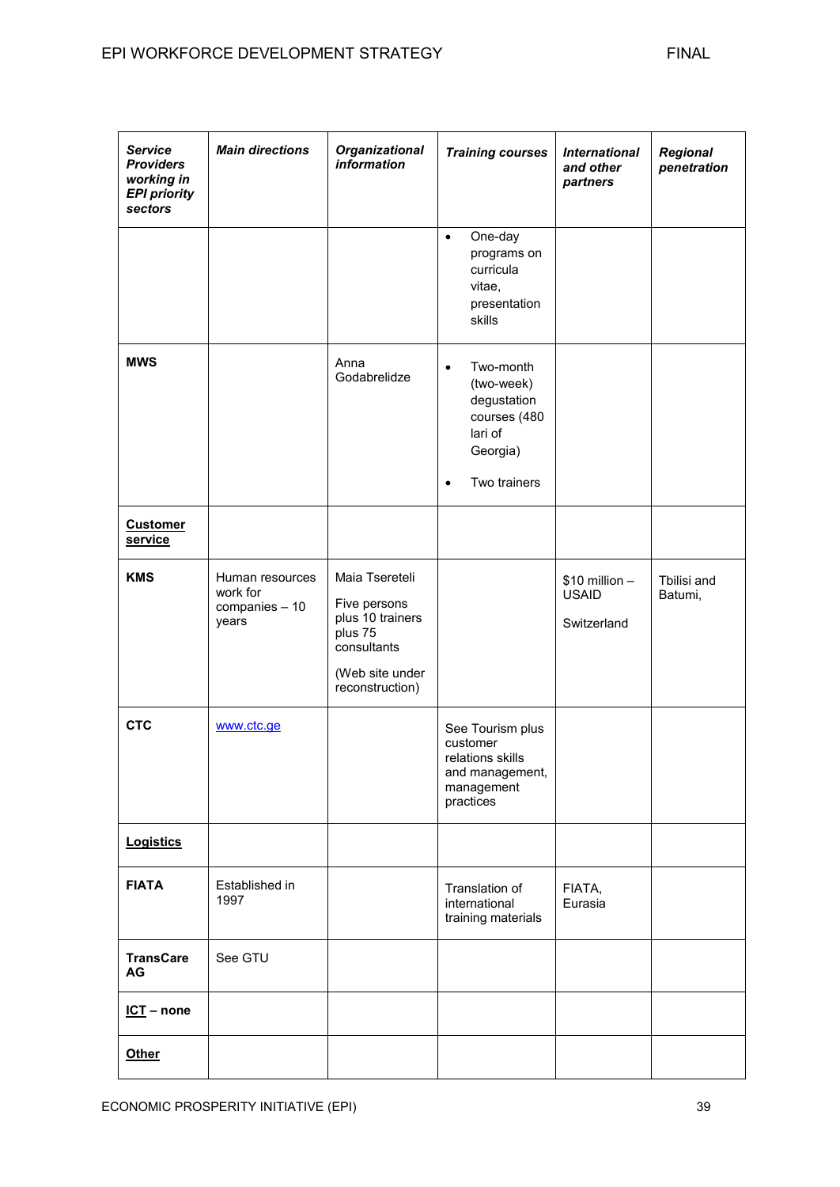| ***Service Providers working in EPI priority sectors*** | ***Main directions*** | ***Organizational information*** | ***Training courses*** | ***International and other partners*** | ***Regional penetration*** |
|---|---|---|---|---|---|
| | | | • One-day programs on curricula vitae, presentation skills | | |
| **MWS** | | Anna Godabrelidze | • Two-month (two-week) degustation courses (480 lari of Georgia)<br>• Two trainers | | |
| **Customer service** | | | | | |
| **KMS** | Human resources work for companies – 10 years | Maia Tsereteli<br>Five persons plus 10 trainers plus 75 consultants<br>(Web site under reconstruction) | | $10 million – USAID<br>Switzerland | Tbilisi and Batumi, |
| **CTC** | www.ctc.ge | | See Tourism plus customer relations skills and management, management practices | | |
| **Logistics** | | | | | |
| **FIATA** | Established in 1997 | | Translation of international training materials | FIATA, Eurasia | |
| **TransCare AG** | See GTU | | | | |
| **ICT – none** | | | | | |
| **Other** | | | | | |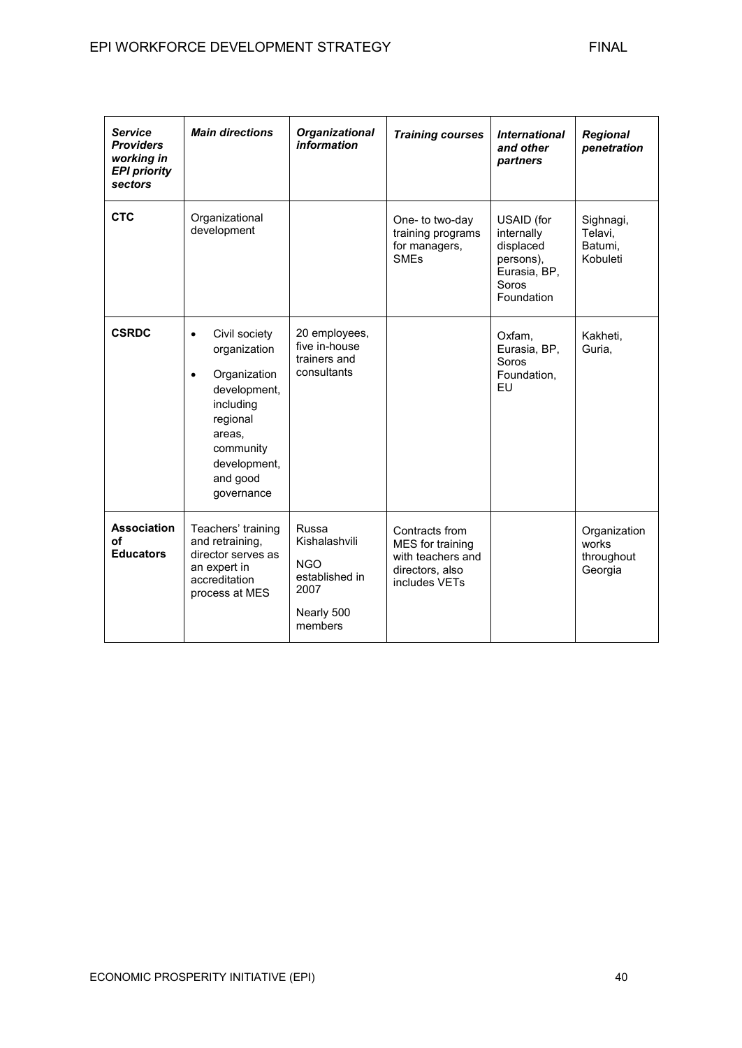| *Service Providers working in EPI priority sectors* | *Main directions* | *Organizational information* | *Training courses* | *International and other partners* | *Regional penetration* |
|---|---|---|---|---|---|
| **CTC** | Organizational development | | One- to two-day training programs for managers, SMEs | USAID (for internally displaced persons), Eurasia, BP, Soros Foundation | Sighnagi, Telavi, Batumi, Kobuleti |
| **CSRDC** | • Civil society organization<br>• Organization development, including regional areas, community development, and good governance | 20 employees, five in-house trainers and consultants | | Oxfam, Eurasia, BP, Soros Foundation, EU | Kakheti, Guria, |
| **Association of Educators** | Teachers' training and retraining, director serves as an expert in accreditation process at MES | Russa Kishalashvili<br><br>NGO established in 2007<br><br>Nearly 500 members | Contracts from MES for training with teachers and directors, also includes VETs | | Organization works throughout Georgia |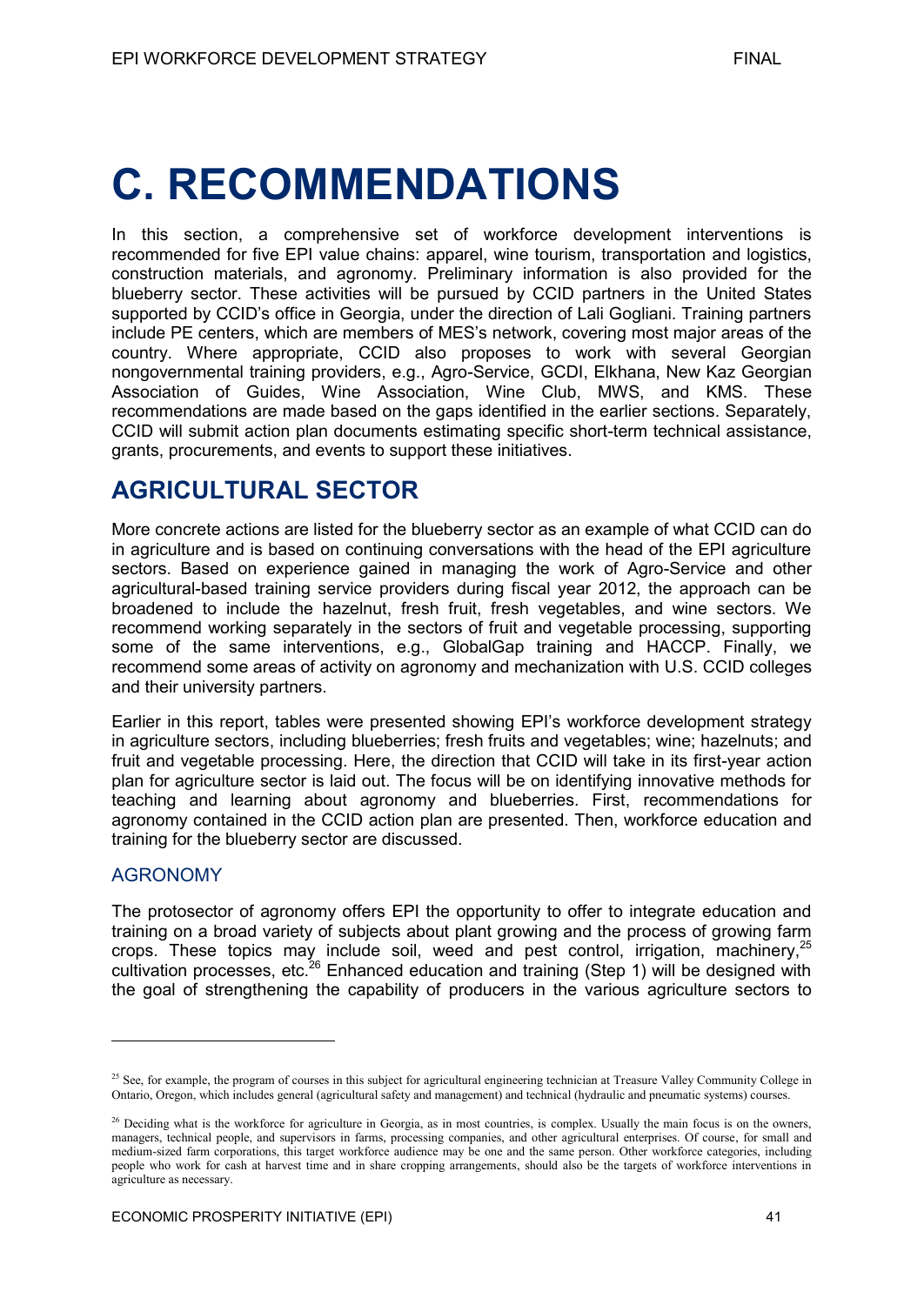# C. RECOMMENDATIONS

In this section, a comprehensive set of workforce development interventions is recommended for five EPI value chains: apparel, wine tourism, transportation and logistics, construction materials, and agronomy. Preliminary information is also provided for the blueberry sector. These activities will be pursued by CCID partners in the United States supported by CCID's office in Georgia, under the direction of Lali Gogliani. Training partners include PE centers, which are members of MES's network, covering most major areas of the country. Where appropriate, CCID also proposes to work with several Georgian nongovernmental training providers, e.g., Agro-Service, GCDI, Elkhana, New Kaz Georgian Association of Guides, Wine Association, Wine Club, MWS, and KMS. These recommendations are made based on the gaps identified in the earlier sections. Separately, CCID will submit action plan documents estimating specific short-term technical assistance, grants, procurements, and events to support these initiatives.

## AGRICULTURAL SECTOR

More concrete actions are listed for the blueberry sector as an example of what CCID can do in agriculture and is based on continuing conversations with the head of the EPI agriculture sectors. Based on experience gained in managing the work of Agro-Service and other agricultural-based training service providers during fiscal year 2012, the approach can be broadened to include the hazelnut, fresh fruit, fresh vegetables, and wine sectors. We recommend working separately in the sectors of fruit and vegetable processing, supporting some of the same interventions, e.g., GlobalGap training and HACCP. Finally, we recommend some areas of activity on agronomy and mechanization with U.S. CCID colleges and their university partners.

Earlier in this report, tables were presented showing EPI's workforce development strategy in agriculture sectors, including blueberries; fresh fruits and vegetables; wine; hazelnuts; and fruit and vegetable processing. Here, the direction that CCID will take in its first-year action plan for agriculture sector is laid out. The focus will be on identifying innovative methods for teaching and learning about agronomy and blueberries. First, recommendations for agronomy contained in the CCID action plan are presented. Then, workforce education and training for the blueberry sector are discussed.

### AGRONOMY

The protosector of agronomy offers EPI the opportunity to offer to integrate education and training on a broad variety of subjects about plant growing and the process of growing farm crops. These topics may include soil, weed and pest control, irrigation, machinery,[25] cultivation processes, etc.[26] Enhanced education and training (Step 1) will be designed with the goal of strengthening the capability of producers in the various agriculture sectors to

---

[25] See, for example, the program of courses in this subject for agricultural engineering technician at Treasure Valley Community College in Ontario, Oregon, which includes general (agricultural safety and management) and technical (hydraulic and pneumatic systems) courses.

[26] Deciding what is the workforce for agriculture in Georgia, as in most countries, is complex. Usually the main focus is on the owners, managers, technical people, and supervisors in farms, processing companies, and other agricultural enterprises. Of course, for small and medium-sized farm corporations, this target workforce audience may be one and the same person. Other workforce categories, including people who work for cash at harvest time and in share cropping arrangements, should also be the targets of workforce interventions in agriculture as necessary.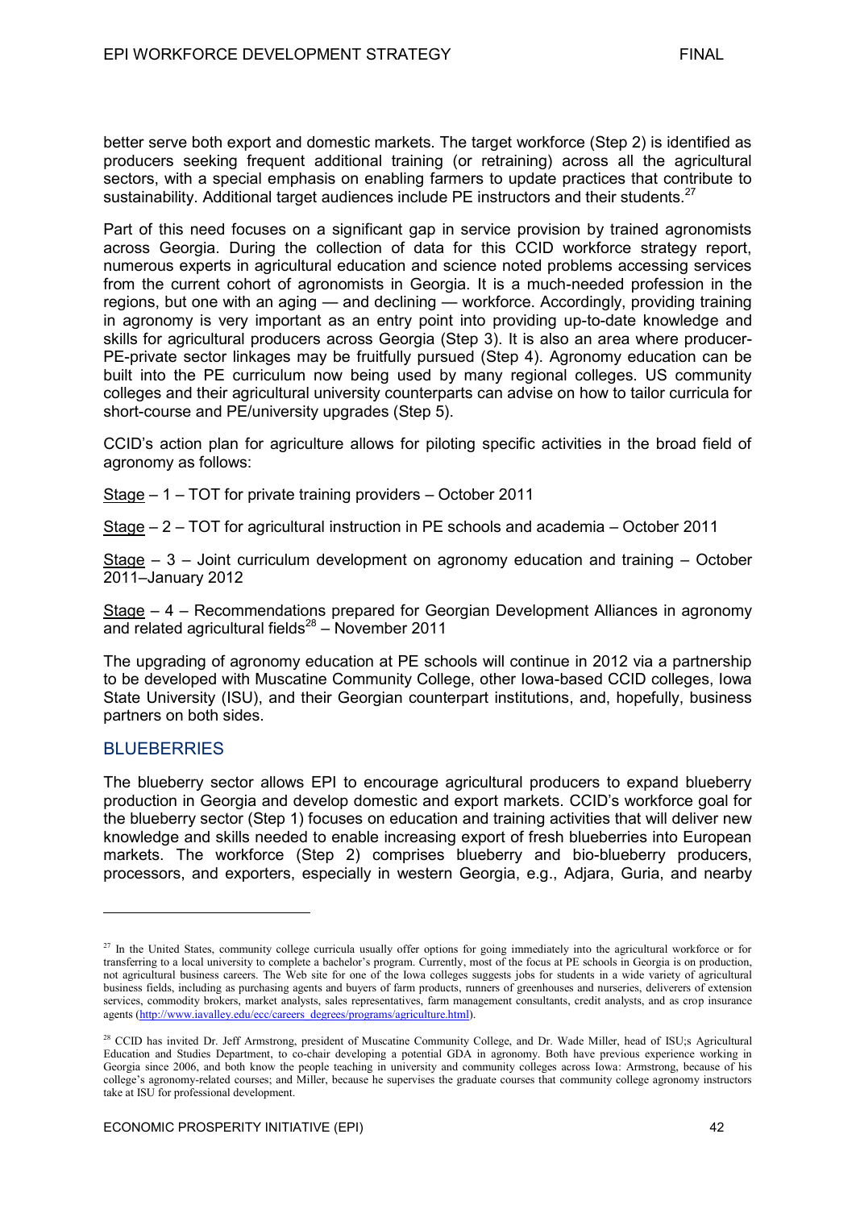better serve both export and domestic markets. The target workforce (Step 2) is identified as producers seeking frequent additional training (or retraining) across all the agricultural sectors, with a special emphasis on enabling farmers to update practices that contribute to sustainability. Additional target audiences include PE instructors and their students.[27]

Part of this need focuses on a significant gap in service provision by trained agronomists across Georgia. During the collection of data for this CCID workforce strategy report, numerous experts in agricultural education and science noted problems accessing services from the current cohort of agronomists in Georgia. It is a much-needed profession in the regions, but one with an aging — and declining — workforce. Accordingly, providing training in agronomy is very important as an entry point into providing up-to-date knowledge and skills for agricultural producers across Georgia (Step 3). It is also an area where producer-PE-private sector linkages may be fruitfully pursued (Step 4). Agronomy education can be built into the PE curriculum now being used by many regional colleges. US community colleges and their agricultural university counterparts can advise on how to tailor curricula for short-course and PE/university upgrades (Step 5).

CCID's action plan for agriculture allows for piloting specific activities in the broad field of agronomy as follows:

Stage – 1 – TOT for private training providers – October 2011

Stage – 2 – TOT for agricultural instruction in PE schools and academia – October 2011

Stage – 3 – Joint curriculum development on agronomy education and training – October 2011–January 2012

Stage – 4 – Recommendations prepared for Georgian Development Alliances in agronomy and related agricultural fields[28] – November 2011

The upgrading of agronomy education at PE schools will continue in 2012 via a partnership to be developed with Muscatine Community College, other Iowa-based CCID colleges, Iowa State University (ISU), and their Georgian counterpart institutions, and, hopefully, business partners on both sides.

## BLUEBERRIES

The blueberry sector allows EPI to encourage agricultural producers to expand blueberry production in Georgia and develop domestic and export markets. CCID's workforce goal for the blueberry sector (Step 1) focuses on education and training activities that will deliver new knowledge and skills needed to enable increasing export of fresh blueberries into European markets. The workforce (Step 2) comprises blueberry and bio-blueberry producers, processors, and exporters, especially in western Georgia, e.g., Adjara, Guria, and nearby

---

[27] In the United States, community college curricula usually offer options for going immediately into the agricultural workforce or for transferring to a local university to complete a bachelor's program. Currently, most of the focus at PE schools in Georgia is on production, not agricultural business careers. The Web site for one of the Iowa colleges suggests jobs for students in a wide variety of agricultural business fields, including as purchasing agents and buyers of farm products, runners of greenhouses and nurseries, deliverers of extension services, commodity brokers, market analysts, sales representatives, farm management consultants, credit analysts, and as crop insurance agents (http://www.iavalley.edu/ecc/careers_degrees/programs/agriculture.html).

[28] CCID has invited Dr. Jeff Armstrong, president of Muscatine Community College, and Dr. Wade Miller, head of ISU;s Agricultural Education and Studies Department, to co-chair developing a potential GDA in agronomy. Both have previous experience working in Georgia since 2006, and both know the people teaching in university and community colleges across Iowa: Armstrong, because of his college's agronomy-related courses; and Miller, because he supervises the graduate courses that community college agronomy instructors take at ISU for professional development.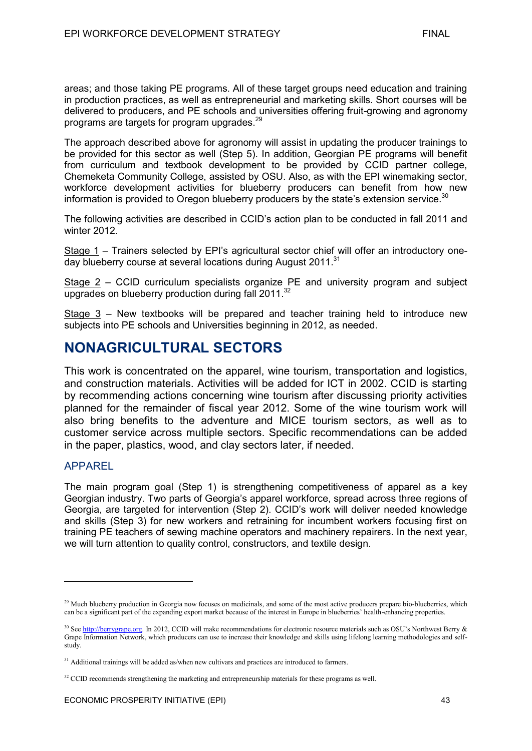areas; and those taking PE programs. All of these target groups need education and training in production practices, as well as entrepreneurial and marketing skills. Short courses will be delivered to producers, and PE schools and universities offering fruit-growing and agronomy programs are targets for program upgrades.[29]

The approach described above for agronomy will assist in updating the producer trainings to be provided for this sector as well (Step 5). In addition, Georgian PE programs will benefit from curriculum and textbook development to be provided by CCID partner college, Chemeketa Community College, assisted by OSU. Also, as with the EPI winemaking sector, workforce development activities for blueberry producers can benefit from how new information is provided to Oregon blueberry producers by the state's extension service.[30]

The following activities are described in CCID's action plan to be conducted in fall 2011 and winter 2012.

Stage 1 – Trainers selected by EPI's agricultural sector chief will offer an introductory one-day blueberry course at several locations during August 2011.[31]

Stage 2 – CCID curriculum specialists organize PE and university program and subject upgrades on blueberry production during fall 2011.[32]

Stage 3 – New textbooks will be prepared and teacher training held to introduce new subjects into PE schools and Universities beginning in 2012, as needed.

# NONAGRICULTURAL SECTORS

This work is concentrated on the apparel, wine tourism, transportation and logistics, and construction materials. Activities will be added for ICT in 2002. CCID is starting by recommending actions concerning wine tourism after discussing priority activities planned for the remainder of fiscal year 2012. Some of the wine tourism work will also bring benefits to the adventure and MICE tourism sectors, as well as to customer service across multiple sectors. Specific recommendations can be added in the paper, plastics, wood, and clay sectors later, if needed.

## APPAREL

The main program goal (Step 1) is strengthening competitiveness of apparel as a key Georgian industry. Two parts of Georgia's apparel workforce, spread across three regions of Georgia, are targeted for intervention (Step 2). CCID's work will deliver needed knowledge and skills (Step 3) for new workers and retraining for incumbent workers focusing first on training PE teachers of sewing machine operators and machinery repairers. In the next year, we will turn attention to quality control, constructors, and textile design.

---

[29] Much blueberry production in Georgia now focuses on medicinals, and some of the most active producers prepare bio-blueberries, which can be a significant part of the expanding export market because of the interest in Europe in blueberries' health-enhancing properties.

[30] See http://berrygrape.org. In 2012, CCID will make recommendations for electronic resource materials such as OSU's Northwest Berry & Grape Information Network, which producers can use to increase their knowledge and skills using lifelong learning methodologies and self-study.

[31] Additional trainings will be added as/when new cultivars and practices are introduced to farmers.

[32] CCID recommends strengthening the marketing and entrepreneurship materials for these programs as well.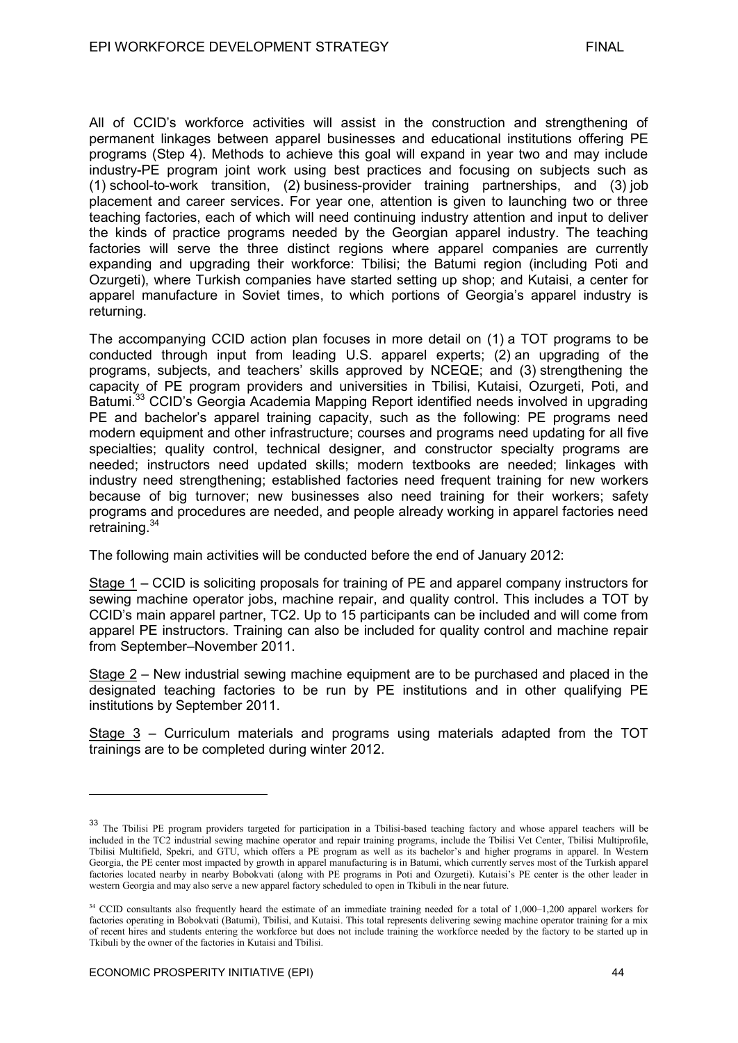All of CCID's workforce activities will assist in the construction and strengthening of permanent linkages between apparel businesses and educational institutions offering PE programs (Step 4). Methods to achieve this goal will expand in year two and may include industry-PE program joint work using best practices and focusing on subjects such as (1) school-to-work transition, (2) business-provider training partnerships, and (3) job placement and career services. For year one, attention is given to launching two or three teaching factories, each of which will need continuing industry attention and input to deliver the kinds of practice programs needed by the Georgian apparel industry. The teaching factories will serve the three distinct regions where apparel companies are currently expanding and upgrading their workforce: Tbilisi; the Batumi region (including Poti and Ozurgeti), where Turkish companies have started setting up shop; and Kutaisi, a center for apparel manufacture in Soviet times, to which portions of Georgia's apparel industry is returning.

The accompanying CCID action plan focuses in more detail on (1) a TOT programs to be conducted through input from leading U.S. apparel experts; (2) an upgrading of the programs, subjects, and teachers' skills approved by NCEQE; and (3) strengthening the capacity of PE program providers and universities in Tbilisi, Kutaisi, Ozurgeti, Poti, and Batumi.[33] CCID's Georgia Academia Mapping Report identified needs involved in upgrading PE and bachelor's apparel training capacity, such as the following: PE programs need modern equipment and other infrastructure; courses and programs need updating for all five specialties; quality control, technical designer, and constructor specialty programs are needed; instructors need updated skills; modern textbooks are needed; linkages with industry need strengthening; established factories need frequent training for new workers because of big turnover; new businesses also need training for their workers; safety programs and procedures are needed, and people already working in apparel factories need retraining.[34]

The following main activities will be conducted before the end of January 2012:

<u>Stage 1</u> – CCID is soliciting proposals for training of PE and apparel company instructors for sewing machine operator jobs, machine repair, and quality control. This includes a TOT by CCID's main apparel partner, TC2. Up to 15 participants can be included and will come from apparel PE instructors. Training can also be included for quality control and machine repair from September–November 2011.

<u>Stage 2</u> – New industrial sewing machine equipment are to be purchased and placed in the designated teaching factories to be run by PE institutions and in other qualifying PE institutions by September 2011.

<u>Stage 3</u> – Curriculum materials and programs using materials adapted from the TOT trainings are to be completed during winter 2012.

---

[33] The Tbilisi PE program providers targeted for participation in a Tbilisi-based teaching factory and whose apparel teachers will be included in the TC2 industrial sewing machine operator and repair training programs, include the Tbilisi Vet Center, Tbilisi Multiprofile, Tbilisi Multifield, Spekri, and GTU, which offers a PE program as well as its bachelor's and higher programs in apparel. In Western Georgia, the PE center most impacted by growth in apparel manufacturing is in Batumi, which currently serves most of the Turkish apparel factories located nearby in nearby Bobokvati (along with PE programs in Poti and Ozurgeti). Kutaisi's PE center is the other leader in western Georgia and may also serve a new apparel factory scheduled to open in Tkibuli in the near future.

[34] CCID consultants also frequently heard the estimate of an immediate training needed for a total of 1,000–1,200 apparel workers for factories operating in Bobokvati (Batumi), Tbilisi, and Kutaisi. This total represents delivering sewing machine operator training for a mix of recent hires and students entering the workforce but does not include training the workforce needed by the factory to be started up in Tkibuli by the owner of the factories in Kutaisi and Tbilisi.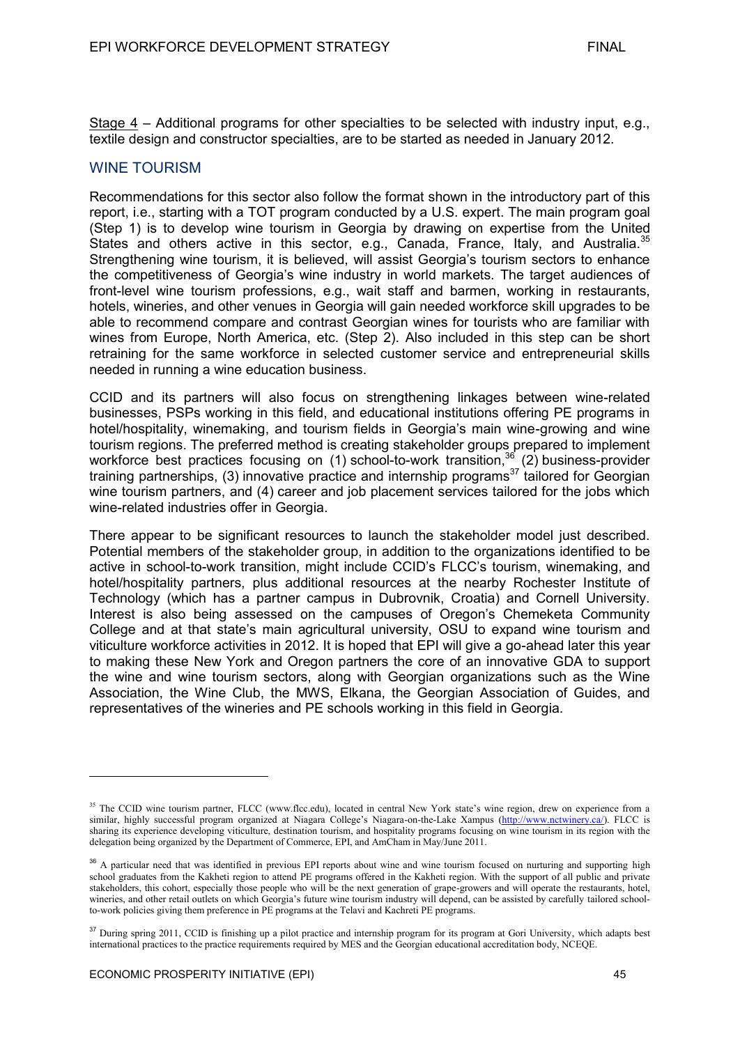Stage 4 – Additional programs for other specialties to be selected with industry input, e.g., textile design and constructor specialties, are to be started as needed in January 2012.

## WINE TOURISM

Recommendations for this sector also follow the format shown in the introductory part of this report, i.e., starting with a TOT program conducted by a U.S. expert. The main program goal (Step 1) is to develop wine tourism in Georgia by drawing on expertise from the United States and others active in this sector, e.g., Canada, France, Italy, and Australia.[35] Strengthening wine tourism, it is believed, will assist Georgia's tourism sectors to enhance the competitiveness of Georgia's wine industry in world markets. The target audiences of front-level wine tourism professions, e.g., wait staff and barmen, working in restaurants, hotels, wineries, and other venues in Georgia will gain needed workforce skill upgrades to be able to recommend compare and contrast Georgian wines for tourists who are familiar with wines from Europe, North America, etc. (Step 2). Also included in this step can be short retraining for the same workforce in selected customer service and entrepreneurial skills needed in running a wine education business.

CCID and its partners will also focus on strengthening linkages between wine-related businesses, PSPs working in this field, and educational institutions offering PE programs in hotel/hospitality, winemaking, and tourism fields in Georgia's main wine-growing and wine tourism regions. The preferred method is creating stakeholder groups prepared to implement workforce best practices focusing on (1) school-to-work transition,[36] (2) business-provider training partnerships, (3) innovative practice and internship programs[37] tailored for Georgian wine tourism partners, and (4) career and job placement services tailored for the jobs which wine-related industries offer in Georgia.

There appear to be significant resources to launch the stakeholder model just described. Potential members of the stakeholder group, in addition to the organizations identified to be active in school-to-work transition, might include CCID's FLCC's tourism, winemaking, and hotel/hospitality partners, plus additional resources at the nearby Rochester Institute of Technology (which has a partner campus in Dubrovnik, Croatia) and Cornell University. Interest is also being assessed on the campuses of Oregon's Chemeketa Community College and at that state's main agricultural university, OSU to expand wine tourism and viticulture workforce activities in 2012. It is hoped that EPI will give a go-ahead later this year to making these New York and Oregon partners the core of an innovative GDA to support the wine and wine tourism sectors, along with Georgian organizations such as the Wine Association, the Wine Club, the MWS, Elkana, the Georgian Association of Guides, and representatives of the wineries and PE schools working in this field in Georgia.

---

[35] The CCID wine tourism partner, FLCC (www.flcc.edu), located in central New York state's wine region, drew on experience from a similar, highly successful program organized at Niagara College's Niagara-on-the-Lake Xampus (http://www.nctwinery.ca/). FLCC is sharing its experience developing viticulture, destination tourism, and hospitality programs focusing on wine tourism in its region with the delegation being organized by the Department of Commerce, EPI, and AmCham in May/June 2011.

[36] A particular need that was identified in previous EPI reports about wine and wine tourism focused on nurturing and supporting high school graduates from the Kakheti region to attend PE programs offered in the Kakheti region. With the support of all public and private stakeholders, this cohort, especially those people who will be the next generation of grape-growers and will operate the restaurants, hotel, wineries, and other retail outlets on which Georgia's future wine tourism industry will depend, can be assisted by carefully tailored school-to-work policies giving them preference in PE programs at the Telavi and Kachreti PE programs.

[37] During spring 2011, CCID is finishing up a pilot practice and internship program for its program at Gori University, which adapts best international practices to the practice requirements required by MES and the Georgian educational accreditation body, NCEQE.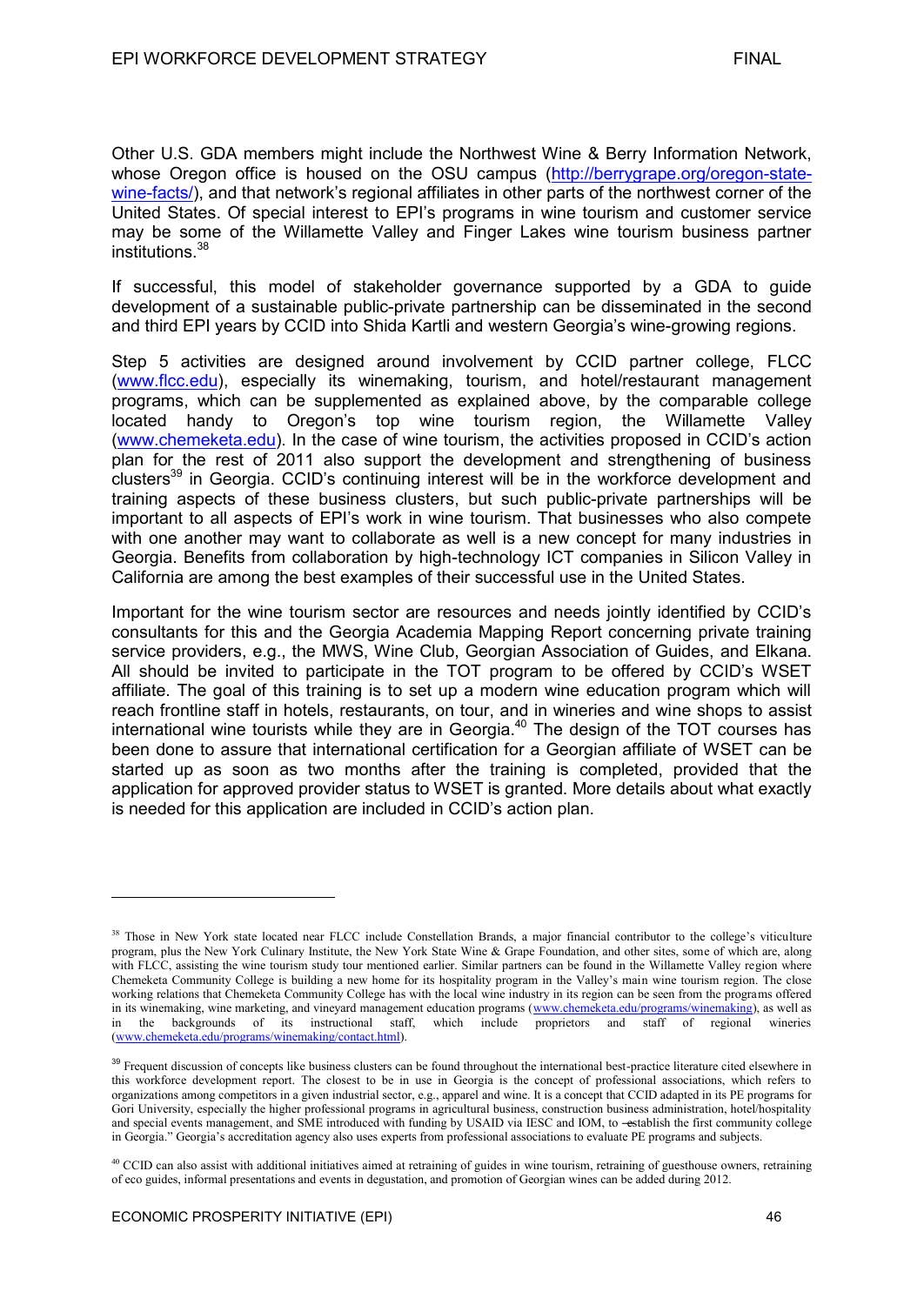Other U.S. GDA members might include the Northwest Wine & Berry Information Network, whose Oregon office is housed on the OSU campus (http://berrygrape.org/oregon-state-wine-facts/), and that network's regional affiliates in other parts of the northwest corner of the United States. Of special interest to EPI's programs in wine tourism and customer service may be some of the Willamette Valley and Finger Lakes wine tourism business partner institutions.[38]

If successful, this model of stakeholder governance supported by a GDA to guide development of a sustainable public-private partnership can be disseminated in the second and third EPI years by CCID into Shida Kartli and western Georgia's wine-growing regions.

Step 5 activities are designed around involvement by CCID partner college, FLCC (www.flcc.edu), especially its winemaking, tourism, and hotel/restaurant management programs, which can be supplemented as explained above, by the comparable college located handy to Oregon's top wine tourism region, the Willamette Valley (www.chemeketa.edu). In the case of wine tourism, the activities proposed in CCID's action plan for the rest of 2011 also support the development and strengthening of business clusters[39] in Georgia. CCID's continuing interest will be in the workforce development and training aspects of these business clusters, but such public-private partnerships will be important to all aspects of EPI's work in wine tourism. That businesses who also compete with one another may want to collaborate as well is a new concept for many industries in Georgia. Benefits from collaboration by high-technology ICT companies in Silicon Valley in California are among the best examples of their successful use in the United States.

Important for the wine tourism sector are resources and needs jointly identified by CCID's consultants for this and the Georgia Academia Mapping Report concerning private training service providers, e.g., the MWS, Wine Club, Georgian Association of Guides, and Elkana. All should be invited to participate in the TOT program to be offered by CCID's WSET affiliate. The goal of this training is to set up a modern wine education program which will reach frontline staff in hotels, restaurants, on tour, and in wineries and wine shops to assist international wine tourists while they are in Georgia.[40] The design of the TOT courses has been done to assure that international certification for a Georgian affiliate of WSET can be started up as soon as two months after the training is completed, provided that the application for approved provider status to WSET is granted. More details about what exactly is needed for this application are included in CCID's action plan.

---

[38] Those in New York state located near FLCC include Constellation Brands, a major financial contributor to the college's viticulture program, plus the New York Culinary Institute, the New York State Wine & Grape Foundation, and other sites, some of which are, along with FLCC, assisting the wine tourism study tour mentioned earlier. Similar partners can be found in the Willamette Valley region where Chemeketa Community College is building a new home for its hospitality program in the Valley's main wine tourism region. The close working relations that Chemeketa Community College has with the local wine industry in its region can be seen from the programs offered in its winemaking, wine marketing, and vineyard management education programs (www.chemeketa.edu/programs/winemaking), as well as in the backgrounds of its instructional staff, which include proprietors and staff of regional wineries (www.chemeketa.edu/programs/winemaking/contact.html).

[39] Frequent discussion of concepts like business clusters can be found throughout the international best-practice literature cited elsewhere in this workforce development report. The closest to be in use in Georgia is the concept of professional associations, which refers to organizations among competitors in a given industrial sector, e.g., apparel and wine. It is a concept that CCID adapted in its PE programs for Gori University, especially the higher professional programs in agricultural business, construction business administration, hotel/hospitality and special events management, and SME introduced with funding by USAID via IESC and IOM, to "establish the first community college in Georgia." Georgia's accreditation agency also uses experts from professional associations to evaluate PE programs and subjects.

[40] CCID can also assist with additional initiatives aimed at retraining of guides in wine tourism, retraining of guesthouse owners, retraining of eco guides, informal presentations and events in degustation, and promotion of Georgian wines can be added during 2012.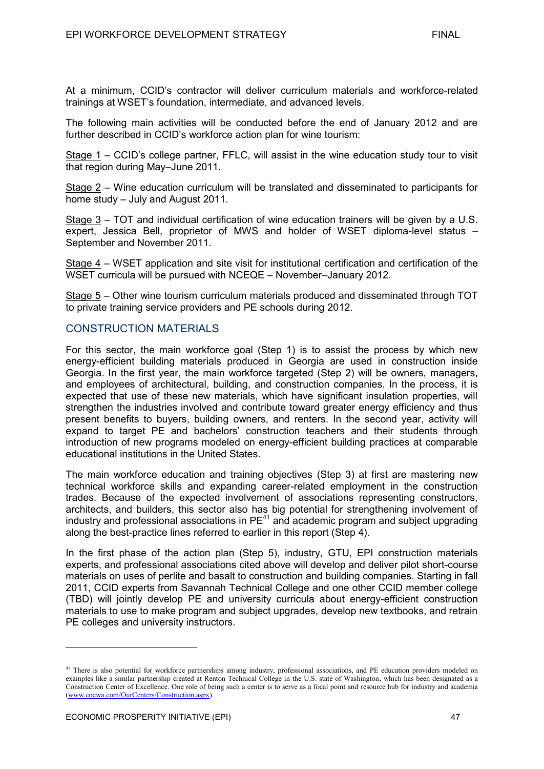At a minimum, CCID's contractor will deliver curriculum materials and workforce-related trainings at WSET's foundation, intermediate, and advanced levels.

The following main activities will be conducted before the end of January 2012 and are further described in CCID's workforce action plan for wine tourism:

Stage 1 – CCID's college partner, FFLC, will assist in the wine education study tour to visit that region during May–June 2011.

Stage 2 – Wine education curriculum will be translated and disseminated to participants for home study – July and August 2011.

Stage 3 – TOT and individual certification of wine education trainers will be given by a U.S. expert, Jessica Bell, proprietor of MWS and holder of WSET diploma-level status – September and November 2011.

Stage 4 – WSET application and site visit for institutional certification and certification of the WSET curricula will be pursued with NCEQE – November–January 2012.

Stage 5 – Other wine tourism curriculum materials produced and disseminated through TOT to private training service providers and PE schools during 2012.

## CONSTRUCTION MATERIALS

For this sector, the main workforce goal (Step 1) is to assist the process by which new energy-efficient building materials produced in Georgia are used in construction inside Georgia. In the first year, the main workforce targeted (Step 2) will be owners, managers, and employees of architectural, building, and construction companies. In the process, it is expected that use of these new materials, which have significant insulation properties, will strengthen the industries involved and contribute toward greater energy efficiency and thus present benefits to buyers, building owners, and renters. In the second year, activity will expand to target PE and bachelors' construction teachers and their students through introduction of new programs modeled on energy-efficient building practices at comparable educational institutions in the United States.

The main workforce education and training objectives (Step 3) at first are mastering new technical workforce skills and expanding career-related employment in the construction trades. Because of the expected involvement of associations representing constructors, architects, and builders, this sector also has big potential for strengthening involvement of industry and professional associations in PE[41] and academic program and subject upgrading along the best-practice lines referred to earlier in this report (Step 4).

In the first phase of the action plan (Step 5), industry, GTU, EPI construction materials experts, and professional associations cited above will develop and deliver pilot short-course materials on uses of perlite and basalt to construction and building companies. Starting in fall 2011, CCID experts from Savannah Technical College and one other CCID member college (TBD) will jointly develop PE and university curricula about energy-efficient construction materials to use to make program and subject upgrades, develop new textbooks, and retrain PE colleges and university instructors.

---

[41] There is also potential for workforce partnerships among industry, professional associations, and PE education providers modeled on examples like a similar partnership created at Renton Technical College in the U.S. state of Washington, which has been designated as a Construction Center of Excellence. One role of being such a center is to serve as a focal point and resource hub for industry and academia (www.coewa.com/OurCenters/Construction.aspx).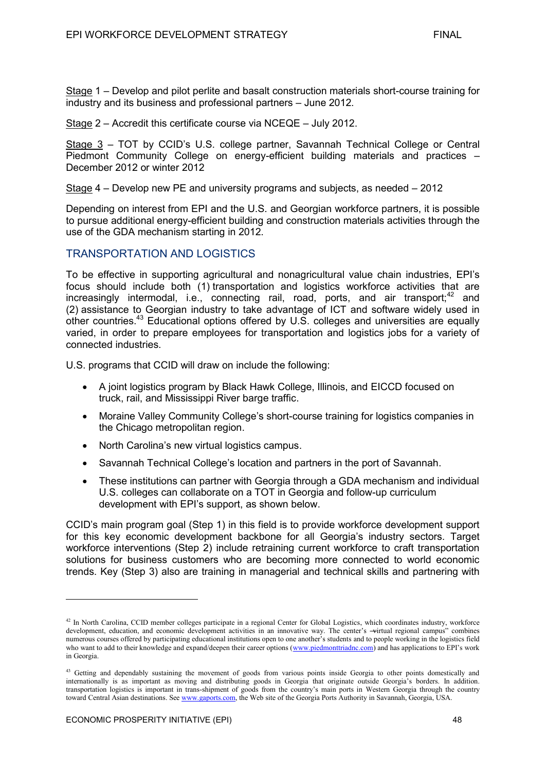Stage 1 – Develop and pilot perlite and basalt construction materials short-course training for industry and its business and professional partners – June 2012.

Stage 2 – Accredit this certificate course via NCEQE – July 2012.

Stage 3 – TOT by CCID's U.S. college partner, Savannah Technical College or Central Piedmont Community College on energy-efficient building materials and practices – December 2012 or winter 2012

Stage 4 – Develop new PE and university programs and subjects, as needed – 2012

Depending on interest from EPI and the U.S. and Georgian workforce partners, it is possible to pursue additional energy-efficient building and construction materials activities through the use of the GDA mechanism starting in 2012.

## TRANSPORTATION AND LOGISTICS

To be effective in supporting agricultural and nonagricultural value chain industries, EPI's focus should include both (1) transportation and logistics workforce activities that are increasingly intermodal, i.e., connecting rail, road, ports, and air transport;[42] and (2) assistance to Georgian industry to take advantage of ICT and software widely used in other countries.[43] Educational options offered by U.S. colleges and universities are equally varied, in order to prepare employees for transportation and logistics jobs for a variety of connected industries.

U.S. programs that CCID will draw on include the following:

- A joint logistics program by Black Hawk College, Illinois, and EICCD focused on truck, rail, and Mississippi River barge traffic.
- Moraine Valley Community College's short-course training for logistics companies in the Chicago metropolitan region.
- North Carolina's new virtual logistics campus.
- Savannah Technical College's location and partners in the port of Savannah.
- These institutions can partner with Georgia through a GDA mechanism and individual U.S. colleges can collaborate on a TOT in Georgia and follow-up curriculum development with EPI's support, as shown below.

CCID's main program goal (Step 1) in this field is to provide workforce development support for this key economic development backbone for all Georgia's industry sectors. Target workforce interventions (Step 2) include retraining current workforce to craft transportation solutions for business customers who are becoming more connected to world economic trends. Key (Step 3) also are training in managerial and technical skills and partnering with

---

[42] In North Carolina, CCID member colleges participate in a regional Center for Global Logistics, which coordinates industry, workforce development, education, and economic development activities in an innovative way. The center's "virtual regional campus" combines numerous courses offered by participating educational institutions open to one another's students and to people working in the logistics field who want to add to their knowledge and expand/deepen their career options (www.piedmonttriadnc.com) and has applications to EPI's work in Georgia.

[43] Getting and dependably sustaining the movement of goods from various points inside Georgia to other points domestically and internationally is as important as moving and distributing goods in Georgia that originate outside Georgia's borders. In addition. transportation logistics is important in trans-shipment of goods from the country's main ports in Western Georgia through the country toward Central Asian destinations. See www.gaports.com, the Web site of the Georgia Ports Authority in Savannah, Georgia, USA.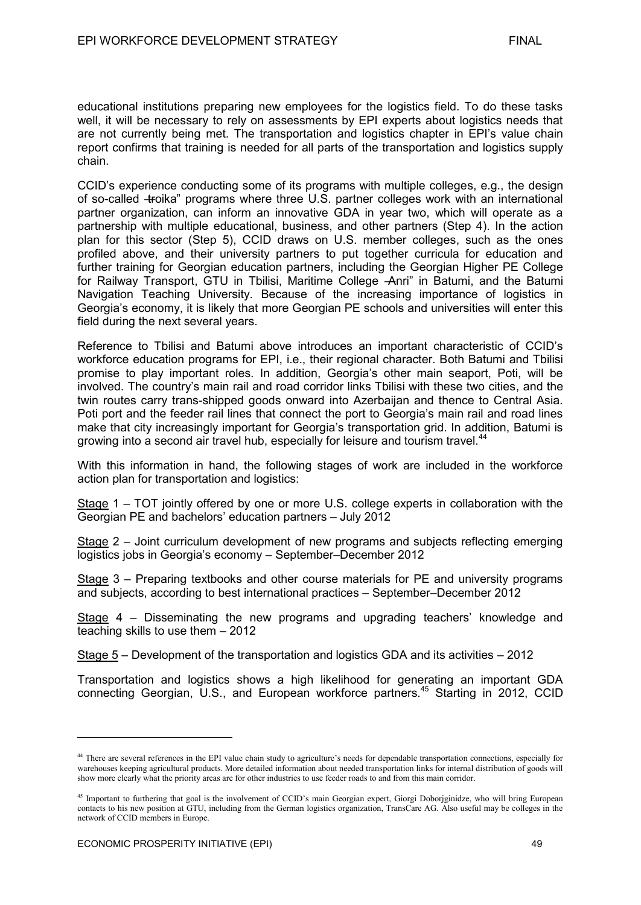educational institutions preparing new employees for the logistics field. To do these tasks well, it will be necessary to rely on assessments by EPI experts about logistics needs that are not currently being met. The transportation and logistics chapter in EPI's value chain report confirms that training is needed for all parts of the transportation and logistics supply chain.

CCID's experience conducting some of its programs with multiple colleges, e.g., the design of so-called ―troika" programs where three U.S. partner colleges work with an international partner organization, can inform an innovative GDA in year two, which will operate as a partnership with multiple educational, business, and other partners (Step 4). In the action plan for this sector (Step 5), CCID draws on U.S. member colleges, such as the ones profiled above, and their university partners to put together curricula for education and further training for Georgian education partners, including the Georgian Higher PE College for Railway Transport, GTU in Tbilisi, Maritime College ―Anri" in Batumi, and the Batumi Navigation Teaching University. Because of the increasing importance of logistics in Georgia's economy, it is likely that more Georgian PE schools and universities will enter this field during the next several years.

Reference to Tbilisi and Batumi above introduces an important characteristic of CCID's workforce education programs for EPI, i.e., their regional character. Both Batumi and Tbilisi promise to play important roles. In addition, Georgia's other main seaport, Poti, will be involved. The country's main rail and road corridor links Tbilisi with these two cities, and the twin routes carry trans-shipped goods onward into Azerbaijan and thence to Central Asia. Poti port and the feeder rail lines that connect the port to Georgia's main rail and road lines make that city increasingly important for Georgia's transportation grid. In addition, Batumi is growing into a second air travel hub, especially for leisure and tourism travel.[44]

With this information in hand, the following stages of work are included in the workforce action plan for transportation and logistics:

Stage 1 – TOT jointly offered by one or more U.S. college experts in collaboration with the Georgian PE and bachelors' education partners – July 2012

Stage 2 – Joint curriculum development of new programs and subjects reflecting emerging logistics jobs in Georgia's economy – September–December 2012

Stage 3 – Preparing textbooks and other course materials for PE and university programs and subjects, according to best international practices – September–December 2012

Stage 4 – Disseminating the new programs and upgrading teachers' knowledge and teaching skills to use them – 2012

Stage 5 – Development of the transportation and logistics GDA and its activities – 2012

Transportation and logistics shows a high likelihood for generating an important GDA connecting Georgian, U.S., and European workforce partners.[45] Starting in 2012, CCID

---

[44] There are several references in the EPI value chain study to agriculture's needs for dependable transportation connections, especially for warehouses keeping agricultural products. More detailed information about needed transportation links for internal distribution of goods will show more clearly what the priority areas are for other industries to use feeder roads to and from this main corridor.

[45] Important to furthering that goal is the involvement of CCID's main Georgian expert, Giorgi Doborjginidze, who will bring European contacts to his new position at GTU, including from the German logistics organization, TransCare AG. Also useful may be colleges in the network of CCID members in Europe.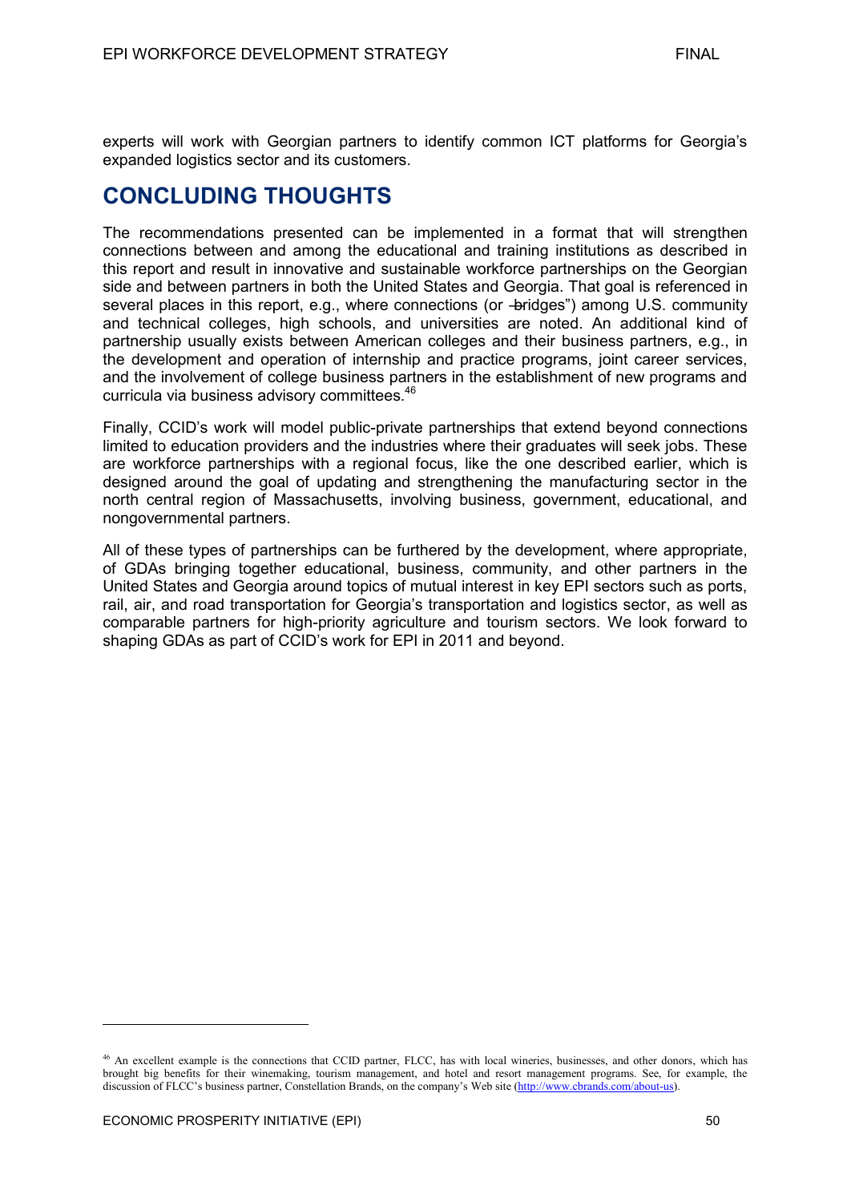experts will work with Georgian partners to identify common ICT platforms for Georgia's expanded logistics sector and its customers.

# CONCLUDING THOUGHTS

The recommendations presented can be implemented in a format that will strengthen connections between and among the educational and training institutions as described in this report and result in innovative and sustainable workforce partnerships on the Georgian side and between partners in both the United States and Georgia. That goal is referenced in several places in this report, e.g., where connections (or ―bridges") among U.S. community and technical colleges, high schools, and universities are noted. An additional kind of partnership usually exists between American colleges and their business partners, e.g., in the development and operation of internship and practice programs, joint career services, and the involvement of college business partners in the establishment of new programs and curricula via business advisory committees.[46]

Finally, CCID's work will model public-private partnerships that extend beyond connections limited to education providers and the industries where their graduates will seek jobs. These are workforce partnerships with a regional focus, like the one described earlier, which is designed around the goal of updating and strengthening the manufacturing sector in the north central region of Massachusetts, involving business, government, educational, and nongovernmental partners.

All of these types of partnerships can be furthered by the development, where appropriate, of GDAs bringing together educational, business, community, and other partners in the United States and Georgia around topics of mutual interest in key EPI sectors such as ports, rail, air, and road transportation for Georgia's transportation and logistics sector, as well as comparable partners for high-priority agriculture and tourism sectors. We look forward to shaping GDAs as part of CCID's work for EPI in 2011 and beyond.

---

[46] An excellent example is the connections that CCID partner, FLCC, has with local wineries, businesses, and other donors, which has brought big benefits for their winemaking, tourism management, and hotel and resort management programs. See, for example, the discussion of FLCC's business partner, Constellation Brands, on the company's Web site (http://www.cbrands.com/about-us).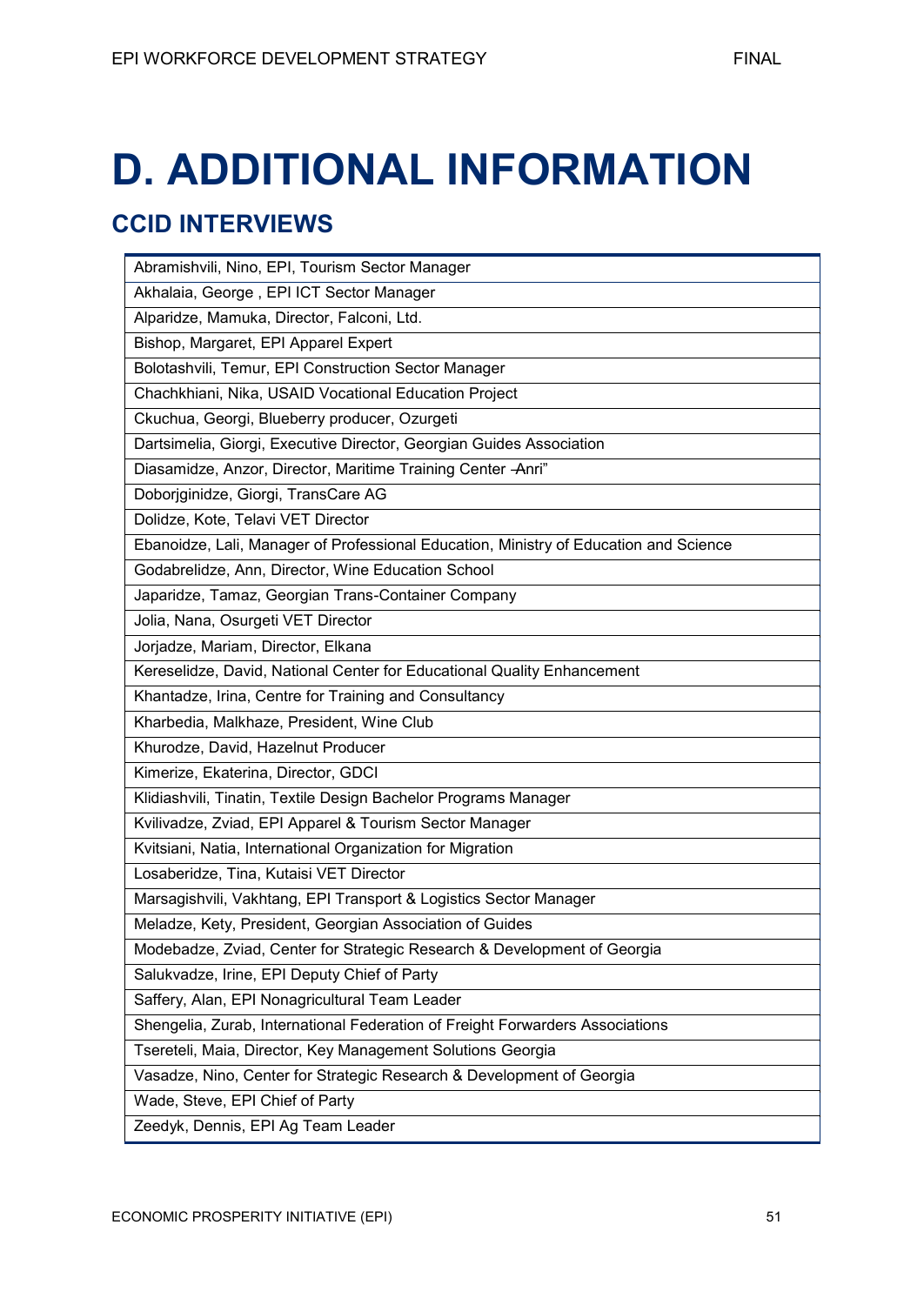# D. ADDITIONAL INFORMATION

## CCID INTERVIEWS

| |
|---|
| Abramishvili, Nino, EPI, Tourism Sector Manager |
| Akhalaia, George , EPI ICT Sector Manager |
| Alparidze, Mamuka, Director, Falconi, Ltd. |
| Bishop, Margaret, EPI Apparel Expert |
| Bolotashvili, Temur, EPI Construction Sector Manager |
| Chachkhiani, Nika, USAID Vocational Education Project |
| Ckuchua, Georgi, Blueberry producer, Ozurgeti |
| Dartsimelia, Giorgi, Executive Director, Georgian Guides Association |
| Diasamidze, Anzor, Director, Maritime Training Center ―Anri" |
| Doborjginidze, Giorgi, TransCare AG |
| Dolidze, Kote, Telavi VET Director |
| Ebanoidze, Lali, Manager of Professional Education, Ministry of Education and Science |
| Godabrelidze, Ann, Director, Wine Education School |
| Japaridze, Tamaz, Georgian Trans-Container Company |
| Jolia, Nana, Osurgeti VET Director |
| Jorjadze, Mariam, Director, Elkana |
| Kereselidze, David, National Center for Educational Quality Enhancement |
| Khantadze, Irina, Centre for Training and Consultancy |
| Kharbedia, Malkhaze, President, Wine Club |
| Khurodze, David, Hazelnut Producer |
| Kimerize, Ekaterina, Director, GDCI |
| Klidiashvili, Tinatin, Textile Design Bachelor Programs Manager |
| Kvilivadze, Zviad, EPI Apparel & Tourism Sector Manager |
| Kvitsiani, Natia, International Organization for Migration |
| Losaberidze, Tina, Kutaisi VET Director |
| Marsagishvili, Vakhtang, EPI Transport & Logistics Sector Manager |
| Meladze, Kety, President, Georgian Association of Guides |
| Modebadze, Zviad, Center for Strategic Research & Development of Georgia |
| Salukvadze, Irine, EPI Deputy Chief of Party |
| Saffery, Alan, EPI Nonagricultural Team Leader |
| Shengelia, Zurab, International Federation of Freight Forwarders Associations |
| Tsereteli, Maia, Director, Key Management Solutions Georgia |
| Vasadze, Nino, Center for Strategic Research & Development of Georgia |
| Wade, Steve, EPI Chief of Party |
| Zeedyk, Dennis, EPI Ag Team Leader |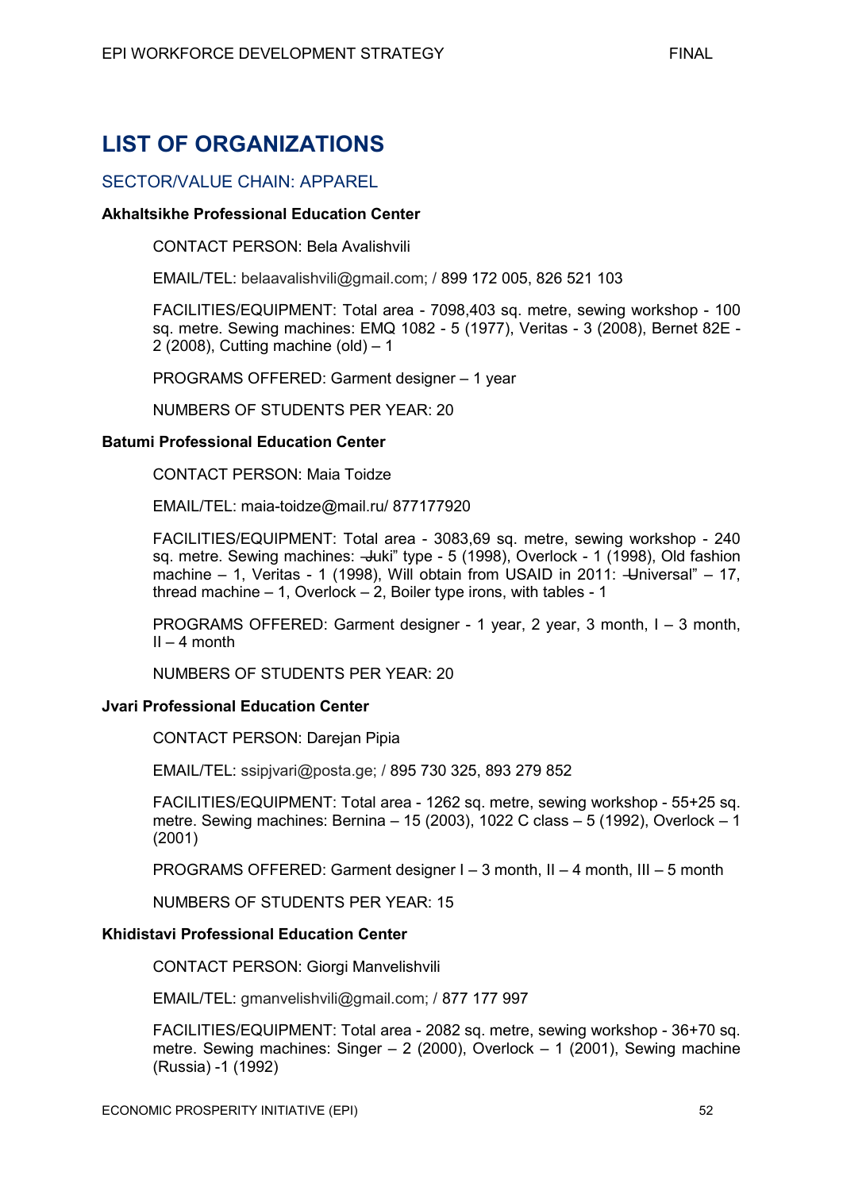# LIST OF ORGANIZATIONS

## SECTOR/VALUE CHAIN: APPAREL

**Akhaltsikhe Professional Education Center**

CONTACT PERSON: Bela Avalishvili

EMAIL/TEL: belaavalishvili@gmail.com; / 899 172 005, 826 521 103

FACILITIES/EQUIPMENT: Total area - 7098,403 sq. metre, sewing workshop - 100 sq. metre. Sewing machines: EMQ 1082 - 5 (1977), Veritas - 3 (2008), Bernet 82E - 2 (2008), Cutting machine (old) – 1

PROGRAMS OFFERED: Garment designer – 1 year

NUMBERS OF STUDENTS PER YEAR: 20

**Batumi Professional Education Center**

CONTACT PERSON: Maia Toidze

EMAIL/TEL: maia-toidze@mail.ru/ 877177920

FACILITIES/EQUIPMENT: Total area - 3083,69 sq. metre, sewing workshop - 240 sq. metre. Sewing machines: -Juki" type - 5 (1998), Overlock - 1 (1998), Old fashion machine – 1, Veritas - 1 (1998), Will obtain from USAID in 2011: -Universal" – 17, thread machine – 1, Overlock – 2, Boiler type irons, with tables - 1

PROGRAMS OFFERED: Garment designer - 1 year, 2 year, 3 month, I – 3 month, II – 4 month

NUMBERS OF STUDENTS PER YEAR: 20

**Jvari Professional Education Center**

CONTACT PERSON: Darejan Pipia

EMAIL/TEL: ssipjvari@posta.ge; / 895 730 325, 893 279 852

FACILITIES/EQUIPMENT: Total area - 1262 sq. metre, sewing workshop - 55+25 sq. metre. Sewing machines: Bernina – 15 (2003), 1022 C class – 5 (1992), Overlock – 1 (2001)

PROGRAMS OFFERED: Garment designer I – 3 month, II – 4 month, III – 5 month

NUMBERS OF STUDENTS PER YEAR: 15

**Khidistavi Professional Education Center**

CONTACT PERSON: Giorgi Manvelishvili

EMAIL/TEL: gmanvelishvili@gmail.com; / 877 177 997

FACILITIES/EQUIPMENT: Total area - 2082 sq. metre, sewing workshop - 36+70 sq. metre. Sewing machines: Singer – 2 (2000), Overlock – 1 (2001), Sewing machine (Russia) -1 (1992)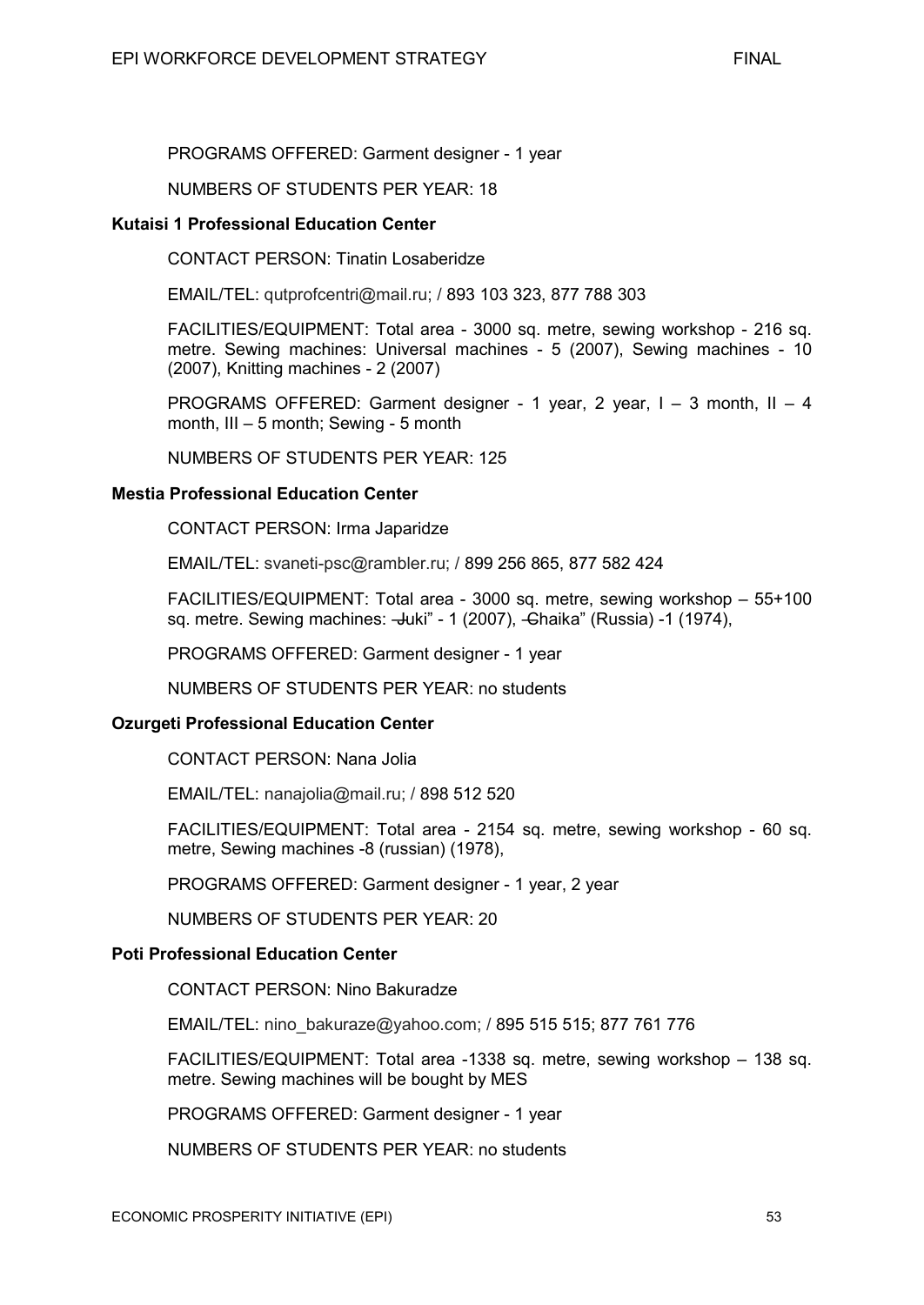PROGRAMS OFFERED: Garment designer - 1 year

NUMBERS OF STUDENTS PER YEAR: 18

**Kutaisi 1 Professional Education Center**

CONTACT PERSON: Tinatin Losaberidze

EMAIL/TEL: qutprofcentri@mail.ru; / 893 103 323, 877 788 303

FACILITIES/EQUIPMENT: Total area - 3000 sq. metre, sewing workshop - 216 sq. metre. Sewing machines: Universal machines - 5 (2007), Sewing machines - 10 (2007), Knitting machines - 2 (2007)

PROGRAMS OFFERED: Garment designer - 1 year, 2 year, I – 3 month, II – 4 month, III – 5 month; Sewing - 5 month

NUMBERS OF STUDENTS PER YEAR: 125

**Mestia Professional Education Center**

CONTACT PERSON: Irma Japaridze

EMAIL/TEL: svaneti-psc@rambler.ru; / 899 256 865, 877 582 424

FACILITIES/EQUIPMENT: Total area - 3000 sq. metre, sewing workshop – 55+100 sq. metre. Sewing machines: ―Juki" - 1 (2007), ―Chaika" (Russia) -1 (1974),

PROGRAMS OFFERED: Garment designer - 1 year

NUMBERS OF STUDENTS PER YEAR: no students

**Ozurgeti Professional Education Center**

CONTACT PERSON: Nana Jolia

EMAIL/TEL: nanajolia@mail.ru; / 898 512 520

FACILITIES/EQUIPMENT: Total area - 2154 sq. metre, sewing workshop - 60 sq. metre, Sewing machines -8 (russian) (1978),

PROGRAMS OFFERED: Garment designer - 1 year, 2 year

NUMBERS OF STUDENTS PER YEAR: 20

**Poti Professional Education Center**

CONTACT PERSON: Nino Bakuradze

EMAIL/TEL: nino_bakuraze@yahoo.com; / 895 515 515; 877 761 776

FACILITIES/EQUIPMENT: Total area -1338 sq. metre, sewing workshop – 138 sq. metre. Sewing machines will be bought by MES

PROGRAMS OFFERED: Garment designer - 1 year

NUMBERS OF STUDENTS PER YEAR: no students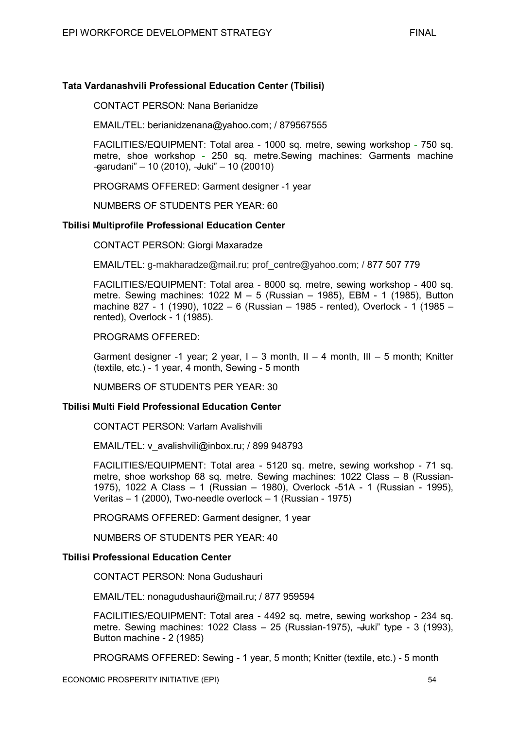**Tata Vardanashvili Professional Education Center (Tbilisi)**

CONTACT PERSON: Nana Berianidze

EMAIL/TEL: berianidzenana@yahoo.com; / 879567555

FACILITIES/EQUIPMENT: Total area - 1000 sq. metre, sewing workshop - 750 sq. metre, shoe workshop - 250 sq. metre.Sewing machines: Garments machine ―garudani" – 10 (2010), ―Juki" – 10 (20010)

PROGRAMS OFFERED: Garment designer -1 year

NUMBERS OF STUDENTS PER YEAR: 60

**Tbilisi Multiprofile Professional Education Center**

CONTACT PERSON: Giorgi Maxaradze

EMAIL/TEL: g-makharadze@mail.ru; prof_centre@yahoo.com; / 877 507 779

FACILITIES/EQUIPMENT: Total area - 8000 sq. metre, sewing workshop - 400 sq. metre. Sewing machines: 1022 M – 5 (Russian – 1985), EBM - 1 (1985), Button machine 827 - 1 (1990), 1022 – 6 (Russian – 1985 - rented), Overlock - 1 (1985 – rented), Overlock - 1 (1985).

PROGRAMS OFFERED:

Garment designer -1 year; 2 year, I – 3 month, II – 4 month, III – 5 month; Knitter (textile, etc.) - 1 year, 4 month, Sewing - 5 month

NUMBERS OF STUDENTS PER YEAR: 30

**Tbilisi Multi Field Professional Education Center**

CONTACT PERSON: Varlam Avalishvili

EMAIL/TEL: v_avalishvili@inbox.ru; / 899 948793

FACILITIES/EQUIPMENT: Total area - 5120 sq. metre, sewing workshop - 71 sq. metre, shoe workshop 68 sq. metre. Sewing machines: 1022 Class – 8 (Russian-1975), 1022 A Class – 1 (Russian – 1980), Overlock -51A - 1 (Russian - 1995), Veritas – 1 (2000), Two-needle overlock – 1 (Russian - 1975)

PROGRAMS OFFERED: Garment designer, 1 year

NUMBERS OF STUDENTS PER YEAR: 40

**Tbilisi Professional Education Center**

CONTACT PERSON: Nona Gudushauri

EMAIL/TEL: nonagudushauri@mail.ru; / 877 959594

FACILITIES/EQUIPMENT: Total area - 4492 sq. metre, sewing workshop - 234 sq. metre. Sewing machines: 1022 Class – 25 (Russian-1975), ―Juki" type - 3 (1993), Button machine - 2 (1985)

PROGRAMS OFFERED: Sewing - 1 year, 5 month; Knitter (textile, etc.) - 5 month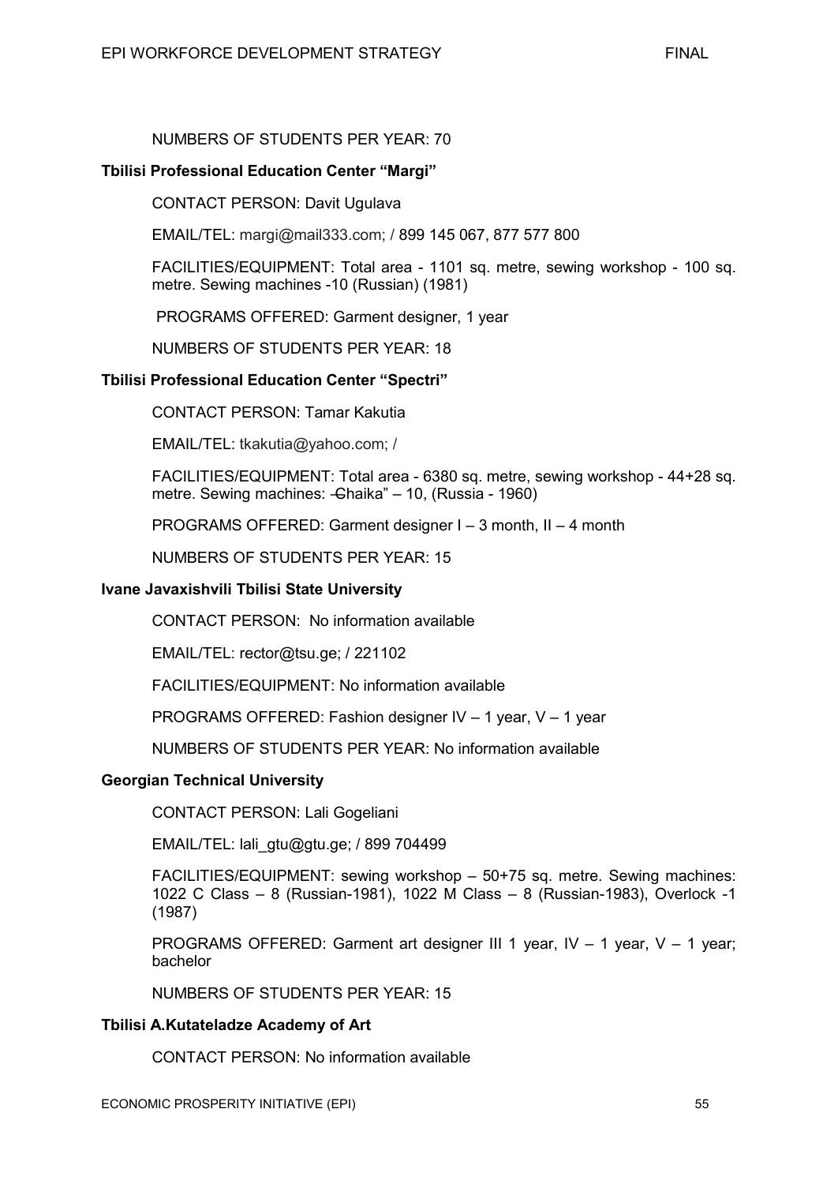NUMBERS OF STUDENTS PER YEAR: 70

**Tbilisi Professional Education Center "Margi"**

CONTACT PERSON: Davit Ugulava

EMAIL/TEL: margi@mail333.com; / 899 145 067, 877 577 800

FACILITIES/EQUIPMENT: Total area - 1101 sq. metre, sewing workshop - 100 sq. metre. Sewing machines -10 (Russian) (1981)

PROGRAMS OFFERED: Garment designer, 1 year

NUMBERS OF STUDENTS PER YEAR: 18

**Tbilisi Professional Education Center "Spectri"**

CONTACT PERSON: Tamar Kakutia

EMAIL/TEL: tkakutia@yahoo.com; /

FACILITIES/EQUIPMENT: Total area - 6380 sq. metre, sewing workshop - 44+28 sq. metre. Sewing machines: "Chaika" – 10, (Russia - 1960)

PROGRAMS OFFERED: Garment designer I – 3 month, II – 4 month

NUMBERS OF STUDENTS PER YEAR: 15

**Ivane Javaxishvili Tbilisi State University**

CONTACT PERSON: No information available

EMAIL/TEL: rector@tsu.ge; / 221102

FACILITIES/EQUIPMENT: No information available

PROGRAMS OFFERED: Fashion designer IV – 1 year, V – 1 year

NUMBERS OF STUDENTS PER YEAR: No information available

**Georgian Technical University**

CONTACT PERSON: Lali Gogeliani

EMAIL/TEL: lali_gtu@gtu.ge; / 899 704499

FACILITIES/EQUIPMENT: sewing workshop – 50+75 sq. metre. Sewing machines: 1022 C Class – 8 (Russian-1981), 1022 M Class – 8 (Russian-1983), Overlock -1 (1987)

PROGRAMS OFFERED: Garment art designer III 1 year, IV – 1 year, V – 1 year; bachelor

NUMBERS OF STUDENTS PER YEAR: 15

**Tbilisi A.Kutateladze Academy of Art**

CONTACT PERSON: No information available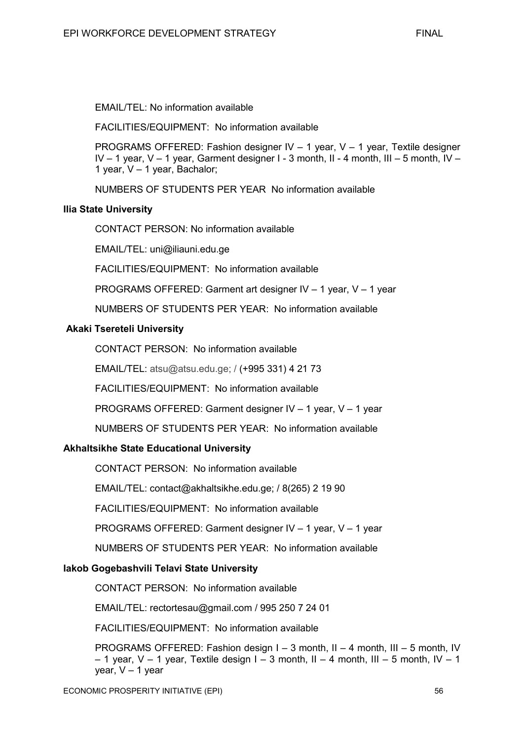EMAIL/TEL: No information available

FACILITIES/EQUIPMENT: No information available

PROGRAMS OFFERED: Fashion designer IV – 1 year, V – 1 year, Textile designer IV – 1 year, V – 1 year, Garment designer I - 3 month, II - 4 month, III – 5 month, IV – 1 year, V – 1 year, Bachalor;

NUMBERS OF STUDENTS PER YEAR No information available

**Ilia State University**

CONTACT PERSON: No information available

EMAIL/TEL: uni@iliauni.edu.ge

FACILITIES/EQUIPMENT: No information available

PROGRAMS OFFERED: Garment art designer IV – 1 year, V – 1 year

NUMBERS OF STUDENTS PER YEAR: No information available

**Akaki Tsereteli University**

CONTACT PERSON: No information available

EMAIL/TEL: atsu@atsu.edu.ge; / (+995 331) 4 21 73

FACILITIES/EQUIPMENT: No information available

PROGRAMS OFFERED: Garment designer IV – 1 year, V – 1 year

NUMBERS OF STUDENTS PER YEAR: No information available

**Akhaltsikhe State Educational University**

CONTACT PERSON: No information available

EMAIL/TEL: contact@akhaltsikhe.edu.ge; / 8(265) 2 19 90

FACILITIES/EQUIPMENT: No information available

PROGRAMS OFFERED: Garment designer IV – 1 year, V – 1 year

NUMBERS OF STUDENTS PER YEAR: No information available

**Iakob Gogebashvili Telavi State University**

CONTACT PERSON: No information available

EMAIL/TEL: rectortesau@gmail.com / 995 250 7 24 01

FACILITIES/EQUIPMENT: No information available

PROGRAMS OFFERED: Fashion design I – 3 month, II – 4 month, III – 5 month, IV – 1 year, V – 1 year, Textile design I – 3 month, II – 4 month, III – 5 month, IV – 1 year, V – 1 year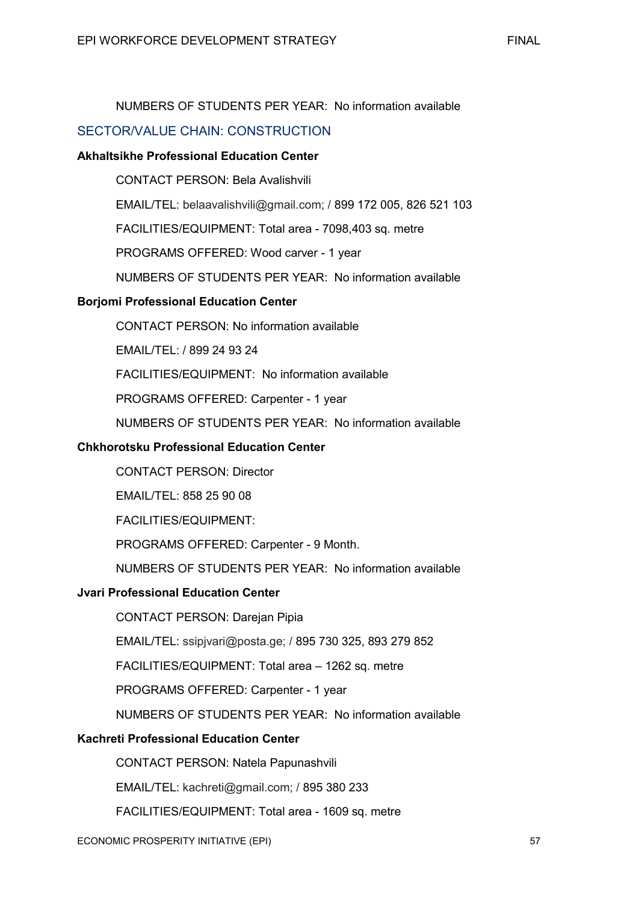NUMBERS OF STUDENTS PER YEAR:  No information available

## SECTOR/VALUE CHAIN: CONSTRUCTION

**Akhaltsikhe Professional Education Center**

CONTACT PERSON: Bela Avalishvili

EMAIL/TEL: belaavalishvili@gmail.com; / 899 172 005, 826 521 103

FACILITIES/EQUIPMENT: Total area - 7098,403 sq. metre

PROGRAMS OFFERED: Wood carver - 1 year

NUMBERS OF STUDENTS PER YEAR:  No information available

**Borjomi Professional Education Center**

CONTACT PERSON: No information available

EMAIL/TEL: / 899 24 93 24

FACILITIES/EQUIPMENT:  No information available

PROGRAMS OFFERED: Carpenter - 1 year

NUMBERS OF STUDENTS PER YEAR:  No information available

**Chkhorotsku Professional Education Center**

CONTACT PERSON: Director

EMAIL/TEL: 858 25 90 08

FACILITIES/EQUIPMENT:

PROGRAMS OFFERED: Carpenter - 9 Month.

NUMBERS OF STUDENTS PER YEAR:  No information available

**Jvari Professional Education Center**

CONTACT PERSON: Darejan Pipia

EMAIL/TEL: ssipjvari@posta.ge; / 895 730 325, 893 279 852

FACILITIES/EQUIPMENT: Total area – 1262 sq. metre

PROGRAMS OFFERED: Carpenter - 1 year

NUMBERS OF STUDENTS PER YEAR:  No information available

**Kachreti Professional Education Center**

CONTACT PERSON: Natela Papunashvili

EMAIL/TEL: kachreti@gmail.com; / 895 380 233

FACILITIES/EQUIPMENT: Total area - 1609 sq. metre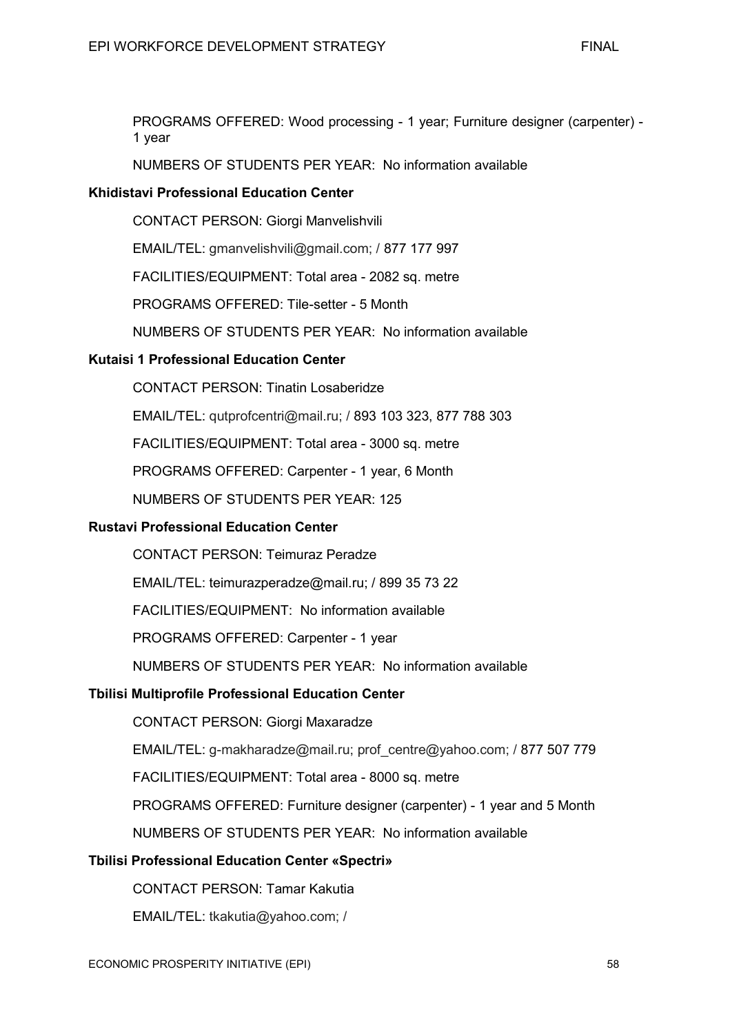PROGRAMS OFFERED: Wood processing - 1 year; Furniture designer (carpenter) - 1 year

NUMBERS OF STUDENTS PER YEAR: No information available

**Khidistavi Professional Education Center**

CONTACT PERSON: Giorgi Manvelishvili

EMAIL/TEL: gmanvelishvili@gmail.com; / 877 177 997

FACILITIES/EQUIPMENT: Total area - 2082 sq. metre

PROGRAMS OFFERED: Tile-setter - 5 Month

NUMBERS OF STUDENTS PER YEAR: No information available

**Kutaisi 1 Professional Education Center**

CONTACT PERSON: Tinatin Losaberidze

EMAIL/TEL: qutprofcentri@mail.ru; / 893 103 323, 877 788 303

FACILITIES/EQUIPMENT: Total area - 3000 sq. metre

PROGRAMS OFFERED: Carpenter - 1 year, 6 Month

NUMBERS OF STUDENTS PER YEAR: 125

**Rustavi Professional Education Center**

CONTACT PERSON: Teimuraz Peradze

EMAIL/TEL: teimurazperadze@mail.ru; / 899 35 73 22

FACILITIES/EQUIPMENT: No information available

PROGRAMS OFFERED: Carpenter - 1 year

NUMBERS OF STUDENTS PER YEAR: No information available

**Tbilisi Multiprofile Professional Education Center**

CONTACT PERSON: Giorgi Maxaradze

EMAIL/TEL: g-makharadze@mail.ru; prof_centre@yahoo.com; / 877 507 779

FACILITIES/EQUIPMENT: Total area - 8000 sq. metre

PROGRAMS OFFERED: Furniture designer (carpenter) - 1 year and 5 Month

NUMBERS OF STUDENTS PER YEAR: No information available

**Tbilisi Professional Education Center «Spectri»**

CONTACT PERSON: Tamar Kakutia

EMAIL/TEL: tkakutia@yahoo.com; /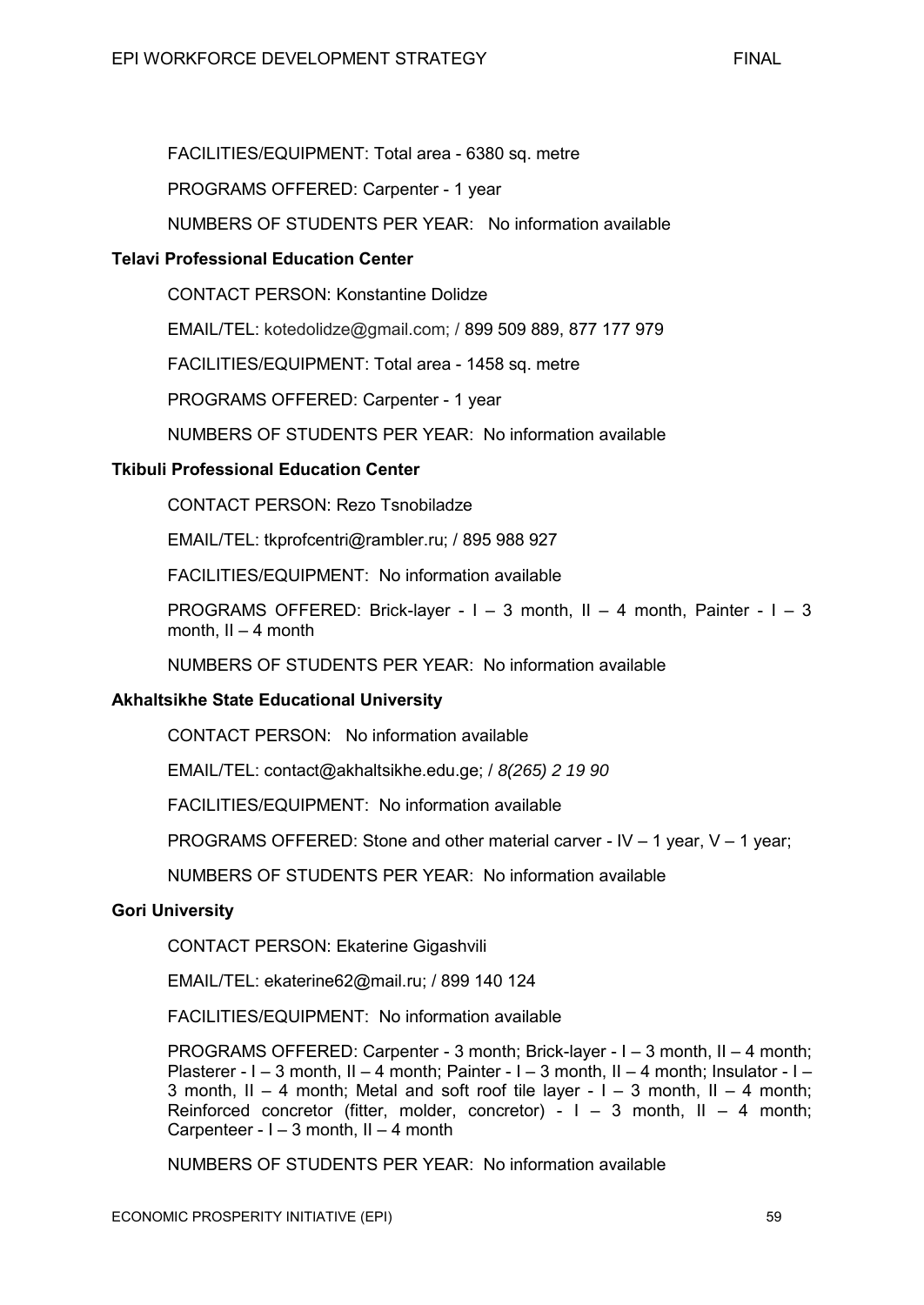FACILITIES/EQUIPMENT: Total area - 6380 sq. metre

PROGRAMS OFFERED: Carpenter - 1 year

NUMBERS OF STUDENTS PER YEAR: No information available

**Telavi Professional Education Center**

CONTACT PERSON: Konstantine Dolidze

EMAIL/TEL: kotedolidze@gmail.com; / 899 509 889, 877 177 979

FACILITIES/EQUIPMENT: Total area - 1458 sq. metre

PROGRAMS OFFERED: Carpenter - 1 year

NUMBERS OF STUDENTS PER YEAR: No information available

**Tkibuli Professional Education Center**

CONTACT PERSON: Rezo Tsnobiladze

EMAIL/TEL: tkprofcentri@rambler.ru; / 895 988 927

FACILITIES/EQUIPMENT: No information available

PROGRAMS OFFERED: Brick-layer - I – 3 month, II – 4 month, Painter - I – 3 month, II – 4 month

NUMBERS OF STUDENTS PER YEAR: No information available

**Akhaltsikhe State Educational University**

CONTACT PERSON: No information available

EMAIL/TEL: contact@akhaltsikhe.edu.ge; / *8(265) 2 19 90*

FACILITIES/EQUIPMENT: No information available

PROGRAMS OFFERED: Stone and other material carver - IV – 1 year, V – 1 year;

NUMBERS OF STUDENTS PER YEAR: No information available

**Gori University**

CONTACT PERSON: Ekaterine Gigashvili

EMAIL/TEL: ekaterine62@mail.ru; / 899 140 124

FACILITIES/EQUIPMENT: No information available

PROGRAMS OFFERED: Carpenter - 3 month; Brick-layer - I – 3 month, II – 4 month; Plasterer - I – 3 month, II – 4 month; Painter - I – 3 month, II – 4 month; Insulator - I – 3 month, II – 4 month; Metal and soft roof tile layer - I – 3 month, II – 4 month; Reinforced concretor (fitter, molder, concretor) - I – 3 month, II – 4 month; Carpenteer - I – 3 month, II – 4 month

NUMBERS OF STUDENTS PER YEAR: No information available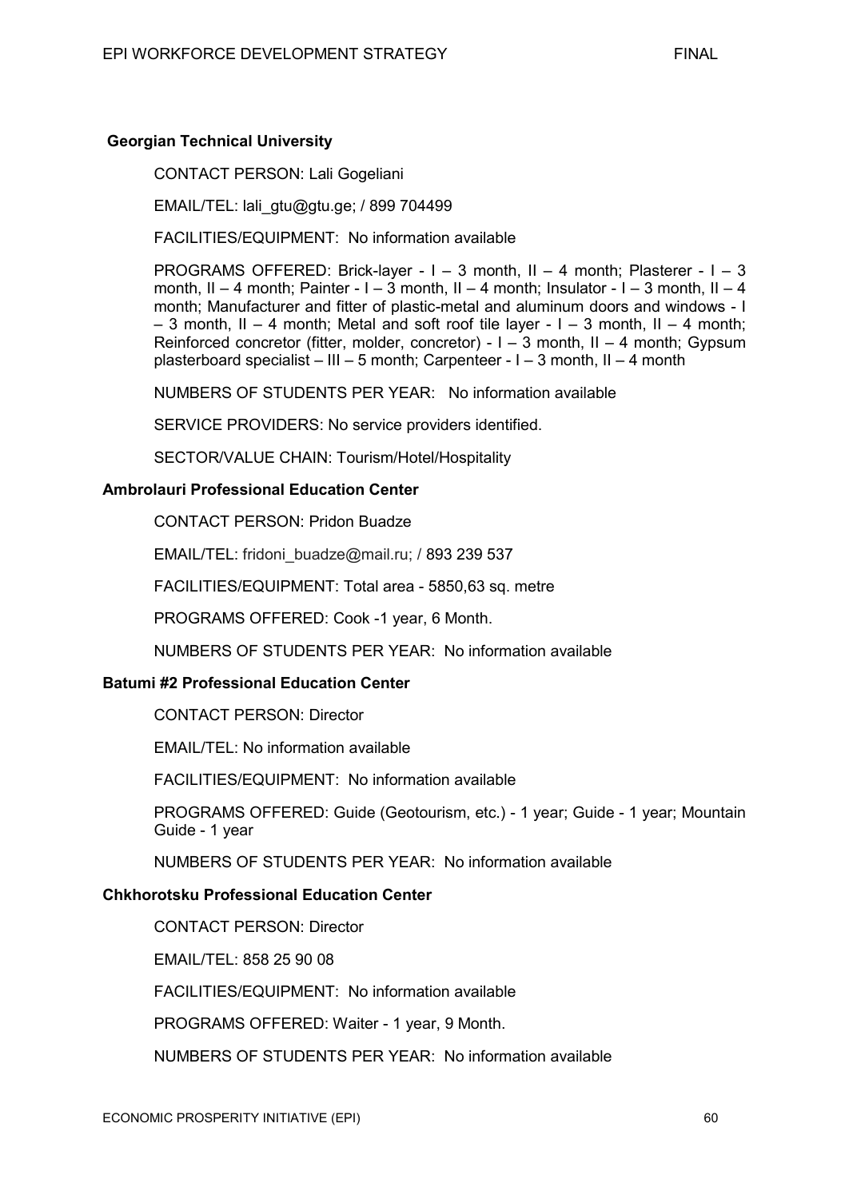**Georgian Technical University**

CONTACT PERSON: Lali Gogeliani

EMAIL/TEL: lali_gtu@gtu.ge; / 899 704499

FACILITIES/EQUIPMENT: No information available

PROGRAMS OFFERED: Brick-layer - I – 3 month, II – 4 month; Plasterer - I – 3 month, II – 4 month; Painter - I – 3 month, II – 4 month; Insulator - I – 3 month, II – 4 month; Manufacturer and fitter of plastic-metal and aluminum doors and windows - I – 3 month, II – 4 month; Metal and soft roof tile layer - I – 3 month, II – 4 month; Reinforced concretor (fitter, molder, concretor) - I – 3 month, II – 4 month; Gypsum plasterboard specialist – III – 5 month; Carpenteer - I – 3 month, II – 4 month

NUMBERS OF STUDENTS PER YEAR: No information available

SERVICE PROVIDERS: No service providers identified.

SECTOR/VALUE CHAIN: Tourism/Hotel/Hospitality

**Ambrolauri Professional Education Center**

CONTACT PERSON: Pridon Buadze

EMAIL/TEL: fridoni_buadze@mail.ru; / 893 239 537

FACILITIES/EQUIPMENT: Total area - 5850,63 sq. metre

PROGRAMS OFFERED: Cook -1 year, 6 Month.

NUMBERS OF STUDENTS PER YEAR: No information available

**Batumi #2 Professional Education Center**

CONTACT PERSON: Director

EMAIL/TEL: No information available

FACILITIES/EQUIPMENT: No information available

PROGRAMS OFFERED: Guide (Geotourism, etc.) - 1 year; Guide - 1 year; Mountain Guide - 1 year

NUMBERS OF STUDENTS PER YEAR: No information available

**Chkhorotsku Professional Education Center**

CONTACT PERSON: Director

EMAIL/TEL: 858 25 90 08

FACILITIES/EQUIPMENT: No information available

PROGRAMS OFFERED: Waiter - 1 year, 9 Month.

NUMBERS OF STUDENTS PER YEAR: No information available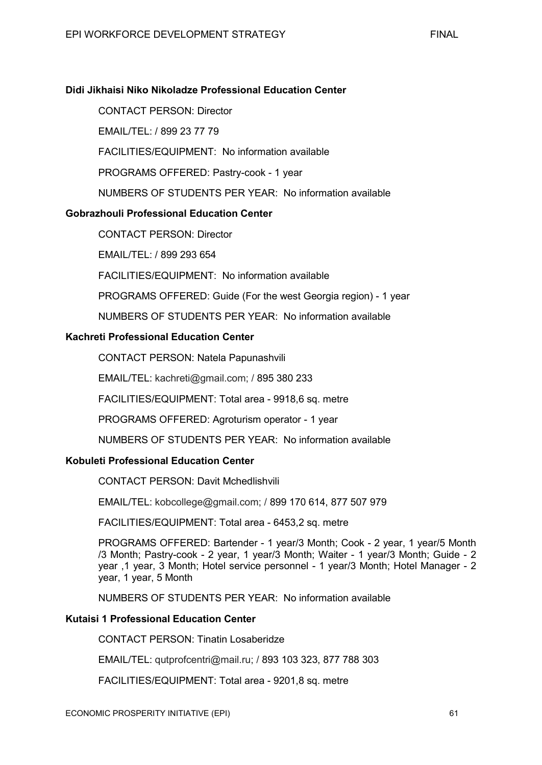**Didi Jikhaisi Niko Nikoladze Professional Education Center**

CONTACT PERSON: Director

EMAIL/TEL: / 899 23 77 79

FACILITIES/EQUIPMENT: No information available

PROGRAMS OFFERED: Pastry-cook - 1 year

NUMBERS OF STUDENTS PER YEAR: No information available

**Gobrazhouli Professional Education Center**

CONTACT PERSON: Director

EMAIL/TEL: / 899 293 654

FACILITIES/EQUIPMENT: No information available

PROGRAMS OFFERED: Guide (For the west Georgia region) - 1 year

NUMBERS OF STUDENTS PER YEAR: No information available

**Kachreti Professional Education Center**

CONTACT PERSON: Natela Papunashvili

EMAIL/TEL: kachreti@gmail.com; / 895 380 233

FACILITIES/EQUIPMENT: Total area - 9918,6 sq. metre

PROGRAMS OFFERED: Agroturism operator - 1 year

NUMBERS OF STUDENTS PER YEAR: No information available

**Kobuleti Professional Education Center**

CONTACT PERSON: Davit Mchedlishvili

EMAIL/TEL: kobcollege@gmail.com; / 899 170 614, 877 507 979

FACILITIES/EQUIPMENT: Total area - 6453,2 sq. metre

PROGRAMS OFFERED: Bartender - 1 year/3 Month; Cook - 2 year, 1 year/5 Month /3 Month; Pastry-cook - 2 year, 1 year/3 Month; Waiter - 1 year/3 Month; Guide - 2 year ,1 year, 3 Month; Hotel service personnel - 1 year/3 Month; Hotel Manager - 2 year, 1 year, 5 Month

NUMBERS OF STUDENTS PER YEAR: No information available

**Kutaisi 1 Professional Education Center**

CONTACT PERSON: Tinatin Losaberidze

EMAIL/TEL: qutprofcentri@mail.ru; / 893 103 323, 877 788 303

FACILITIES/EQUIPMENT: Total area - 9201,8 sq. metre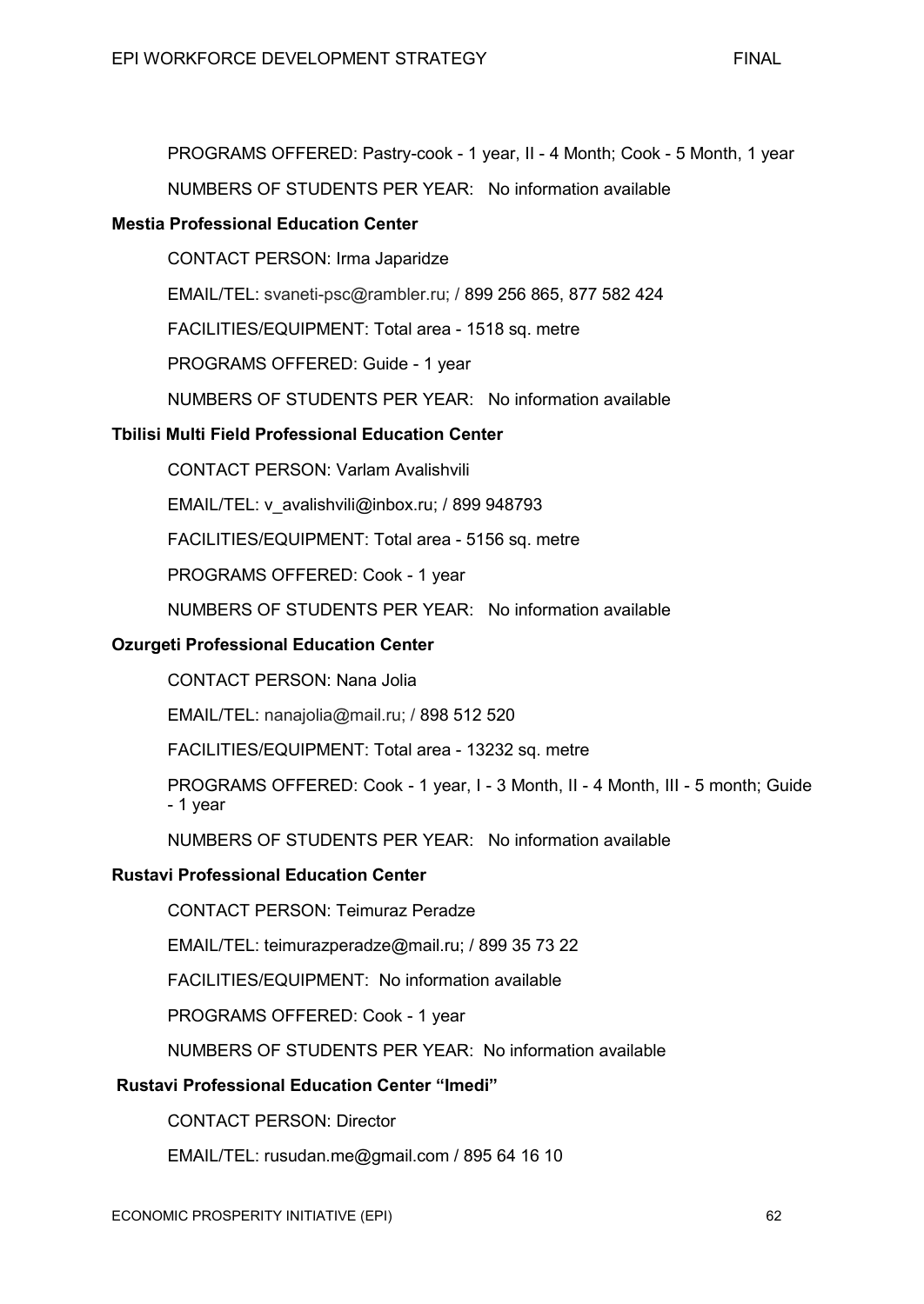PROGRAMS OFFERED: Pastry-cook - 1 year, II - 4 Month; Cook - 5 Month, 1 year

NUMBERS OF STUDENTS PER YEAR: No information available

**Mestia Professional Education Center**

CONTACT PERSON: Irma Japaridze

EMAIL/TEL: svaneti-psc@rambler.ru; / 899 256 865, 877 582 424

FACILITIES/EQUIPMENT: Total area - 1518 sq. metre

PROGRAMS OFFERED: Guide - 1 year

NUMBERS OF STUDENTS PER YEAR: No information available

**Tbilisi Multi Field Professional Education Center**

CONTACT PERSON: Varlam Avalishvili

EMAIL/TEL: v_avalishvili@inbox.ru; / 899 948793

FACILITIES/EQUIPMENT: Total area - 5156 sq. metre

PROGRAMS OFFERED: Cook - 1 year

NUMBERS OF STUDENTS PER YEAR: No information available

**Ozurgeti Professional Education Center**

CONTACT PERSON: Nana Jolia

EMAIL/TEL: nanajolia@mail.ru; / 898 512 520

FACILITIES/EQUIPMENT: Total area - 13232 sq. metre

PROGRAMS OFFERED: Cook - 1 year, I - 3 Month, II - 4 Month, III - 5 month; Guide - 1 year

NUMBERS OF STUDENTS PER YEAR: No information available

**Rustavi Professional Education Center**

CONTACT PERSON: Teimuraz Peradze

EMAIL/TEL: teimurazperadze@mail.ru; / 899 35 73 22

FACILITIES/EQUIPMENT: No information available

PROGRAMS OFFERED: Cook - 1 year

NUMBERS OF STUDENTS PER YEAR: No information available

**Rustavi Professional Education Center "Imedi"**

CONTACT PERSON: Director

EMAIL/TEL: rusudan.me@gmail.com / 895 64 16 10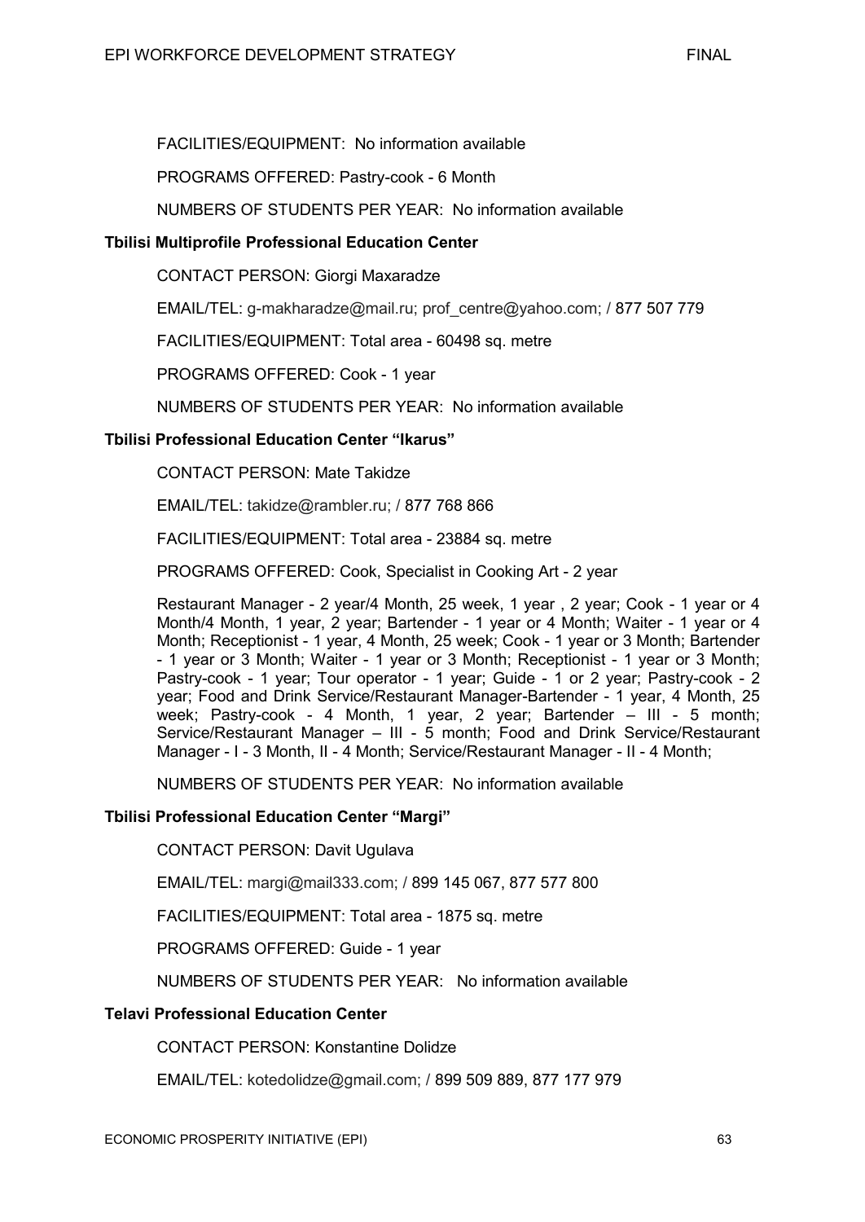FACILITIES/EQUIPMENT: No information available

PROGRAMS OFFERED: Pastry-cook - 6 Month

NUMBERS OF STUDENTS PER YEAR: No information available

**Tbilisi Multiprofile Professional Education Center**

CONTACT PERSON: Giorgi Maxaradze

EMAIL/TEL: g-makharadze@mail.ru; prof_centre@yahoo.com; / 877 507 779

FACILITIES/EQUIPMENT: Total area - 60498 sq. metre

PROGRAMS OFFERED: Cook - 1 year

NUMBERS OF STUDENTS PER YEAR: No information available

**Tbilisi Professional Education Center "Ikarus"**

CONTACT PERSON: Mate Takidze

EMAIL/TEL: takidze@rambler.ru; / 877 768 866

FACILITIES/EQUIPMENT: Total area - 23884 sq. metre

PROGRAMS OFFERED: Cook, Specialist in Cooking Art - 2 year

Restaurant Manager - 2 year/4 Month, 25 week, 1 year , 2 year; Cook - 1 year or 4 Month/4 Month, 1 year, 2 year; Bartender - 1 year or 4 Month; Waiter - 1 year or 4 Month; Receptionist - 1 year, 4 Month, 25 week; Cook - 1 year or 3 Month; Bartender - 1 year or 3 Month; Waiter - 1 year or 3 Month; Receptionist - 1 year or 3 Month; Pastry-cook - 1 year; Tour operator - 1 year; Guide - 1 or 2 year; Pastry-cook - 2 year; Food and Drink Service/Restaurant Manager-Bartender - 1 year, 4 Month, 25 week; Pastry-cook - 4 Month, 1 year, 2 year; Bartender – III - 5 month; Service/Restaurant Manager – III - 5 month; Food and Drink Service/Restaurant Manager - I - 3 Month, II - 4 Month; Service/Restaurant Manager - II - 4 Month;

NUMBERS OF STUDENTS PER YEAR: No information available

**Tbilisi Professional Education Center "Margi"**

CONTACT PERSON: Davit Ugulava

EMAIL/TEL: margi@mail333.com; / 899 145 067, 877 577 800

FACILITIES/EQUIPMENT: Total area - 1875 sq. metre

PROGRAMS OFFERED: Guide - 1 year

NUMBERS OF STUDENTS PER YEAR: No information available

**Telavi Professional Education Center**

CONTACT PERSON: Konstantine Dolidze

EMAIL/TEL: kotedolidze@gmail.com; / 899 509 889, 877 177 979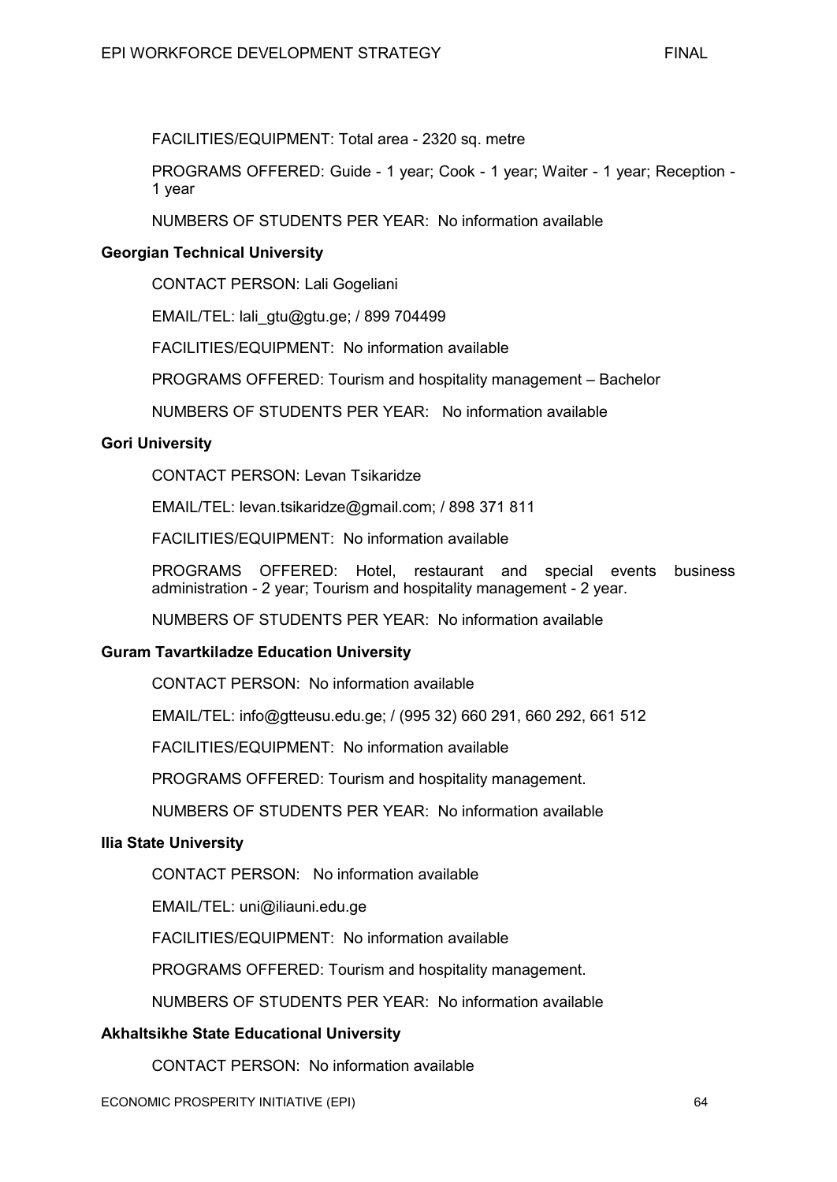FACILITIES/EQUIPMENT: Total area - 2320 sq. metre

PROGRAMS OFFERED: Guide - 1 year; Cook - 1 year; Waiter - 1 year; Reception - 1 year

NUMBERS OF STUDENTS PER YEAR: No information available

**Georgian Technical University**

CONTACT PERSON: Lali Gogeliani

EMAIL/TEL: lali_gtu@gtu.ge; / 899 704499

FACILITIES/EQUIPMENT: No information available

PROGRAMS OFFERED: Tourism and hospitality management – Bachelor

NUMBERS OF STUDENTS PER YEAR: No information available

**Gori University**

CONTACT PERSON: Levan Tsikaridze

EMAIL/TEL: levan.tsikaridze@gmail.com; / 898 371 811

FACILITIES/EQUIPMENT: No information available

PROGRAMS OFFERED: Hotel, restaurant and special events business administration - 2 year; Tourism and hospitality management - 2 year.

NUMBERS OF STUDENTS PER YEAR: No information available

**Guram Tavartkiladze Education University**

CONTACT PERSON: No information available

EMAIL/TEL: info@gtteusu.edu.ge; / (995 32) 660 291, 660 292, 661 512

FACILITIES/EQUIPMENT: No information available

PROGRAMS OFFERED: Tourism and hospitality management.

NUMBERS OF STUDENTS PER YEAR: No information available

**Ilia State University**

CONTACT PERSON: No information available

EMAIL/TEL: uni@iliauni.edu.ge

FACILITIES/EQUIPMENT: No information available

PROGRAMS OFFERED: Tourism and hospitality management.

NUMBERS OF STUDENTS PER YEAR: No information available

**Akhaltsikhe State Educational University**

CONTACT PERSON: No information available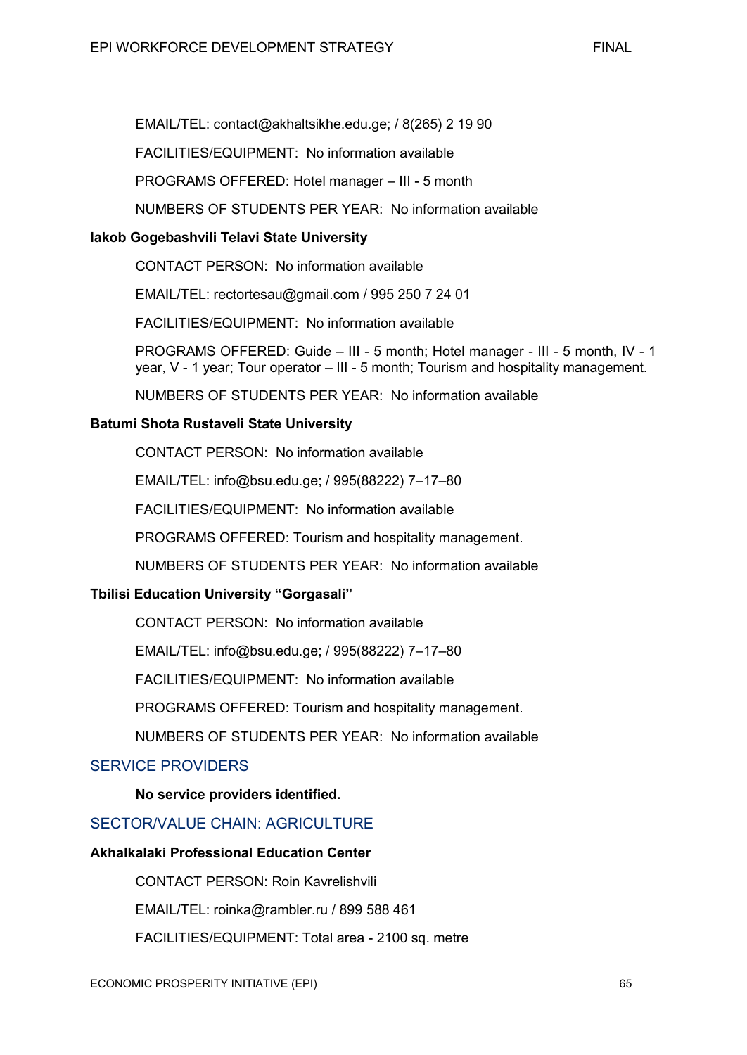EMAIL/TEL: contact@akhaltsikhe.edu.ge; / 8(265) 2 19 90

FACILITIES/EQUIPMENT: No information available

PROGRAMS OFFERED: Hotel manager – III - 5 month

NUMBERS OF STUDENTS PER YEAR: No information available

**Iakob Gogebashvili Telavi State University**

CONTACT PERSON: No information available

EMAIL/TEL: rectortesau@gmail.com / 995 250 7 24 01

FACILITIES/EQUIPMENT: No information available

PROGRAMS OFFERED: Guide – III - 5 month; Hotel manager - III - 5 month, IV - 1 year, V - 1 year; Tour operator – III - 5 month; Tourism and hospitality management.

NUMBERS OF STUDENTS PER YEAR: No information available

**Batumi Shota Rustaveli State University**

CONTACT PERSON: No information available

EMAIL/TEL: info@bsu.edu.ge; / 995(88222) 7–17–80

FACILITIES/EQUIPMENT: No information available

PROGRAMS OFFERED: Tourism and hospitality management.

NUMBERS OF STUDENTS PER YEAR: No information available

**Tbilisi Education University "Gorgasali"**

CONTACT PERSON: No information available

EMAIL/TEL: info@bsu.edu.ge; / 995(88222) 7–17–80

FACILITIES/EQUIPMENT: No information available

PROGRAMS OFFERED: Tourism and hospitality management.

NUMBERS OF STUDENTS PER YEAR: No information available

## SERVICE PROVIDERS

**No service providers identified.**

## SECTOR/VALUE CHAIN: AGRICULTURE

**Akhalkalaki Professional Education Center**

CONTACT PERSON: Roin Kavrelishvili

EMAIL/TEL: roinka@rambler.ru / 899 588 461

FACILITIES/EQUIPMENT: Total area - 2100 sq. metre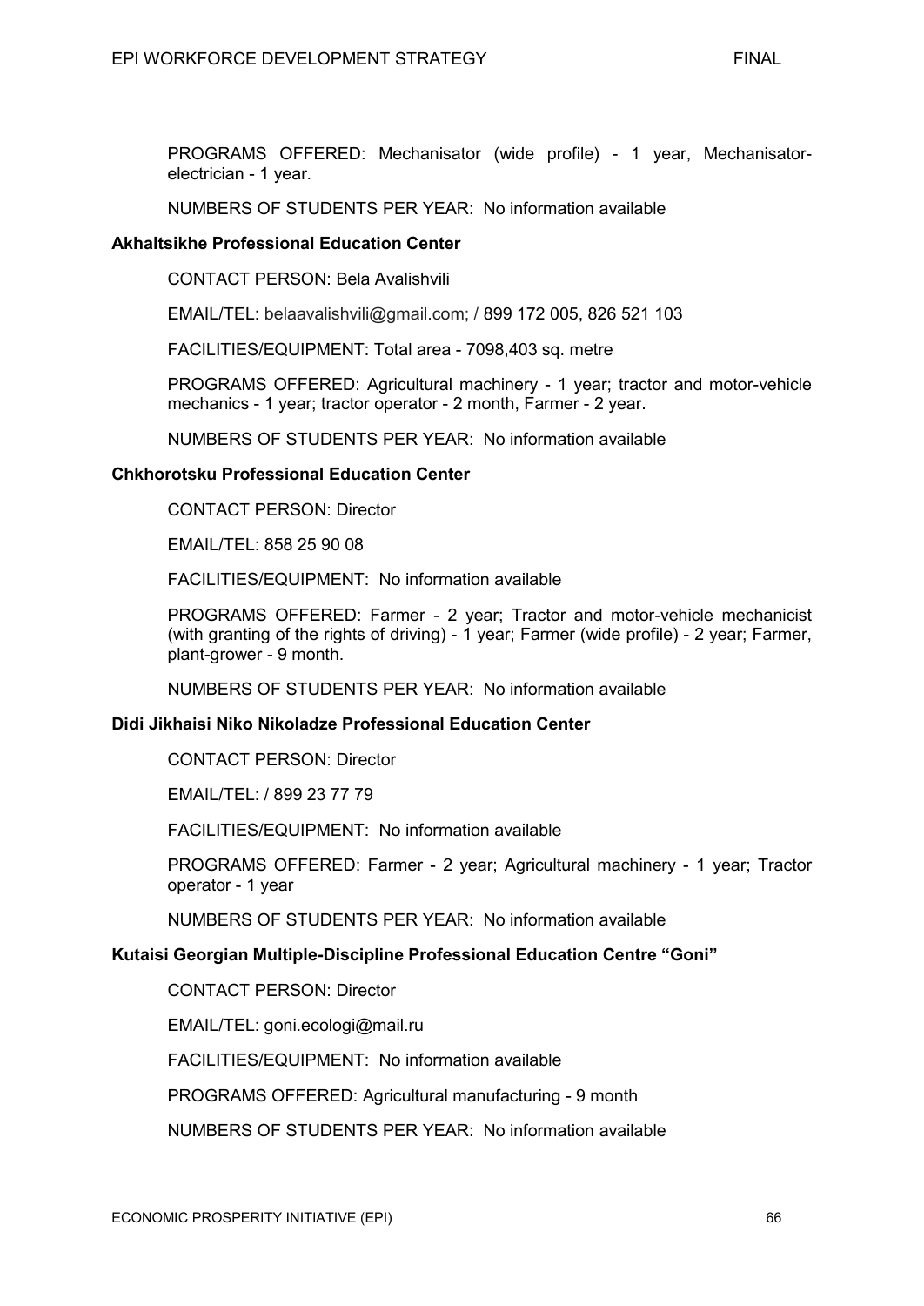PROGRAMS OFFERED: Mechanisator (wide profile) - 1 year, Mechanisator-electrician - 1 year.

NUMBERS OF STUDENTS PER YEAR: No information available

**Akhaltsikhe Professional Education Center**

CONTACT PERSON: Bela Avalishvili

EMAIL/TEL: belaavalishvili@gmail.com; / 899 172 005, 826 521 103

FACILITIES/EQUIPMENT: Total area - 7098,403 sq. metre

PROGRAMS OFFERED: Agricultural machinery - 1 year; tractor and motor-vehicle mechanics - 1 year; tractor operator - 2 month, Farmer - 2 year.

NUMBERS OF STUDENTS PER YEAR: No information available

**Chkhorotsku Professional Education Center**

CONTACT PERSON: Director

EMAIL/TEL: 858 25 90 08

FACILITIES/EQUIPMENT: No information available

PROGRAMS OFFERED: Farmer - 2 year; Tractor and motor-vehicle mechanicist (with granting of the rights of driving) - 1 year; Farmer (wide profile) - 2 year; Farmer, plant-grower - 9 month.

NUMBERS OF STUDENTS PER YEAR: No information available

**Didi Jikhaisi Niko Nikoladze Professional Education Center**

CONTACT PERSON: Director

EMAIL/TEL: / 899 23 77 79

FACILITIES/EQUIPMENT: No information available

PROGRAMS OFFERED: Farmer - 2 year; Agricultural machinery - 1 year; Tractor operator - 1 year

NUMBERS OF STUDENTS PER YEAR: No information available

**Kutaisi Georgian Multiple-Discipline Professional Education Centre "Goni"**

CONTACT PERSON: Director

EMAIL/TEL: goni.ecologi@mail.ru

FACILITIES/EQUIPMENT: No information available

PROGRAMS OFFERED: Agricultural manufacturing - 9 month

NUMBERS OF STUDENTS PER YEAR: No information available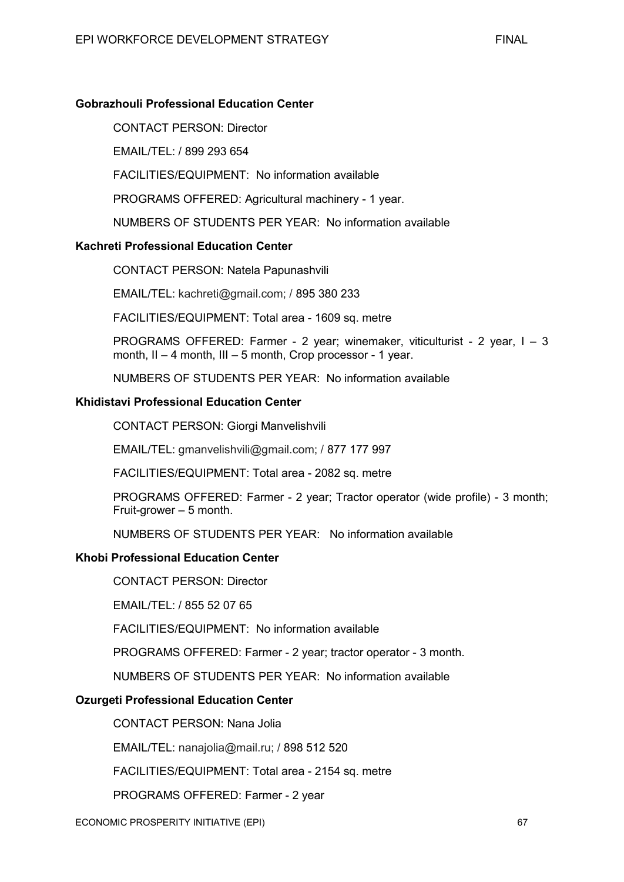**Gobrazhouli Professional Education Center**

CONTACT PERSON: Director

EMAIL/TEL: / 899 293 654

FACILITIES/EQUIPMENT: No information available

PROGRAMS OFFERED: Agricultural machinery - 1 year.

NUMBERS OF STUDENTS PER YEAR: No information available

**Kachreti Professional Education Center**

CONTACT PERSON: Natela Papunashvili

EMAIL/TEL: kachreti@gmail.com; / 895 380 233

FACILITIES/EQUIPMENT: Total area - 1609 sq. metre

PROGRAMS OFFERED: Farmer - 2 year; winemaker, viticulturist - 2 year, I – 3 month, II – 4 month, III – 5 month, Crop processor - 1 year.

NUMBERS OF STUDENTS PER YEAR: No information available

**Khidistavi Professional Education Center**

CONTACT PERSON: Giorgi Manvelishvili

EMAIL/TEL: gmanvelishvili@gmail.com; / 877 177 997

FACILITIES/EQUIPMENT: Total area - 2082 sq. metre

PROGRAMS OFFERED: Farmer - 2 year; Tractor operator (wide profile) - 3 month; Fruit-grower – 5 month.

NUMBERS OF STUDENTS PER YEAR: No information available

**Khobi Professional Education Center**

CONTACT PERSON: Director

EMAIL/TEL: / 855 52 07 65

FACILITIES/EQUIPMENT: No information available

PROGRAMS OFFERED: Farmer - 2 year; tractor operator - 3 month.

NUMBERS OF STUDENTS PER YEAR: No information available

**Ozurgeti Professional Education Center**

CONTACT PERSON: Nana Jolia

EMAIL/TEL: nanajolia@mail.ru; / 898 512 520

FACILITIES/EQUIPMENT: Total area - 2154 sq. metre

PROGRAMS OFFERED: Farmer - 2 year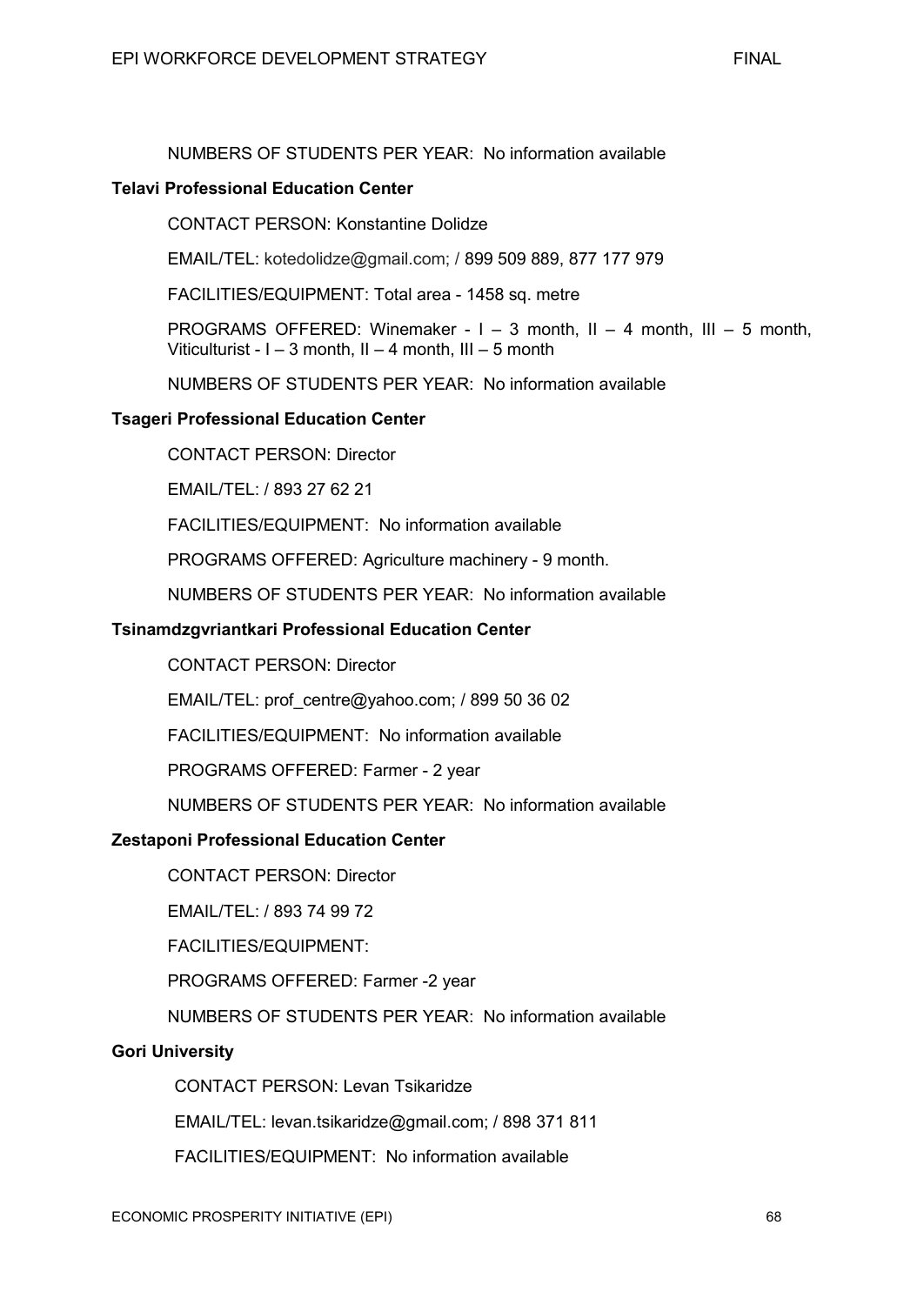NUMBERS OF STUDENTS PER YEAR: No information available

**Telavi Professional Education Center**

CONTACT PERSON: Konstantine Dolidze

EMAIL/TEL: kotedolidze@gmail.com; / 899 509 889, 877 177 979

FACILITIES/EQUIPMENT: Total area - 1458 sq. metre

PROGRAMS OFFERED: Winemaker - I – 3 month, II – 4 month, III – 5 month, Viticulturist - I – 3 month, II – 4 month, III – 5 month

NUMBERS OF STUDENTS PER YEAR: No information available

**Tsageri Professional Education Center**

CONTACT PERSON: Director

EMAIL/TEL: / 893 27 62 21

FACILITIES/EQUIPMENT: No information available

PROGRAMS OFFERED: Agriculture machinery - 9 month.

NUMBERS OF STUDENTS PER YEAR: No information available

**Tsinamdzgvriantkari Professional Education Center**

CONTACT PERSON: Director

EMAIL/TEL: prof_centre@yahoo.com; / 899 50 36 02

FACILITIES/EQUIPMENT: No information available

PROGRAMS OFFERED: Farmer - 2 year

NUMBERS OF STUDENTS PER YEAR: No information available

**Zestaponi Professional Education Center**

CONTACT PERSON: Director

EMAIL/TEL: / 893 74 99 72

FACILITIES/EQUIPMENT:

PROGRAMS OFFERED: Farmer -2 year

NUMBERS OF STUDENTS PER YEAR: No information available

**Gori University**

CONTACT PERSON: Levan Tsikaridze

EMAIL/TEL: levan.tsikaridze@gmail.com; / 898 371 811

FACILITIES/EQUIPMENT: No information available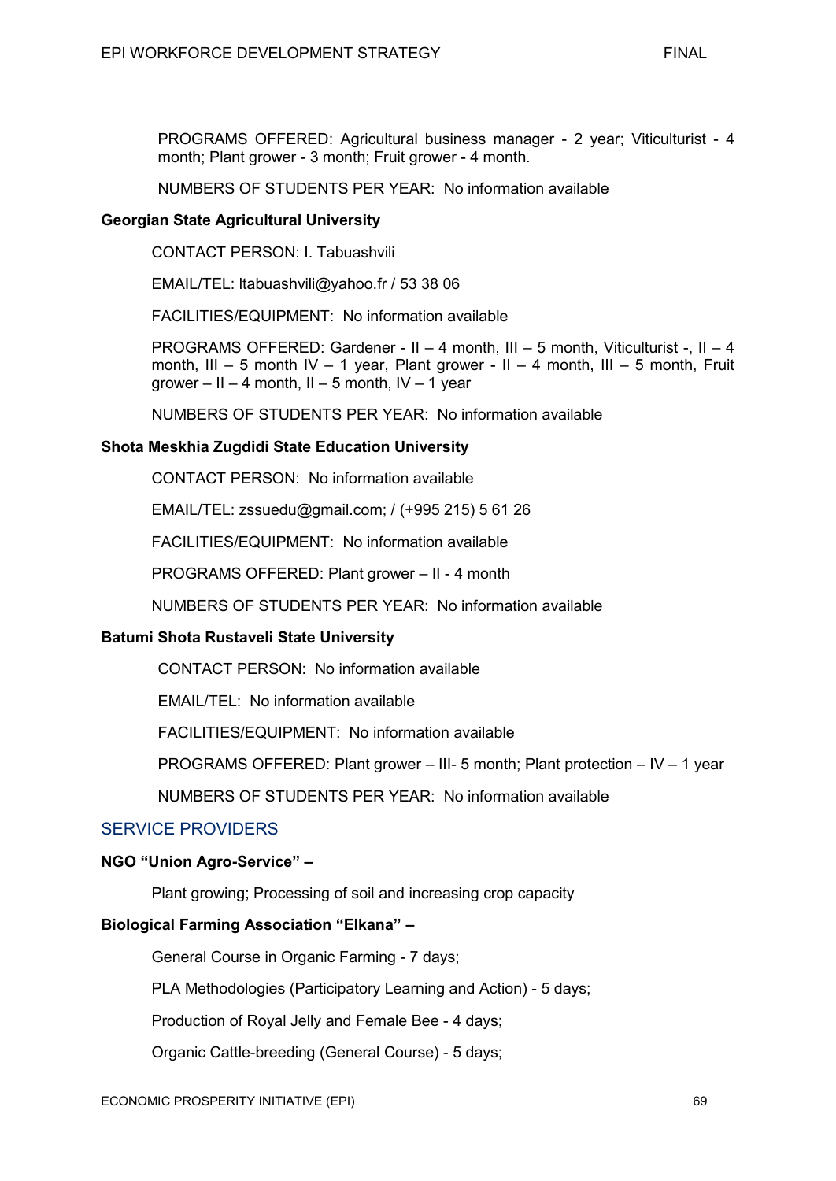PROGRAMS OFFERED: Agricultural business manager - 2 year; Viticulturist - 4 month; Plant grower - 3 month; Fruit grower - 4 month.

NUMBERS OF STUDENTS PER YEAR: No information available

**Georgian State Agricultural University**

CONTACT PERSON: I. Tabuashvili

EMAIL/TEL: ltabuashvili@yahoo.fr / 53 38 06

FACILITIES/EQUIPMENT: No information available

PROGRAMS OFFERED: Gardener - II – 4 month, III – 5 month, Viticulturist -, II – 4 month, III – 5 month IV – 1 year, Plant grower - II – 4 month, III – 5 month, Fruit grower – II – 4 month, II – 5 month, IV – 1 year

NUMBERS OF STUDENTS PER YEAR: No information available

**Shota Meskhia Zugdidi State Education University**

CONTACT PERSON: No information available

EMAIL/TEL: zssuedu@gmail.com; / (+995 215) 5 61 26

FACILITIES/EQUIPMENT: No information available

PROGRAMS OFFERED: Plant grower – II - 4 month

NUMBERS OF STUDENTS PER YEAR: No information available

**Batumi Shota Rustaveli State University**

CONTACT PERSON: No information available

EMAIL/TEL: No information available

FACILITIES/EQUIPMENT: No information available

PROGRAMS OFFERED: Plant grower – III- 5 month; Plant protection – IV – 1 year

NUMBERS OF STUDENTS PER YEAR: No information available

## SERVICE PROVIDERS

**NGO "Union Agro-Service" –**

Plant growing; Processing of soil and increasing crop capacity

**Biological Farming Association "Elkana" –**

General Course in Organic Farming - 7 days;

PLA Methodologies (Participatory Learning and Action) - 5 days;

Production of Royal Jelly and Female Bee - 4 days;

Organic Cattle-breeding (General Course) - 5 days;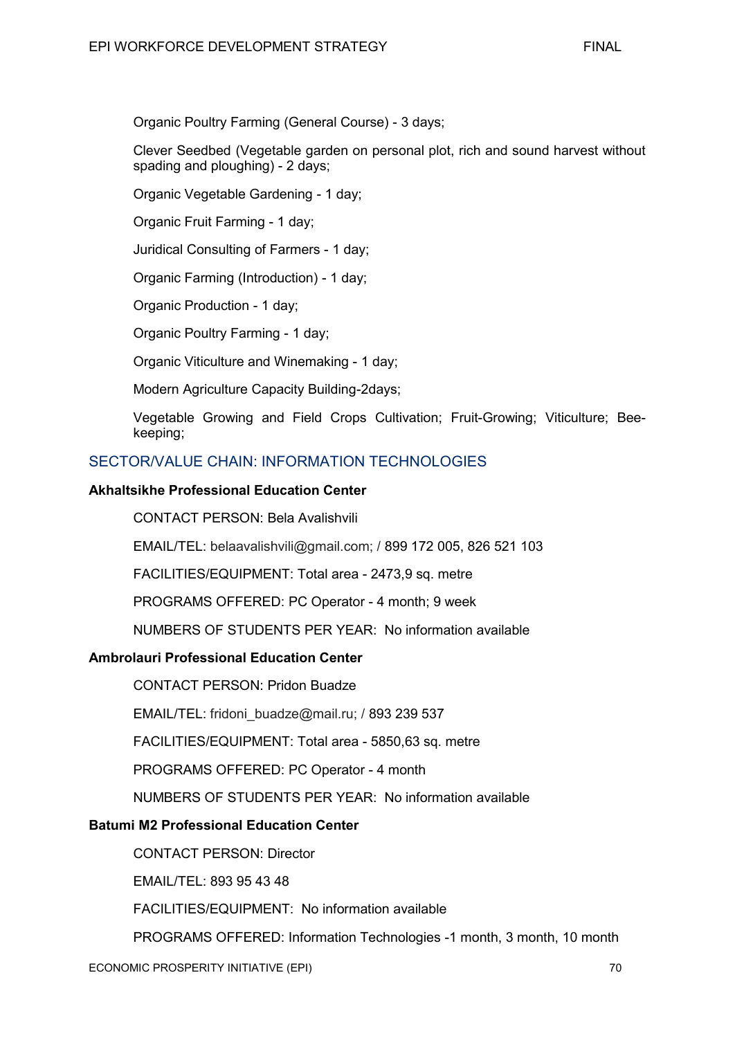Organic Poultry Farming (General Course) - 3 days;

Clever Seedbed (Vegetable garden on personal plot, rich and sound harvest without spading and ploughing) - 2 days;

Organic Vegetable Gardening - 1 day;

Organic Fruit Farming - 1 day;

Juridical Consulting of Farmers - 1 day;

Organic Farming (Introduction) - 1 day;

Organic Production - 1 day;

Organic Poultry Farming - 1 day;

Organic Viticulture and Winemaking - 1 day;

Modern Agriculture Capacity Building-2days;

Vegetable Growing and Field Crops Cultivation; Fruit-Growing; Viticulture; Bee-keeping;

## SECTOR/VALUE CHAIN: INFORMATION TECHNOLOGIES

**Akhaltsikhe Professional Education Center**

CONTACT PERSON: Bela Avalishvili

EMAIL/TEL: belaavalishvili@gmail.com; / 899 172 005, 826 521 103

FACILITIES/EQUIPMENT: Total area - 2473,9 sq. metre

PROGRAMS OFFERED: PC Operator - 4 month; 9 week

NUMBERS OF STUDENTS PER YEAR: No information available

**Ambrolauri Professional Education Center**

CONTACT PERSON: Pridon Buadze

EMAIL/TEL: fridoni_buadze@mail.ru; / 893 239 537

FACILITIES/EQUIPMENT: Total area - 5850,63 sq. metre

PROGRAMS OFFERED: PC Operator - 4 month

NUMBERS OF STUDENTS PER YEAR: No information available

**Batumi M2 Professional Education Center**

CONTACT PERSON: Director

EMAIL/TEL: 893 95 43 48

FACILITIES/EQUIPMENT: No information available

PROGRAMS OFFERED: Information Technologies -1 month, 3 month, 10 month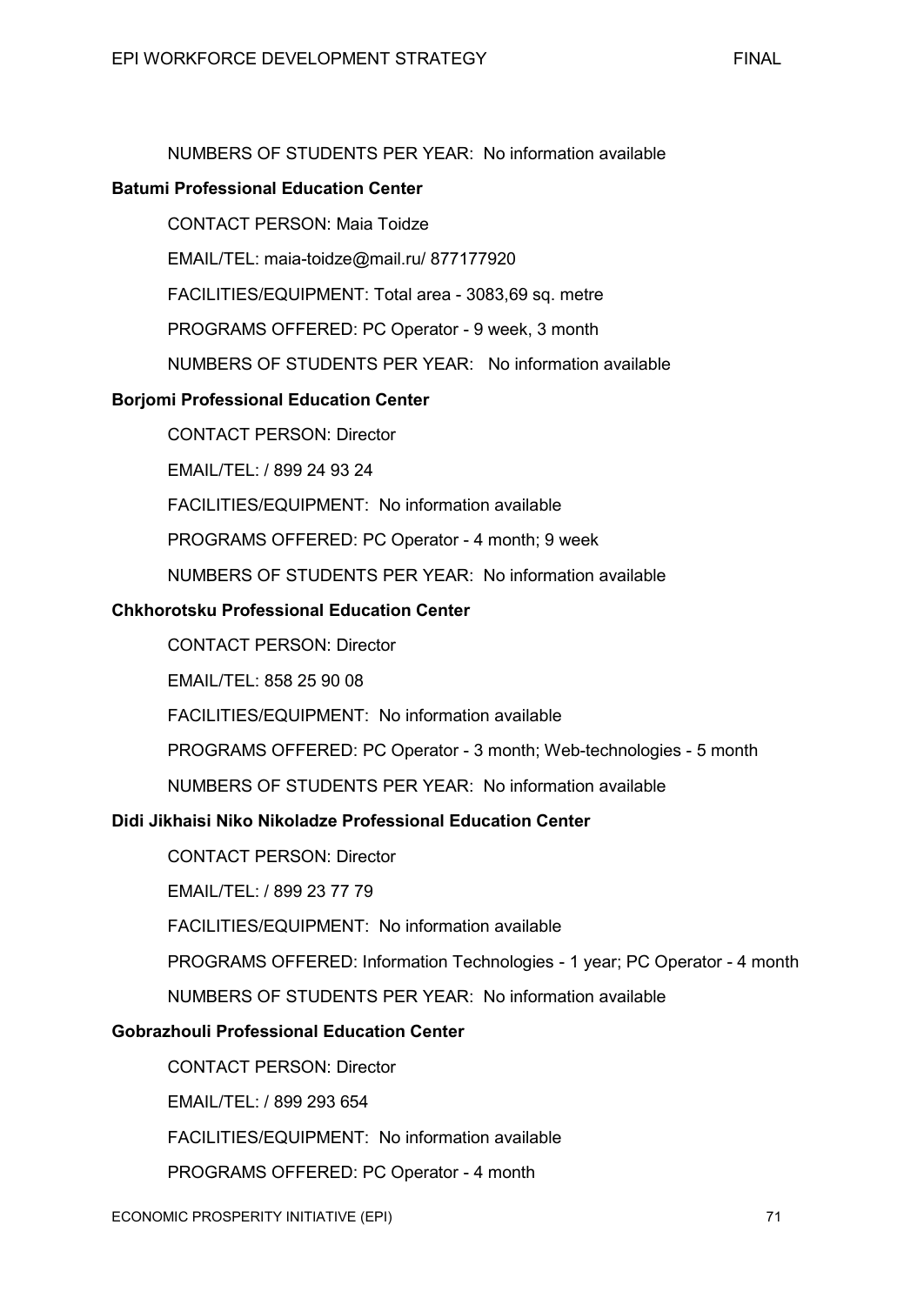NUMBERS OF STUDENTS PER YEAR: No information available

**Batumi Professional Education Center**

CONTACT PERSON: Maia Toidze

EMAIL/TEL: maia-toidze@mail.ru/ 877177920

FACILITIES/EQUIPMENT: Total area - 3083,69 sq. metre

PROGRAMS OFFERED: PC Operator - 9 week, 3 month

NUMBERS OF STUDENTS PER YEAR: No information available

**Borjomi Professional Education Center**

CONTACT PERSON: Director

EMAIL/TEL: / 899 24 93 24

FACILITIES/EQUIPMENT: No information available

PROGRAMS OFFERED: PC Operator - 4 month; 9 week

NUMBERS OF STUDENTS PER YEAR: No information available

**Chkhorotsku Professional Education Center**

CONTACT PERSON: Director

EMAIL/TEL: 858 25 90 08

FACILITIES/EQUIPMENT: No information available

PROGRAMS OFFERED: PC Operator - 3 month; Web-technologies - 5 month

NUMBERS OF STUDENTS PER YEAR: No information available

**Didi Jikhaisi Niko Nikoladze Professional Education Center**

CONTACT PERSON: Director

EMAIL/TEL: / 899 23 77 79

FACILITIES/EQUIPMENT: No information available

PROGRAMS OFFERED: Information Technologies - 1 year; PC Operator - 4 month

NUMBERS OF STUDENTS PER YEAR: No information available

**Gobrazhouli Professional Education Center**

CONTACT PERSON: Director

EMAIL/TEL: / 899 293 654

FACILITIES/EQUIPMENT: No information available

PROGRAMS OFFERED: PC Operator - 4 month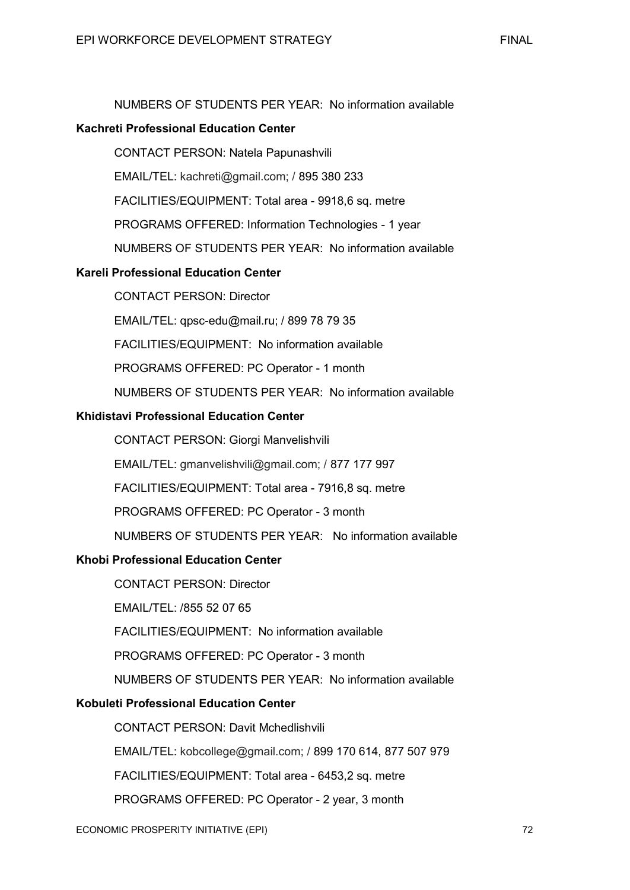NUMBERS OF STUDENTS PER YEAR: No information available

**Kachreti Professional Education Center**

CONTACT PERSON: Natela Papunashvili

EMAIL/TEL: kachreti@gmail.com; / 895 380 233

FACILITIES/EQUIPMENT: Total area - 9918,6 sq. metre

PROGRAMS OFFERED: Information Technologies - 1 year

NUMBERS OF STUDENTS PER YEAR: No information available

**Kareli Professional Education Center**

CONTACT PERSON: Director

EMAIL/TEL: qpsc-edu@mail.ru; / 899 78 79 35

FACILITIES/EQUIPMENT: No information available

PROGRAMS OFFERED: PC Operator - 1 month

NUMBERS OF STUDENTS PER YEAR: No information available

**Khidistavi Professional Education Center**

CONTACT PERSON: Giorgi Manvelishvili

EMAIL/TEL: gmanvelishvili@gmail.com; / 877 177 997

FACILITIES/EQUIPMENT: Total area - 7916,8 sq. metre

PROGRAMS OFFERED: PC Operator - 3 month

NUMBERS OF STUDENTS PER YEAR: No information available

**Khobi Professional Education Center**

CONTACT PERSON: Director

EMAIL/TEL: /855 52 07 65

FACILITIES/EQUIPMENT: No information available

PROGRAMS OFFERED: PC Operator - 3 month

NUMBERS OF STUDENTS PER YEAR: No information available

**Kobuleti Professional Education Center**

CONTACT PERSON: Davit Mchedlishvili

EMAIL/TEL: kobcollege@gmail.com; / 899 170 614, 877 507 979

FACILITIES/EQUIPMENT: Total area - 6453,2 sq. metre

PROGRAMS OFFERED: PC Operator - 2 year, 3 month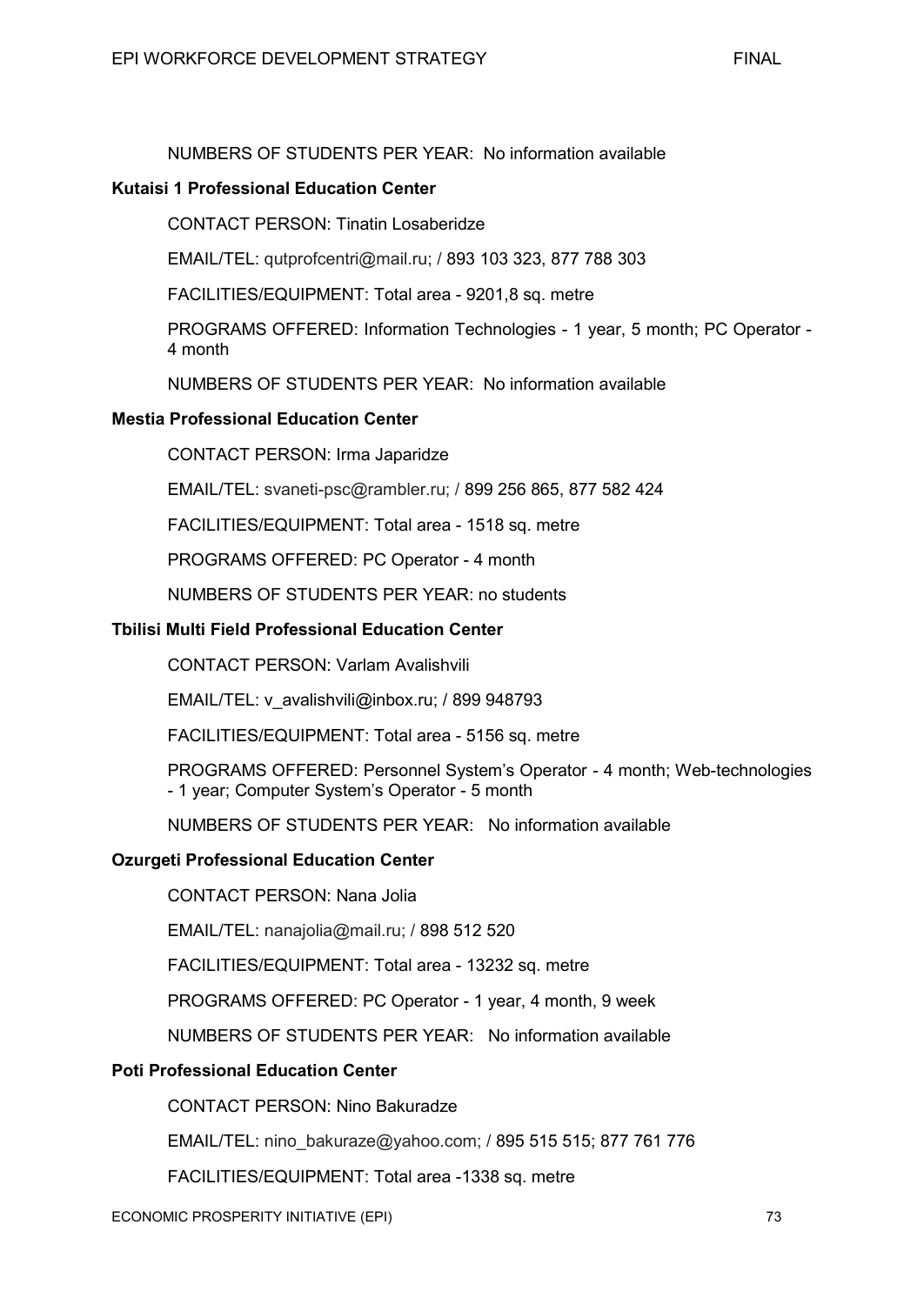NUMBERS OF STUDENTS PER YEAR: No information available

**Kutaisi 1 Professional Education Center**

CONTACT PERSON: Tinatin Losaberidze

EMAIL/TEL: qutprofcentri@mail.ru; / 893 103 323, 877 788 303

FACILITIES/EQUIPMENT: Total area - 9201,8 sq. metre

PROGRAMS OFFERED: Information Technologies - 1 year, 5 month; PC Operator - 4 month

NUMBERS OF STUDENTS PER YEAR: No information available

**Mestia Professional Education Center**

CONTACT PERSON: Irma Japaridze

EMAIL/TEL: svaneti-psc@rambler.ru; / 899 256 865, 877 582 424

FACILITIES/EQUIPMENT: Total area - 1518 sq. metre

PROGRAMS OFFERED: PC Operator - 4 month

NUMBERS OF STUDENTS PER YEAR: no students

**Tbilisi Multi Field Professional Education Center**

CONTACT PERSON: Varlam Avalishvili

EMAIL/TEL: v_avalishvili@inbox.ru; / 899 948793

FACILITIES/EQUIPMENT: Total area - 5156 sq. metre

PROGRAMS OFFERED: Personnel System's Operator - 4 month; Web-technologies - 1 year; Computer System's Operator - 5 month

NUMBERS OF STUDENTS PER YEAR: No information available

**Ozurgeti Professional Education Center**

CONTACT PERSON: Nana Jolia

EMAIL/TEL: nanajolia@mail.ru; / 898 512 520

FACILITIES/EQUIPMENT: Total area - 13232 sq. metre

PROGRAMS OFFERED: PC Operator - 1 year, 4 month, 9 week

NUMBERS OF STUDENTS PER YEAR: No information available

**Poti Professional Education Center**

CONTACT PERSON: Nino Bakuradze

EMAIL/TEL: nino_bakuraze@yahoo.com; / 895 515 515; 877 761 776

FACILITIES/EQUIPMENT: Total area -1338 sq. metre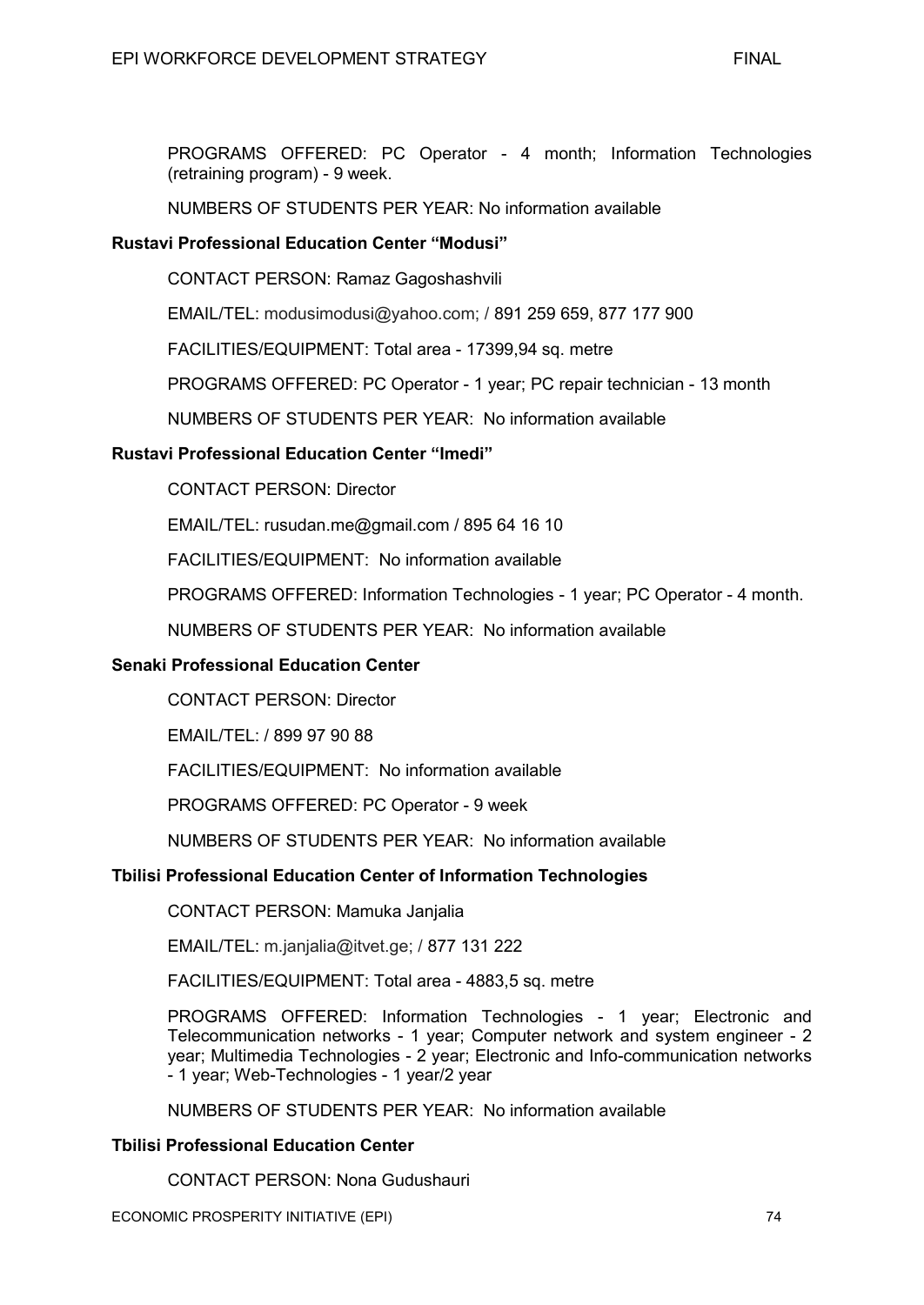PROGRAMS OFFERED: PC Operator - 4 month; Information Technologies (retraining program) - 9 week.

NUMBERS OF STUDENTS PER YEAR: No information available

**Rustavi Professional Education Center "Modusi"**

CONTACT PERSON: Ramaz Gagoshashvili

EMAIL/TEL: modusimodusi@yahoo.com; / 891 259 659, 877 177 900

FACILITIES/EQUIPMENT: Total area - 17399,94 sq. metre

PROGRAMS OFFERED: PC Operator - 1 year; PC repair technician - 13 month

NUMBERS OF STUDENTS PER YEAR: No information available

**Rustavi Professional Education Center "Imedi"**

CONTACT PERSON: Director

EMAIL/TEL: rusudan.me@gmail.com / 895 64 16 10

FACILITIES/EQUIPMENT: No information available

PROGRAMS OFFERED: Information Technologies - 1 year; PC Operator - 4 month.

NUMBERS OF STUDENTS PER YEAR: No information available

**Senaki Professional Education Center**

CONTACT PERSON: Director

EMAIL/TEL: / 899 97 90 88

FACILITIES/EQUIPMENT: No information available

PROGRAMS OFFERED: PC Operator - 9 week

NUMBERS OF STUDENTS PER YEAR: No information available

**Tbilisi Professional Education Center of Information Technologies**

CONTACT PERSON: Mamuka Janjalia

EMAIL/TEL: m.janjalia@itvet.ge; / 877 131 222

FACILITIES/EQUIPMENT: Total area - 4883,5 sq. metre

PROGRAMS OFFERED: Information Technologies - 1 year; Electronic and Telecommunication networks - 1 year; Computer network and system engineer - 2 year; Multimedia Technologies - 2 year; Electronic and Info-communication networks - 1 year; Web-Technologies - 1 year/2 year

NUMBERS OF STUDENTS PER YEAR: No information available

**Tbilisi Professional Education Center**

CONTACT PERSON: Nona Gudushauri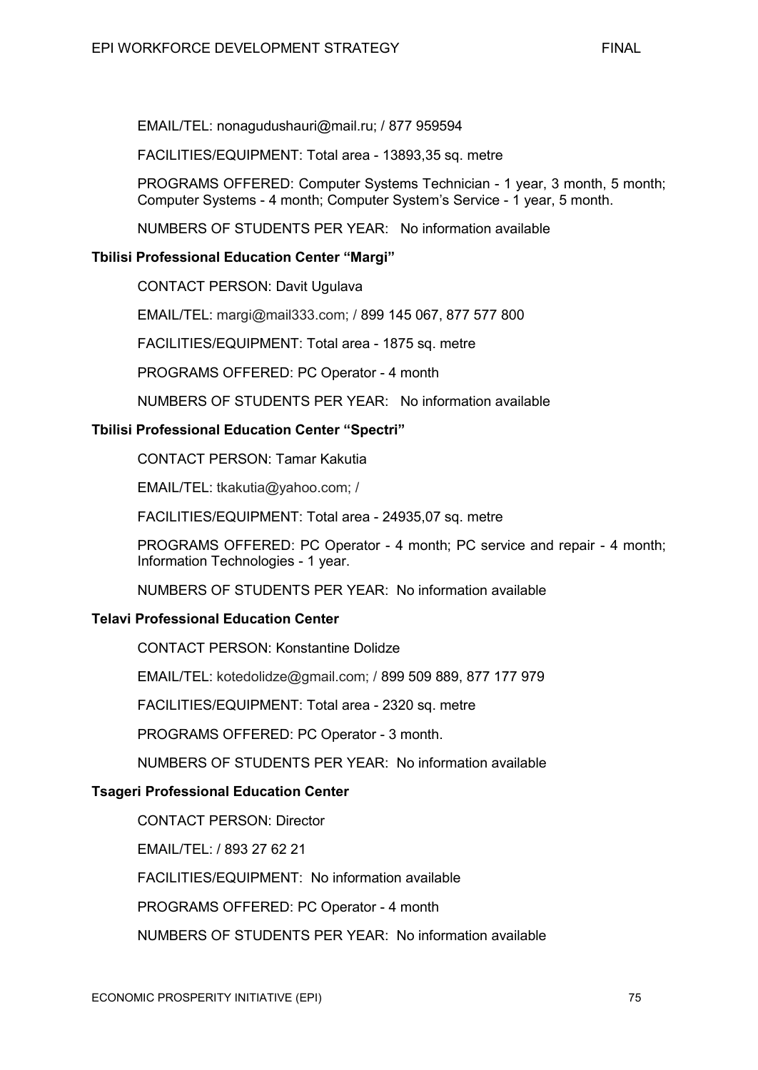EMAIL/TEL: nonagudushauri@mail.ru; / 877 959594

FACILITIES/EQUIPMENT: Total area - 13893,35 sq. metre

PROGRAMS OFFERED: Computer Systems Technician - 1 year, 3 month, 5 month; Computer Systems - 4 month; Computer System's Service - 1 year, 5 month.

NUMBERS OF STUDENTS PER YEAR: No information available

**Tbilisi Professional Education Center "Margi"**

CONTACT PERSON: Davit Ugulava

EMAIL/TEL: margi@mail333.com; / 899 145 067, 877 577 800

FACILITIES/EQUIPMENT: Total area - 1875 sq. metre

PROGRAMS OFFERED: PC Operator - 4 month

NUMBERS OF STUDENTS PER YEAR: No information available

**Tbilisi Professional Education Center "Spectri"**

CONTACT PERSON: Tamar Kakutia

EMAIL/TEL: tkakutia@yahoo.com; /

FACILITIES/EQUIPMENT: Total area - 24935,07 sq. metre

PROGRAMS OFFERED: PC Operator - 4 month; PC service and repair - 4 month; Information Technologies - 1 year.

NUMBERS OF STUDENTS PER YEAR: No information available

**Telavi Professional Education Center**

CONTACT PERSON: Konstantine Dolidze

EMAIL/TEL: kotedolidze@gmail.com; / 899 509 889, 877 177 979

FACILITIES/EQUIPMENT: Total area - 2320 sq. metre

PROGRAMS OFFERED: PC Operator - 3 month.

NUMBERS OF STUDENTS PER YEAR: No information available

**Tsageri Professional Education Center**

CONTACT PERSON: Director

EMAIL/TEL: / 893 27 62 21

FACILITIES/EQUIPMENT: No information available

PROGRAMS OFFERED: PC Operator - 4 month

NUMBERS OF STUDENTS PER YEAR: No information available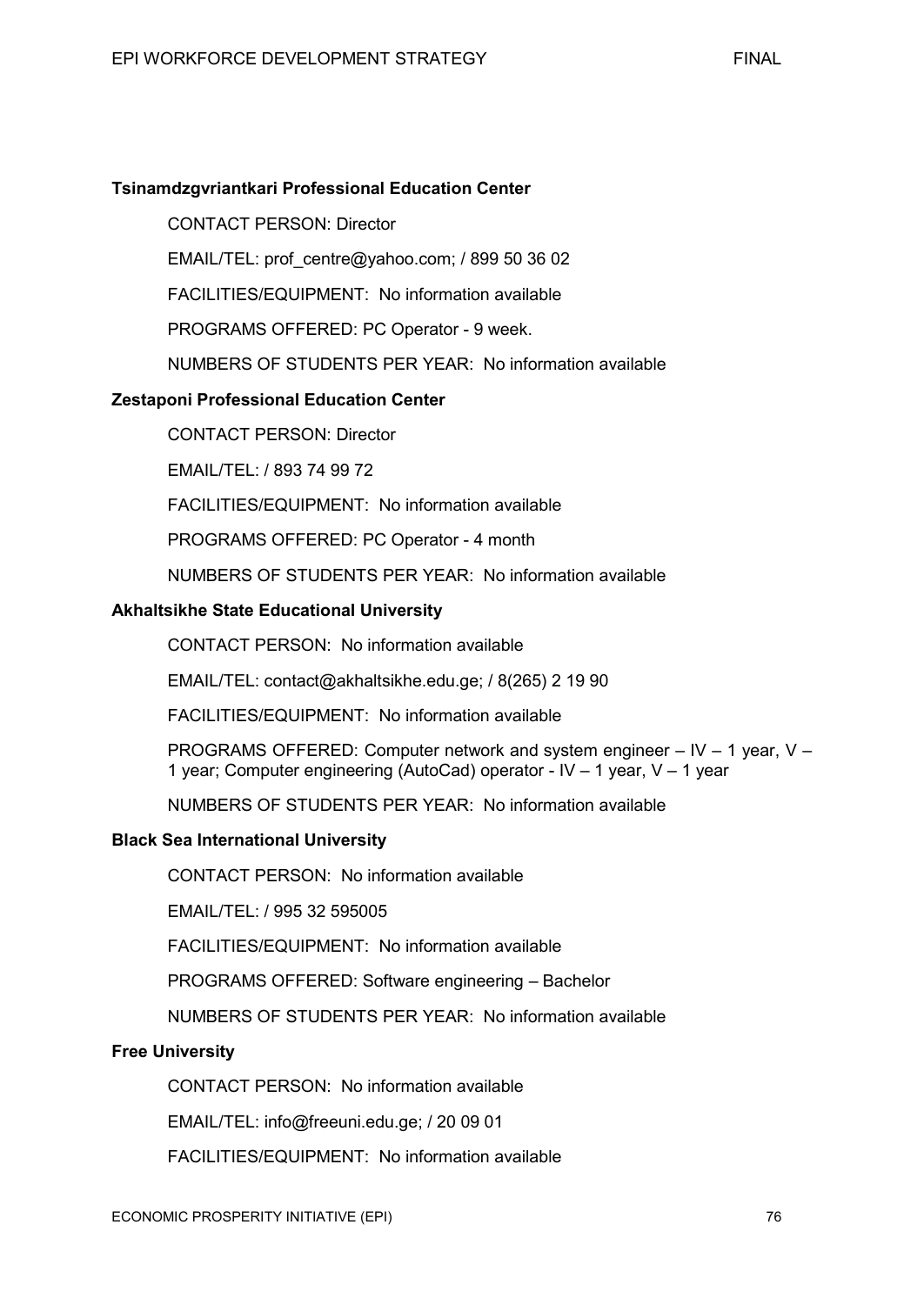**Tsinamdzgvriantkari Professional Education Center**

CONTACT PERSON: Director

EMAIL/TEL: prof_centre@yahoo.com; / 899 50 36 02

FACILITIES/EQUIPMENT: No information available

PROGRAMS OFFERED: PC Operator - 9 week.

NUMBERS OF STUDENTS PER YEAR: No information available

**Zestaponi Professional Education Center**

CONTACT PERSON: Director

EMAIL/TEL: / 893 74 99 72

FACILITIES/EQUIPMENT: No information available

PROGRAMS OFFERED: PC Operator - 4 month

NUMBERS OF STUDENTS PER YEAR: No information available

**Akhaltsikhe State Educational University**

CONTACT PERSON: No information available

EMAIL/TEL: contact@akhaltsikhe.edu.ge; / 8(265) 2 19 90

FACILITIES/EQUIPMENT: No information available

PROGRAMS OFFERED: Computer network and system engineer – IV – 1 year, V – 1 year; Computer engineering (AutoCad) operator - IV – 1 year, V – 1 year

NUMBERS OF STUDENTS PER YEAR: No information available

**Black Sea International University**

CONTACT PERSON: No information available

EMAIL/TEL: / 995 32 595005

FACILITIES/EQUIPMENT: No information available

PROGRAMS OFFERED: Software engineering – Bachelor

NUMBERS OF STUDENTS PER YEAR: No information available

**Free University**

CONTACT PERSON: No information available

EMAIL/TEL: info@freeuni.edu.ge; / 20 09 01

FACILITIES/EQUIPMENT: No information available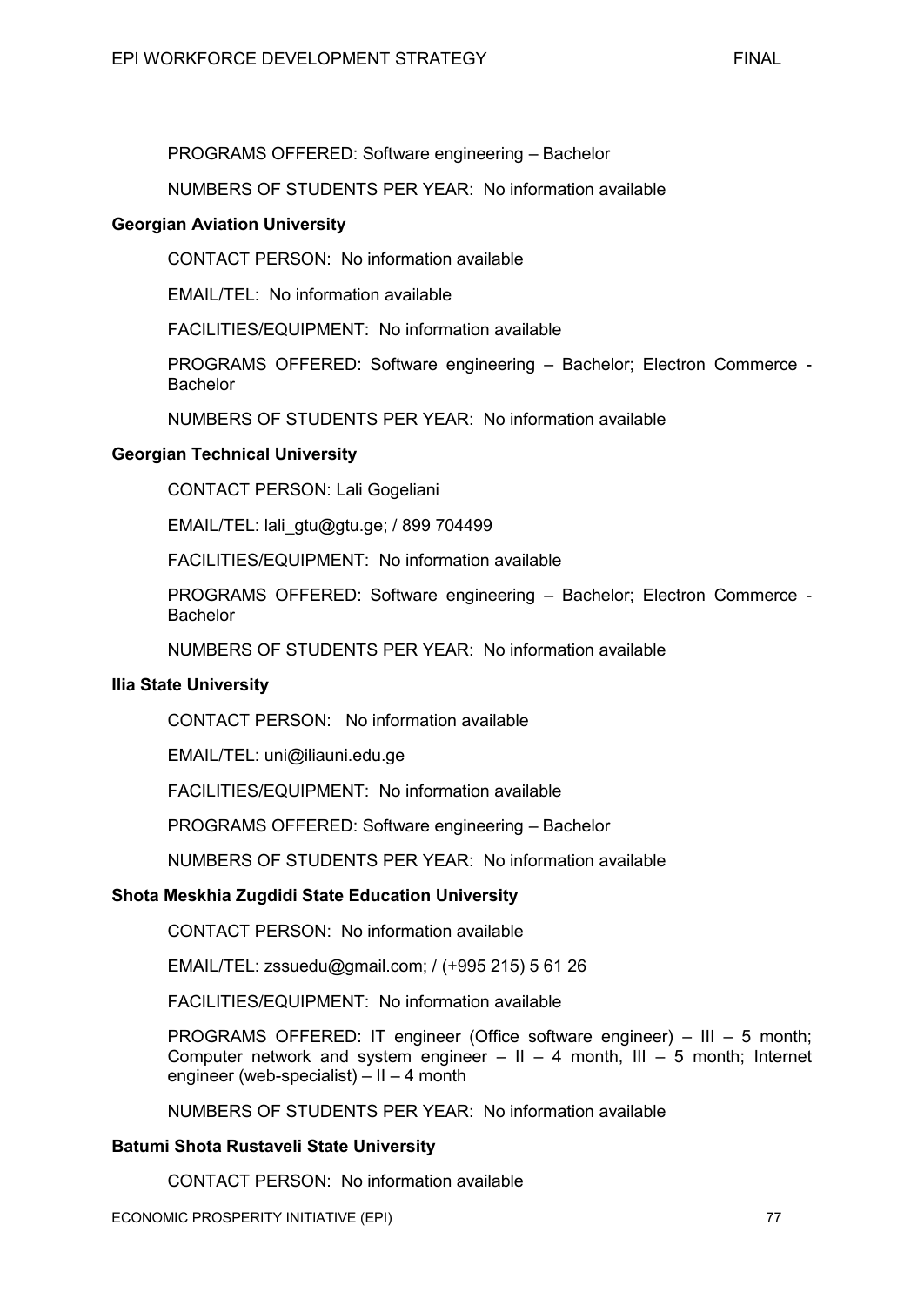PROGRAMS OFFERED: Software engineering – Bachelor

NUMBERS OF STUDENTS PER YEAR: No information available

**Georgian Aviation University**

CONTACT PERSON: No information available

EMAIL/TEL: No information available

FACILITIES/EQUIPMENT: No information available

PROGRAMS OFFERED: Software engineering – Bachelor; Electron Commerce - Bachelor

NUMBERS OF STUDENTS PER YEAR: No information available

**Georgian Technical University**

CONTACT PERSON: Lali Gogeliani

EMAIL/TEL: lali_gtu@gtu.ge; / 899 704499

FACILITIES/EQUIPMENT: No information available

PROGRAMS OFFERED: Software engineering – Bachelor; Electron Commerce - Bachelor

NUMBERS OF STUDENTS PER YEAR: No information available

**Ilia State University**

CONTACT PERSON: No information available

EMAIL/TEL: uni@iliauni.edu.ge

FACILITIES/EQUIPMENT: No information available

PROGRAMS OFFERED: Software engineering – Bachelor

NUMBERS OF STUDENTS PER YEAR: No information available

**Shota Meskhia Zugdidi State Education University**

CONTACT PERSON: No information available

EMAIL/TEL: zssuedu@gmail.com; / (+995 215) 5 61 26

FACILITIES/EQUIPMENT: No information available

PROGRAMS OFFERED: IT engineer (Office software engineer) – III – 5 month; Computer network and system engineer – II – 4 month, III – 5 month; Internet engineer (web-specialist) – II – 4 month

NUMBERS OF STUDENTS PER YEAR: No information available

**Batumi Shota Rustaveli State University**

CONTACT PERSON: No information available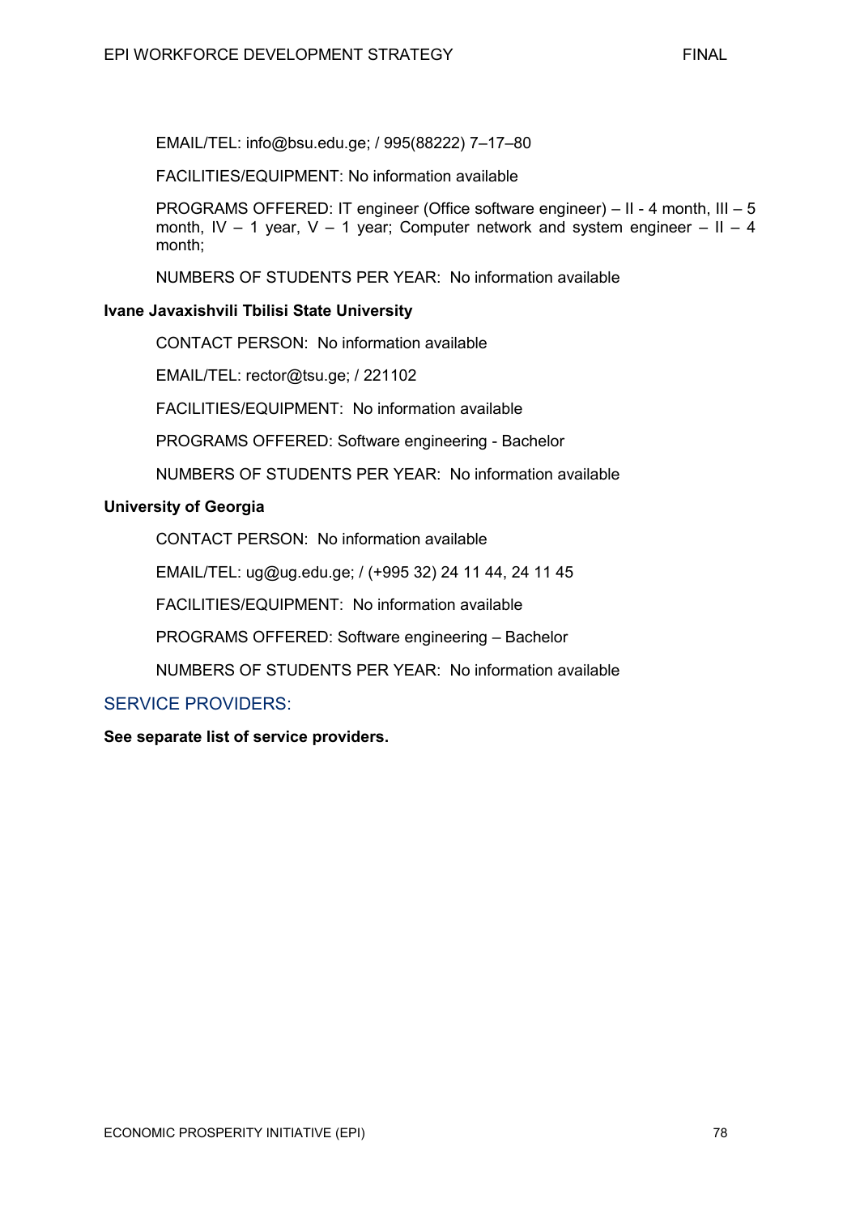EMAIL/TEL: info@bsu.edu.ge; / 995(88222) 7–17–80

FACILITIES/EQUIPMENT: No information available

PROGRAMS OFFERED: IT engineer (Office software engineer) – II - 4 month, III – 5 month, IV – 1 year, V – 1 year; Computer network and system engineer – II – 4 month;

NUMBERS OF STUDENTS PER YEAR: No information available

**Ivane Javaxishvili Tbilisi State University**

CONTACT PERSON: No information available

EMAIL/TEL: rector@tsu.ge; / 221102

FACILITIES/EQUIPMENT: No information available

PROGRAMS OFFERED: Software engineering - Bachelor

NUMBERS OF STUDENTS PER YEAR: No information available

**University of Georgia**

CONTACT PERSON: No information available

EMAIL/TEL: ug@ug.edu.ge; / (+995 32) 24 11 44, 24 11 45

FACILITIES/EQUIPMENT: No information available

PROGRAMS OFFERED: Software engineering – Bachelor

NUMBERS OF STUDENTS PER YEAR: No information available

## SERVICE PROVIDERS:

**See separate list of service providers.**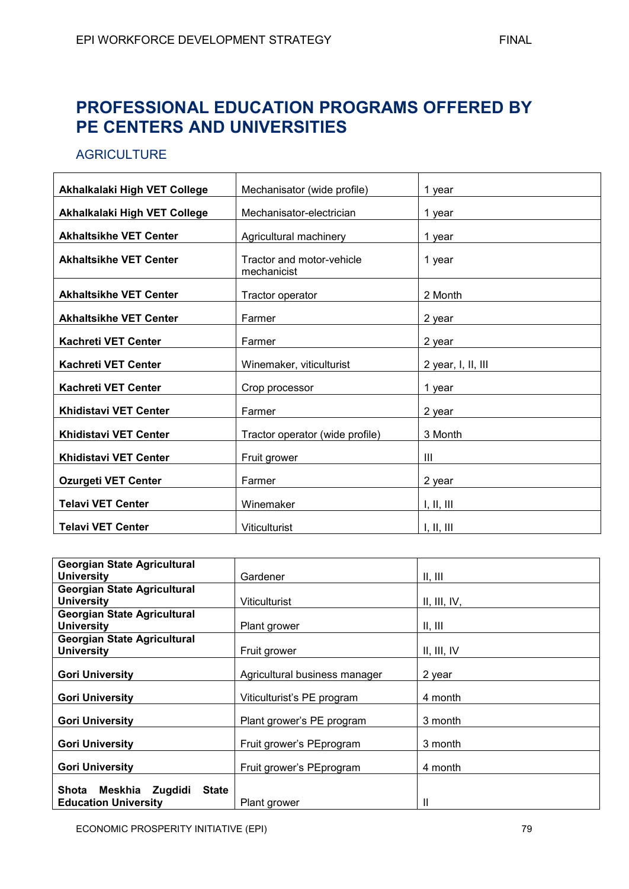# PROFESSIONAL EDUCATION PROGRAMS OFFERED BY PE CENTERS AND UNIVERSITIES

## AGRICULTURE

| | | |
|---|---|---|
| **Akhalkalaki High VET College** | Mechanisator (wide profile) | 1 year |
| **Akhalkalaki High VET College** | Mechanisator-electrician | 1 year |
| **Akhaltsikhe VET Center** | Agricultural machinery | 1 year |
| **Akhaltsikhe VET Center** | Tractor and motor-vehicle mechanicist | 1 year |
| **Akhaltsikhe VET Center** | Tractor operator | 2 Month |
| **Akhaltsikhe VET Center** | Farmer | 2 year |
| **Kachreti VET Center** | Farmer | 2 year |
| **Kachreti VET Center** | Winemaker, viticulturist | 2 year, I, II, III |
| **Kachreti VET Center** | Crop processor | 1 year |
| **Khidistavi VET Center** | Farmer | 2 year |
| **Khidistavi VET Center** | Tractor operator (wide profile) | 3 Month |
| **Khidistavi VET Center** | Fruit grower | III |
| **Ozurgeti VET Center** | Farmer | 2 year |
| **Telavi VET Center** | Winemaker | I, II, III |
| **Telavi VET Center** | Viticulturist | I, II, III |

| | | |
|---|---|---|
| **Georgian State Agricultural University** | Gardener | II, III |
| **Georgian State Agricultural University** | Viticulturist | II, III, IV, |
| **Georgian State Agricultural University** | Plant grower | II, III |
| **Georgian State Agricultural University** | Fruit grower | II, III, IV |
| **Gori University** | Agricultural business manager | 2 year |
| **Gori University** | Viticulturist's PE program | 4 month |
| **Gori University** | Plant grower's PE program | 3 month |
| **Gori University** | Fruit grower's PEprogram | 3 month |
| **Gori University** | Fruit grower's PEprogram | 4 month |
| **Shota Meskhia Zugdidi State Education University** | Plant grower | II |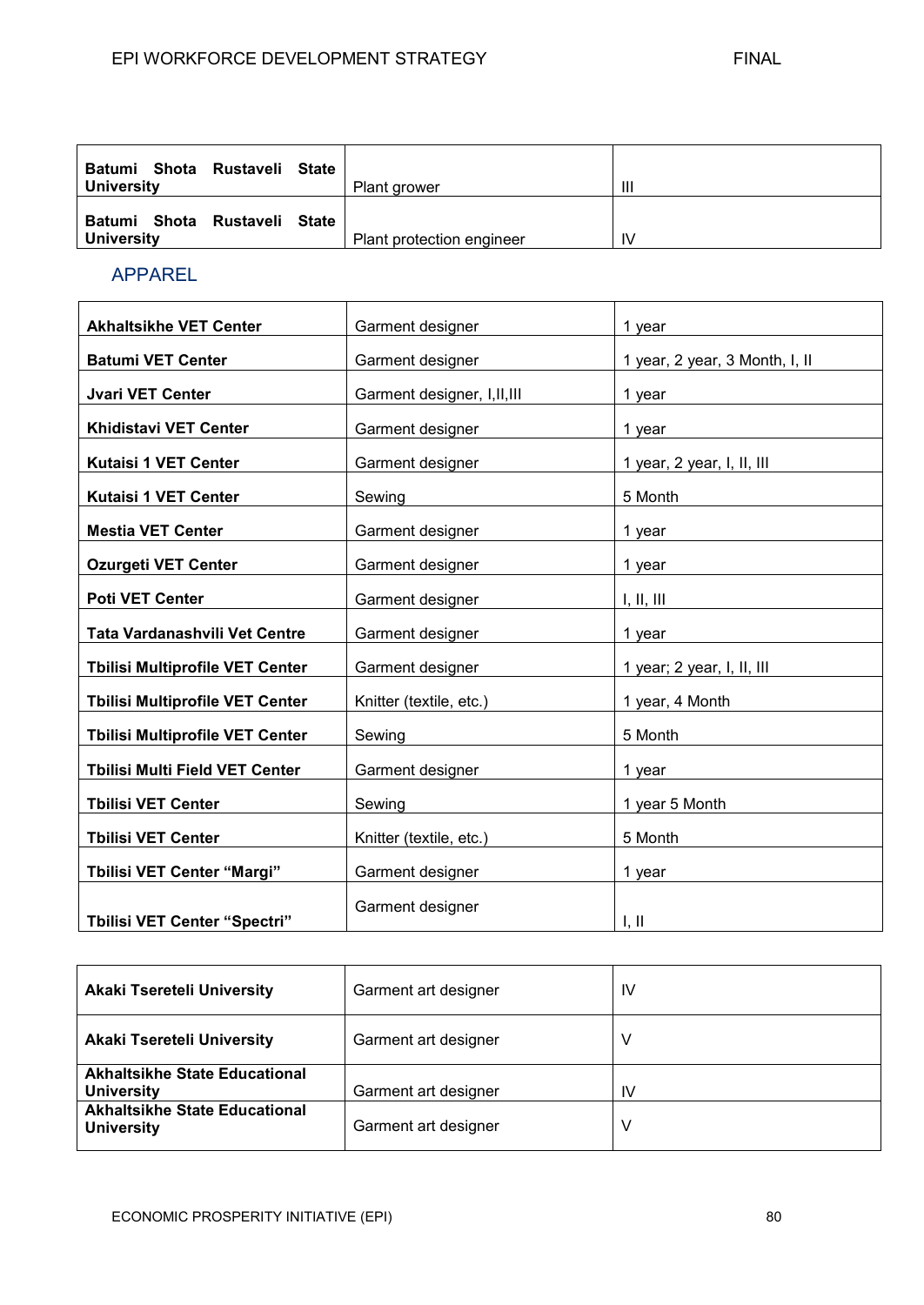| **Batumi Shota Rustaveli State University** | Plant grower | III |
|---|---|---|
| **Batumi Shota Rustaveli State University** | Plant protection engineer | IV |

## APPAREL

| **Akhaltsikhe VET Center** | Garment designer | 1 year |
|---|---|---|
| **Batumi VET Center** | Garment designer | 1 year, 2 year, 3 Month, I, II |
| **Jvari VET Center** | Garment designer, I,II,III | 1 year |
| **Khidistavi VET Center** | Garment designer | 1 year |
| **Kutaisi 1 VET Center** | Garment designer | 1 year, 2 year, I, II, III |
| **Kutaisi 1 VET Center** | Sewing | 5 Month |
| **Mestia VET Center** | Garment designer | 1 year |
| **Ozurgeti VET Center** | Garment designer | 1 year |
| **Poti VET Center** | Garment designer | I, II, III |
| **Tata Vardanashvili Vet Centre** | Garment designer | 1 year |
| **Tbilisi Multiprofile VET Center** | Garment designer | 1 year; 2 year, I, II, III |
| **Tbilisi Multiprofile VET Center** | Knitter (textile, etc.) | 1 year, 4 Month |
| **Tbilisi Multiprofile VET Center** | Sewing | 5 Month |
| **Tbilisi Multi Field VET Center** | Garment designer | 1 year |
| **Tbilisi VET Center** | Sewing | 1 year 5 Month |
| **Tbilisi VET Center** | Knitter (textile, etc.) | 5 Month |
| **Tbilisi VET Center "Margi"** | Garment designer | 1 year |
| **Tbilisi VET Center "Spectri"** | Garment designer | I, II |

| **Akaki Tsereteli University** | Garment art designer | IV |
|---|---|---|
| **Akaki Tsereteli University** | Garment art designer | V |
| **Akhaltsikhe State Educational University** | Garment art designer | IV |
| **Akhaltsikhe State Educational University** | Garment art designer | V |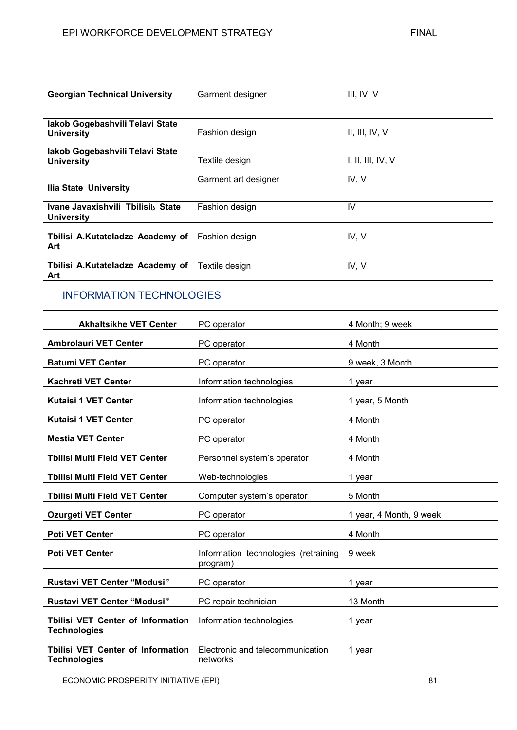| **Georgian Technical University** | Garment designer | III, IV, V |
|---|---|---|
| **Iakob Gogebashvili Telavi State University** | Fashion design | II, III, IV, V |
| **Iakob Gogebashvili Telavi State University** | Textile design | I, II, III, IV, V |
| **Ilia State University** | Garment art designer | IV, V |
| **Ivane Javaxishvili Tbilisiს State University** | Fashion design | IV |
| **Tbilisi A.Kutateladze Academy of Art** | Fashion design | IV, V |
| **Tbilisi A.Kutateladze Academy of Art** | Textile design | IV, V |

## INFORMATION TECHNOLOGIES

| **Akhaltsikhe VET Center** | PC operator | 4 Month; 9 week |
|---|---|---|
| **Ambrolauri VET Center** | PC operator | 4 Month |
| **Batumi VET Center** | PC operator | 9 week, 3 Month |
| **Kachreti VET Center** | Information technologies | 1 year |
| **Kutaisi 1 VET Center** | Information technologies | 1 year, 5 Month |
| **Kutaisi 1 VET Center** | PC operator | 4 Month |
| **Mestia VET Center** | PC operator | 4 Month |
| **Tbilisi Multi Field VET Center** | Personnel system's operator | 4 Month |
| **Tbilisi Multi Field VET Center** | Web-technologies | 1 year |
| **Tbilisi Multi Field VET Center** | Computer system's operator | 5 Month |
| **Ozurgeti VET Center** | PC operator | 1 year, 4 Month, 9 week |
| **Poti VET Center** | PC operator | 4 Month |
| **Poti VET Center** | Information technologies (retraining program) | 9 week |
| **Rustavi VET Center "Modusi"** | PC operator | 1 year |
| **Rustavi VET Center "Modusi"** | PC repair technician | 13 Month |
| **Tbilisi VET Center of Information Technologies** | Information technologies | 1 year |
| **Tbilisi VET Center of Information Technologies** | Electronic and telecommunication networks | 1 year |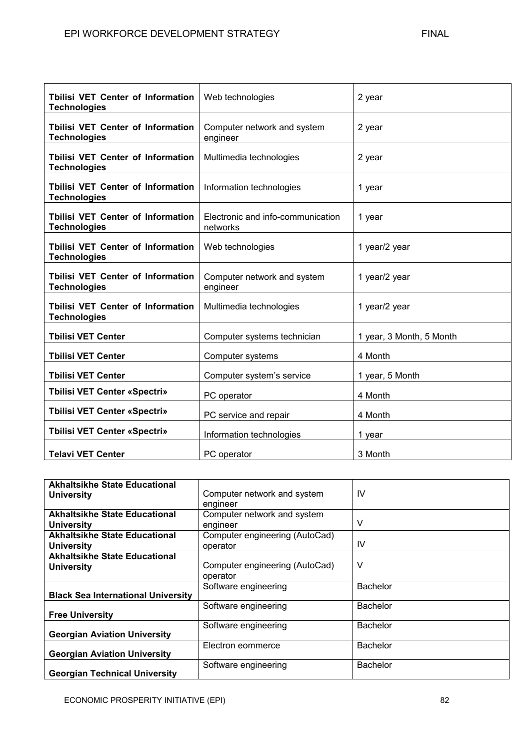| **Tbilisi VET Center of Information Technologies** | Web technologies | 2 year |
|---|---|---|
| **Tbilisi VET Center of Information Technologies** | Computer network and system engineer | 2 year |
| **Tbilisi VET Center of Information Technologies** | Multimedia technologies | 2 year |
| **Tbilisi VET Center of Information Technologies** | Information technologies | 1 year |
| **Tbilisi VET Center of Information Technologies** | Electronic and info-communication networks | 1 year |
| **Tbilisi VET Center of Information Technologies** | Web technologies | 1 year/2 year |
| **Tbilisi VET Center of Information Technologies** | Computer network and system engineer | 1 year/2 year |
| **Tbilisi VET Center of Information Technologies** | Multimedia technologies | 1 year/2 year |
| **Tbilisi VET Center** | Computer systems technician | 1 year, 3 Month, 5 Month |
| **Tbilisi VET Center** | Computer systems | 4 Month |
| **Tbilisi VET Center** | Computer system's service | 1 year, 5 Month |
| **Tbilisi VET Center «Spectri»** | PC operator | 4 Month |
| **Tbilisi VET Center «Spectri»** | PC service and repair | 4 Month |
| **Tbilisi VET Center «Spectri»** | Information technologies | 1 year |
| **Telavi VET Center** | PC operator | 3 Month |

| **Akhaltsikhe State Educational University** | Computer network and system engineer | IV |
|---|---|---|
| **Akhaltsikhe State Educational University** | Computer network and system engineer | V |
| **Akhaltsikhe State Educational University** | Computer engineering (AutoCad) operator | IV |
| **Akhaltsikhe State Educational University** | Computer engineering (AutoCad) operator | V |
| **Black Sea International University** | Software engineering | Bachelor |
| **Free University** | Software engineering | Bachelor |
| **Georgian Aviation University** | Software engineering | Bachelor |
| **Georgian Aviation University** | Electron eommerce | Bachelor |
| **Georgian Technical University** | Software engineering | Bachelor |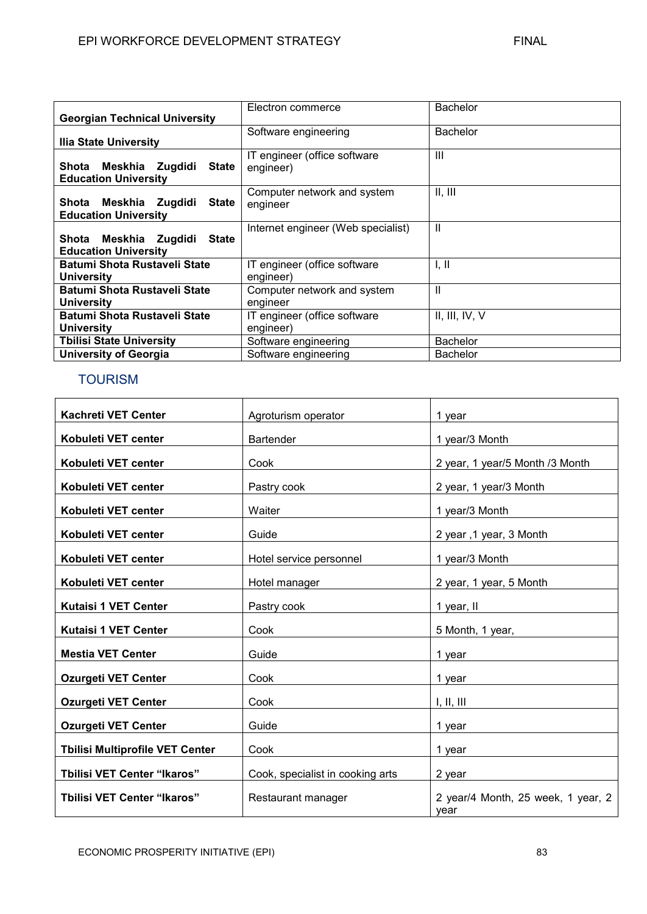| | | |
|---|---|---|
| **Georgian Technical University** | Electron commerce | Bachelor |
| **Ilia State University** | Software engineering | Bachelor |
| **Shota Meskhia Zugdidi State Education University** | IT engineer (office software engineer) | III |
| **Shota Meskhia Zugdidi State Education University** | Computer network and system engineer | II, III |
| **Shota Meskhia Zugdidi State Education University** | Internet engineer (Web specialist) | II |
| **Batumi Shota Rustaveli State University** | IT engineer (office software engineer) | I, II |
| **Batumi Shota Rustaveli State University** | Computer network and system engineer | II |
| **Batumi Shota Rustaveli State University** | IT engineer (office software engineer) | II, III, IV, V |
| **Tbilisi State University** | Software engineering | Bachelor |
| **University of Georgia** | Software engineering | Bachelor |

## TOURISM

| | | |
|---|---|---|
| **Kachreti VET Center** | Agroturism operator | 1 year |
| **Kobuleti VET center** | Bartender | 1 year/3 Month |
| **Kobuleti VET center** | Cook | 2 year, 1 year/5 Month /3 Month |
| **Kobuleti VET center** | Pastry cook | 2 year, 1 year/3 Month |
| **Kobuleti VET center** | Waiter | 1 year/3 Month |
| **Kobuleti VET center** | Guide | 2 year ,1 year, 3 Month |
| **Kobuleti VET center** | Hotel service personnel | 1 year/3 Month |
| **Kobuleti VET center** | Hotel manager | 2 year, 1 year, 5 Month |
| **Kutaisi 1 VET Center** | Pastry cook | 1 year, II |
| **Kutaisi 1 VET Center** | Cook | 5 Month, 1 year, |
| **Mestia VET Center** | Guide | 1 year |
| **Ozurgeti VET Center** | Cook | 1 year |
| **Ozurgeti VET Center** | Cook | I, II, III |
| **Ozurgeti VET Center** | Guide | 1 year |
| **Tbilisi Multiprofile VET Center** | Cook | 1 year |
| **Tbilisi VET Center "Ikaros"** | Cook, specialist in cooking arts | 2 year |
| **Tbilisi VET Center "Ikaros"** | Restaurant manager | 2 year/4 Month, 25 week, 1 year, 2 year |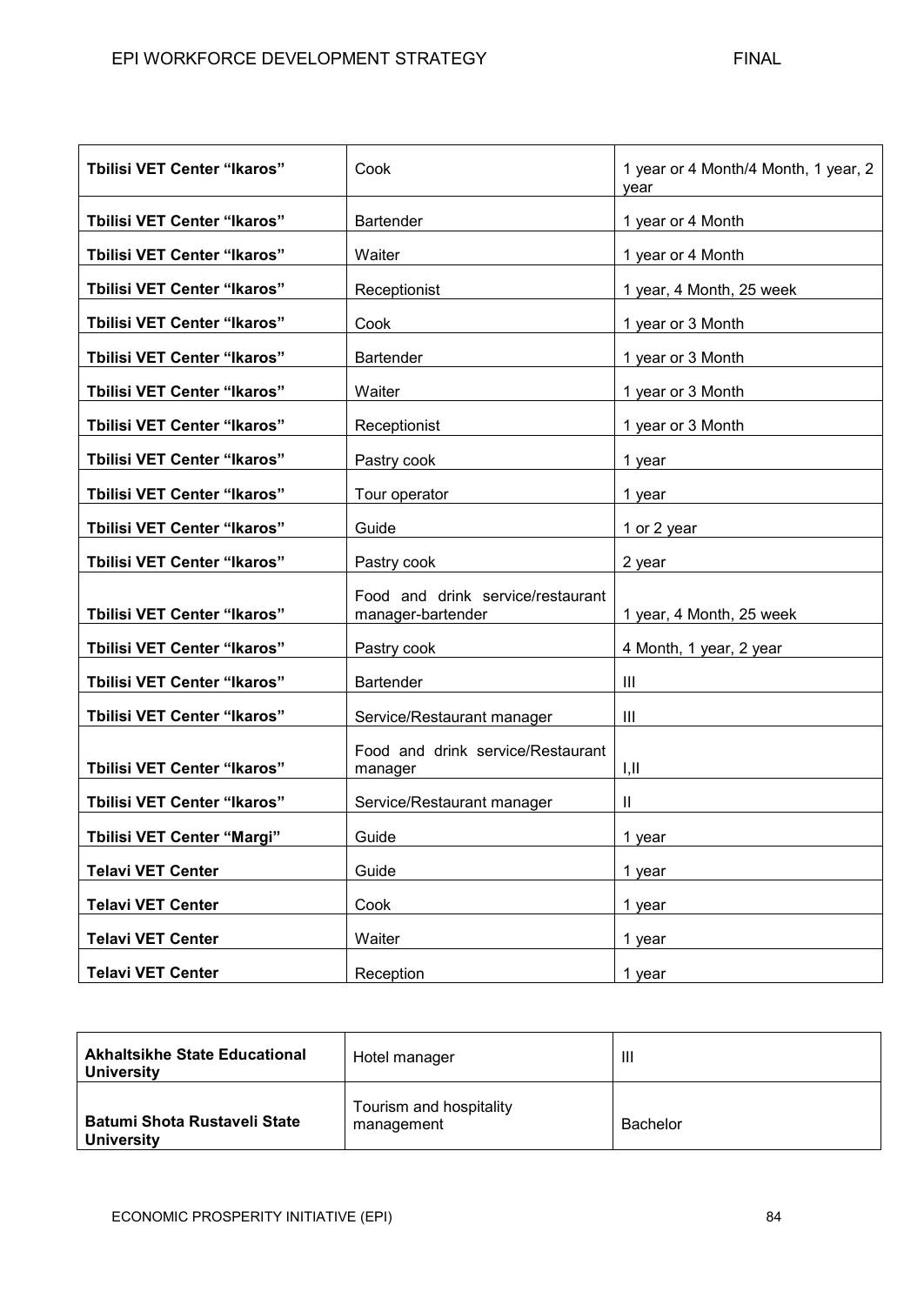| | | |
|---|---|---|
| **Tbilisi VET Center "Ikaros"** | Cook | 1 year or 4 Month/4 Month, 1 year, 2 year |
| **Tbilisi VET Center "Ikaros"** | Bartender | 1 year or 4 Month |
| **Tbilisi VET Center "Ikaros"** | Waiter | 1 year or 4 Month |
| **Tbilisi VET Center "Ikaros"** | Receptionist | 1 year, 4 Month, 25 week |
| **Tbilisi VET Center "Ikaros"** | Cook | 1 year or 3 Month |
| **Tbilisi VET Center "Ikaros"** | Bartender | 1 year or 3 Month |
| **Tbilisi VET Center "Ikaros"** | Waiter | 1 year or 3 Month |
| **Tbilisi VET Center "Ikaros"** | Receptionist | 1 year or 3 Month |
| **Tbilisi VET Center "Ikaros"** | Pastry cook | 1 year |
| **Tbilisi VET Center "Ikaros"** | Tour operator | 1 year |
| **Tbilisi VET Center "Ikaros"** | Guide | 1 or 2 year |
| **Tbilisi VET Center "Ikaros"** | Pastry cook | 2 year |
| **Tbilisi VET Center "Ikaros"** | Food and drink service/restaurant manager-bartender | 1 year, 4 Month, 25 week |
| **Tbilisi VET Center "Ikaros"** | Pastry cook | 4 Month, 1 year, 2 year |
| **Tbilisi VET Center "Ikaros"** | Bartender | III |
| **Tbilisi VET Center "Ikaros"** | Service/Restaurant manager | III |
| **Tbilisi VET Center "Ikaros"** | Food and drink service/Restaurant manager | I,II |
| **Tbilisi VET Center "Ikaros"** | Service/Restaurant manager | II |
| **Tbilisi VET Center "Margi"** | Guide | 1 year |
| **Telavi VET Center** | Guide | 1 year |
| **Telavi VET Center** | Cook | 1 year |
| **Telavi VET Center** | Waiter | 1 year |
| **Telavi VET Center** | Reception | 1 year |

| | | |
|---|---|---|
| **Akhaltsikhe State Educational University** | Hotel manager | III |
| **Batumi Shota Rustaveli State University** | Tourism and hospitality management | Bachelor |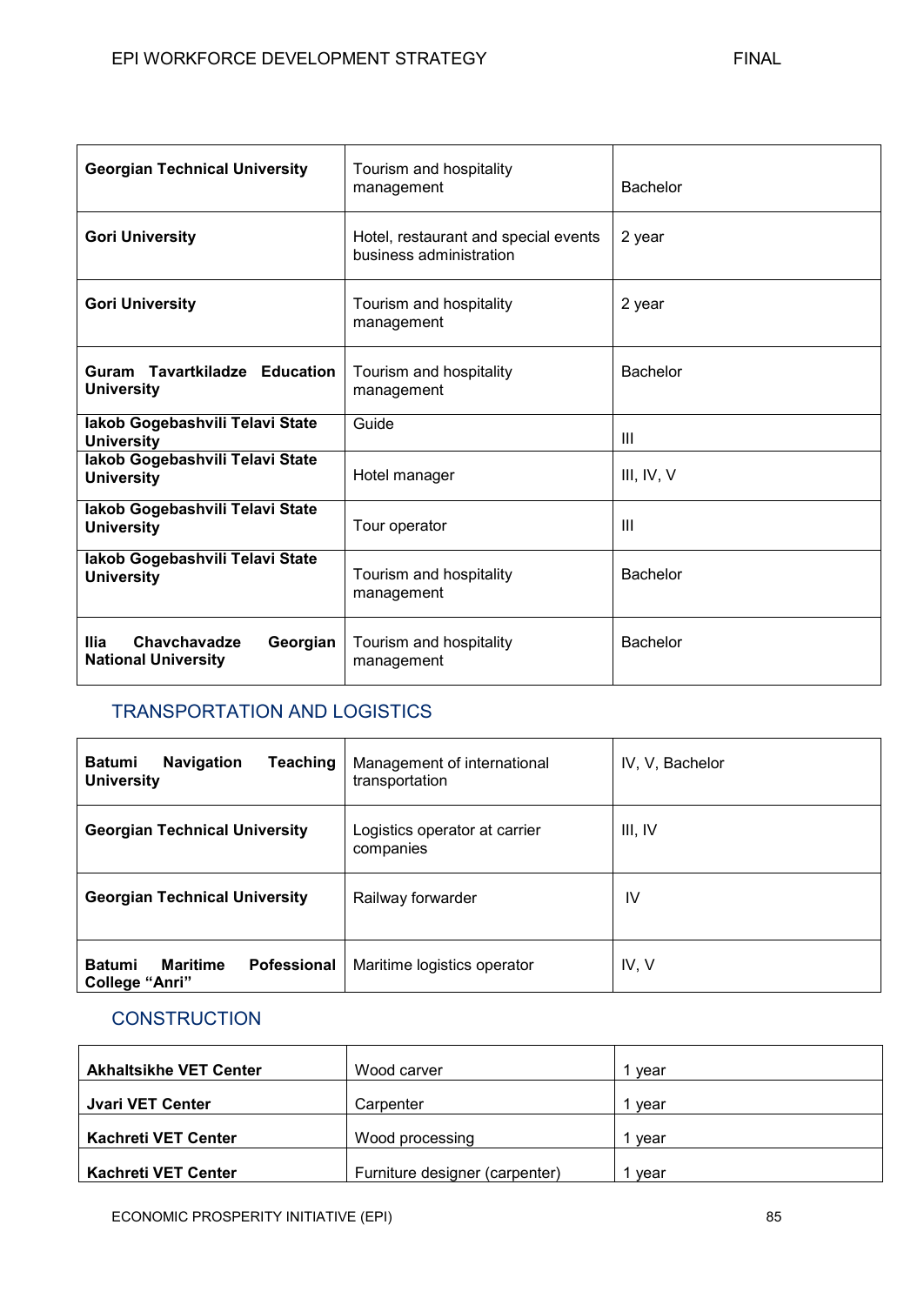| | | |
|---|---|---|
| **Georgian Technical University** | Tourism and hospitality management | Bachelor |
| **Gori University** | Hotel, restaurant and special events business administration | 2 year |
| **Gori University** | Tourism and hospitality management | 2 year |
| **Guram Tavartkiladze Education University** | Tourism and hospitality management | Bachelor |
| **Iakob Gogebashvili Telavi State University** | Guide | III |
| **Iakob Gogebashvili Telavi State University** | Hotel manager | III, IV, V |
| **Iakob Gogebashvili Telavi State University** | Tour operator | III |
| **Iakob Gogebashvili Telavi State University** | Tourism and hospitality management | Bachelor |
| **Ilia Chavchavadze Georgian National University** | Tourism and hospitality management | Bachelor |

## TRANSPORTATION AND LOGISTICS

| | | |
|---|---|---|
| **Batumi Navigation Teaching University** | Management of international transportation | IV, V, Bachelor |
| **Georgian Technical University** | Logistics operator at carrier companies | III, IV |
| **Georgian Technical University** | Railway forwarder | IV |
| **Batumi Maritime Pofessional College "Anri"** | Maritime logistics operator | IV, V |

## CONSTRUCTION

| | | |
|---|---|---|
| **Akhaltsikhe VET Center** | Wood carver | 1 year |
| **Jvari VET Center** | Carpenter | 1 year |
| **Kachreti VET Center** | Wood processing | 1 year |
| **Kachreti VET Center** | Furniture designer (carpenter) | 1 year |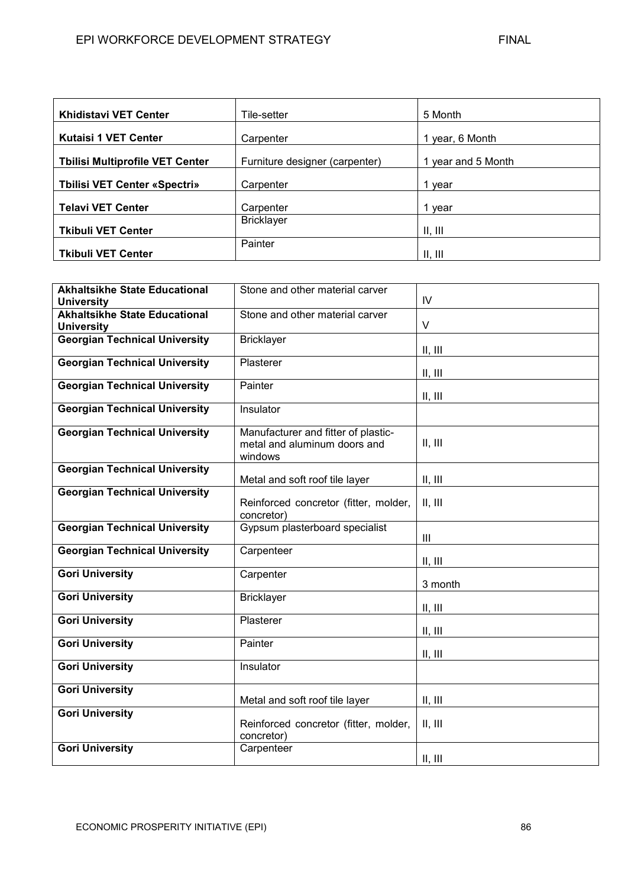| | | |
|---|---|---|
| **Khidistavi VET Center** | Tile-setter | 5 Month |
| **Kutaisi 1 VET Center** | Carpenter | 1 year, 6 Month |
| **Tbilisi Multiprofile VET Center** | Furniture designer (carpenter) | 1 year and 5 Month |
| **Tbilisi VET Center «Spectri»** | Carpenter | 1 year |
| **Telavi VET Center** | Carpenter | 1 year |
| **Tkibuli VET Center** | Bricklayer | II, III |
| **Tkibuli VET Center** | Painter | II, III |

| | | |
|---|---|---|
| **Akhaltsikhe State Educational University** | Stone and other material carver | IV |
| **Akhaltsikhe State Educational University** | Stone and other material carver | V |
| **Georgian Technical University** | Bricklayer | II, III |
| **Georgian Technical University** | Plasterer | II, III |
| **Georgian Technical University** | Painter | II, III |
| **Georgian Technical University** | Insulator | |
| **Georgian Technical University** | Manufacturer and fitter of plastic-metal and aluminum doors and windows | II, III |
| **Georgian Technical University** | Metal and soft roof tile layer | II, III |
| **Georgian Technical University** | Reinforced concretor (fitter, molder, concretor) | II, III |
| **Georgian Technical University** | Gypsum plasterboard specialist | III |
| **Georgian Technical University** | Carpenteer | II, III |
| **Gori University** | Carpenter | 3 month |
| **Gori University** | Bricklayer | II, III |
| **Gori University** | Plasterer | II, III |
| **Gori University** | Painter | II, III |
| **Gori University** | Insulator | |
| **Gori University** | Metal and soft roof tile layer | II, III |
| **Gori University** | Reinforced concretor (fitter, molder, concretor) | II, III |
| **Gori University** | Carpenteer | II, III |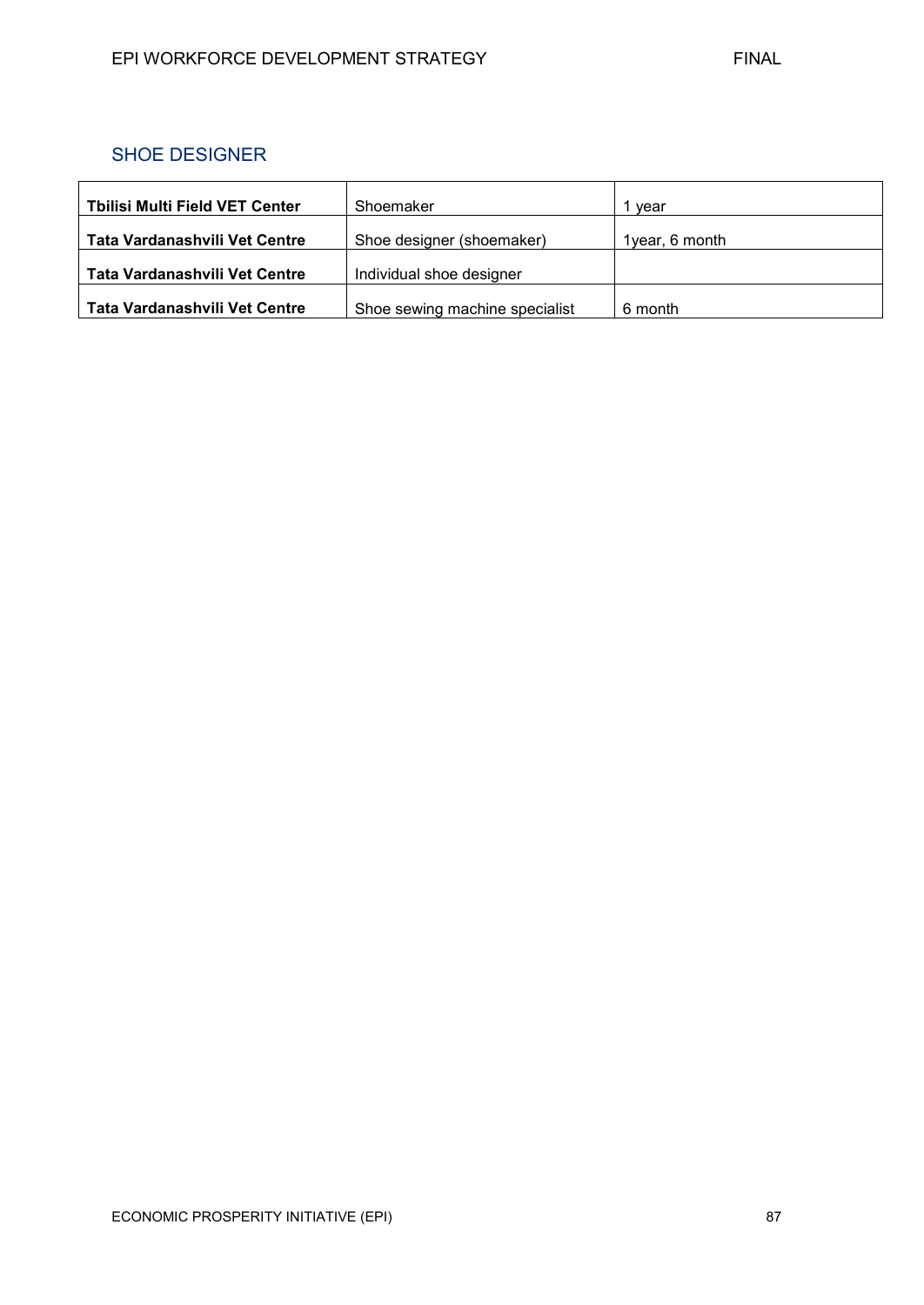## SHOE DESIGNER

| | | |
|---|---|---|
| **Tbilisi Multi Field VET Center** | Shoemaker | 1 year |
| **Tata Vardanashvili Vet Centre** | Shoe designer (shoemaker) | 1year, 6 month |
| **Tata Vardanashvili Vet Centre** | Individual shoe designer | |
| **Tata Vardanashvili Vet Centre** | Shoe sewing machine specialist | 6 month |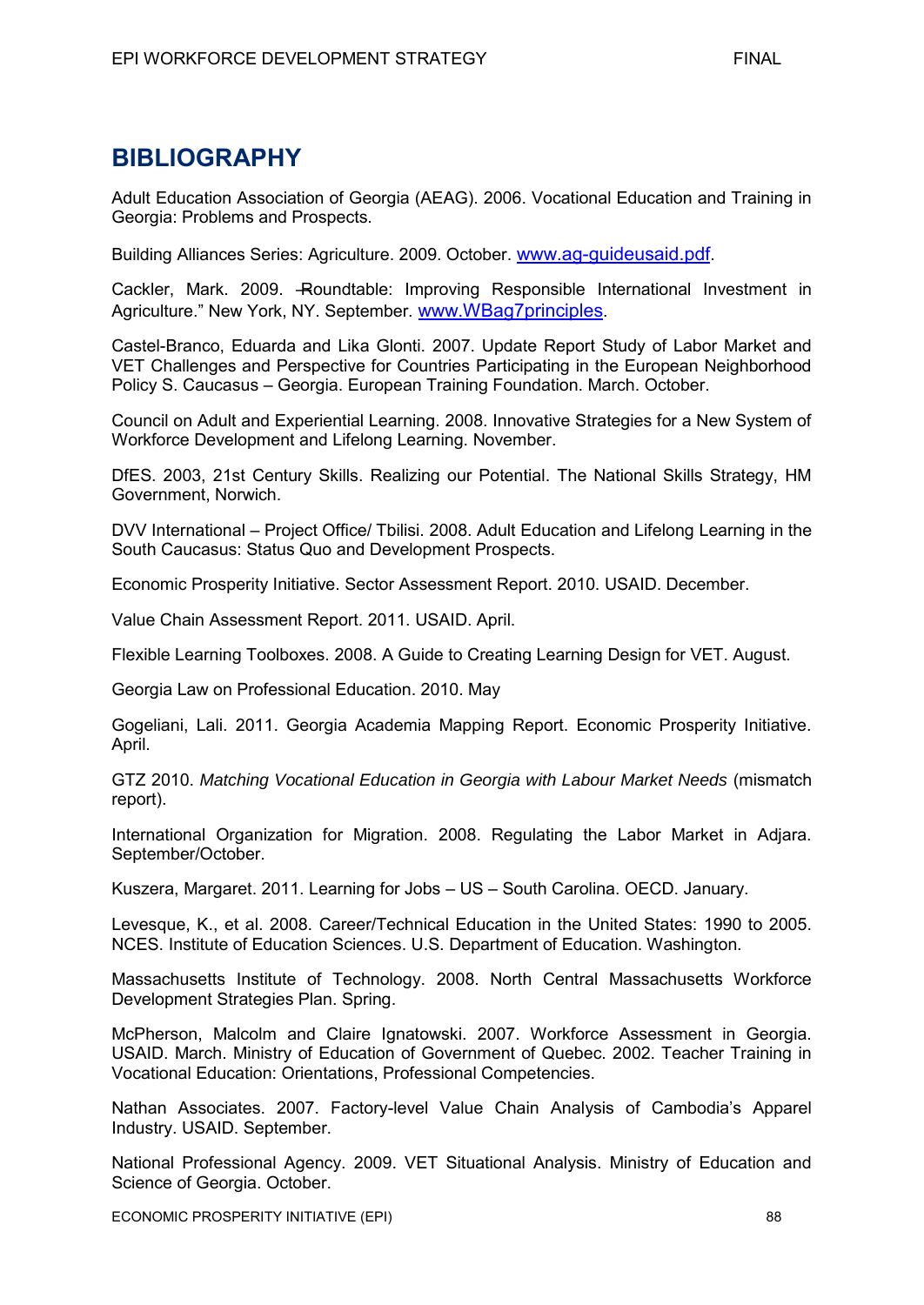# BIBLIOGRAPHY

Adult Education Association of Georgia (AEAG). 2006. Vocational Education and Training in Georgia: Problems and Prospects.

Building Alliances Series: Agriculture. 2009. October. www.ag-guideusaid.pdf.

Cackler, Mark. 2009. ―Roundtable: Improving Responsible International Investment in Agriculture." New York, NY. September. www.WBag7principles.

Castel-Branco, Eduarda and Lika Glonti. 2007. Update Report Study of Labor Market and VET Challenges and Perspective for Countries Participating in the European Neighborhood Policy S. Caucasus – Georgia. European Training Foundation. March. October.

Council on Adult and Experiential Learning. 2008. Innovative Strategies for a New System of Workforce Development and Lifelong Learning. November.

DfES. 2003, 21st Century Skills. Realizing our Potential. The National Skills Strategy, HM Government, Norwich.

DVV International – Project Office/ Tbilisi. 2008. Adult Education and Lifelong Learning in the South Caucasus: Status Quo and Development Prospects.

Economic Prosperity Initiative. Sector Assessment Report. 2010. USAID. December.

Value Chain Assessment Report. 2011. USAID. April.

Flexible Learning Toolboxes. 2008. A Guide to Creating Learning Design for VET. August.

Georgia Law on Professional Education. 2010. May

Gogeliani, Lali. 2011. Georgia Academia Mapping Report. Economic Prosperity Initiative. April.

GTZ 2010. *Matching Vocational Education in Georgia with Labour Market Needs* (mismatch report).

International Organization for Migration. 2008. Regulating the Labor Market in Adjara. September/October.

Kuszera, Margaret. 2011. Learning for Jobs – US – South Carolina. OECD. January.

Levesque, K., et al. 2008. Career/Technical Education in the United States: 1990 to 2005. NCES. Institute of Education Sciences. U.S. Department of Education. Washington.

Massachusetts Institute of Technology. 2008. North Central Massachusetts Workforce Development Strategies Plan. Spring.

McPherson, Malcolm and Claire Ignatowski. 2007. Workforce Assessment in Georgia. USAID. March. Ministry of Education of Government of Quebec. 2002. Teacher Training in Vocational Education: Orientations, Professional Competencies.

Nathan Associates. 2007. Factory-level Value Chain Analysis of Cambodia's Apparel Industry. USAID. September.

National Professional Agency. 2009. VET Situational Analysis. Ministry of Education and Science of Georgia. October.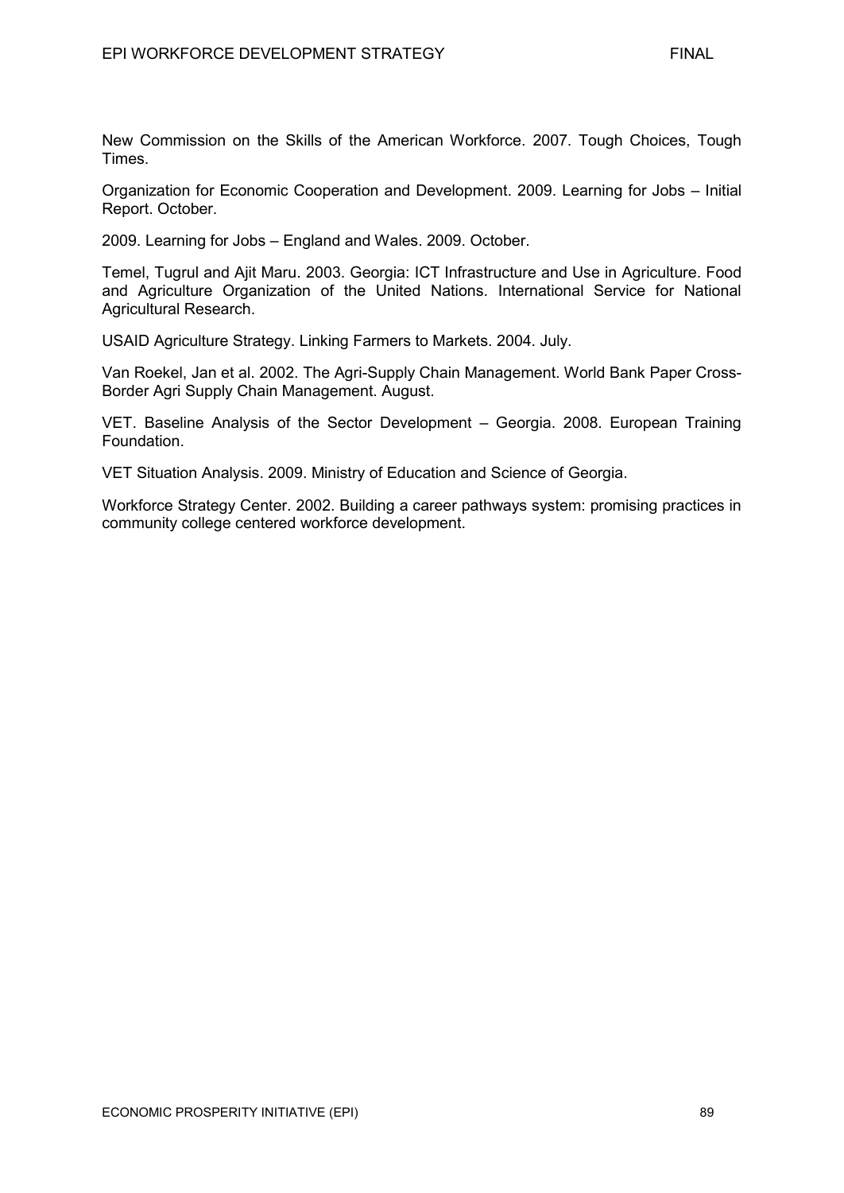New Commission on the Skills of the American Workforce. 2007. Tough Choices, Tough Times.

Organization for Economic Cooperation and Development. 2009. Learning for Jobs – Initial Report. October.

2009. Learning for Jobs – England and Wales. 2009. October.

Temel, Tugrul and Ajit Maru. 2003. Georgia: ICT Infrastructure and Use in Agriculture. Food and Agriculture Organization of the United Nations. International Service for National Agricultural Research.

USAID Agriculture Strategy. Linking Farmers to Markets. 2004. July.

Van Roekel, Jan et al. 2002. The Agri-Supply Chain Management. World Bank Paper Cross-Border Agri Supply Chain Management. August.

VET. Baseline Analysis of the Sector Development – Georgia. 2008. European Training Foundation.

VET Situation Analysis. 2009. Ministry of Education and Science of Georgia.

Workforce Strategy Center. 2002. Building a career pathways system: promising practices in community college centered workforce development.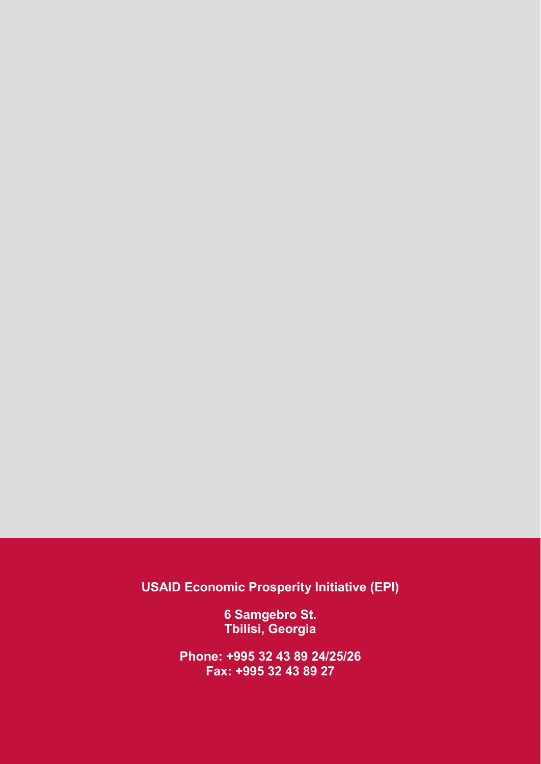**USAID Economic Prosperity Initiative (EPI)**

**6 Samgebro St.**
**Tbilisi, Georgia**

**Phone: +995 32 43 89 24/25/26**
**Fax: +995 32 43 89 27**